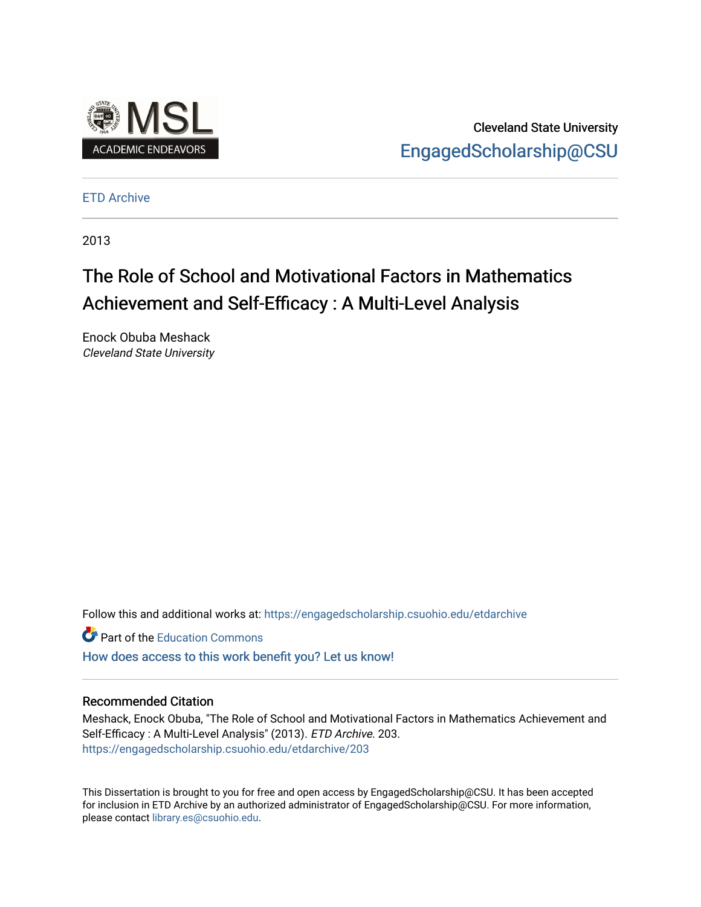Cleveland State University

EngagedScholarship@CSU

ETD Archive

2013

# The Role of School and Motivational Factors in Mathematics Achievement and Self-Efficacy : A Multi-Level Analysis

Enock Obuba Meshack

*Cleveland State University*

Follow this and additional works at: https://engagedscholarship.csuohio.edu/etdarchive

Part of the Education Commons

How does access to this work benefit you? Let us know!

## Recommended Citation

Meshack, Enock Obuba, "The Role of School and Motivational Factors in Mathematics Achievement and Self-Efficacy : A Multi-Level Analysis" (2013). *ETD Archive*. 203.
https://engagedscholarship.csuohio.edu/etdarchive/203

This Dissertation is brought to you for free and open access by EngagedScholarship@CSU. It has been accepted for inclusion in ETD Archive by an authorized administrator of EngagedScholarship@CSU. For more information, please contact library.es@csuohio.edu.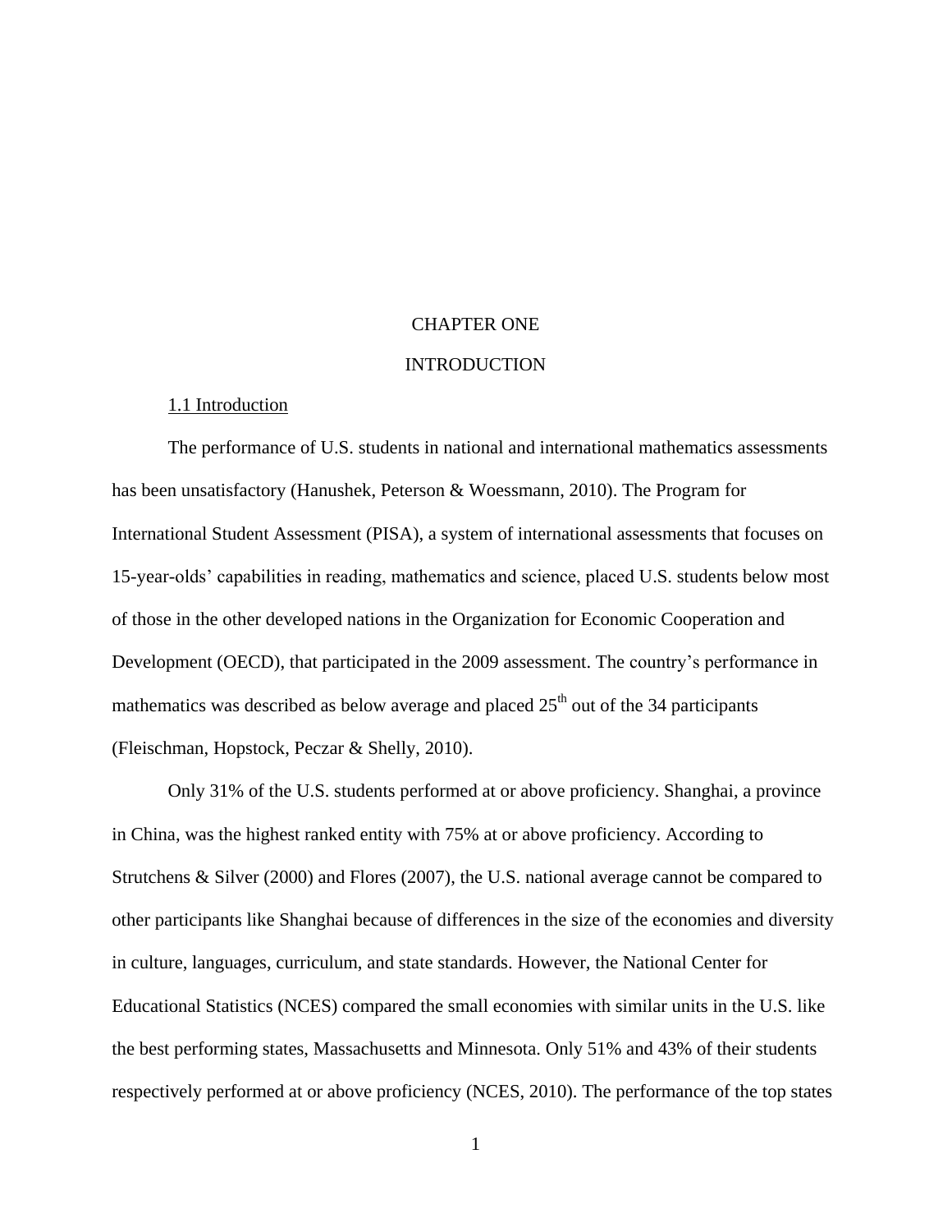# CHAPTER ONE

# INTRODUCTION

## 1.1 Introduction

The performance of U.S. students in national and international mathematics assessments has been unsatisfactory (Hanushek, Peterson & Woessmann, 2010). The Program for International Student Assessment (PISA), a system of international assessments that focuses on 15-year-olds' capabilities in reading, mathematics and science, placed U.S. students below most of those in the other developed nations in the Organization for Economic Cooperation and Development (OECD), that participated in the 2009 assessment. The country's performance in mathematics was described as below average and placed 25th out of the 34 participants (Fleischman, Hopstock, Peczar & Shelly, 2010).

Only 31% of the U.S. students performed at or above proficiency. Shanghai, a province in China, was the highest ranked entity with 75% at or above proficiency. According to Strutchens & Silver (2000) and Flores (2007), the U.S. national average cannot be compared to other participants like Shanghai because of differences in the size of the economies and diversity in culture, languages, curriculum, and state standards. However, the National Center for Educational Statistics (NCES) compared the small economies with similar units in the U.S. like the best performing states, Massachusetts and Minnesota. Only 51% and 43% of their students respectively performed at or above proficiency (NCES, 2010). The performance of the top states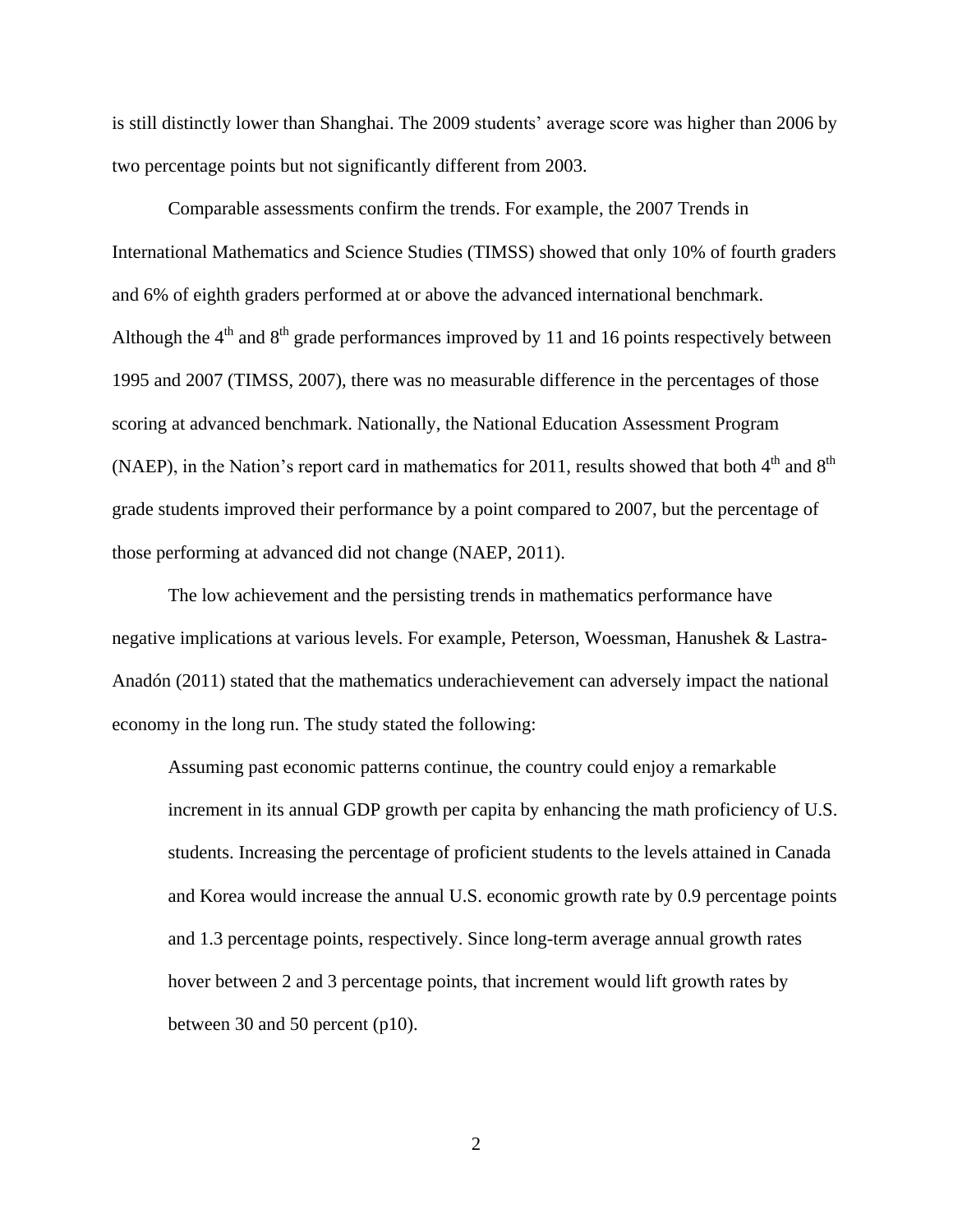is still distinctly lower than Shanghai. The 2009 students' average score was higher than 2006 by two percentage points but not significantly different from 2003.

Comparable assessments confirm the trends. For example, the 2007 Trends in International Mathematics and Science Studies (TIMSS) showed that only 10% of fourth graders and 6% of eighth graders performed at or above the advanced international benchmark. Although the 4th and 8th grade performances improved by 11 and 16 points respectively between 1995 and 2007 (TIMSS, 2007), there was no measurable difference in the percentages of those scoring at advanced benchmark. Nationally, the National Education Assessment Program (NAEP), in the Nation's report card in mathematics for 2011, results showed that both 4th and 8th grade students improved their performance by a point compared to 2007, but the percentage of those performing at advanced did not change (NAEP, 2011).

The low achievement and the persisting trends in mathematics performance have negative implications at various levels. For example, Peterson, Woessman, Hanushek & Lastra-Anadón (2011) stated that the mathematics underachievement can adversely impact the national economy in the long run. The study stated the following:

> Assuming past economic patterns continue, the country could enjoy a remarkable increment in its annual GDP growth per capita by enhancing the math proficiency of U.S. students. Increasing the percentage of proficient students to the levels attained in Canada and Korea would increase the annual U.S. economic growth rate by 0.9 percentage points and 1.3 percentage points, respectively. Since long-term average annual growth rates hover between 2 and 3 percentage points, that increment would lift growth rates by between 30 and 50 percent (p10).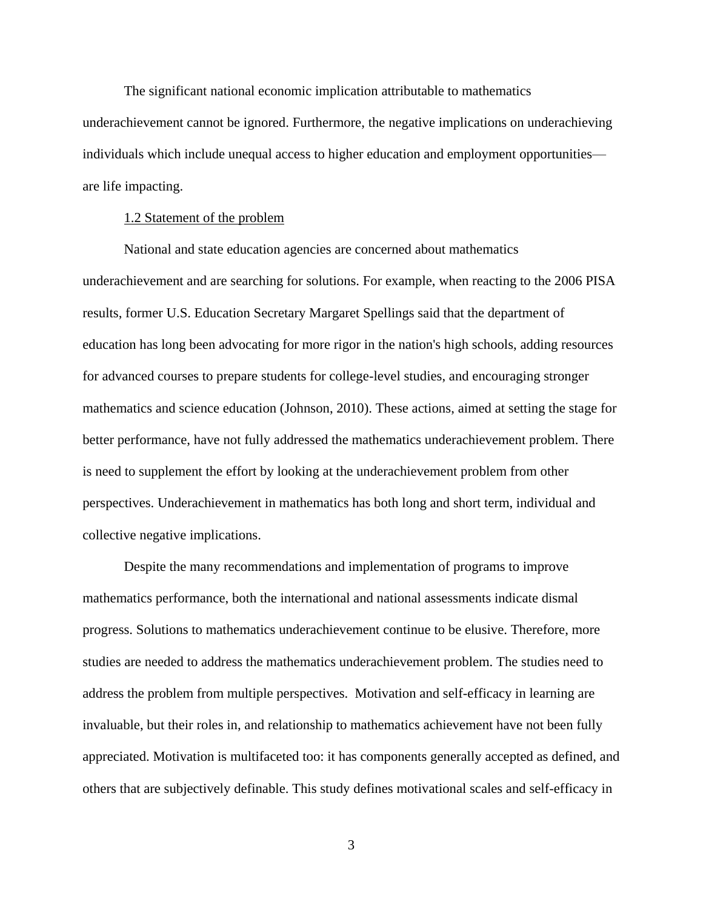The significant national economic implication attributable to mathematics underachievement cannot be ignored. Furthermore, the negative implications on underachieving individuals which include unequal access to higher education and employment opportunities—are life impacting.

## 1.2 Statement of the problem

National and state education agencies are concerned about mathematics underachievement and are searching for solutions. For example, when reacting to the 2006 PISA results, former U.S. Education Secretary Margaret Spellings said that the department of education has long been advocating for more rigor in the nation's high schools, adding resources for advanced courses to prepare students for college-level studies, and encouraging stronger mathematics and science education (Johnson, 2010). These actions, aimed at setting the stage for better performance, have not fully addressed the mathematics underachievement problem. There is need to supplement the effort by looking at the underachievement problem from other perspectives. Underachievement in mathematics has both long and short term, individual and collective negative implications.

Despite the many recommendations and implementation of programs to improve mathematics performance, both the international and national assessments indicate dismal progress. Solutions to mathematics underachievement continue to be elusive. Therefore, more studies are needed to address the mathematics underachievement problem. The studies need to address the problem from multiple perspectives. Motivation and self-efficacy in learning are invaluable, but their roles in, and relationship to mathematics achievement have not been fully appreciated. Motivation is multifaceted too: it has components generally accepted as defined, and others that are subjectively definable. This study defines motivational scales and self-efficacy in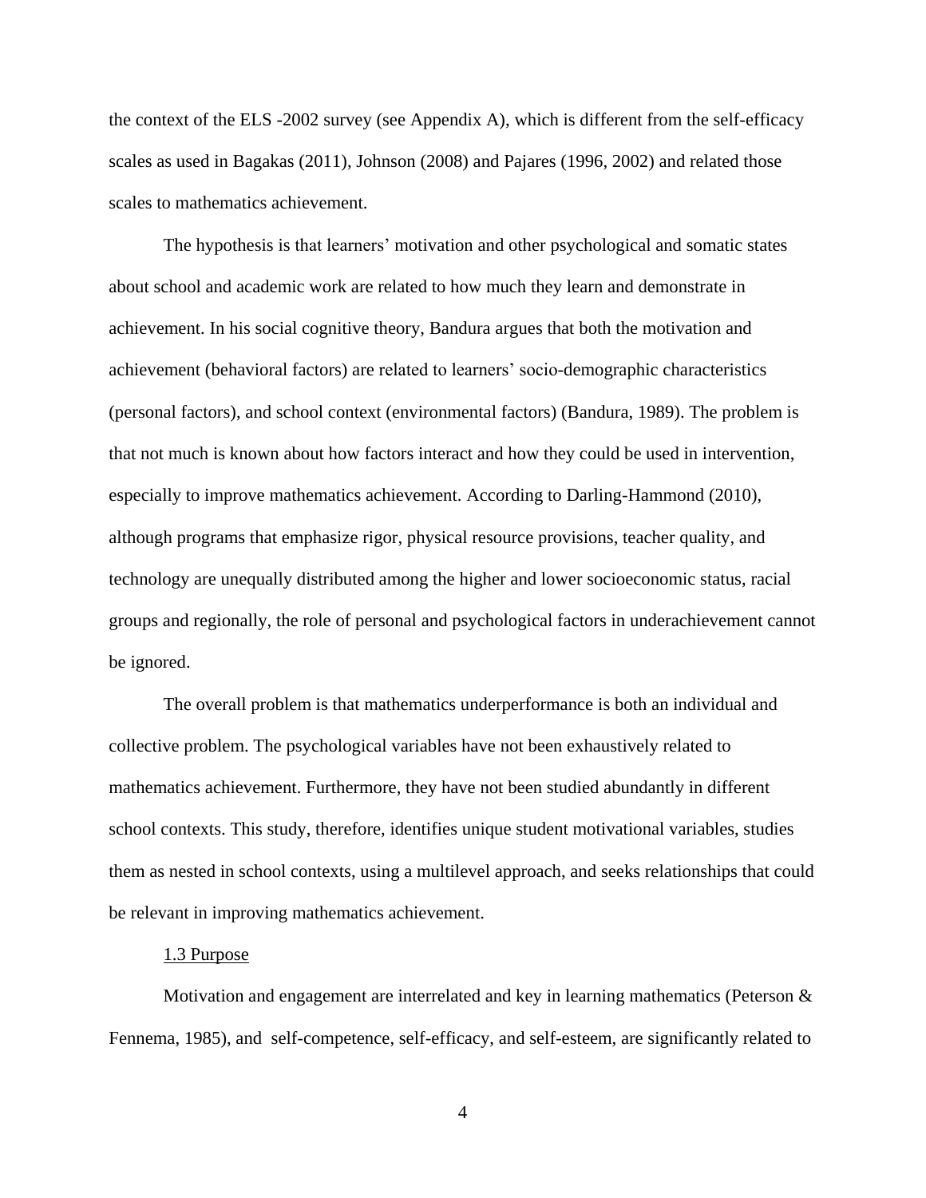the context of the ELS -2002 survey (see Appendix A), which is different from the self-efficacy scales as used in Bagakas (2011), Johnson (2008) and Pajares (1996, 2002) and related those scales to mathematics achievement.

The hypothesis is that learners' motivation and other psychological and somatic states about school and academic work are related to how much they learn and demonstrate in achievement. In his social cognitive theory, Bandura argues that both the motivation and achievement (behavioral factors) are related to learners' socio-demographic characteristics (personal factors), and school context (environmental factors) (Bandura, 1989). The problem is that not much is known about how factors interact and how they could be used in intervention, especially to improve mathematics achievement. According to Darling-Hammond (2010), although programs that emphasize rigor, physical resource provisions, teacher quality, and technology are unequally distributed among the higher and lower socioeconomic status, racial groups and regionally, the role of personal and psychological factors in underachievement cannot be ignored.

The overall problem is that mathematics underperformance is both an individual and collective problem. The psychological variables have not been exhaustively related to mathematics achievement. Furthermore, they have not been studied abundantly in different school contexts. This study, therefore, identifies unique student motivational variables, studies them as nested in school contexts, using a multilevel approach, and seeks relationships that could be relevant in improving mathematics achievement.

### 1.3 Purpose

Motivation and engagement are interrelated and key in learning mathematics (Peterson & Fennema, 1985), and self-competence, self-efficacy, and self-esteem, are significantly related to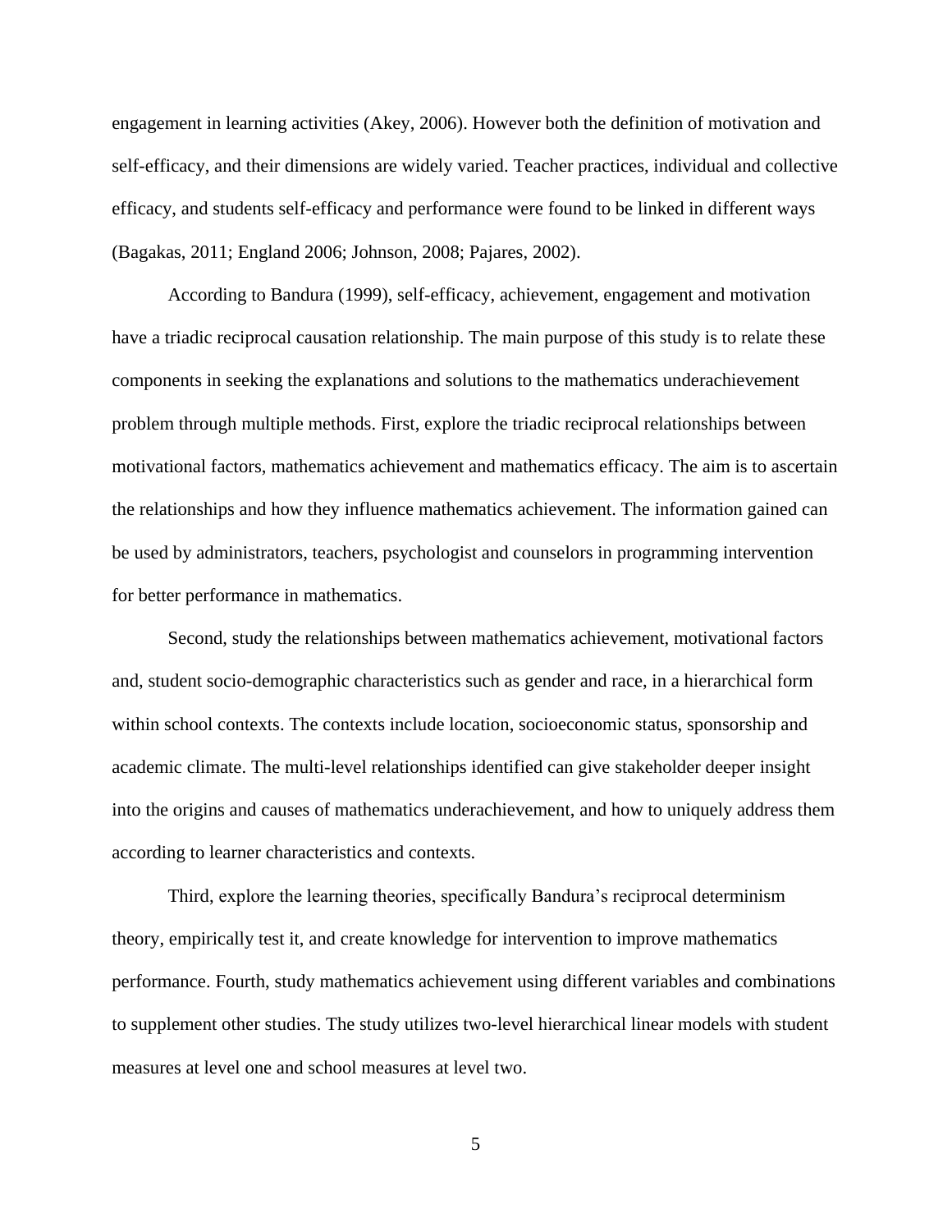engagement in learning activities (Akey, 2006). However both the definition of motivation and self-efficacy, and their dimensions are widely varied. Teacher practices, individual and collective efficacy, and students self-efficacy and performance were found to be linked in different ways (Bagakas, 2011; England 2006; Johnson, 2008; Pajares, 2002).

According to Bandura (1999), self-efficacy, achievement, engagement and motivation have a triadic reciprocal causation relationship. The main purpose of this study is to relate these components in seeking the explanations and solutions to the mathematics underachievement problem through multiple methods. First, explore the triadic reciprocal relationships between motivational factors, mathematics achievement and mathematics efficacy. The aim is to ascertain the relationships and how they influence mathematics achievement. The information gained can be used by administrators, teachers, psychologist and counselors in programming intervention for better performance in mathematics.

Second, study the relationships between mathematics achievement, motivational factors and, student socio-demographic characteristics such as gender and race, in a hierarchical form within school contexts. The contexts include location, socioeconomic status, sponsorship and academic climate. The multi-level relationships identified can give stakeholder deeper insight into the origins and causes of mathematics underachievement, and how to uniquely address them according to learner characteristics and contexts.

Third, explore the learning theories, specifically Bandura's reciprocal determinism theory, empirically test it, and create knowledge for intervention to improve mathematics performance. Fourth, study mathematics achievement using different variables and combinations to supplement other studies. The study utilizes two-level hierarchical linear models with student measures at level one and school measures at level two.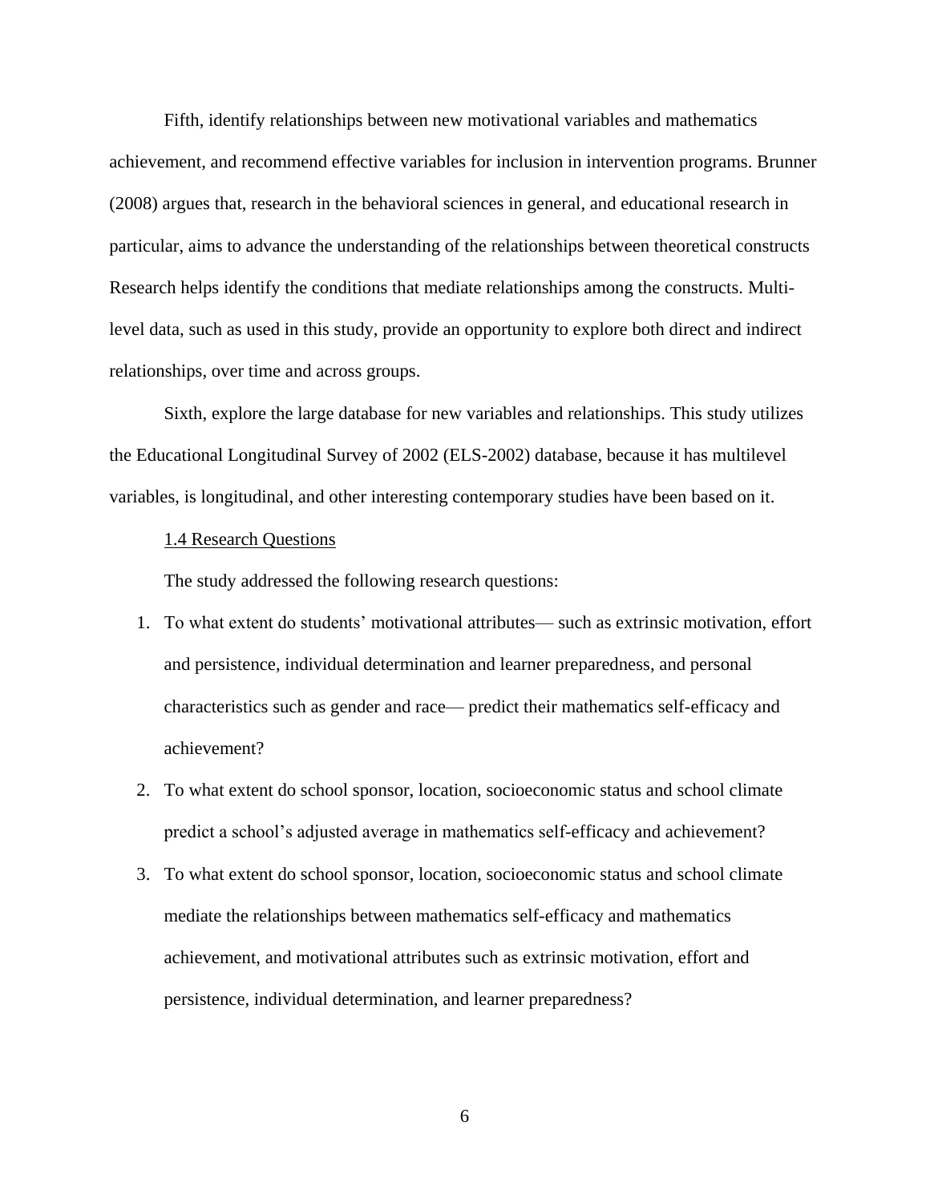Fifth, identify relationships between new motivational variables and mathematics achievement, and recommend effective variables for inclusion in intervention programs. Brunner (2008) argues that, research in the behavioral sciences in general, and educational research in particular, aims to advance the understanding of the relationships between theoretical constructs Research helps identify the conditions that mediate relationships among the constructs. Multi-level data, such as used in this study, provide an opportunity to explore both direct and indirect relationships, over time and across groups.

Sixth, explore the large database for new variables and relationships. This study utilizes the Educational Longitudinal Survey of 2002 (ELS-2002) database, because it has multilevel variables, is longitudinal, and other interesting contemporary studies have been based on it.

## 1.4 Research Questions

The study addressed the following research questions:

1. To what extent do students' motivational attributes— such as extrinsic motivation, effort and persistence, individual determination and learner preparedness, and personal characteristics such as gender and race— predict their mathematics self-efficacy and achievement?
2. To what extent do school sponsor, location, socioeconomic status and school climate predict a school's adjusted average in mathematics self-efficacy and achievement?
3. To what extent do school sponsor, location, socioeconomic status and school climate mediate the relationships between mathematics self-efficacy and mathematics achievement, and motivational attributes such as extrinsic motivation, effort and persistence, individual determination, and learner preparedness?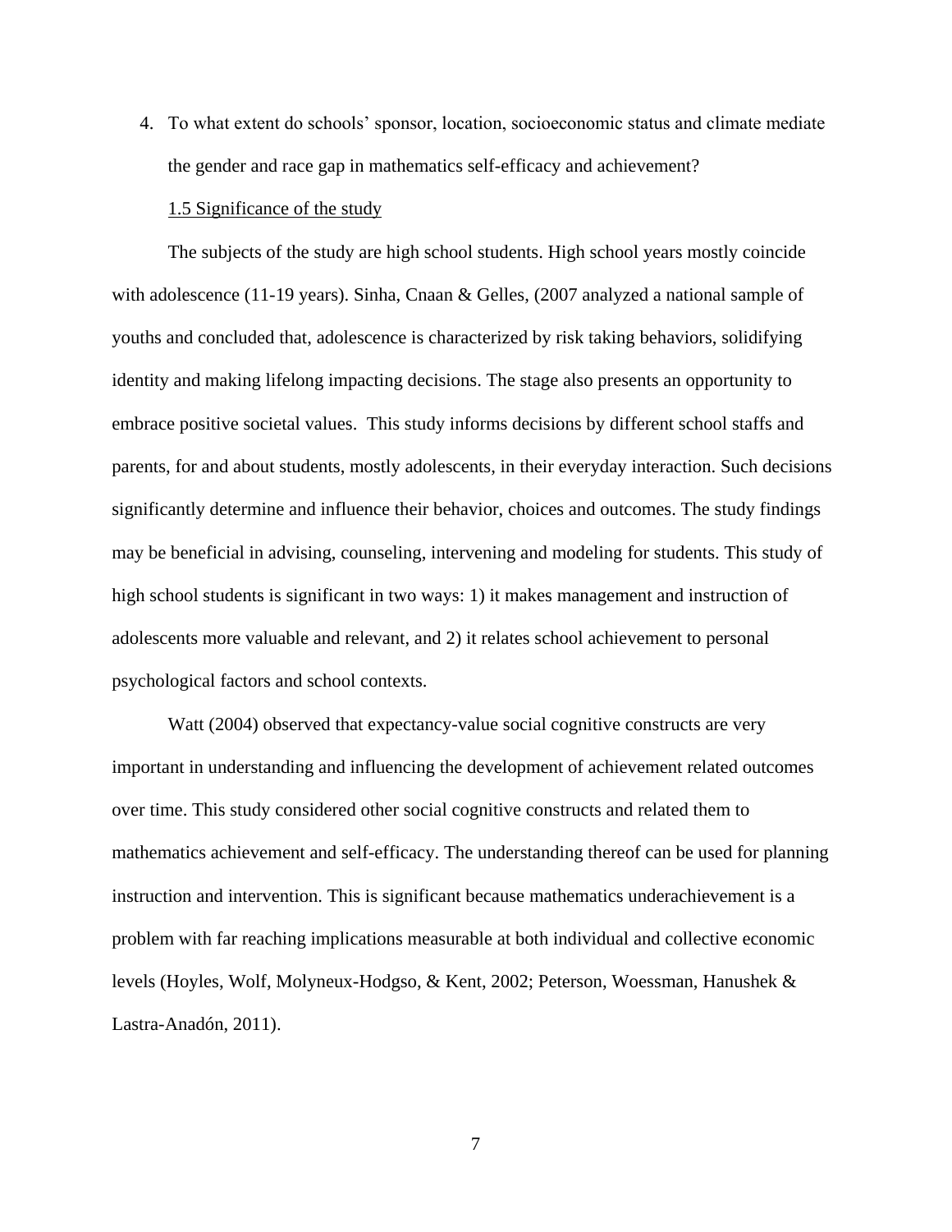4. To what extent do schools' sponsor, location, socioeconomic status and climate mediate the gender and race gap in mathematics self-efficacy and achievement?

### 1.5 Significance of the study

The subjects of the study are high school students. High school years mostly coincide with adolescence (11-19 years). Sinha, Cnaan & Gelles, (2007 analyzed a national sample of youths and concluded that, adolescence is characterized by risk taking behaviors, solidifying identity and making lifelong impacting decisions. The stage also presents an opportunity to embrace positive societal values. This study informs decisions by different school staffs and parents, for and about students, mostly adolescents, in their everyday interaction. Such decisions significantly determine and influence their behavior, choices and outcomes. The study findings may be beneficial in advising, counseling, intervening and modeling for students. This study of high school students is significant in two ways: 1) it makes management and instruction of adolescents more valuable and relevant, and 2) it relates school achievement to personal psychological factors and school contexts.

Watt (2004) observed that expectancy-value social cognitive constructs are very important in understanding and influencing the development of achievement related outcomes over time. This study considered other social cognitive constructs and related them to mathematics achievement and self-efficacy. The understanding thereof can be used for planning instruction and intervention. This is significant because mathematics underachievement is a problem with far reaching implications measurable at both individual and collective economic levels (Hoyles, Wolf, Molyneux-Hodgso, & Kent, 2002; Peterson, Woessman, Hanushek & Lastra-Anadón, 2011).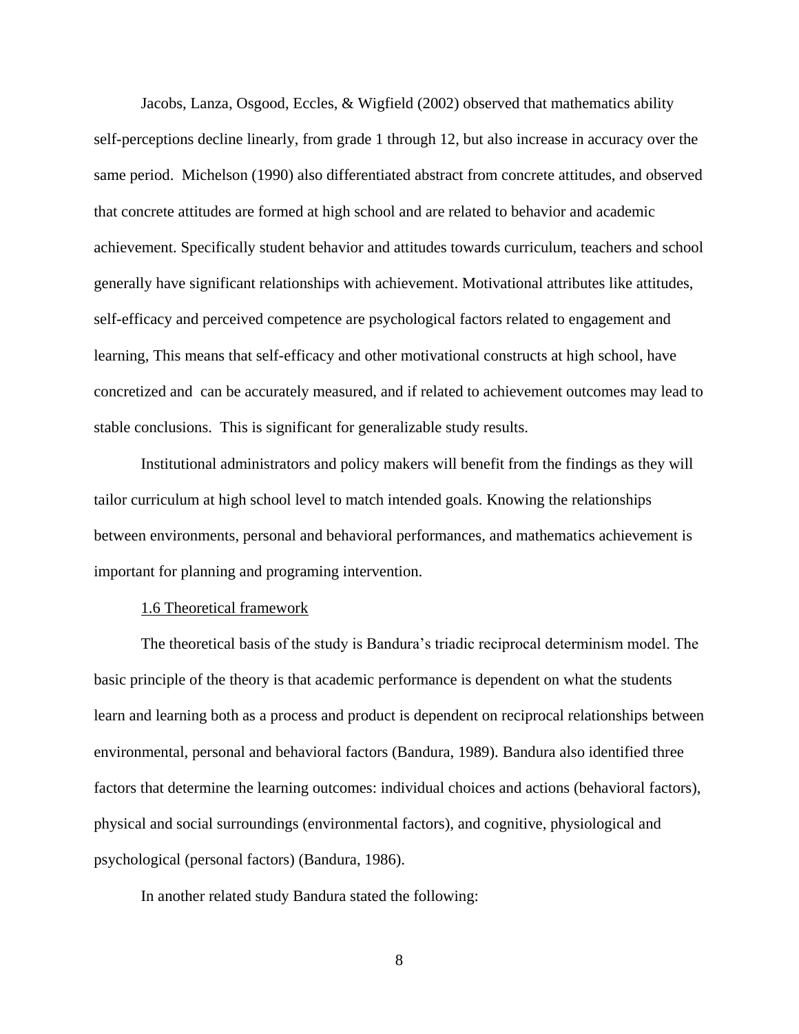Jacobs, Lanza, Osgood, Eccles, & Wigfield (2002) observed that mathematics ability self-perceptions decline linearly, from grade 1 through 12, but also increase in accuracy over the same period. Michelson (1990) also differentiated abstract from concrete attitudes, and observed that concrete attitudes are formed at high school and are related to behavior and academic achievement. Specifically student behavior and attitudes towards curriculum, teachers and school generally have significant relationships with achievement. Motivational attributes like attitudes, self-efficacy and perceived competence are psychological factors related to engagement and learning, This means that self-efficacy and other motivational constructs at high school, have concretized and can be accurately measured, and if related to achievement outcomes may lead to stable conclusions. This is significant for generalizable study results.

Institutional administrators and policy makers will benefit from the findings as they will tailor curriculum at high school level to match intended goals. Knowing the relationships between environments, personal and behavioral performances, and mathematics achievement is important for planning and programing intervention.

### 1.6 Theoretical framework

The theoretical basis of the study is Bandura's triadic reciprocal determinism model. The basic principle of the theory is that academic performance is dependent on what the students learn and learning both as a process and product is dependent on reciprocal relationships between environmental, personal and behavioral factors (Bandura, 1989). Bandura also identified three factors that determine the learning outcomes: individual choices and actions (behavioral factors), physical and social surroundings (environmental factors), and cognitive, physiological and psychological (personal factors) (Bandura, 1986).

In another related study Bandura stated the following: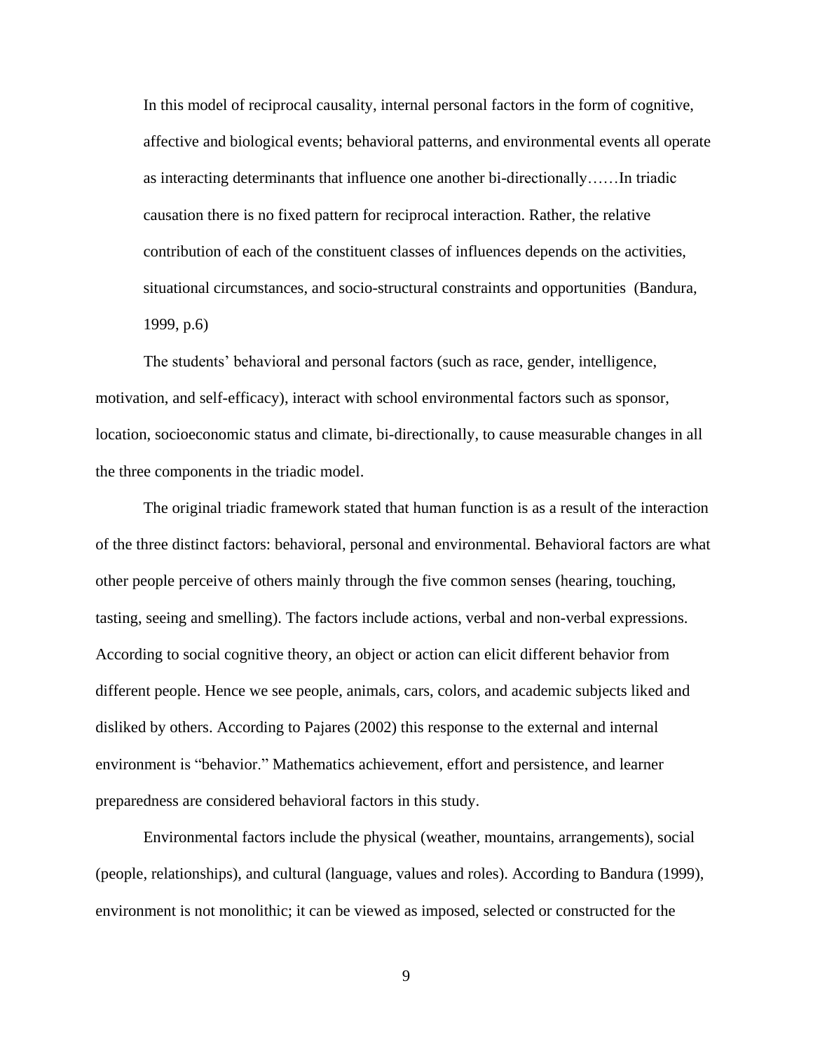> In this model of reciprocal causality, internal personal factors in the form of cognitive, affective and biological events; behavioral patterns, and environmental events all operate as interacting determinants that influence one another bi-directionally……In triadic causation there is no fixed pattern for reciprocal interaction. Rather, the relative contribution of each of the constituent classes of influences depends on the activities, situational circumstances, and socio-structural constraints and opportunities (Bandura, 1999, p.6)

The students' behavioral and personal factors (such as race, gender, intelligence, motivation, and self-efficacy), interact with school environmental factors such as sponsor, location, socioeconomic status and climate, bi-directionally, to cause measurable changes in all the three components in the triadic model.

The original triadic framework stated that human function is as a result of the interaction of the three distinct factors: behavioral, personal and environmental. Behavioral factors are what other people perceive of others mainly through the five common senses (hearing, touching, tasting, seeing and smelling). The factors include actions, verbal and non-verbal expressions. According to social cognitive theory, an object or action can elicit different behavior from different people. Hence we see people, animals, cars, colors, and academic subjects liked and disliked by others. According to Pajares (2002) this response to the external and internal environment is "behavior." Mathematics achievement, effort and persistence, and learner preparedness are considered behavioral factors in this study.

Environmental factors include the physical (weather, mountains, arrangements), social (people, relationships), and cultural (language, values and roles). According to Bandura (1999), environment is not monolithic; it can be viewed as imposed, selected or constructed for the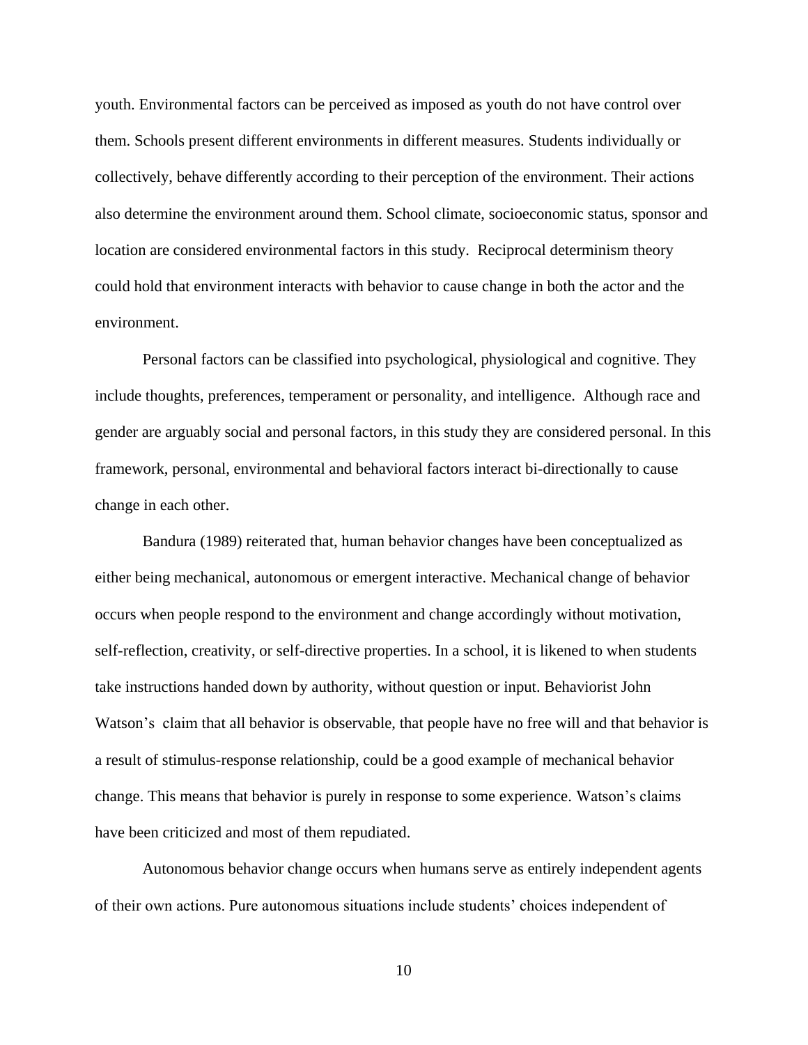youth. Environmental factors can be perceived as imposed as youth do not have control over them. Schools present different environments in different measures. Students individually or collectively, behave differently according to their perception of the environment. Their actions also determine the environment around them. School climate, socioeconomic status, sponsor and location are considered environmental factors in this study. Reciprocal determinism theory could hold that environment interacts with behavior to cause change in both the actor and the environment.

Personal factors can be classified into psychological, physiological and cognitive. They include thoughts, preferences, temperament or personality, and intelligence. Although race and gender are arguably social and personal factors, in this study they are considered personal. In this framework, personal, environmental and behavioral factors interact bi-directionally to cause change in each other.

Bandura (1989) reiterated that, human behavior changes have been conceptualized as either being mechanical, autonomous or emergent interactive. Mechanical change of behavior occurs when people respond to the environment and change accordingly without motivation, self-reflection, creativity, or self-directive properties. In a school, it is likened to when students take instructions handed down by authority, without question or input. Behaviorist John Watson's claim that all behavior is observable, that people have no free will and that behavior is a result of stimulus-response relationship, could be a good example of mechanical behavior change. This means that behavior is purely in response to some experience. Watson's claims have been criticized and most of them repudiated.

Autonomous behavior change occurs when humans serve as entirely independent agents of their own actions. Pure autonomous situations include students' choices independent of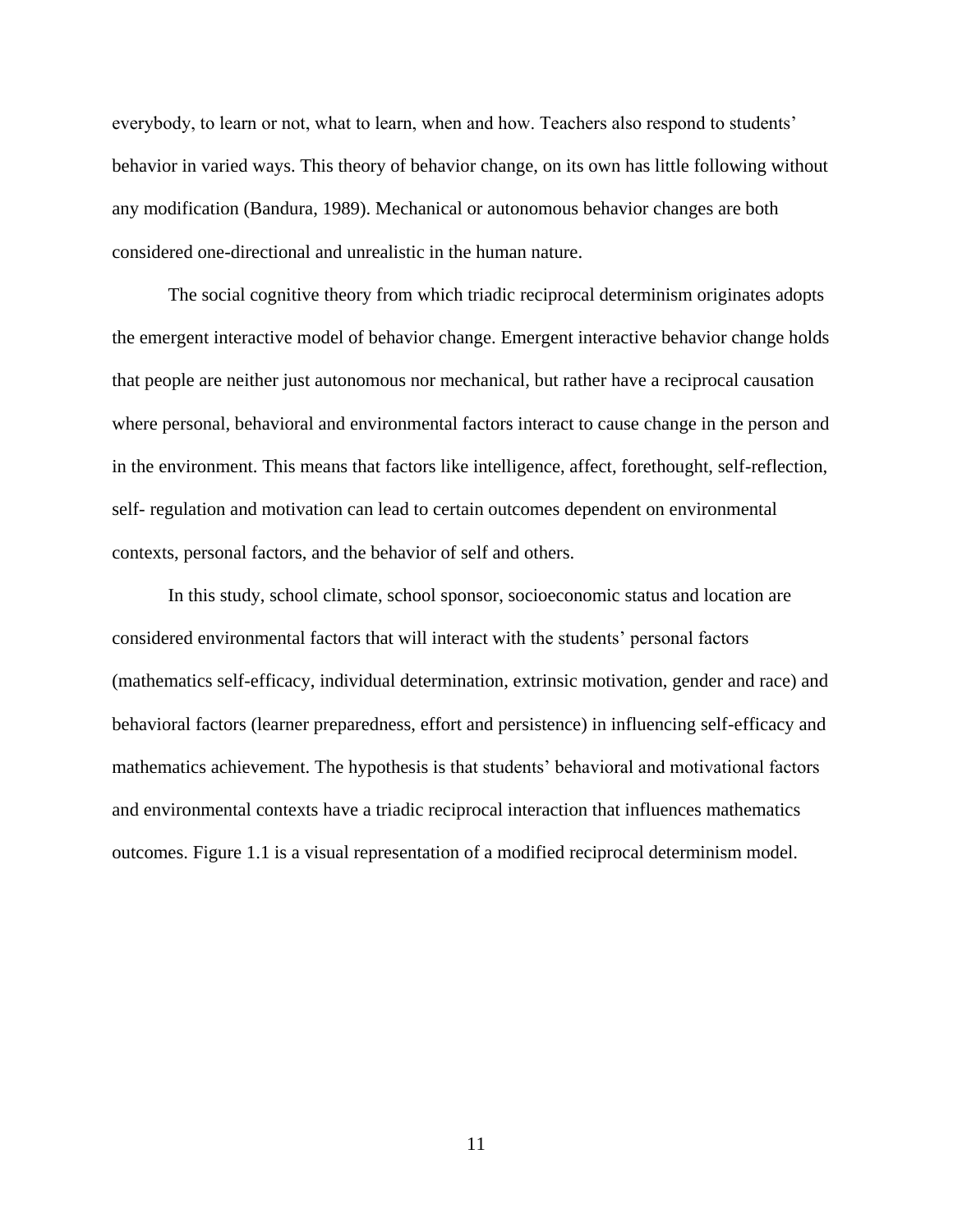everybody, to learn or not, what to learn, when and how. Teachers also respond to students' behavior in varied ways. This theory of behavior change, on its own has little following without any modification (Bandura, 1989). Mechanical or autonomous behavior changes are both considered one-directional and unrealistic in the human nature.

The social cognitive theory from which triadic reciprocal determinism originates adopts the emergent interactive model of behavior change. Emergent interactive behavior change holds that people are neither just autonomous nor mechanical, but rather have a reciprocal causation where personal, behavioral and environmental factors interact to cause change in the person and in the environment. This means that factors like intelligence, affect, forethought, self-reflection, self- regulation and motivation can lead to certain outcomes dependent on environmental contexts, personal factors, and the behavior of self and others.

In this study, school climate, school sponsor, socioeconomic status and location are considered environmental factors that will interact with the students' personal factors (mathematics self-efficacy, individual determination, extrinsic motivation, gender and race) and behavioral factors (learner preparedness, effort and persistence) in influencing self-efficacy and mathematics achievement. The hypothesis is that students' behavioral and motivational factors and environmental contexts have a triadic reciprocal interaction that influences mathematics outcomes. Figure 1.1 is a visual representation of a modified reciprocal determinism model.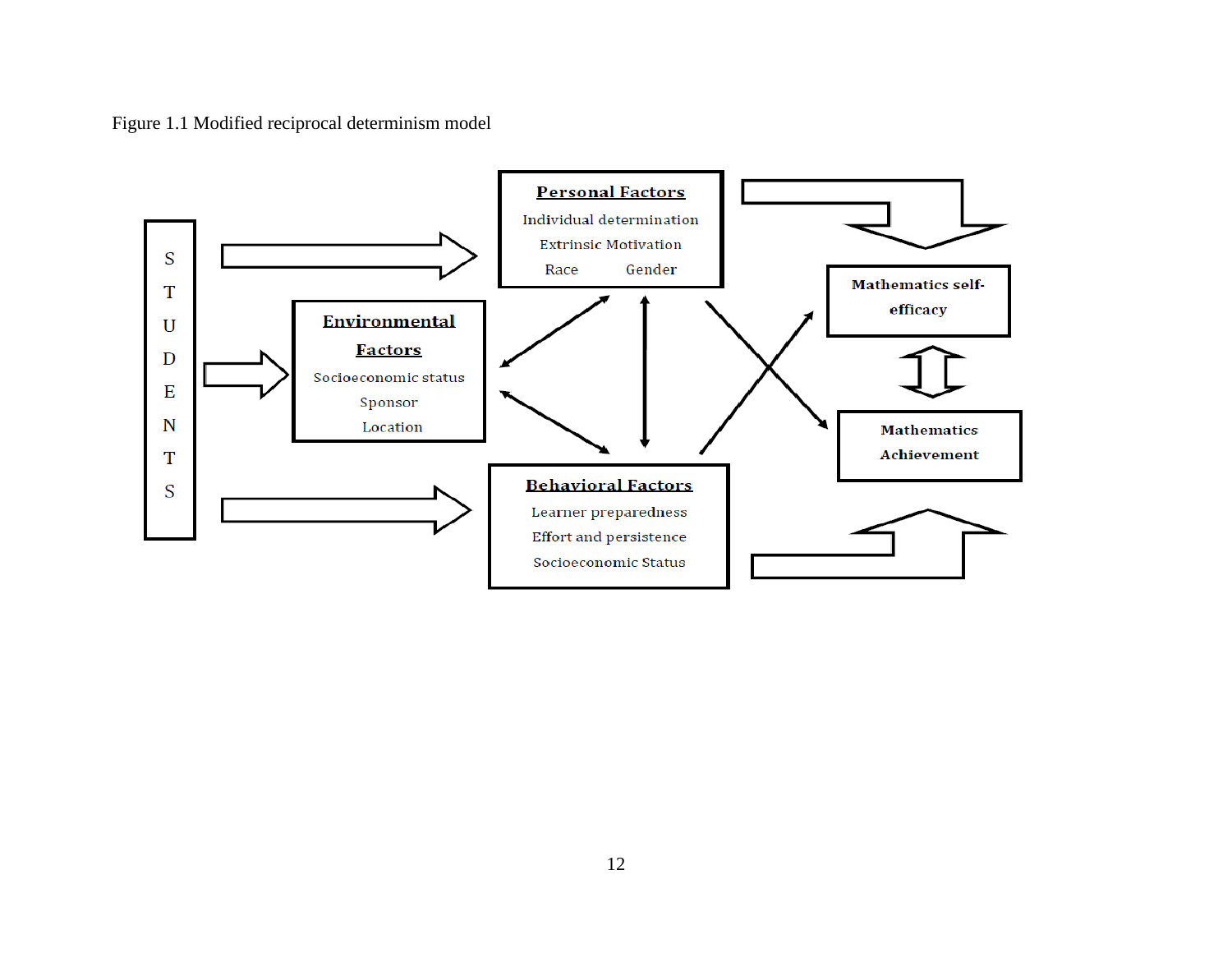Figure 1.1 Modified reciprocal determinism model

S T U D E N T S

**Personal Factors**

Individual determination

Extrinsic Motivation

Race Gender

**Environmental Factors**

Socioeconomic status

Sponsor

Location

**Behavioral Factors**

Learner preparedness

Effort and persistence

Socioeconomic Status

**Mathematics self-efficacy**

**Mathematics Achievement**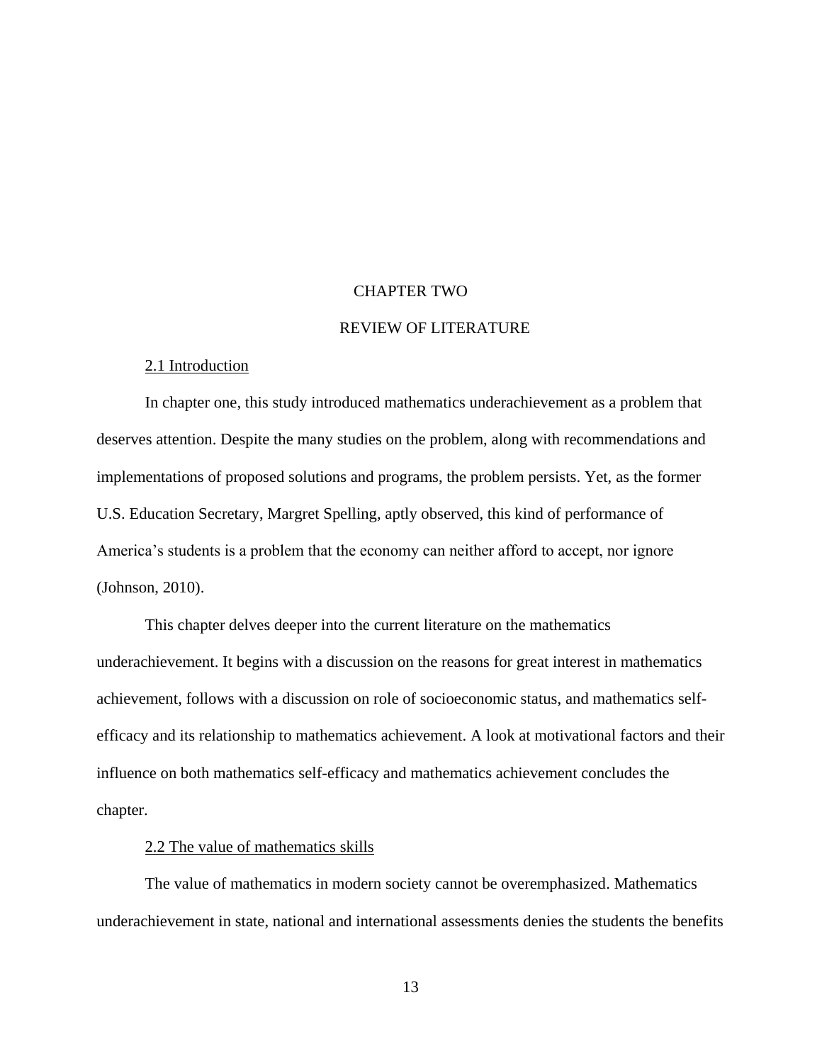# CHAPTER TWO

# REVIEW OF LITERATURE

## 2.1 Introduction

In chapter one, this study introduced mathematics underachievement as a problem that deserves attention. Despite the many studies on the problem, along with recommendations and implementations of proposed solutions and programs, the problem persists. Yet, as the former U.S. Education Secretary, Margret Spelling, aptly observed, this kind of performance of America's students is a problem that the economy can neither afford to accept, nor ignore (Johnson, 2010).

This chapter delves deeper into the current literature on the mathematics underachievement. It begins with a discussion on the reasons for great interest in mathematics achievement, follows with a discussion on role of socioeconomic status, and mathematics self-efficacy and its relationship to mathematics achievement. A look at motivational factors and their influence on both mathematics self-efficacy and mathematics achievement concludes the chapter.

## 2.2 The value of mathematics skills

The value of mathematics in modern society cannot be overemphasized. Mathematics underachievement in state, national and international assessments denies the students the benefits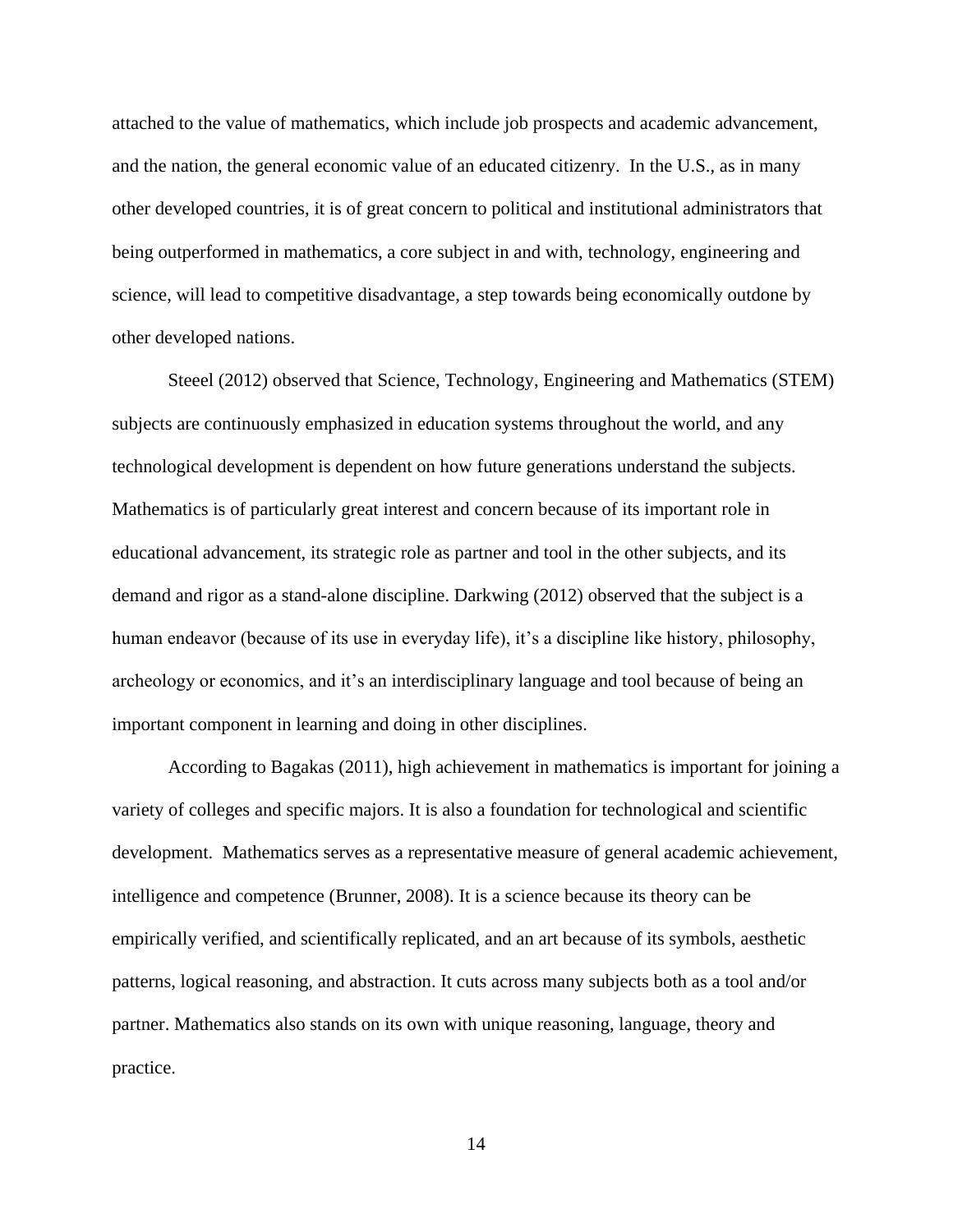attached to the value of mathematics, which include job prospects and academic advancement, and the nation, the general economic value of an educated citizenry.  In the U.S., as in many other developed countries, it is of great concern to political and institutional administrators that being outperformed in mathematics, a core subject in and with, technology, engineering and science, will lead to competitive disadvantage, a step towards being economically outdone by other developed nations.

Steeel (2012) observed that Science, Technology, Engineering and Mathematics (STEM) subjects are continuously emphasized in education systems throughout the world, and any technological development is dependent on how future generations understand the subjects. Mathematics is of particularly great interest and concern because of its important role in educational advancement, its strategic role as partner and tool in the other subjects, and its demand and rigor as a stand-alone discipline. Darkwing (2012) observed that the subject is a human endeavor (because of its use in everyday life), it's a discipline like history, philosophy, archeology or economics, and it's an interdisciplinary language and tool because of being an important component in learning and doing in other disciplines.

According to Bagakas (2011), high achievement in mathematics is important for joining a variety of colleges and specific majors. It is also a foundation for technological and scientific development.  Mathematics serves as a representative measure of general academic achievement, intelligence and competence (Brunner, 2008). It is a science because its theory can be empirically verified, and scientifically replicated, and an art because of its symbols, aesthetic patterns, logical reasoning, and abstraction. It cuts across many subjects both as a tool and/or partner. Mathematics also stands on its own with unique reasoning, language, theory and practice.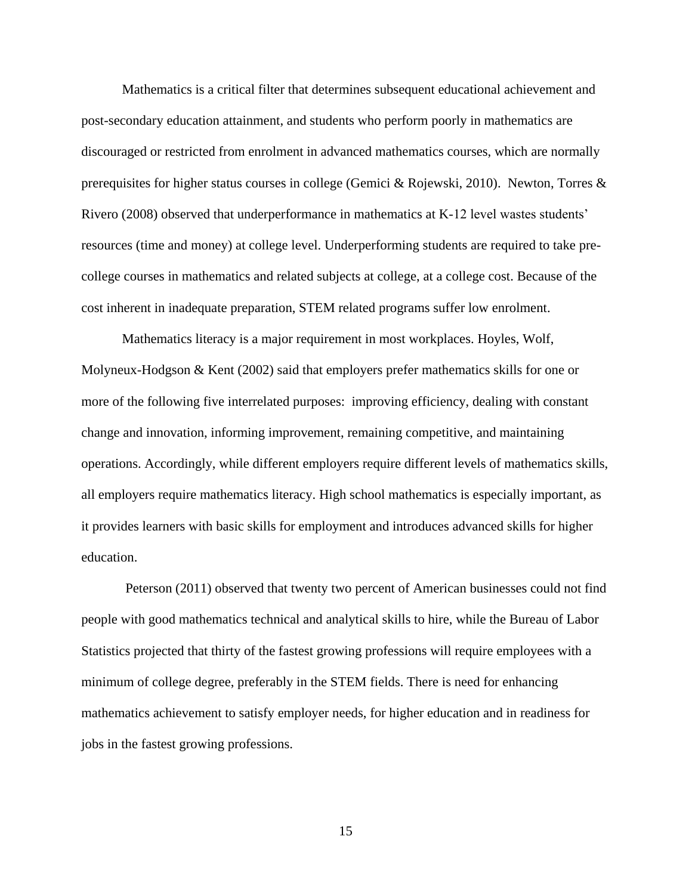Mathematics is a critical filter that determines subsequent educational achievement and post-secondary education attainment, and students who perform poorly in mathematics are discouraged or restricted from enrolment in advanced mathematics courses, which are normally prerequisites for higher status courses in college (Gemici & Rojewski, 2010). Newton, Torres & Rivero (2008) observed that underperformance in mathematics at K-12 level wastes students' resources (time and money) at college level. Underperforming students are required to take pre-college courses in mathematics and related subjects at college, at a college cost. Because of the cost inherent in inadequate preparation, STEM related programs suffer low enrolment.

Mathematics literacy is a major requirement in most workplaces. Hoyles, Wolf, Molyneux-Hodgson & Kent (2002) said that employers prefer mathematics skills for one or more of the following five interrelated purposes: improving efficiency, dealing with constant change and innovation, informing improvement, remaining competitive, and maintaining operations. Accordingly, while different employers require different levels of mathematics skills, all employers require mathematics literacy. High school mathematics is especially important, as it provides learners with basic skills for employment and introduces advanced skills for higher education.

Peterson (2011) observed that twenty two percent of American businesses could not find people with good mathematics technical and analytical skills to hire, while the Bureau of Labor Statistics projected that thirty of the fastest growing professions will require employees with a minimum of college degree, preferably in the STEM fields. There is need for enhancing mathematics achievement to satisfy employer needs, for higher education and in readiness for jobs in the fastest growing professions.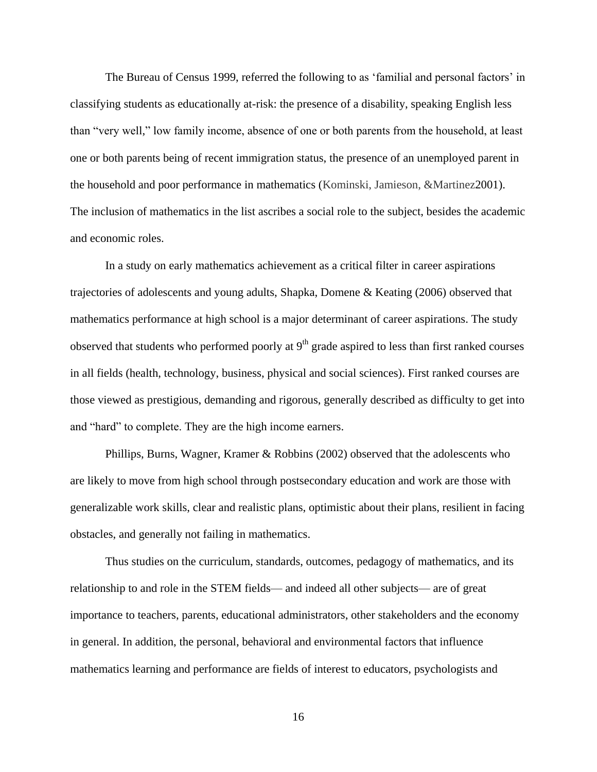The Bureau of Census 1999, referred the following to as 'familial and personal factors' in classifying students as educationally at-risk: the presence of a disability, speaking English less than "very well," low family income, absence of one or both parents from the household, at least one or both parents being of recent immigration status, the presence of an unemployed parent in the household and poor performance in mathematics (Kominski, Jamieson, &Martinez2001). The inclusion of mathematics in the list ascribes a social role to the subject, besides the academic and economic roles.

In a study on early mathematics achievement as a critical filter in career aspirations trajectories of adolescents and young adults, Shapka, Domene & Keating (2006) observed that mathematics performance at high school is a major determinant of career aspirations. The study observed that students who performed poorly at 9th grade aspired to less than first ranked courses in all fields (health, technology, business, physical and social sciences). First ranked courses are those viewed as prestigious, demanding and rigorous, generally described as difficulty to get into and "hard" to complete. They are the high income earners.

Phillips, Burns, Wagner, Kramer & Robbins (2002) observed that the adolescents who are likely to move from high school through postsecondary education and work are those with generalizable work skills, clear and realistic plans, optimistic about their plans, resilient in facing obstacles, and generally not failing in mathematics.

Thus studies on the curriculum, standards, outcomes, pedagogy of mathematics, and its relationship to and role in the STEM fields— and indeed all other subjects— are of great importance to teachers, parents, educational administrators, other stakeholders and the economy in general. In addition, the personal, behavioral and environmental factors that influence mathematics learning and performance are fields of interest to educators, psychologists and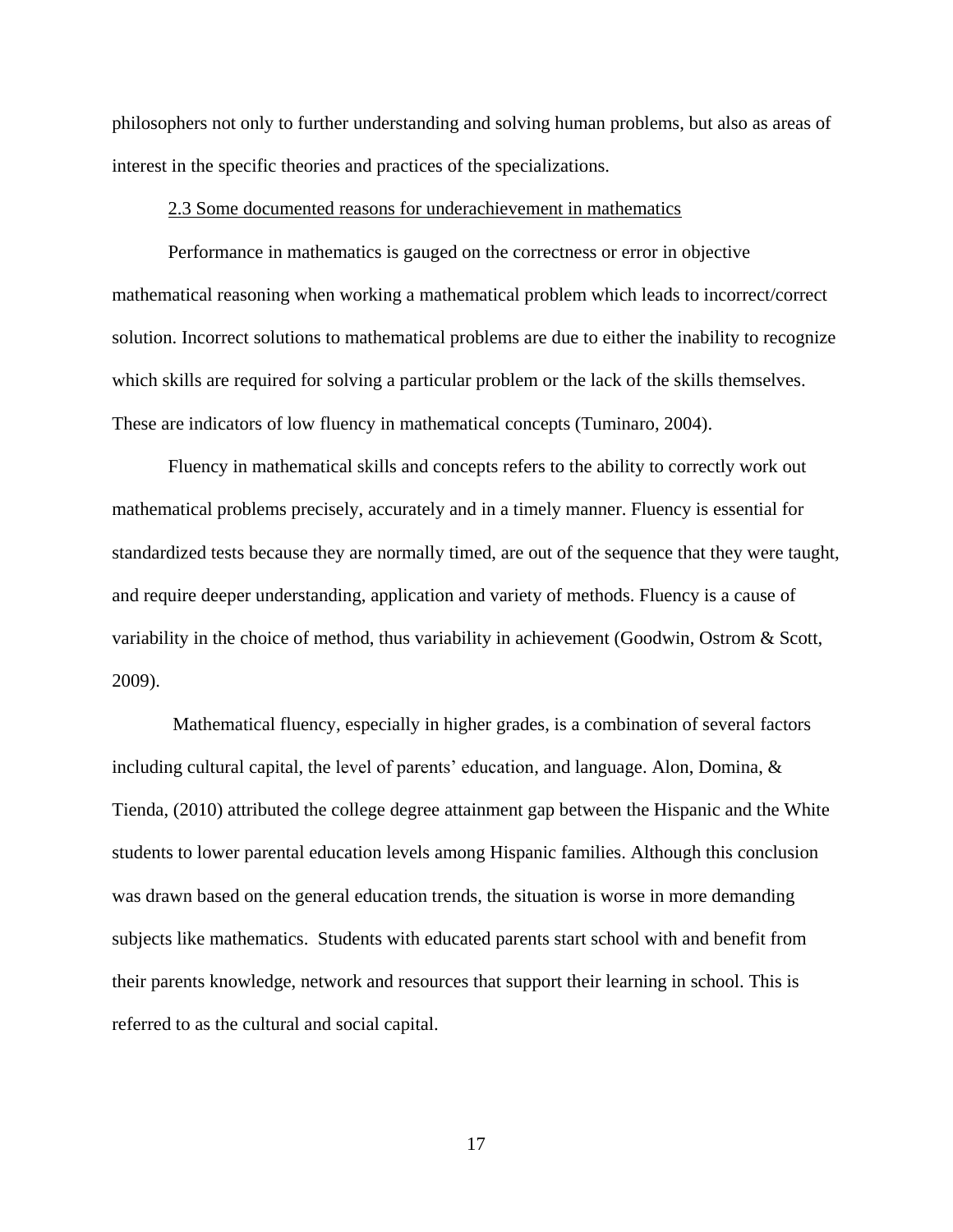philosophers not only to further understanding and solving human problems, but also as areas of interest in the specific theories and practices of the specializations.

### 2.3 Some documented reasons for underachievement in mathematics

Performance in mathematics is gauged on the correctness or error in objective mathematical reasoning when working a mathematical problem which leads to incorrect/correct solution. Incorrect solutions to mathematical problems are due to either the inability to recognize which skills are required for solving a particular problem or the lack of the skills themselves. These are indicators of low fluency in mathematical concepts (Tuminaro, 2004).

Fluency in mathematical skills and concepts refers to the ability to correctly work out mathematical problems precisely, accurately and in a timely manner. Fluency is essential for standardized tests because they are normally timed, are out of the sequence that they were taught, and require deeper understanding, application and variety of methods. Fluency is a cause of variability in the choice of method, thus variability in achievement (Goodwin, Ostrom & Scott, 2009).

Mathematical fluency, especially in higher grades, is a combination of several factors including cultural capital, the level of parents' education, and language. Alon, Domina, & Tienda, (2010) attributed the college degree attainment gap between the Hispanic and the White students to lower parental education levels among Hispanic families. Although this conclusion was drawn based on the general education trends, the situation is worse in more demanding subjects like mathematics. Students with educated parents start school with and benefit from their parents knowledge, network and resources that support their learning in school. This is referred to as the cultural and social capital.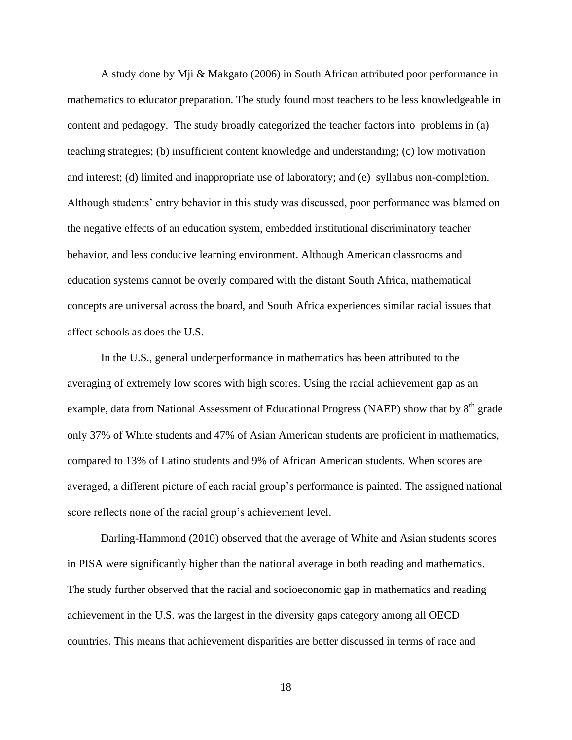A study done by Mji & Makgato (2006) in South African attributed poor performance in mathematics to educator preparation. The study found most teachers to be less knowledgeable in content and pedagogy. The study broadly categorized the teacher factors into problems in (a) teaching strategies; (b) insufficient content knowledge and understanding; (c) low motivation and interest; (d) limited and inappropriate use of laboratory; and (e) syllabus non-completion. Although students' entry behavior in this study was discussed, poor performance was blamed on the negative effects of an education system, embedded institutional discriminatory teacher behavior, and less conducive learning environment. Although American classrooms and education systems cannot be overly compared with the distant South Africa, mathematical concepts are universal across the board, and South Africa experiences similar racial issues that affect schools as does the U.S.

In the U.S., general underperformance in mathematics has been attributed to the averaging of extremely low scores with high scores. Using the racial achievement gap as an example, data from National Assessment of Educational Progress (NAEP) show that by 8th grade only 37% of White students and 47% of Asian American students are proficient in mathematics, compared to 13% of Latino students and 9% of African American students. When scores are averaged, a different picture of each racial group's performance is painted. The assigned national score reflects none of the racial group's achievement level.

Darling-Hammond (2010) observed that the average of White and Asian students scores in PISA were significantly higher than the national average in both reading and mathematics. The study further observed that the racial and socioeconomic gap in mathematics and reading achievement in the U.S. was the largest in the diversity gaps category among all OECD countries. This means that achievement disparities are better discussed in terms of race and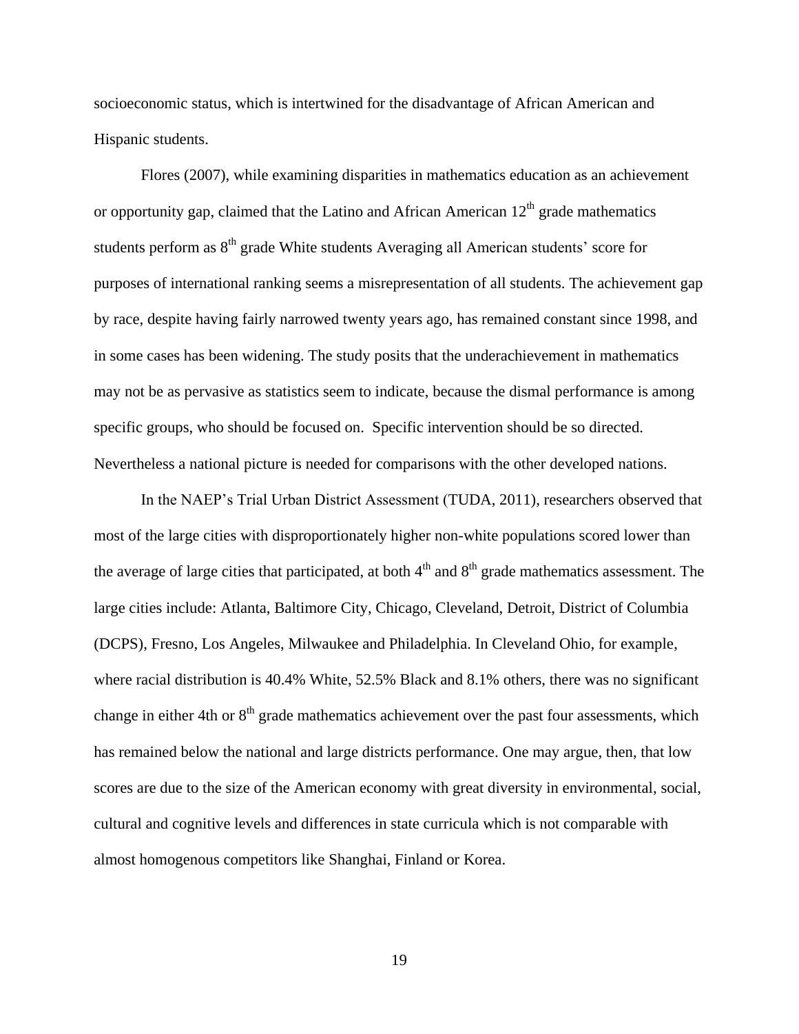socioeconomic status, which is intertwined for the disadvantage of African American and Hispanic students.

Flores (2007), while examining disparities in mathematics education as an achievement or opportunity gap, claimed that the Latino and African American $12^{th}$ grade mathematics students perform as $8^{th}$ grade White students Averaging all American students' score for purposes of international ranking seems a misrepresentation of all students. The achievement gap by race, despite having fairly narrowed twenty years ago, has remained constant since 1998, and in some cases has been widening. The study posits that the underachievement in mathematics may not be as pervasive as statistics seem to indicate, because the dismal performance is among specific groups, who should be focused on. Specific intervention should be so directed. Nevertheless a national picture is needed for comparisons with the other developed nations.

In the NAEP's Trial Urban District Assessment (TUDA, 2011), researchers observed that most of the large cities with disproportionately higher non-white populations scored lower than the average of large cities that participated, at both $4^{th}$ and $8^{th}$ grade mathematics assessment. The large cities include: Atlanta, Baltimore City, Chicago, Cleveland, Detroit, District of Columbia (DCPS), Fresno, Los Angeles, Milwaukee and Philadelphia. In Cleveland Ohio, for example, where racial distribution is 40.4% White, 52.5% Black and 8.1% others, there was no significant change in either 4th or $8^{th}$ grade mathematics achievement over the past four assessments, which has remained below the national and large districts performance. One may argue, then, that low scores are due to the size of the American economy with great diversity in environmental, social, cultural and cognitive levels and differences in state curricula which is not comparable with almost homogenous competitors like Shanghai, Finland or Korea.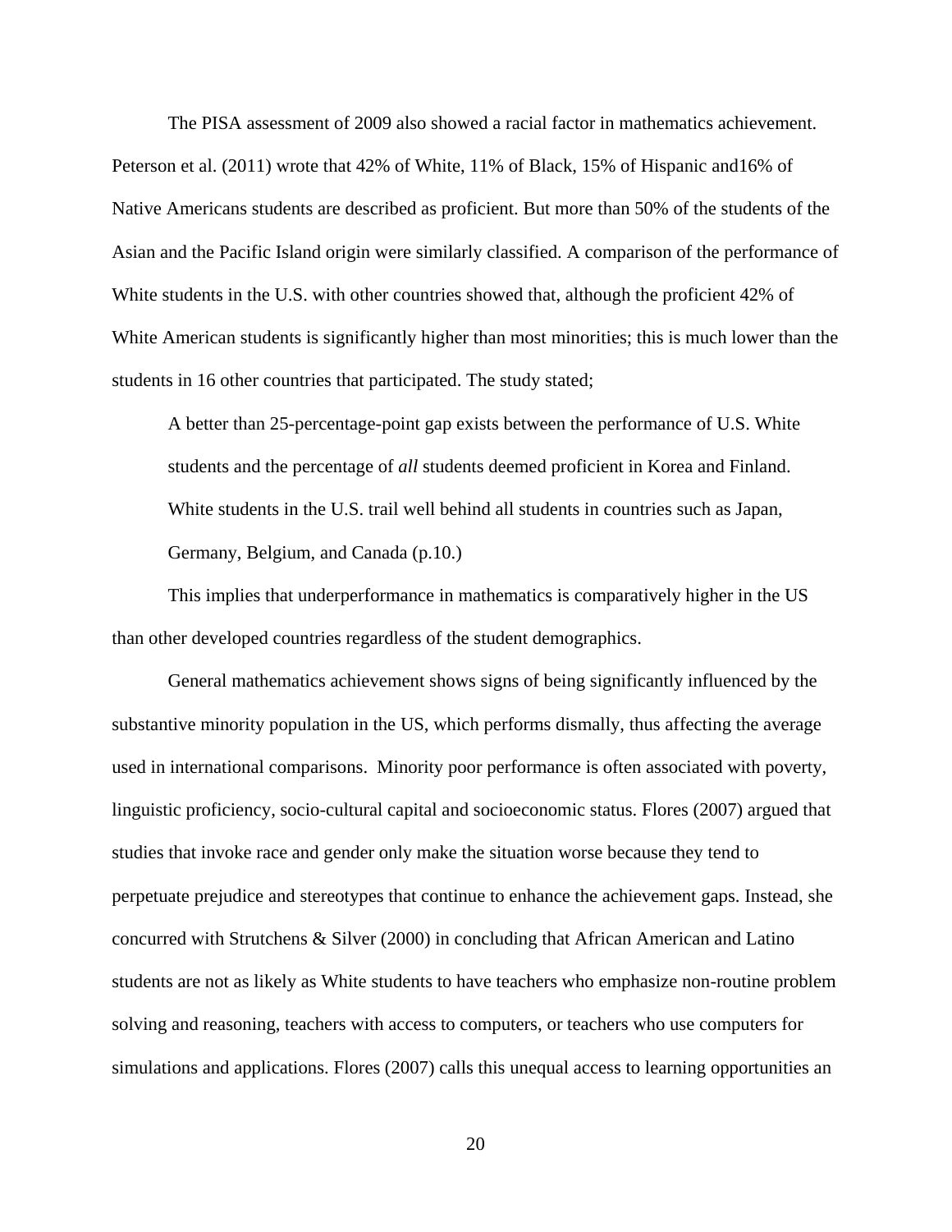The PISA assessment of 2009 also showed a racial factor in mathematics achievement. Peterson et al. (2011) wrote that 42% of White, 11% of Black, 15% of Hispanic and16% of Native Americans students are described as proficient. But more than 50% of the students of the Asian and the Pacific Island origin were similarly classified. A comparison of the performance of White students in the U.S. with other countries showed that, although the proficient 42% of White American students is significantly higher than most minorities; this is much lower than the students in 16 other countries that participated. The study stated;

> A better than 25-percentage-point gap exists between the performance of U.S. White students and the percentage of *all* students deemed proficient in Korea and Finland. White students in the U.S. trail well behind all students in countries such as Japan, Germany, Belgium, and Canada (p.10.)

This implies that underperformance in mathematics is comparatively higher in the US than other developed countries regardless of the student demographics.

General mathematics achievement shows signs of being significantly influenced by the substantive minority population in the US, which performs dismally, thus affecting the average used in international comparisons. Minority poor performance is often associated with poverty, linguistic proficiency, socio-cultural capital and socioeconomic status. Flores (2007) argued that studies that invoke race and gender only make the situation worse because they tend to perpetuate prejudice and stereotypes that continue to enhance the achievement gaps. Instead, she concurred with Strutchens & Silver (2000) in concluding that African American and Latino students are not as likely as White students to have teachers who emphasize non-routine problem solving and reasoning, teachers with access to computers, or teachers who use computers for simulations and applications. Flores (2007) calls this unequal access to learning opportunities an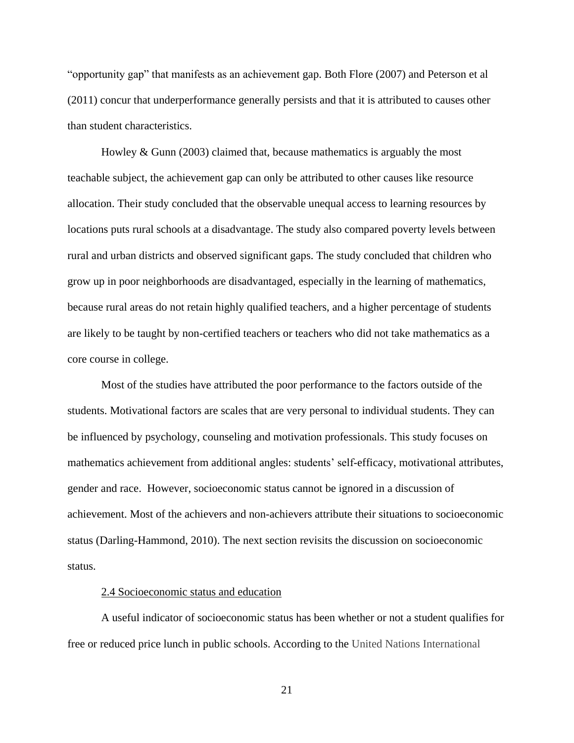"opportunity gap" that manifests as an achievement gap. Both Flore (2007) and Peterson et al (2011) concur that underperformance generally persists and that it is attributed to causes other than student characteristics.

Howley & Gunn (2003) claimed that, because mathematics is arguably the most teachable subject, the achievement gap can only be attributed to other causes like resource allocation. Their study concluded that the observable unequal access to learning resources by locations puts rural schools at a disadvantage. The study also compared poverty levels between rural and urban districts and observed significant gaps. The study concluded that children who grow up in poor neighborhoods are disadvantaged, especially in the learning of mathematics, because rural areas do not retain highly qualified teachers, and a higher percentage of students are likely to be taught by non-certified teachers or teachers who did not take mathematics as a core course in college.

Most of the studies have attributed the poor performance to the factors outside of the students. Motivational factors are scales that are very personal to individual students. They can be influenced by psychology, counseling and motivation professionals. This study focuses on mathematics achievement from additional angles: students' self-efficacy, motivational attributes, gender and race. However, socioeconomic status cannot be ignored in a discussion of achievement. Most of the achievers and non-achievers attribute their situations to socioeconomic status (Darling-Hammond, 2010). The next section revisits the discussion on socioeconomic status.

### 2.4 Socioeconomic status and education

A useful indicator of socioeconomic status has been whether or not a student qualifies for free or reduced price lunch in public schools. According to the United Nations International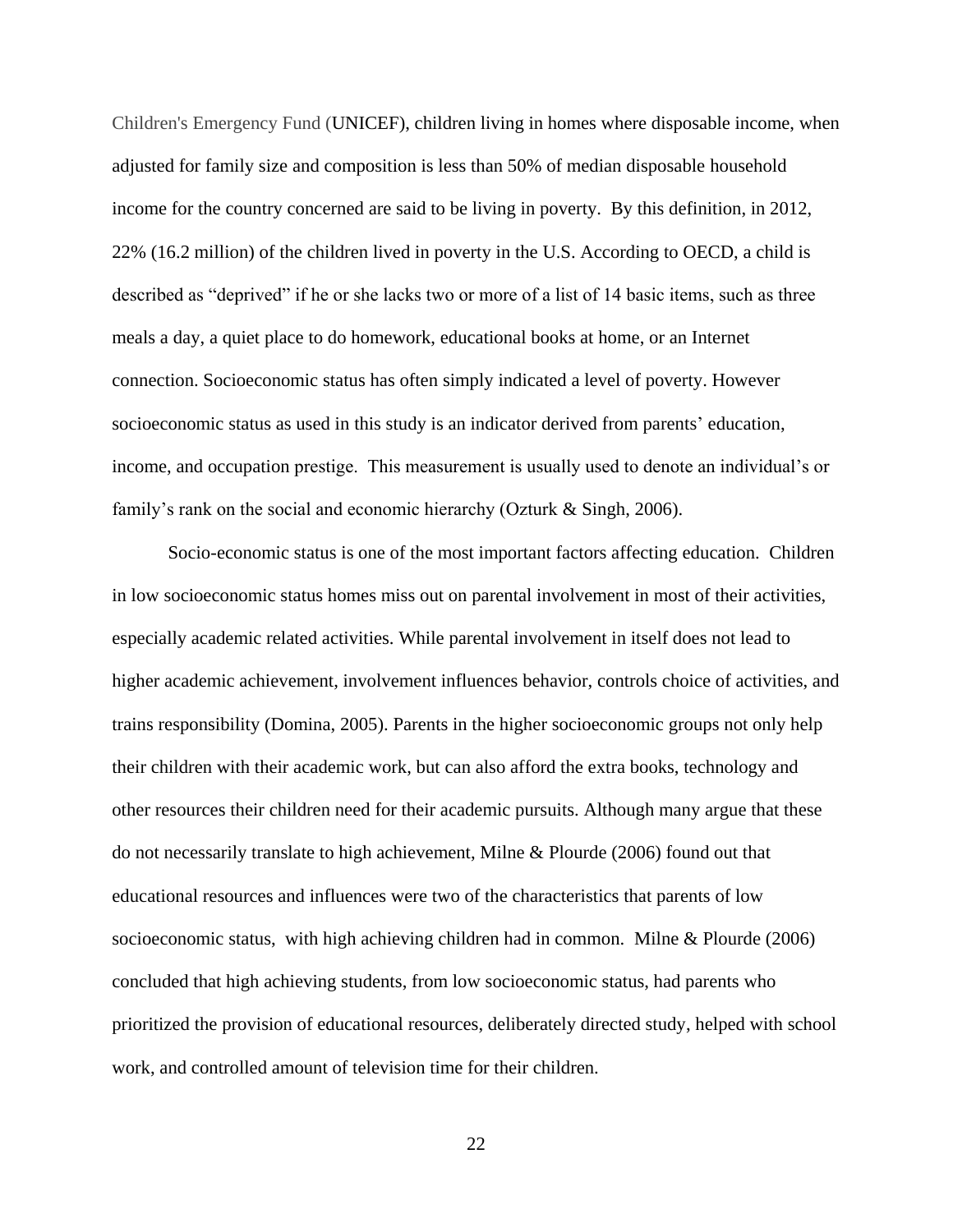Children's Emergency Fund (UNICEF), children living in homes where disposable income, when adjusted for family size and composition is less than 50% of median disposable household income for the country concerned are said to be living in poverty. By this definition, in 2012, 22% (16.2 million) of the children lived in poverty in the U.S. According to OECD, a child is described as “deprived” if he or she lacks two or more of a list of 14 basic items, such as three meals a day, a quiet place to do homework, educational books at home, or an Internet connection. Socioeconomic status has often simply indicated a level of poverty. However socioeconomic status as used in this study is an indicator derived from parents’ education, income, and occupation prestige. This measurement is usually used to denote an individual’s or family’s rank on the social and economic hierarchy (Ozturk & Singh, 2006).

Socio-economic status is one of the most important factors affecting education. Children in low socioeconomic status homes miss out on parental involvement in most of their activities, especially academic related activities. While parental involvement in itself does not lead to higher academic achievement, involvement influences behavior, controls choice of activities, and trains responsibility (Domina, 2005). Parents in the higher socioeconomic groups not only help their children with their academic work, but can also afford the extra books, technology and other resources their children need for their academic pursuits. Although many argue that these do not necessarily translate to high achievement, Milne & Plourde (2006) found out that educational resources and influences were two of the characteristics that parents of low socioeconomic status, with high achieving children had in common. Milne & Plourde (2006) concluded that high achieving students, from low socioeconomic status, had parents who prioritized the provision of educational resources, deliberately directed study, helped with school work, and controlled amount of television time for their children.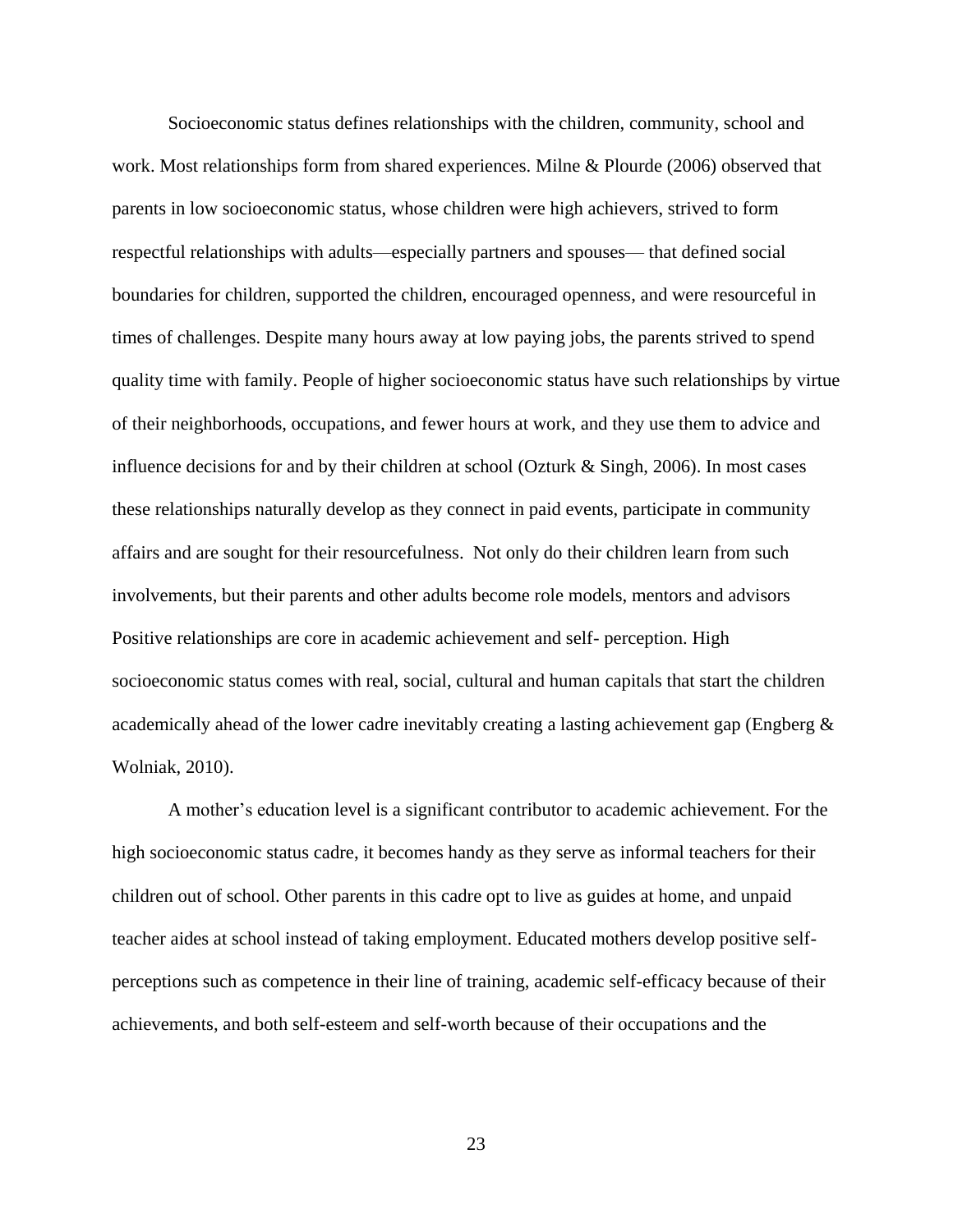Socioeconomic status defines relationships with the children, community, school and work. Most relationships form from shared experiences. Milne & Plourde (2006) observed that parents in low socioeconomic status, whose children were high achievers, strived to form respectful relationships with adults—especially partners and spouses— that defined social boundaries for children, supported the children, encouraged openness, and were resourceful in times of challenges. Despite many hours away at low paying jobs, the parents strived to spend quality time with family. People of higher socioeconomic status have such relationships by virtue of their neighborhoods, occupations, and fewer hours at work, and they use them to advice and influence decisions for and by their children at school (Ozturk & Singh, 2006). In most cases these relationships naturally develop as they connect in paid events, participate in community affairs and are sought for their resourcefulness. Not only do their children learn from such involvements, but their parents and other adults become role models, mentors and advisors Positive relationships are core in academic achievement and self- perception. High socioeconomic status comes with real, social, cultural and human capitals that start the children academically ahead of the lower cadre inevitably creating a lasting achievement gap (Engberg & Wolniak, 2010).

A mother's education level is a significant contributor to academic achievement. For the high socioeconomic status cadre, it becomes handy as they serve as informal teachers for their children out of school. Other parents in this cadre opt to live as guides at home, and unpaid teacher aides at school instead of taking employment. Educated mothers develop positive self-perceptions such as competence in their line of training, academic self-efficacy because of their achievements, and both self-esteem and self-worth because of their occupations and the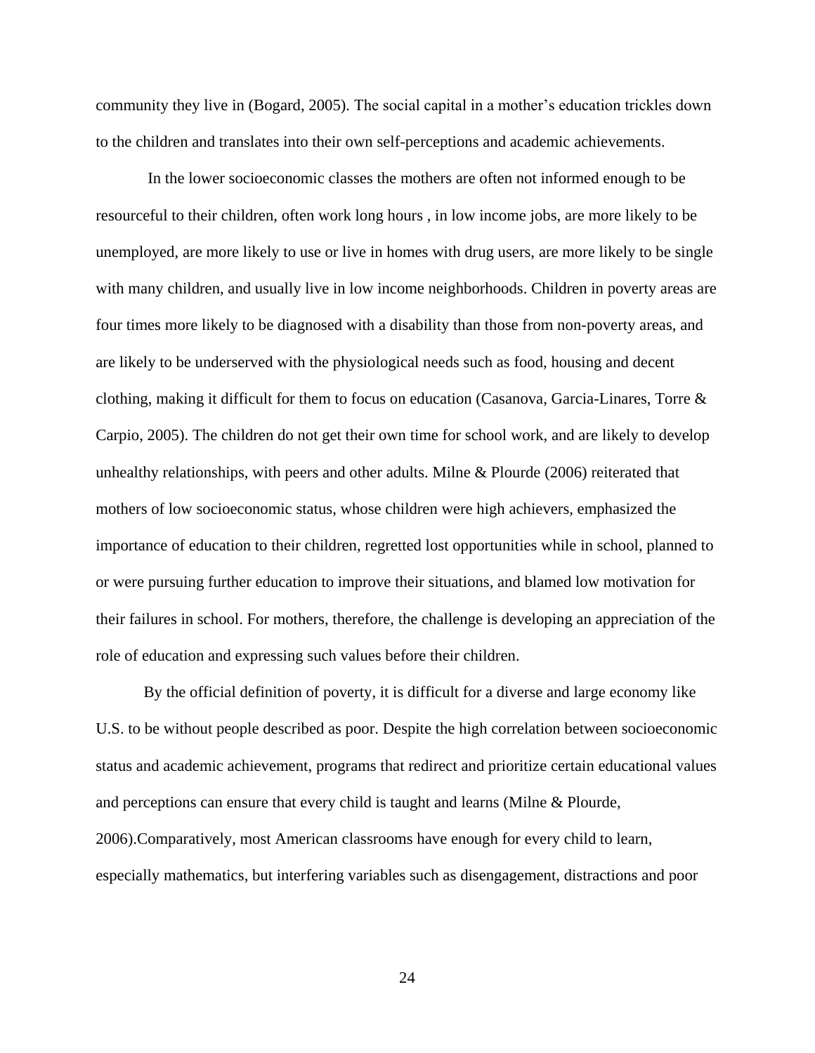community they live in (Bogard, 2005). The social capital in a mother's education trickles down to the children and translates into their own self-perceptions and academic achievements.

In the lower socioeconomic classes the mothers are often not informed enough to be resourceful to their children, often work long hours , in low income jobs, are more likely to be unemployed, are more likely to use or live in homes with drug users, are more likely to be single with many children, and usually live in low income neighborhoods. Children in poverty areas are four times more likely to be diagnosed with a disability than those from non-poverty areas, and are likely to be underserved with the physiological needs such as food, housing and decent clothing, making it difficult for them to focus on education (Casanova, Garcia-Linares, Torre & Carpio, 2005). The children do not get their own time for school work, and are likely to develop unhealthy relationships, with peers and other adults. Milne & Plourde (2006) reiterated that mothers of low socioeconomic status, whose children were high achievers, emphasized the importance of education to their children, regretted lost opportunities while in school, planned to or were pursuing further education to improve their situations, and blamed low motivation for their failures in school. For mothers, therefore, the challenge is developing an appreciation of the role of education and expressing such values before their children.

By the official definition of poverty, it is difficult for a diverse and large economy like U.S. to be without people described as poor. Despite the high correlation between socioeconomic status and academic achievement, programs that redirect and prioritize certain educational values and perceptions can ensure that every child is taught and learns (Milne & Plourde, 2006).Comparatively, most American classrooms have enough for every child to learn, especially mathematics, but interfering variables such as disengagement, distractions and poor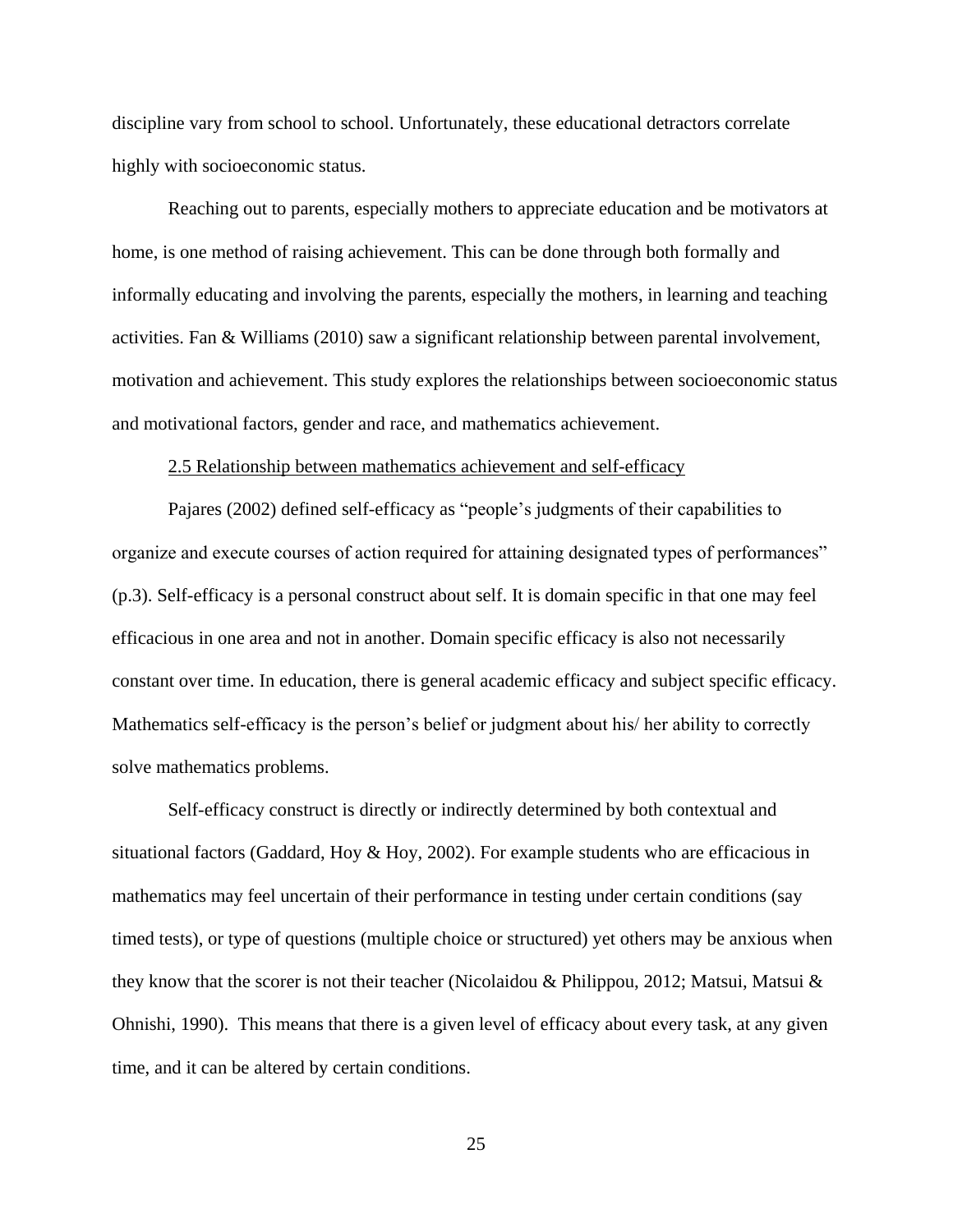discipline vary from school to school. Unfortunately, these educational detractors correlate highly with socioeconomic status.

Reaching out to parents, especially mothers to appreciate education and be motivators at home, is one method of raising achievement. This can be done through both formally and informally educating and involving the parents, especially the mothers, in learning and teaching activities. Fan & Williams (2010) saw a significant relationship between parental involvement, motivation and achievement. This study explores the relationships between socioeconomic status and motivational factors, gender and race, and mathematics achievement.

### 2.5 Relationship between mathematics achievement and self-efficacy

Pajares (2002) defined self-efficacy as "people's judgments of their capabilities to organize and execute courses of action required for attaining designated types of performances" (p.3). Self-efficacy is a personal construct about self. It is domain specific in that one may feel efficacious in one area and not in another. Domain specific efficacy is also not necessarily constant over time. In education, there is general academic efficacy and subject specific efficacy. Mathematics self-efficacy is the person's belief or judgment about his/ her ability to correctly solve mathematics problems.

Self-efficacy construct is directly or indirectly determined by both contextual and situational factors (Gaddard, Hoy & Hoy, 2002). For example students who are efficacious in mathematics may feel uncertain of their performance in testing under certain conditions (say timed tests), or type of questions (multiple choice or structured) yet others may be anxious when they know that the scorer is not their teacher (Nicolaidou & Philippou, 2012; Matsui, Matsui & Ohnishi, 1990). This means that there is a given level of efficacy about every task, at any given time, and it can be altered by certain conditions.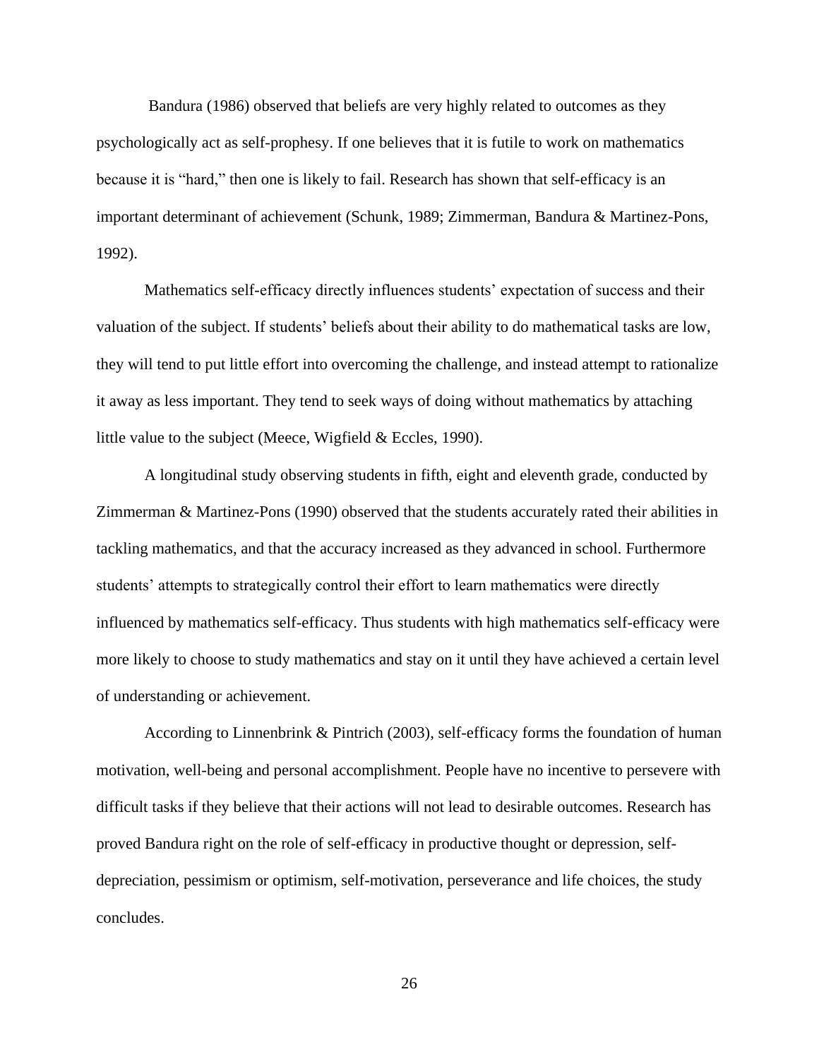Bandura (1986) observed that beliefs are very highly related to outcomes as they psychologically act as self-prophesy. If one believes that it is futile to work on mathematics because it is "hard," then one is likely to fail. Research has shown that self-efficacy is an important determinant of achievement (Schunk, 1989; Zimmerman, Bandura & Martinez-Pons, 1992).

Mathematics self-efficacy directly influences students' expectation of success and their valuation of the subject. If students' beliefs about their ability to do mathematical tasks are low, they will tend to put little effort into overcoming the challenge, and instead attempt to rationalize it away as less important. They tend to seek ways of doing without mathematics by attaching little value to the subject (Meece, Wigfield & Eccles, 1990).

A longitudinal study observing students in fifth, eight and eleventh grade, conducted by Zimmerman & Martinez-Pons (1990) observed that the students accurately rated their abilities in tackling mathematics, and that the accuracy increased as they advanced in school. Furthermore students' attempts to strategically control their effort to learn mathematics were directly influenced by mathematics self-efficacy. Thus students with high mathematics self-efficacy were more likely to choose to study mathematics and stay on it until they have achieved a certain level of understanding or achievement.

According to Linnenbrink & Pintrich (2003), self-efficacy forms the foundation of human motivation, well-being and personal accomplishment. People have no incentive to persevere with difficult tasks if they believe that their actions will not lead to desirable outcomes. Research has proved Bandura right on the role of self-efficacy in productive thought or depression, self-depreciation, pessimism or optimism, self-motivation, perseverance and life choices, the study concludes.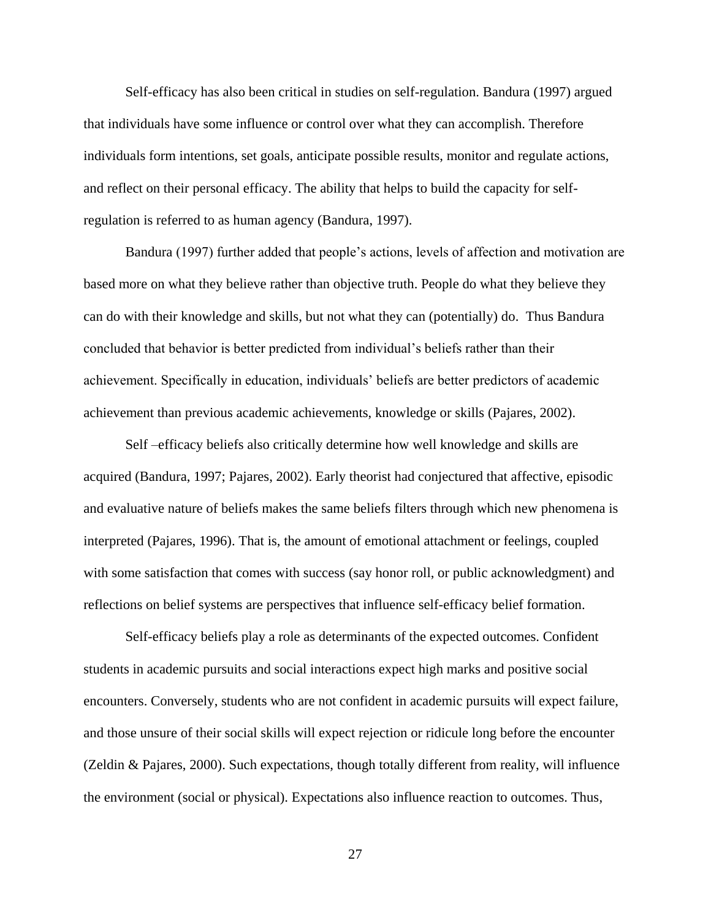Self-efficacy has also been critical in studies on self-regulation. Bandura (1997) argued that individuals have some influence or control over what they can accomplish. Therefore individuals form intentions, set goals, anticipate possible results, monitor and regulate actions, and reflect on their personal efficacy. The ability that helps to build the capacity for self-regulation is referred to as human agency (Bandura, 1997).

Bandura (1997) further added that people's actions, levels of affection and motivation are based more on what they believe rather than objective truth. People do what they believe they can do with their knowledge and skills, but not what they can (potentially) do.  Thus Bandura concluded that behavior is better predicted from individual's beliefs rather than their achievement. Specifically in education, individuals' beliefs are better predictors of academic achievement than previous academic achievements, knowledge or skills (Pajares, 2002).

Self –efficacy beliefs also critically determine how well knowledge and skills are acquired (Bandura, 1997; Pajares, 2002). Early theorist had conjectured that affective, episodic and evaluative nature of beliefs makes the same beliefs filters through which new phenomena is interpreted (Pajares, 1996). That is, the amount of emotional attachment or feelings, coupled with some satisfaction that comes with success (say honor roll, or public acknowledgment) and reflections on belief systems are perspectives that influence self-efficacy belief formation.

Self-efficacy beliefs play a role as determinants of the expected outcomes. Confident students in academic pursuits and social interactions expect high marks and positive social encounters. Conversely, students who are not confident in academic pursuits will expect failure, and those unsure of their social skills will expect rejection or ridicule long before the encounter (Zeldin & Pajares, 2000). Such expectations, though totally different from reality, will influence the environment (social or physical). Expectations also influence reaction to outcomes. Thus,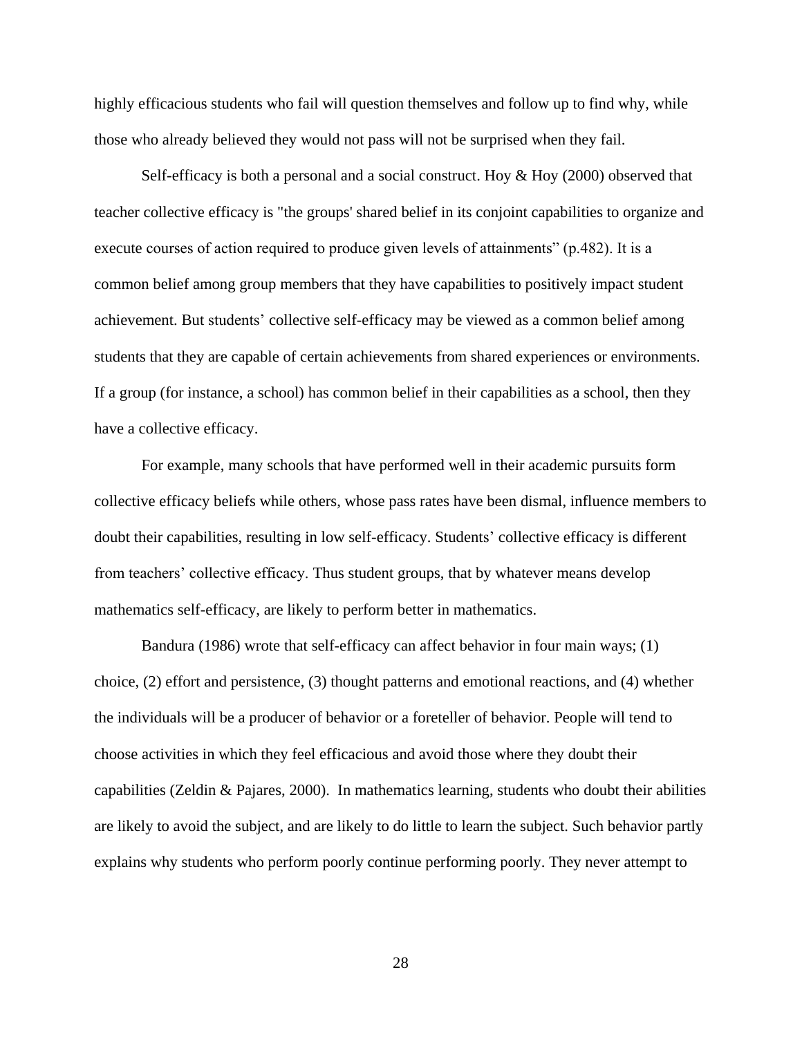highly efficacious students who fail will question themselves and follow up to find why, while those who already believed they would not pass will not be surprised when they fail.

Self-efficacy is both a personal and a social construct. Hoy & Hoy (2000) observed that teacher collective efficacy is "the groups' shared belief in its conjoint capabilities to organize and execute courses of action required to produce given levels of attainments" (p.482). It is a common belief among group members that they have capabilities to positively impact student achievement. But students' collective self-efficacy may be viewed as a common belief among students that they are capable of certain achievements from shared experiences or environments. If a group (for instance, a school) has common belief in their capabilities as a school, then they have a collective efficacy.

For example, many schools that have performed well in their academic pursuits form collective efficacy beliefs while others, whose pass rates have been dismal, influence members to doubt their capabilities, resulting in low self-efficacy. Students' collective efficacy is different from teachers' collective efficacy. Thus student groups, that by whatever means develop mathematics self-efficacy, are likely to perform better in mathematics.

Bandura (1986) wrote that self-efficacy can affect behavior in four main ways; (1) choice, (2) effort and persistence, (3) thought patterns and emotional reactions, and (4) whether the individuals will be a producer of behavior or a foreteller of behavior. People will tend to choose activities in which they feel efficacious and avoid those where they doubt their capabilities (Zeldin & Pajares, 2000). In mathematics learning, students who doubt their abilities are likely to avoid the subject, and are likely to do little to learn the subject. Such behavior partly explains why students who perform poorly continue performing poorly. They never attempt to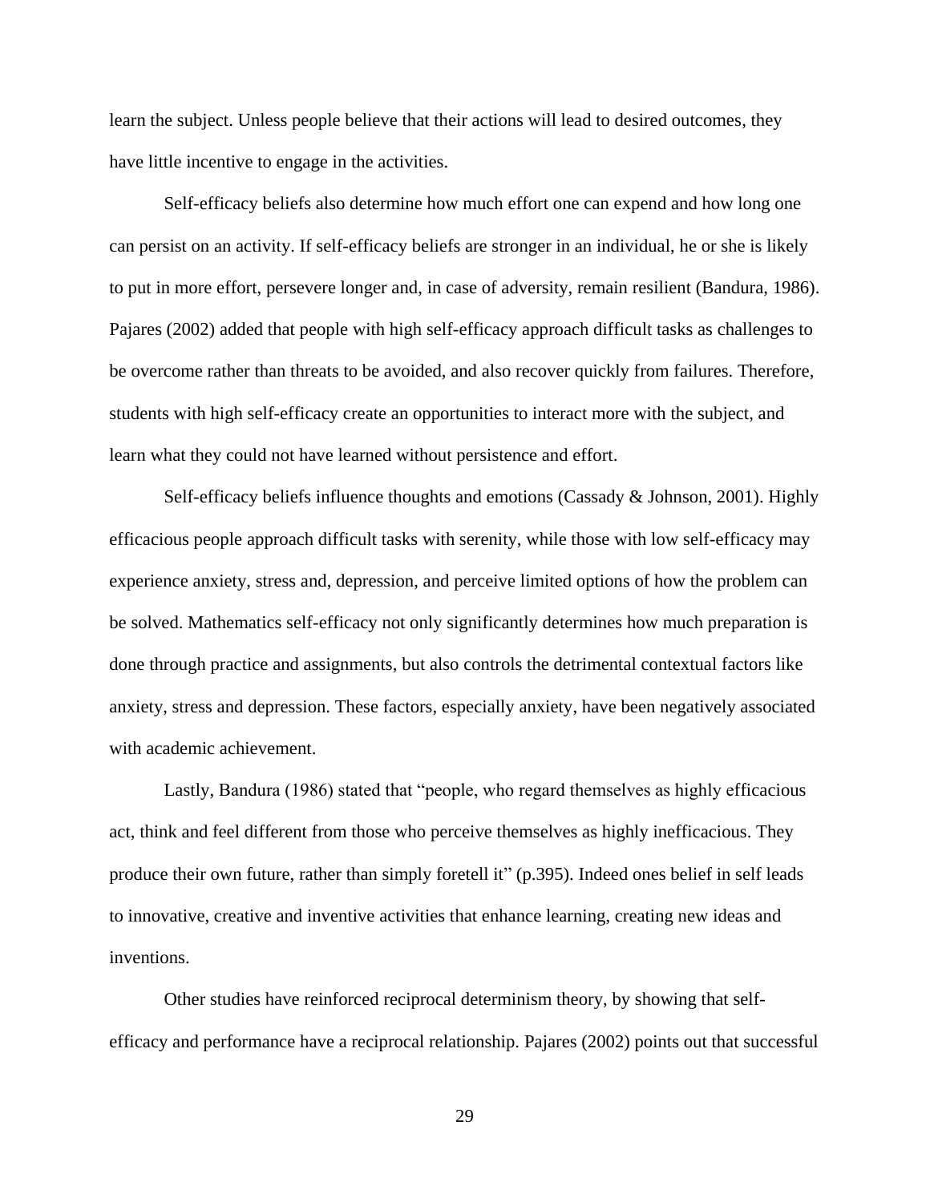learn the subject. Unless people believe that their actions will lead to desired outcomes, they have little incentive to engage in the activities.

Self-efficacy beliefs also determine how much effort one can expend and how long one can persist on an activity. If self-efficacy beliefs are stronger in an individual, he or she is likely to put in more effort, persevere longer and, in case of adversity, remain resilient (Bandura, 1986). Pajares (2002) added that people with high self-efficacy approach difficult tasks as challenges to be overcome rather than threats to be avoided, and also recover quickly from failures. Therefore, students with high self-efficacy create an opportunities to interact more with the subject, and learn what they could not have learned without persistence and effort.

Self-efficacy beliefs influence thoughts and emotions (Cassady & Johnson, 2001). Highly efficacious people approach difficult tasks with serenity, while those with low self-efficacy may experience anxiety, stress and, depression, and perceive limited options of how the problem can be solved. Mathematics self-efficacy not only significantly determines how much preparation is done through practice and assignments, but also controls the detrimental contextual factors like anxiety, stress and depression. These factors, especially anxiety, have been negatively associated with academic achievement.

Lastly, Bandura (1986) stated that "people, who regard themselves as highly efficacious act, think and feel different from those who perceive themselves as highly inefficacious. They produce their own future, rather than simply foretell it" (p.395). Indeed ones belief in self leads to innovative, creative and inventive activities that enhance learning, creating new ideas and inventions.

Other studies have reinforced reciprocal determinism theory, by showing that self-efficacy and performance have a reciprocal relationship. Pajares (2002) points out that successful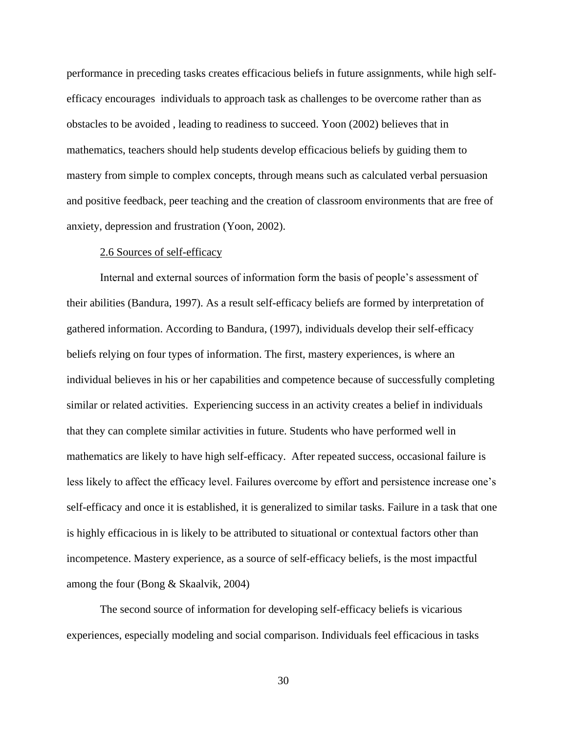performance in preceding tasks creates efficacious beliefs in future assignments, while high self-efficacy encourages individuals to approach task as challenges to be overcome rather than as obstacles to be avoided , leading to readiness to succeed. Yoon (2002) believes that in mathematics, teachers should help students develop efficacious beliefs by guiding them to mastery from simple to complex concepts, through means such as calculated verbal persuasion and positive feedback, peer teaching and the creation of classroom environments that are free of anxiety, depression and frustration (Yoon, 2002).

### 2.6 Sources of self-efficacy

Internal and external sources of information form the basis of people's assessment of their abilities (Bandura, 1997). As a result self-efficacy beliefs are formed by interpretation of gathered information. According to Bandura, (1997), individuals develop their self-efficacy beliefs relying on four types of information. The first, mastery experiences, is where an individual believes in his or her capabilities and competence because of successfully completing similar or related activities. Experiencing success in an activity creates a belief in individuals that they can complete similar activities in future. Students who have performed well in mathematics are likely to have high self-efficacy. After repeated success, occasional failure is less likely to affect the efficacy level. Failures overcome by effort and persistence increase one's self-efficacy and once it is established, it is generalized to similar tasks. Failure in a task that one is highly efficacious in is likely to be attributed to situational or contextual factors other than incompetence. Mastery experience, as a source of self-efficacy beliefs, is the most impactful among the four (Bong & Skaalvik, 2004)

The second source of information for developing self-efficacy beliefs is vicarious experiences, especially modeling and social comparison. Individuals feel efficacious in tasks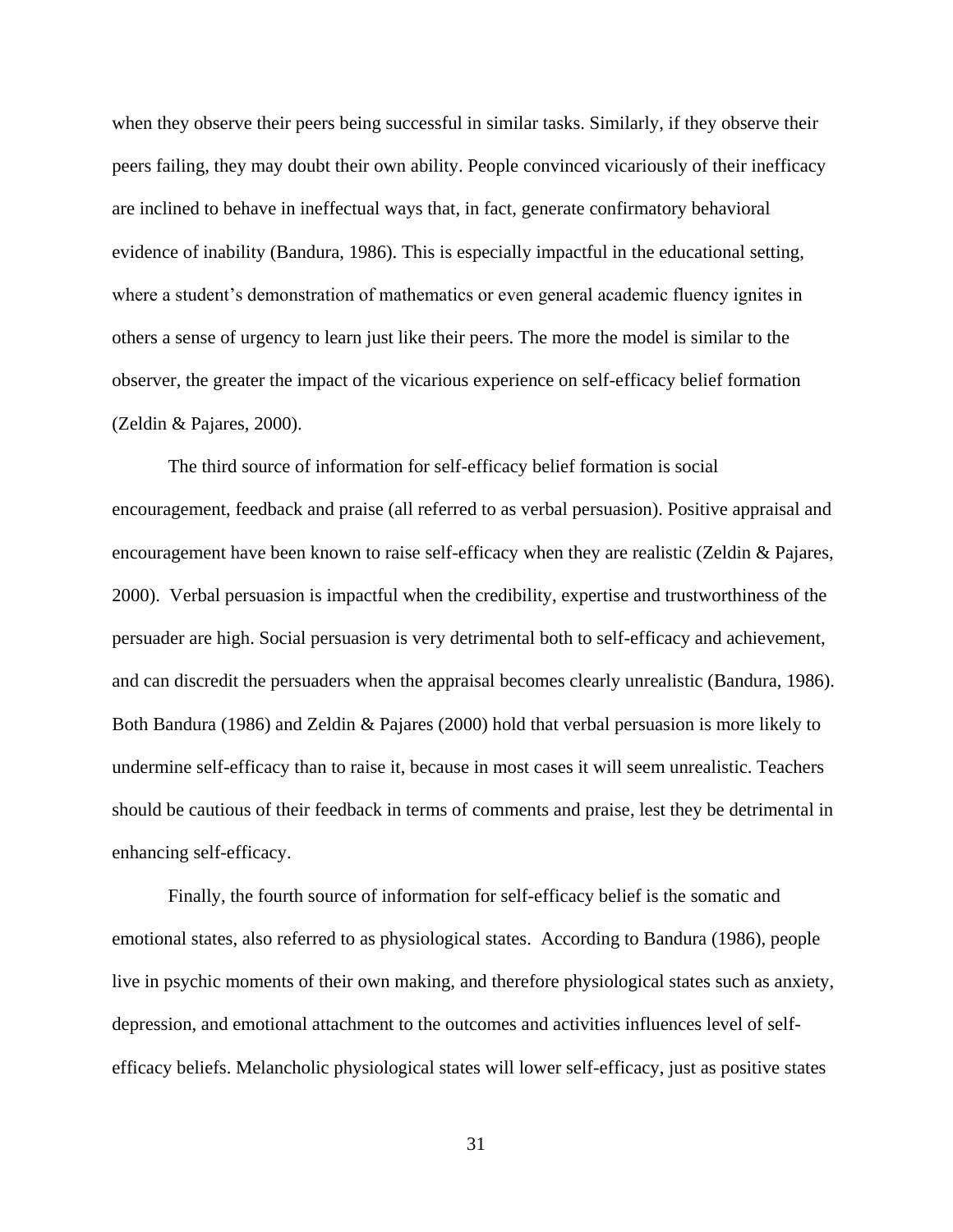when they observe their peers being successful in similar tasks. Similarly, if they observe their peers failing, they may doubt their own ability. People convinced vicariously of their inefficacy are inclined to behave in ineffectual ways that, in fact, generate confirmatory behavioral evidence of inability (Bandura, 1986). This is especially impactful in the educational setting, where a student's demonstration of mathematics or even general academic fluency ignites in others a sense of urgency to learn just like their peers. The more the model is similar to the observer, the greater the impact of the vicarious experience on self-efficacy belief formation (Zeldin & Pajares, 2000).

The third source of information for self-efficacy belief formation is social encouragement, feedback and praise (all referred to as verbal persuasion). Positive appraisal and encouragement have been known to raise self-efficacy when they are realistic (Zeldin & Pajares, 2000). Verbal persuasion is impactful when the credibility, expertise and trustworthiness of the persuader are high. Social persuasion is very detrimental both to self-efficacy and achievement, and can discredit the persuaders when the appraisal becomes clearly unrealistic (Bandura, 1986). Both Bandura (1986) and Zeldin & Pajares (2000) hold that verbal persuasion is more likely to undermine self-efficacy than to raise it, because in most cases it will seem unrealistic. Teachers should be cautious of their feedback in terms of comments and praise, lest they be detrimental in enhancing self-efficacy.

Finally, the fourth source of information for self-efficacy belief is the somatic and emotional states, also referred to as physiological states. According to Bandura (1986), people live in psychic moments of their own making, and therefore physiological states such as anxiety, depression, and emotional attachment to the outcomes and activities influences level of self-efficacy beliefs. Melancholic physiological states will lower self-efficacy, just as positive states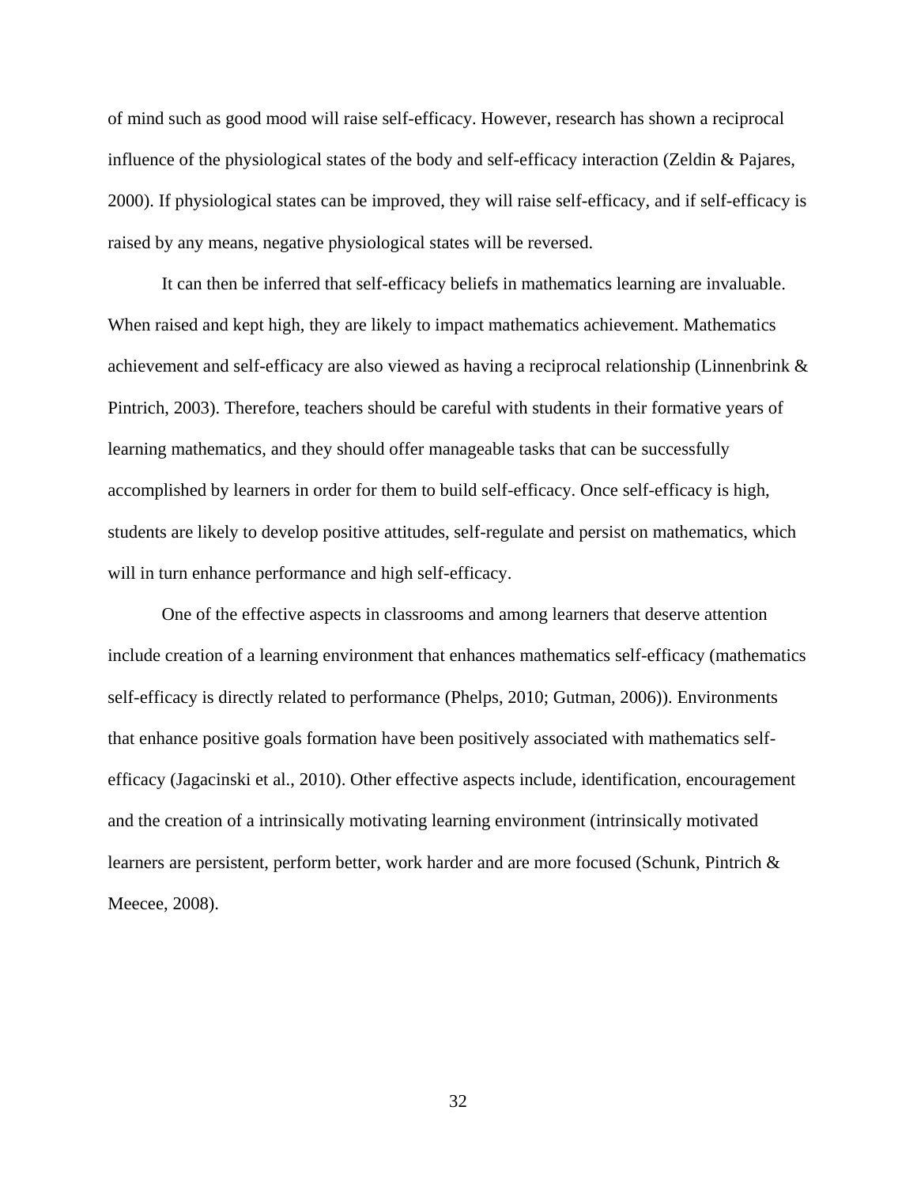of mind such as good mood will raise self-efficacy. However, research has shown a reciprocal influence of the physiological states of the body and self-efficacy interaction (Zeldin & Pajares, 2000). If physiological states can be improved, they will raise self-efficacy, and if self-efficacy is raised by any means, negative physiological states will be reversed.

It can then be inferred that self-efficacy beliefs in mathematics learning are invaluable. When raised and kept high, they are likely to impact mathematics achievement. Mathematics achievement and self-efficacy are also viewed as having a reciprocal relationship (Linnenbrink & Pintrich, 2003). Therefore, teachers should be careful with students in their formative years of learning mathematics, and they should offer manageable tasks that can be successfully accomplished by learners in order for them to build self-efficacy. Once self-efficacy is high, students are likely to develop positive attitudes, self-regulate and persist on mathematics, which will in turn enhance performance and high self-efficacy.

One of the effective aspects in classrooms and among learners that deserve attention include creation of a learning environment that enhances mathematics self-efficacy (mathematics self-efficacy is directly related to performance (Phelps, 2010; Gutman, 2006)). Environments that enhance positive goals formation have been positively associated with mathematics self-efficacy (Jagacinski et al., 2010). Other effective aspects include, identification, encouragement and the creation of a intrinsically motivating learning environment (intrinsically motivated learners are persistent, perform better, work harder and are more focused (Schunk, Pintrich & Meecee, 2008).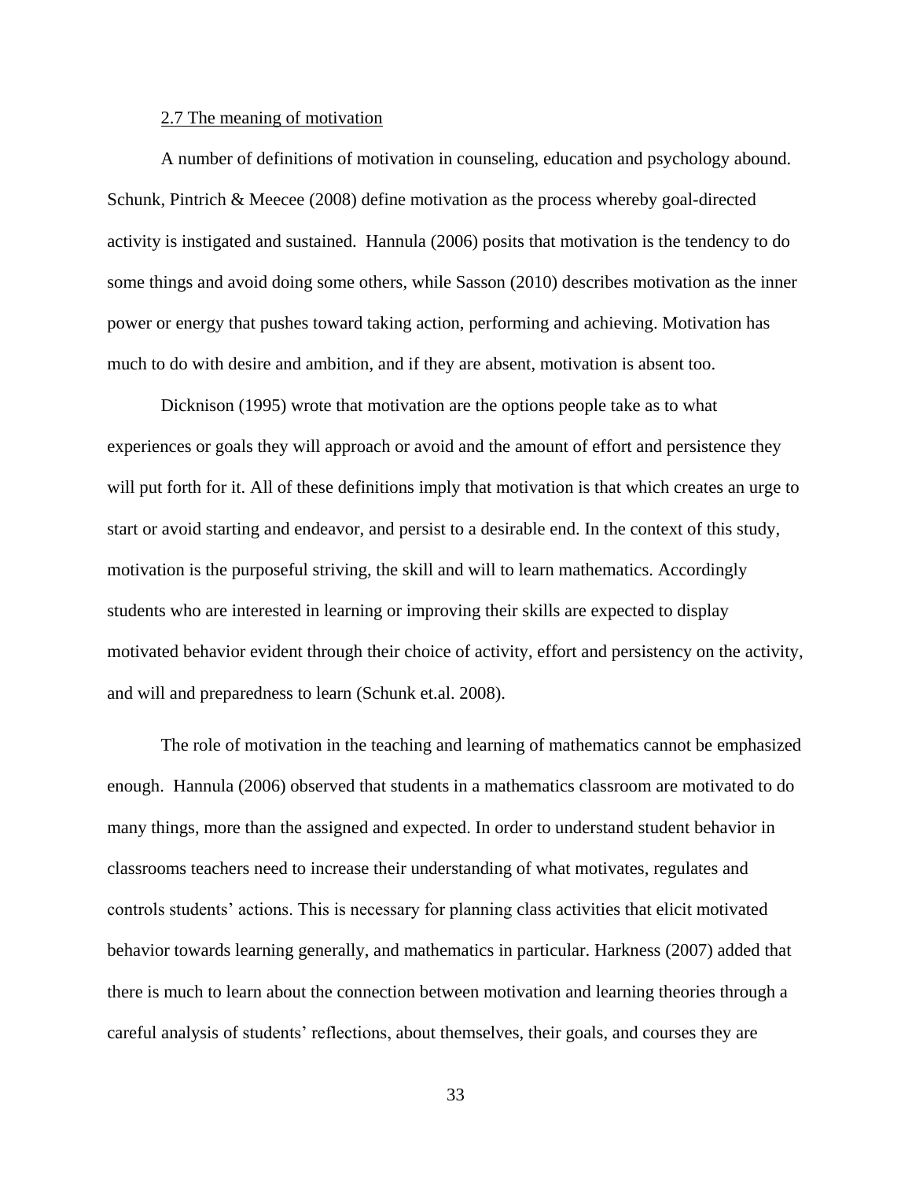## 2.7 The meaning of motivation

A number of definitions of motivation in counseling, education and psychology abound. Schunk, Pintrich & Meecee (2008) define motivation as the process whereby goal-directed activity is instigated and sustained. Hannula (2006) posits that motivation is the tendency to do some things and avoid doing some others, while Sasson (2010) describes motivation as the inner power or energy that pushes toward taking action, performing and achieving. Motivation has much to do with desire and ambition, and if they are absent, motivation is absent too.

Dicknison (1995) wrote that motivation are the options people take as to what experiences or goals they will approach or avoid and the amount of effort and persistence they will put forth for it. All of these definitions imply that motivation is that which creates an urge to start or avoid starting and endeavor, and persist to a desirable end. In the context of this study, motivation is the purposeful striving, the skill and will to learn mathematics. Accordingly students who are interested in learning or improving their skills are expected to display motivated behavior evident through their choice of activity, effort and persistency on the activity, and will and preparedness to learn (Schunk et.al. 2008).

The role of motivation in the teaching and learning of mathematics cannot be emphasized enough. Hannula (2006) observed that students in a mathematics classroom are motivated to do many things, more than the assigned and expected. In order to understand student behavior in classrooms teachers need to increase their understanding of what motivates, regulates and controls students' actions. This is necessary for planning class activities that elicit motivated behavior towards learning generally, and mathematics in particular. Harkness (2007) added that there is much to learn about the connection between motivation and learning theories through a careful analysis of students' reflections, about themselves, their goals, and courses they are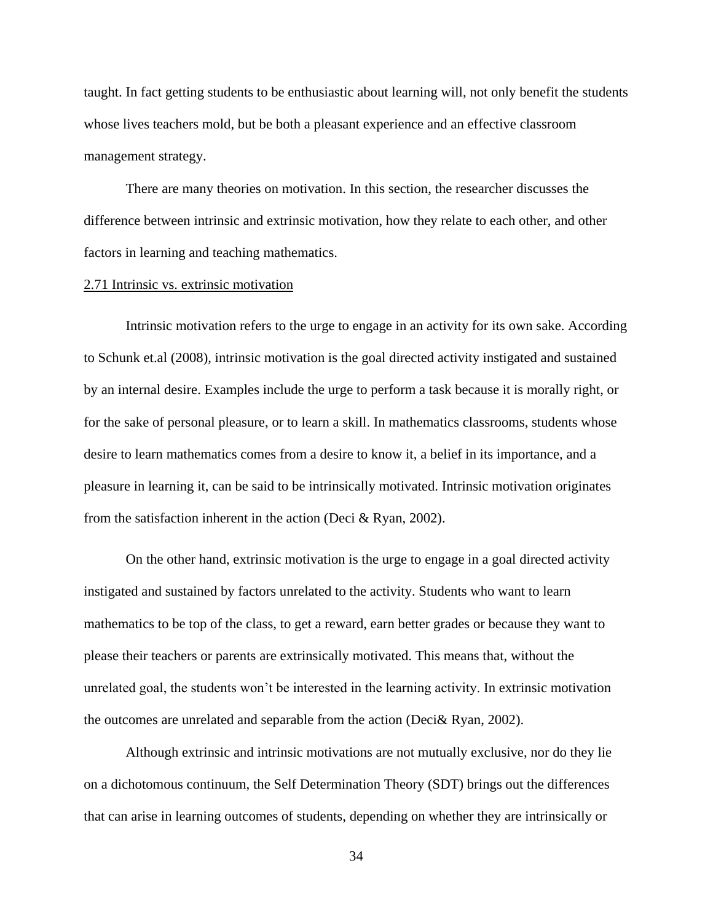taught. In fact getting students to be enthusiastic about learning will, not only benefit the students whose lives teachers mold, but be both a pleasant experience and an effective classroom management strategy.

There are many theories on motivation. In this section, the researcher discusses the difference between intrinsic and extrinsic motivation, how they relate to each other, and other factors in learning and teaching mathematics.

### 2.71 Intrinsic vs. extrinsic motivation

Intrinsic motivation refers to the urge to engage in an activity for its own sake. According to Schunk et.al (2008), intrinsic motivation is the goal directed activity instigated and sustained by an internal desire. Examples include the urge to perform a task because it is morally right, or for the sake of personal pleasure, or to learn a skill. In mathematics classrooms, students whose desire to learn mathematics comes from a desire to know it, a belief in its importance, and a pleasure in learning it, can be said to be intrinsically motivated. Intrinsic motivation originates from the satisfaction inherent in the action (Deci & Ryan, 2002).

On the other hand, extrinsic motivation is the urge to engage in a goal directed activity instigated and sustained by factors unrelated to the activity. Students who want to learn mathematics to be top of the class, to get a reward, earn better grades or because they want to please their teachers or parents are extrinsically motivated. This means that, without the unrelated goal, the students won't be interested in the learning activity. In extrinsic motivation the outcomes are unrelated and separable from the action (Deci& Ryan, 2002).

Although extrinsic and intrinsic motivations are not mutually exclusive, nor do they lie on a dichotomous continuum, the Self Determination Theory (SDT) brings out the differences that can arise in learning outcomes of students, depending on whether they are intrinsically or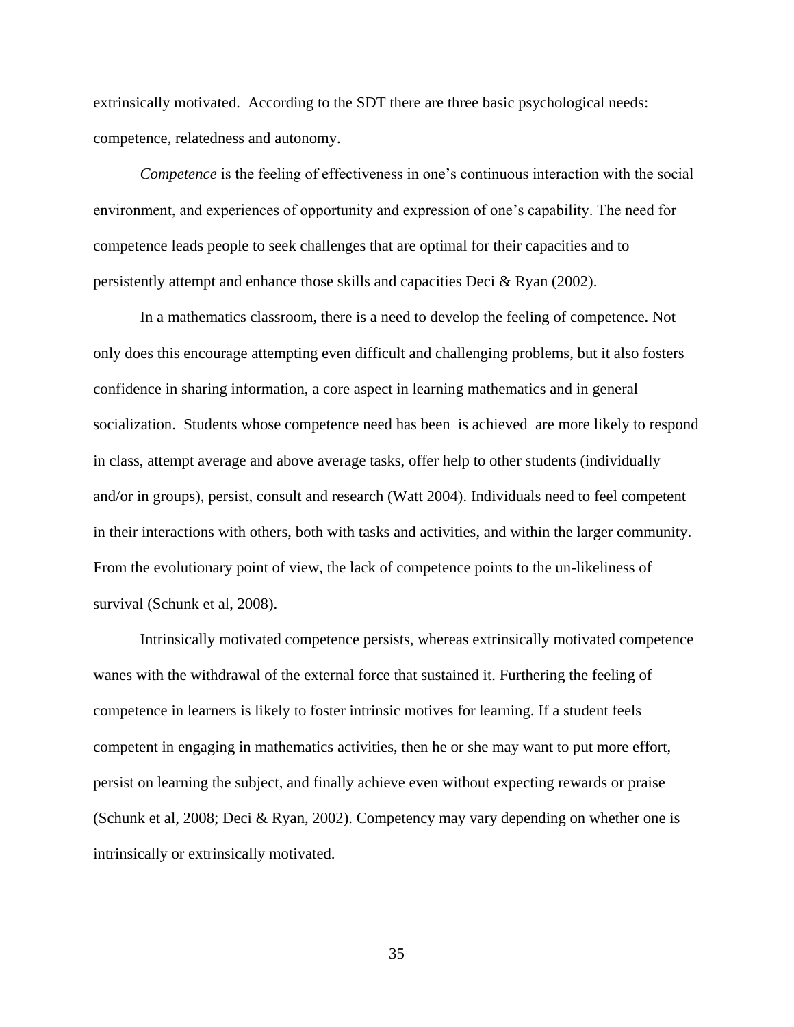extrinsically motivated. According to the SDT there are three basic psychological needs: competence, relatedness and autonomy.

*Competence* is the feeling of effectiveness in one's continuous interaction with the social environment, and experiences of opportunity and expression of one's capability. The need for competence leads people to seek challenges that are optimal for their capacities and to persistently attempt and enhance those skills and capacities Deci & Ryan (2002).

In a mathematics classroom, there is a need to develop the feeling of competence. Not only does this encourage attempting even difficult and challenging problems, but it also fosters confidence in sharing information, a core aspect in learning mathematics and in general socialization. Students whose competence need has been is achieved are more likely to respond in class, attempt average and above average tasks, offer help to other students (individually and/or in groups), persist, consult and research (Watt 2004). Individuals need to feel competent in their interactions with others, both with tasks and activities, and within the larger community. From the evolutionary point of view, the lack of competence points to the un-likeliness of survival (Schunk et al, 2008).

Intrinsically motivated competence persists, whereas extrinsically motivated competence wanes with the withdrawal of the external force that sustained it. Furthering the feeling of competence in learners is likely to foster intrinsic motives for learning. If a student feels competent in engaging in mathematics activities, then he or she may want to put more effort, persist on learning the subject, and finally achieve even without expecting rewards or praise (Schunk et al, 2008; Deci & Ryan, 2002). Competency may vary depending on whether one is intrinsically or extrinsically motivated.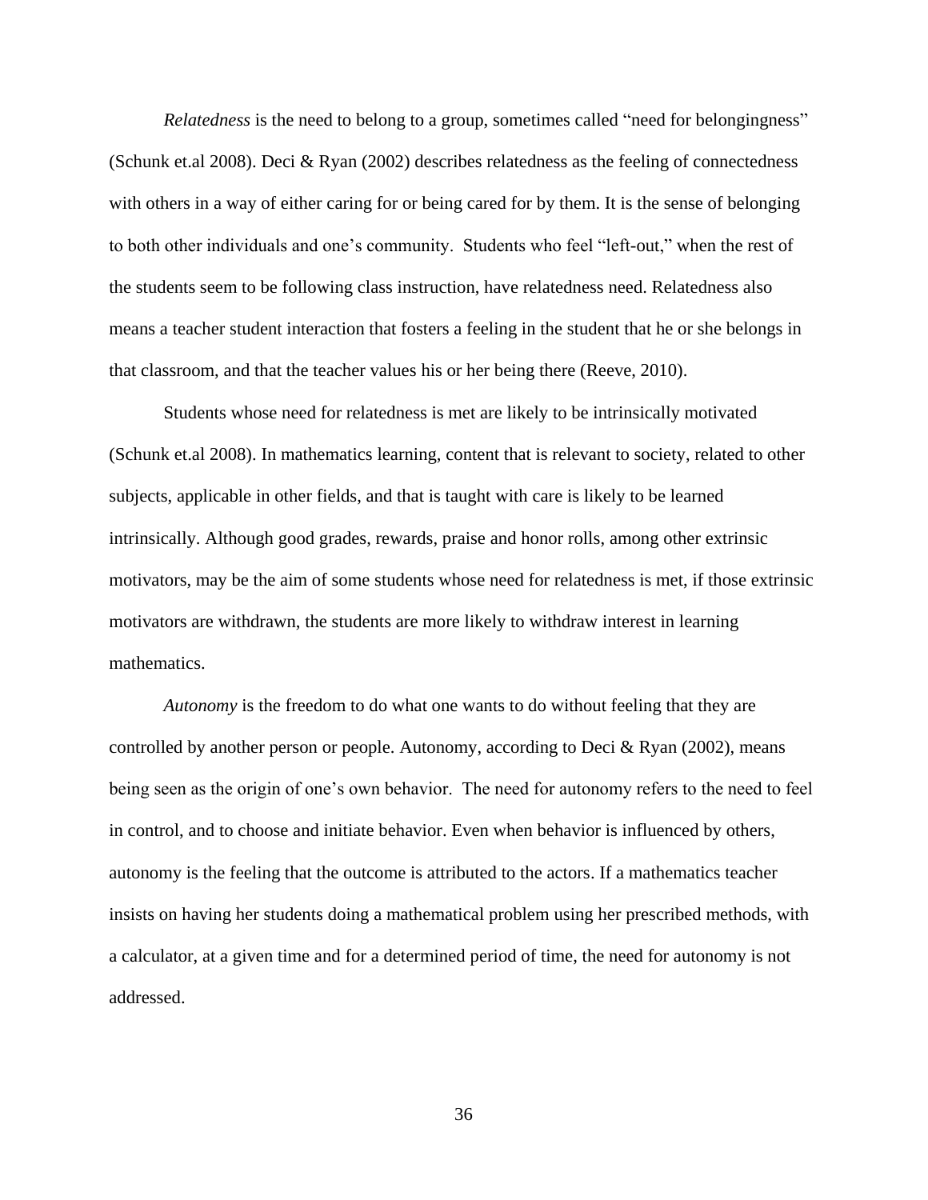*Relatedness* is the need to belong to a group, sometimes called "need for belongingness" (Schunk et.al 2008). Deci & Ryan (2002) describes relatedness as the feeling of connectedness with others in a way of either caring for or being cared for by them. It is the sense of belonging to both other individuals and one's community. Students who feel "left-out," when the rest of the students seem to be following class instruction, have relatedness need. Relatedness also means a teacher student interaction that fosters a feeling in the student that he or she belongs in that classroom, and that the teacher values his or her being there (Reeve, 2010).

Students whose need for relatedness is met are likely to be intrinsically motivated (Schunk et.al 2008). In mathematics learning, content that is relevant to society, related to other subjects, applicable in other fields, and that is taught with care is likely to be learned intrinsically. Although good grades, rewards, praise and honor rolls, among other extrinsic motivators, may be the aim of some students whose need for relatedness is met, if those extrinsic motivators are withdrawn, the students are more likely to withdraw interest in learning mathematics.

*Autonomy* is the freedom to do what one wants to do without feeling that they are controlled by another person or people. Autonomy, according to Deci & Ryan (2002), means being seen as the origin of one's own behavior. The need for autonomy refers to the need to feel in control, and to choose and initiate behavior. Even when behavior is influenced by others, autonomy is the feeling that the outcome is attributed to the actors. If a mathematics teacher insists on having her students doing a mathematical problem using her prescribed methods, with a calculator, at a given time and for a determined period of time, the need for autonomy is not addressed.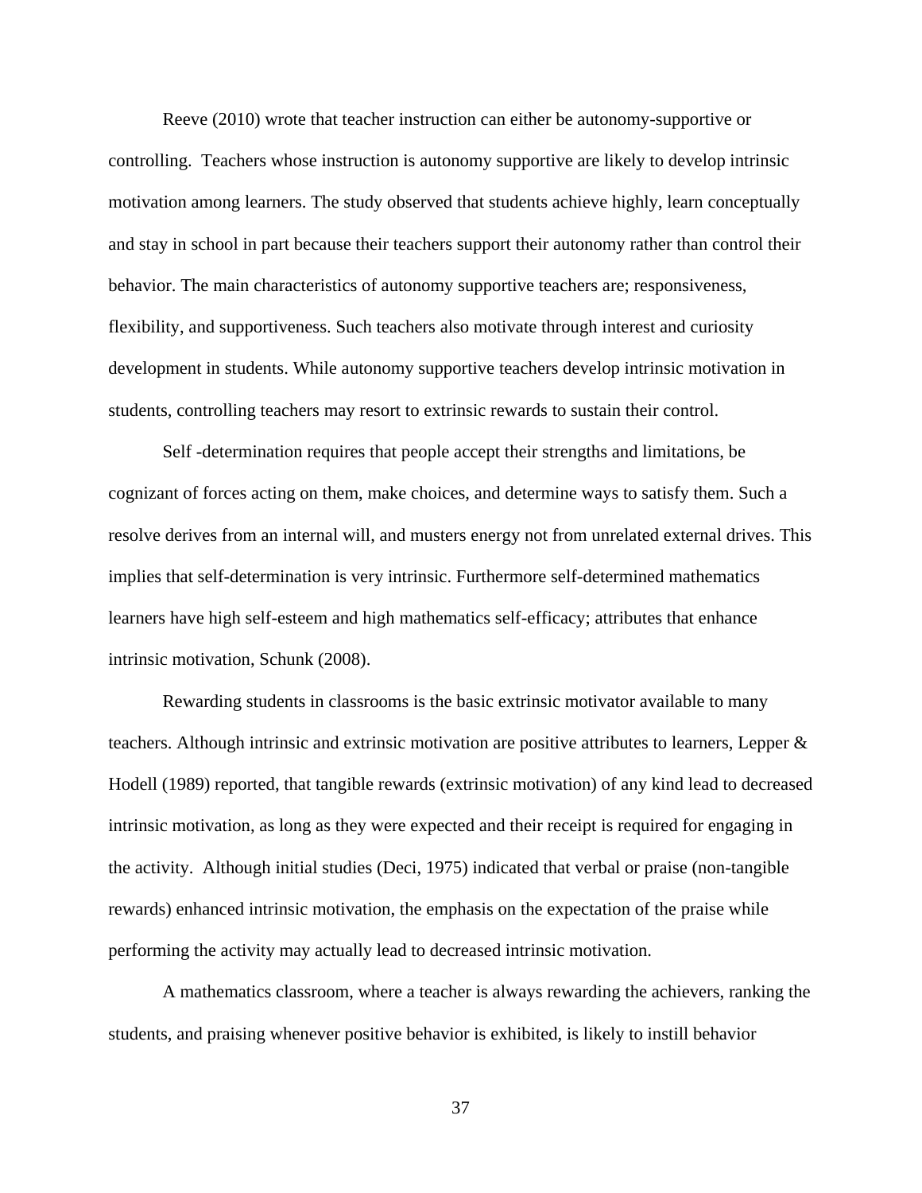Reeve (2010) wrote that teacher instruction can either be autonomy-supportive or controlling. Teachers whose instruction is autonomy supportive are likely to develop intrinsic motivation among learners. The study observed that students achieve highly, learn conceptually and stay in school in part because their teachers support their autonomy rather than control their behavior. The main characteristics of autonomy supportive teachers are; responsiveness, flexibility, and supportiveness. Such teachers also motivate through interest and curiosity development in students. While autonomy supportive teachers develop intrinsic motivation in students, controlling teachers may resort to extrinsic rewards to sustain their control.

Self -determination requires that people accept their strengths and limitations, be cognizant of forces acting on them, make choices, and determine ways to satisfy them. Such a resolve derives from an internal will, and musters energy not from unrelated external drives. This implies that self-determination is very intrinsic. Furthermore self-determined mathematics learners have high self-esteem and high mathematics self-efficacy; attributes that enhance intrinsic motivation, Schunk (2008).

Rewarding students in classrooms is the basic extrinsic motivator available to many teachers. Although intrinsic and extrinsic motivation are positive attributes to learners, Lepper & Hodell (1989) reported, that tangible rewards (extrinsic motivation) of any kind lead to decreased intrinsic motivation, as long as they were expected and their receipt is required for engaging in the activity. Although initial studies (Deci, 1975) indicated that verbal or praise (non-tangible rewards) enhanced intrinsic motivation, the emphasis on the expectation of the praise while performing the activity may actually lead to decreased intrinsic motivation.

A mathematics classroom, where a teacher is always rewarding the achievers, ranking the students, and praising whenever positive behavior is exhibited, is likely to instill behavior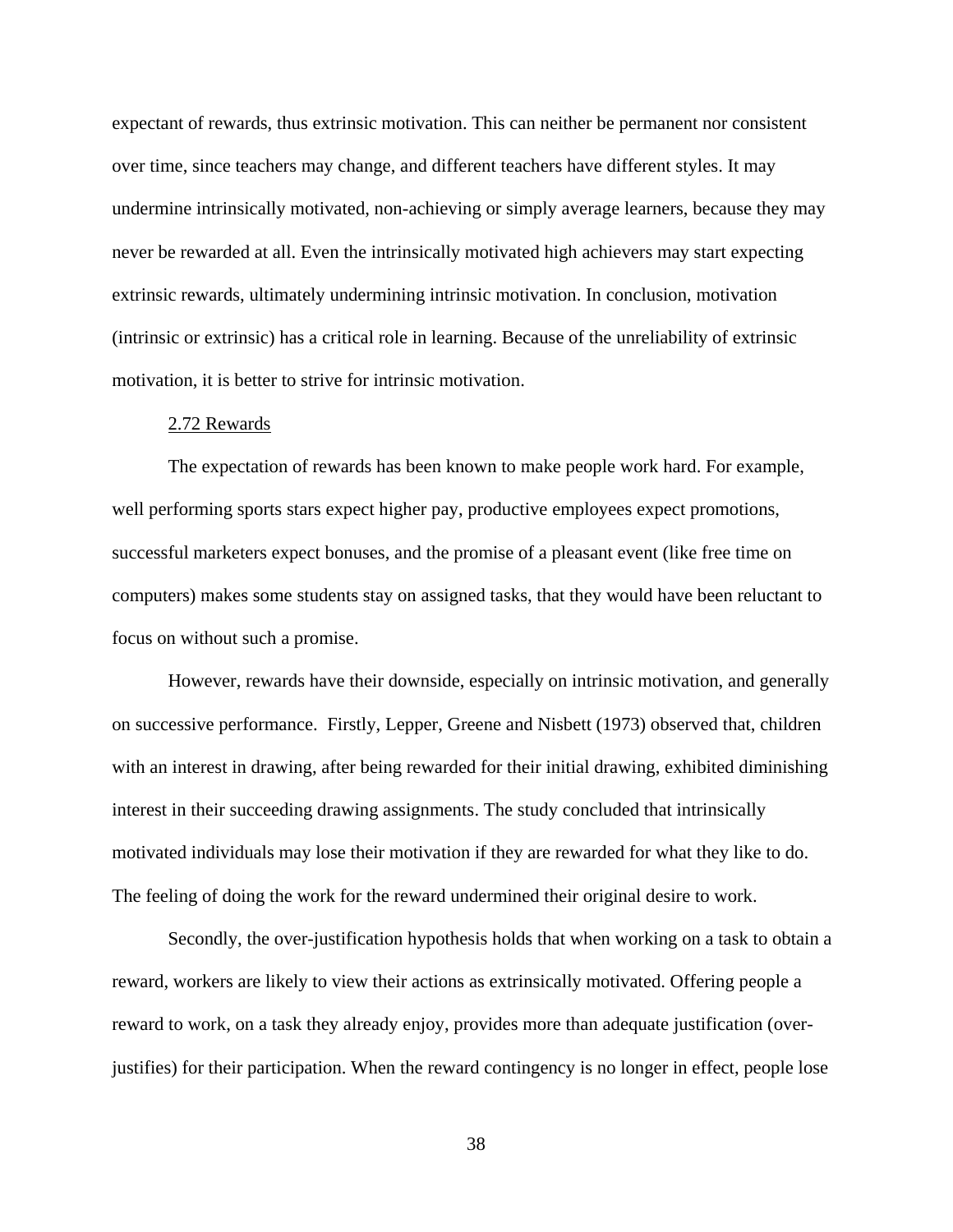expectant of rewards, thus extrinsic motivation. This can neither be permanent nor consistent over time, since teachers may change, and different teachers have different styles. It may undermine intrinsically motivated, non-achieving or simply average learners, because they may never be rewarded at all. Even the intrinsically motivated high achievers may start expecting extrinsic rewards, ultimately undermining intrinsic motivation. In conclusion, motivation (intrinsic or extrinsic) has a critical role in learning. Because of the unreliability of extrinsic motivation, it is better to strive for intrinsic motivation.

### 2.72 Rewards

The expectation of rewards has been known to make people work hard. For example, well performing sports stars expect higher pay, productive employees expect promotions, successful marketers expect bonuses, and the promise of a pleasant event (like free time on computers) makes some students stay on assigned tasks, that they would have been reluctant to focus on without such a promise.

However, rewards have their downside, especially on intrinsic motivation, and generally on successive performance. Firstly, Lepper, Greene and Nisbett (1973) observed that, children with an interest in drawing, after being rewarded for their initial drawing, exhibited diminishing interest in their succeeding drawing assignments. The study concluded that intrinsically motivated individuals may lose their motivation if they are rewarded for what they like to do. The feeling of doing the work for the reward undermined their original desire to work.

Secondly, the over-justification hypothesis holds that when working on a task to obtain a reward, workers are likely to view their actions as extrinsically motivated. Offering people a reward to work, on a task they already enjoy, provides more than adequate justification (over-justifies) for their participation. When the reward contingency is no longer in effect, people lose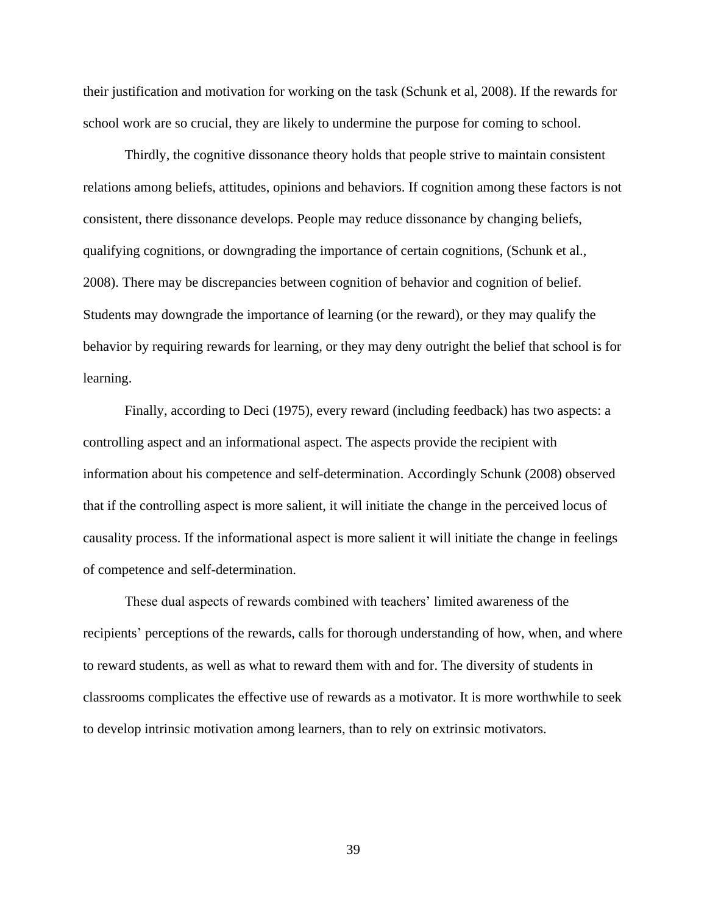their justification and motivation for working on the task (Schunk et al, 2008). If the rewards for school work are so crucial, they are likely to undermine the purpose for coming to school.

Thirdly, the cognitive dissonance theory holds that people strive to maintain consistent relations among beliefs, attitudes, opinions and behaviors. If cognition among these factors is not consistent, there dissonance develops. People may reduce dissonance by changing beliefs, qualifying cognitions, or downgrading the importance of certain cognitions, (Schunk et al., 2008). There may be discrepancies between cognition of behavior and cognition of belief. Students may downgrade the importance of learning (or the reward), or they may qualify the behavior by requiring rewards for learning, or they may deny outright the belief that school is for learning.

Finally, according to Deci (1975), every reward (including feedback) has two aspects: a controlling aspect and an informational aspect. The aspects provide the recipient with information about his competence and self-determination. Accordingly Schunk (2008) observed that if the controlling aspect is more salient, it will initiate the change in the perceived locus of causality process. If the informational aspect is more salient it will initiate the change in feelings of competence and self-determination.

These dual aspects of rewards combined with teachers' limited awareness of the recipients' perceptions of the rewards, calls for thorough understanding of how, when, and where to reward students, as well as what to reward them with and for. The diversity of students in classrooms complicates the effective use of rewards as a motivator. It is more worthwhile to seek to develop intrinsic motivation among learners, than to rely on extrinsic motivators.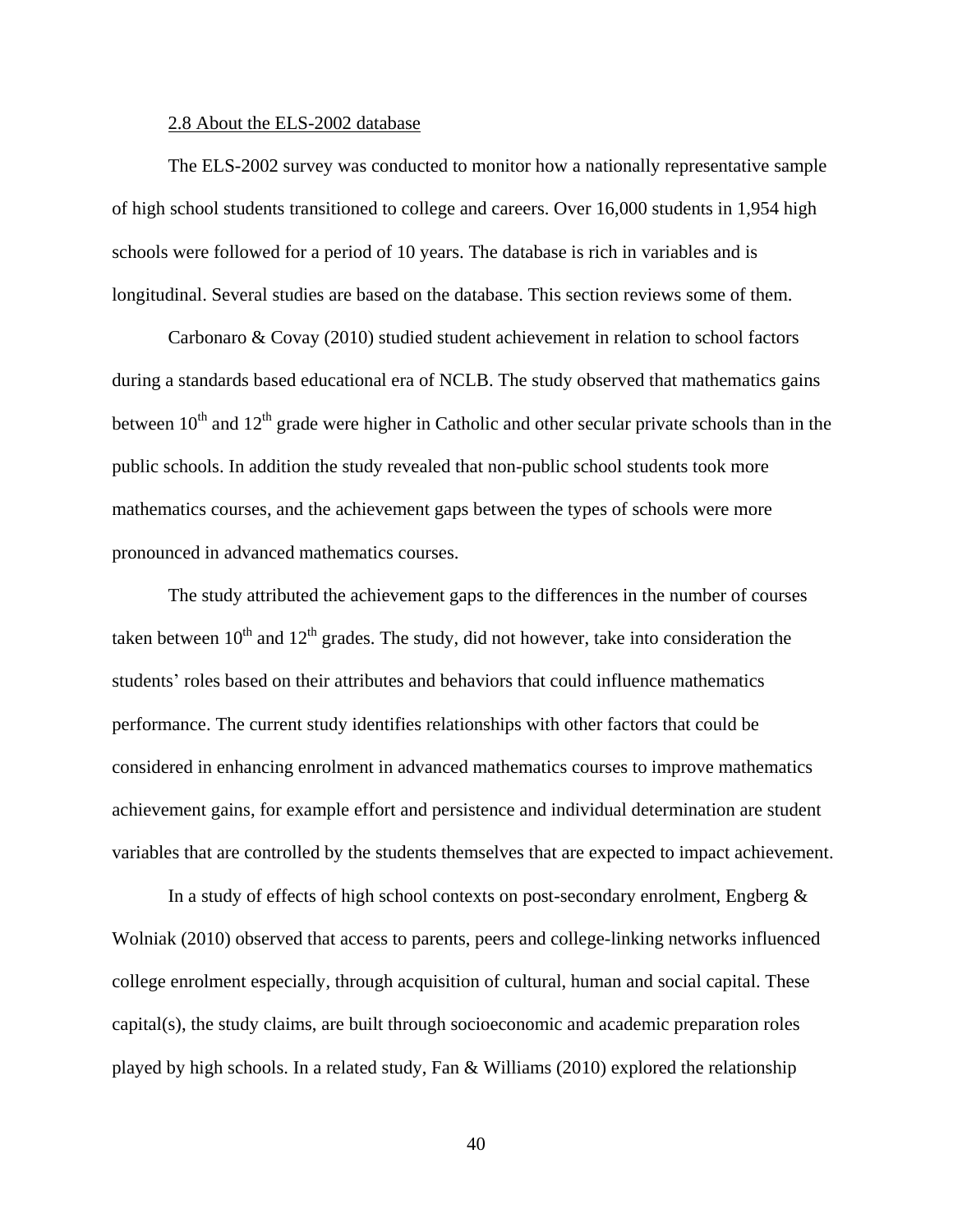### 2.8 About the ELS-2002 database

The ELS-2002 survey was conducted to monitor how a nationally representative sample of high school students transitioned to college and careers. Over 16,000 students in 1,954 high schools were followed for a period of 10 years. The database is rich in variables and is longitudinal. Several studies are based on the database. This section reviews some of them.

Carbonaro & Covay (2010) studied student achievement in relation to school factors during a standards based educational era of NCLB. The study observed that mathematics gains between 10th and 12th grade were higher in Catholic and other secular private schools than in the public schools. In addition the study revealed that non-public school students took more mathematics courses, and the achievement gaps between the types of schools were more pronounced in advanced mathematics courses.

The study attributed the achievement gaps to the differences in the number of courses taken between 10th and 12th grades. The study, did not however, take into consideration the students' roles based on their attributes and behaviors that could influence mathematics performance. The current study identifies relationships with other factors that could be considered in enhancing enrolment in advanced mathematics courses to improve mathematics achievement gains, for example effort and persistence and individual determination are student variables that are controlled by the students themselves that are expected to impact achievement.

In a study of effects of high school contexts on post-secondary enrolment, Engberg & Wolniak (2010) observed that access to parents, peers and college-linking networks influenced college enrolment especially, through acquisition of cultural, human and social capital. These capital(s), the study claims, are built through socioeconomic and academic preparation roles played by high schools. In a related study, Fan & Williams (2010) explored the relationship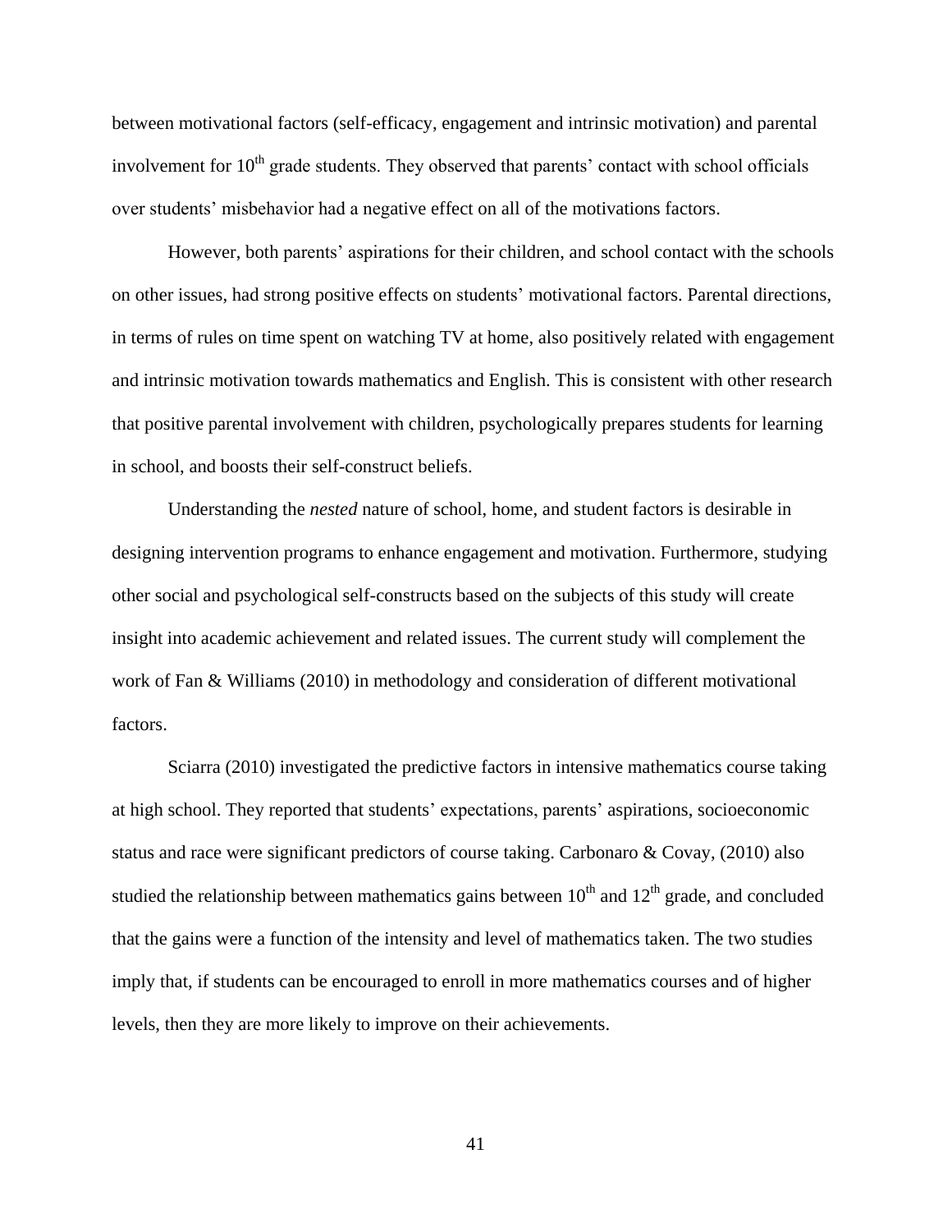between motivational factors (self-efficacy, engagement and intrinsic motivation) and parental involvement for 10th grade students. They observed that parents' contact with school officials over students' misbehavior had a negative effect on all of the motivations factors.

However, both parents' aspirations for their children, and school contact with the schools on other issues, had strong positive effects on students' motivational factors. Parental directions, in terms of rules on time spent on watching TV at home, also positively related with engagement and intrinsic motivation towards mathematics and English. This is consistent with other research that positive parental involvement with children, psychologically prepares students for learning in school, and boosts their self-construct beliefs.

Understanding the *nested* nature of school, home, and student factors is desirable in designing intervention programs to enhance engagement and motivation. Furthermore, studying other social and psychological self-constructs based on the subjects of this study will create insight into academic achievement and related issues. The current study will complement the work of Fan & Williams (2010) in methodology and consideration of different motivational factors.

Sciarra (2010) investigated the predictive factors in intensive mathematics course taking at high school. They reported that students' expectations, parents' aspirations, socioeconomic status and race were significant predictors of course taking. Carbonaro & Covay, (2010) also studied the relationship between mathematics gains between 10th and 12th grade, and concluded that the gains were a function of the intensity and level of mathematics taken. The two studies imply that, if students can be encouraged to enroll in more mathematics courses and of higher levels, then they are more likely to improve on their achievements.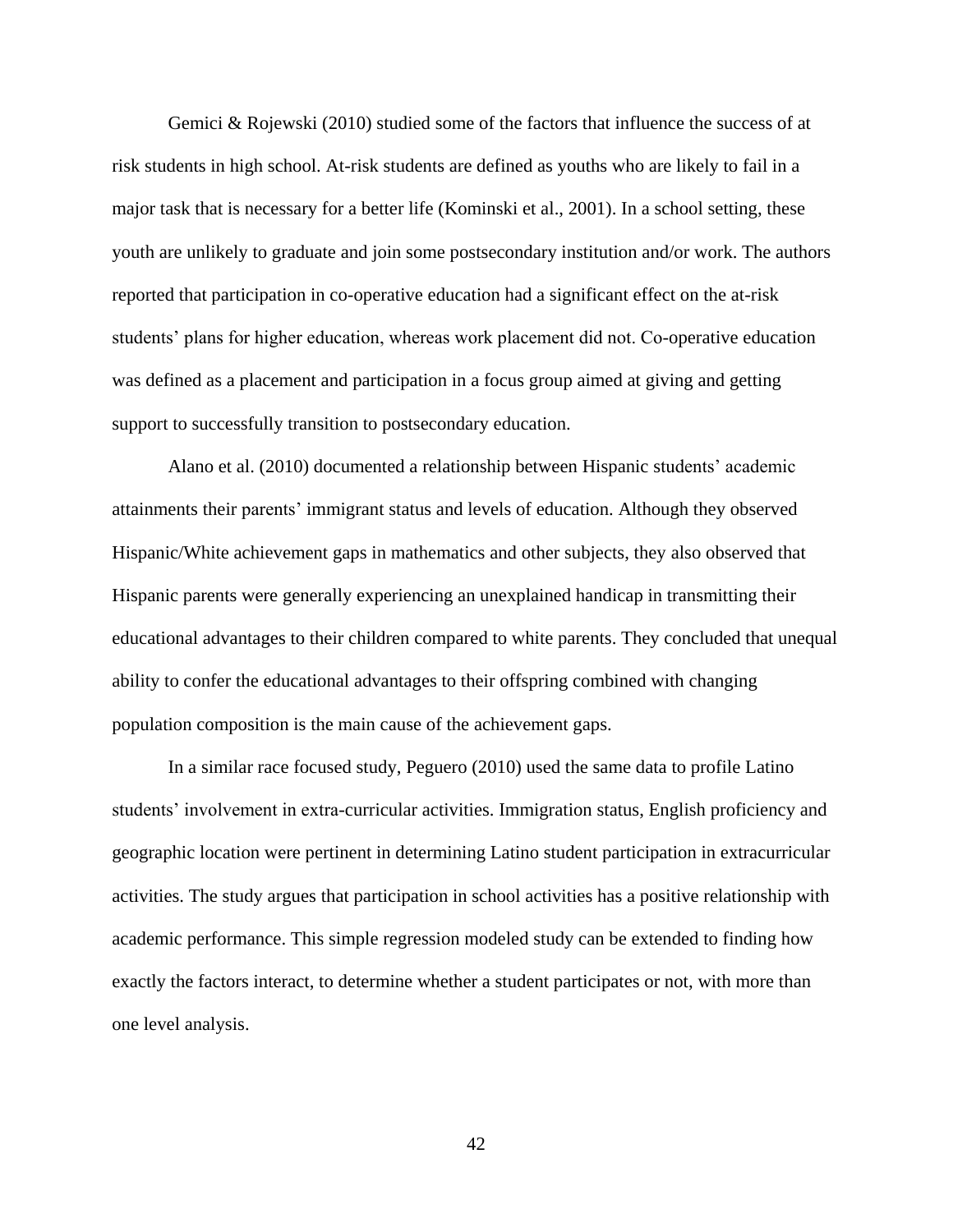Gemici & Rojewski (2010) studied some of the factors that influence the success of at risk students in high school. At-risk students are defined as youths who are likely to fail in a major task that is necessary for a better life (Kominski et al., 2001). In a school setting, these youth are unlikely to graduate and join some postsecondary institution and/or work. The authors reported that participation in co-operative education had a significant effect on the at-risk students' plans for higher education, whereas work placement did not. Co-operative education was defined as a placement and participation in a focus group aimed at giving and getting support to successfully transition to postsecondary education.

Alano et al. (2010) documented a relationship between Hispanic students' academic attainments their parents' immigrant status and levels of education. Although they observed Hispanic/White achievement gaps in mathematics and other subjects, they also observed that Hispanic parents were generally experiencing an unexplained handicap in transmitting their educational advantages to their children compared to white parents. They concluded that unequal ability to confer the educational advantages to their offspring combined with changing population composition is the main cause of the achievement gaps.

In a similar race focused study, Peguero (2010) used the same data to profile Latino students' involvement in extra-curricular activities. Immigration status, English proficiency and geographic location were pertinent in determining Latino student participation in extracurricular activities. The study argues that participation in school activities has a positive relationship with academic performance. This simple regression modeled study can be extended to finding how exactly the factors interact, to determine whether a student participates or not, with more than one level analysis.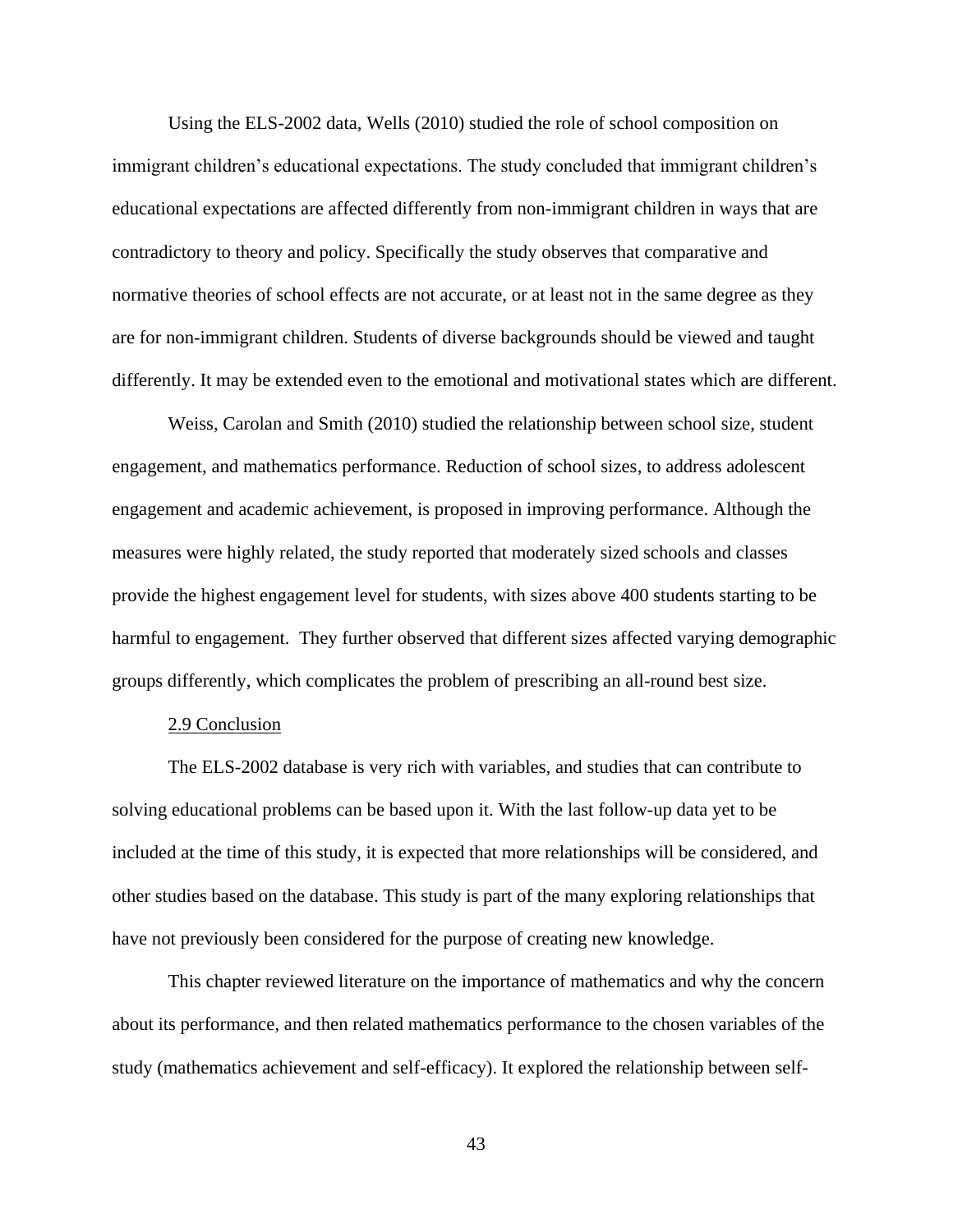Using the ELS-2002 data, Wells (2010) studied the role of school composition on immigrant children's educational expectations. The study concluded that immigrant children's educational expectations are affected differently from non-immigrant children in ways that are contradictory to theory and policy. Specifically the study observes that comparative and normative theories of school effects are not accurate, or at least not in the same degree as they are for non-immigrant children. Students of diverse backgrounds should be viewed and taught differently. It may be extended even to the emotional and motivational states which are different.

Weiss, Carolan and Smith (2010) studied the relationship between school size, student engagement, and mathematics performance. Reduction of school sizes, to address adolescent engagement and academic achievement, is proposed in improving performance. Although the measures were highly related, the study reported that moderately sized schools and classes provide the highest engagement level for students, with sizes above 400 students starting to be harmful to engagement. They further observed that different sizes affected varying demographic groups differently, which complicates the problem of prescribing an all-round best size.

### 2.9 Conclusion

The ELS-2002 database is very rich with variables, and studies that can contribute to solving educational problems can be based upon it. With the last follow-up data yet to be included at the time of this study, it is expected that more relationships will be considered, and other studies based on the database. This study is part of the many exploring relationships that have not previously been considered for the purpose of creating new knowledge.

This chapter reviewed literature on the importance of mathematics and why the concern about its performance, and then related mathematics performance to the chosen variables of the study (mathematics achievement and self-efficacy). It explored the relationship between self-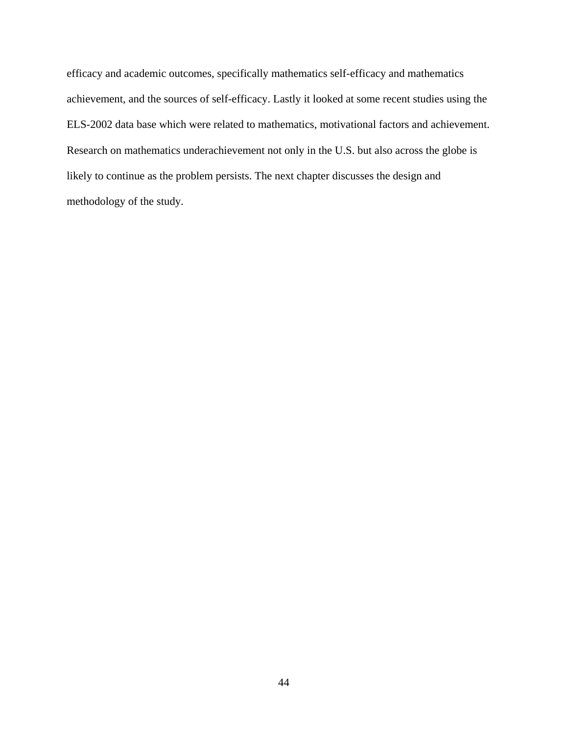efficacy and academic outcomes, specifically mathematics self-efficacy and mathematics achievement, and the sources of self-efficacy. Lastly it looked at some recent studies using the ELS-2002 data base which were related to mathematics, motivational factors and achievement. Research on mathematics underachievement not only in the U.S. but also across the globe is likely to continue as the problem persists. The next chapter discusses the design and methodology of the study.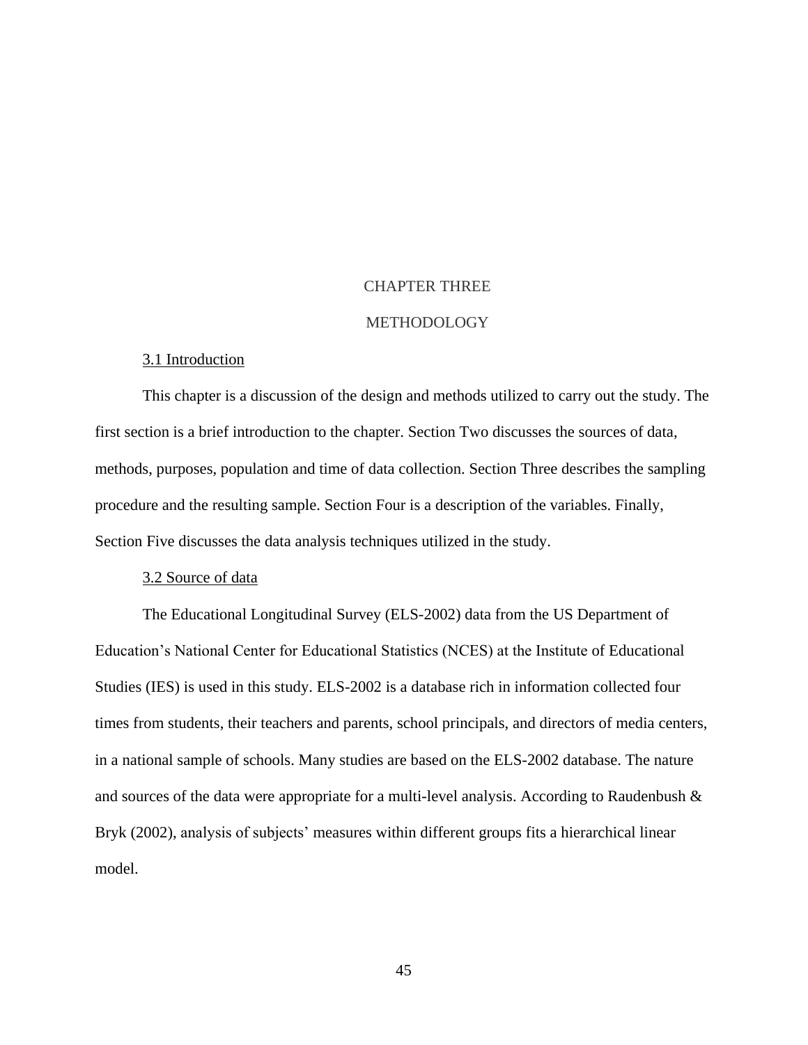# CHAPTER THREE

# METHODOLOGY

## 3.1 Introduction

This chapter is a discussion of the design and methods utilized to carry out the study. The first section is a brief introduction to the chapter. Section Two discusses the sources of data, methods, purposes, population and time of data collection. Section Three describes the sampling procedure and the resulting sample. Section Four is a description of the variables. Finally, Section Five discusses the data analysis techniques utilized in the study.

## 3.2 Source of data

The Educational Longitudinal Survey (ELS-2002) data from the US Department of Education's National Center for Educational Statistics (NCES) at the Institute of Educational Studies (IES) is used in this study. ELS-2002 is a database rich in information collected four times from students, their teachers and parents, school principals, and directors of media centers, in a national sample of schools. Many studies are based on the ELS-2002 database. The nature and sources of the data were appropriate for a multi-level analysis. According to Raudenbush & Bryk (2002), analysis of subjects' measures within different groups fits a hierarchical linear model.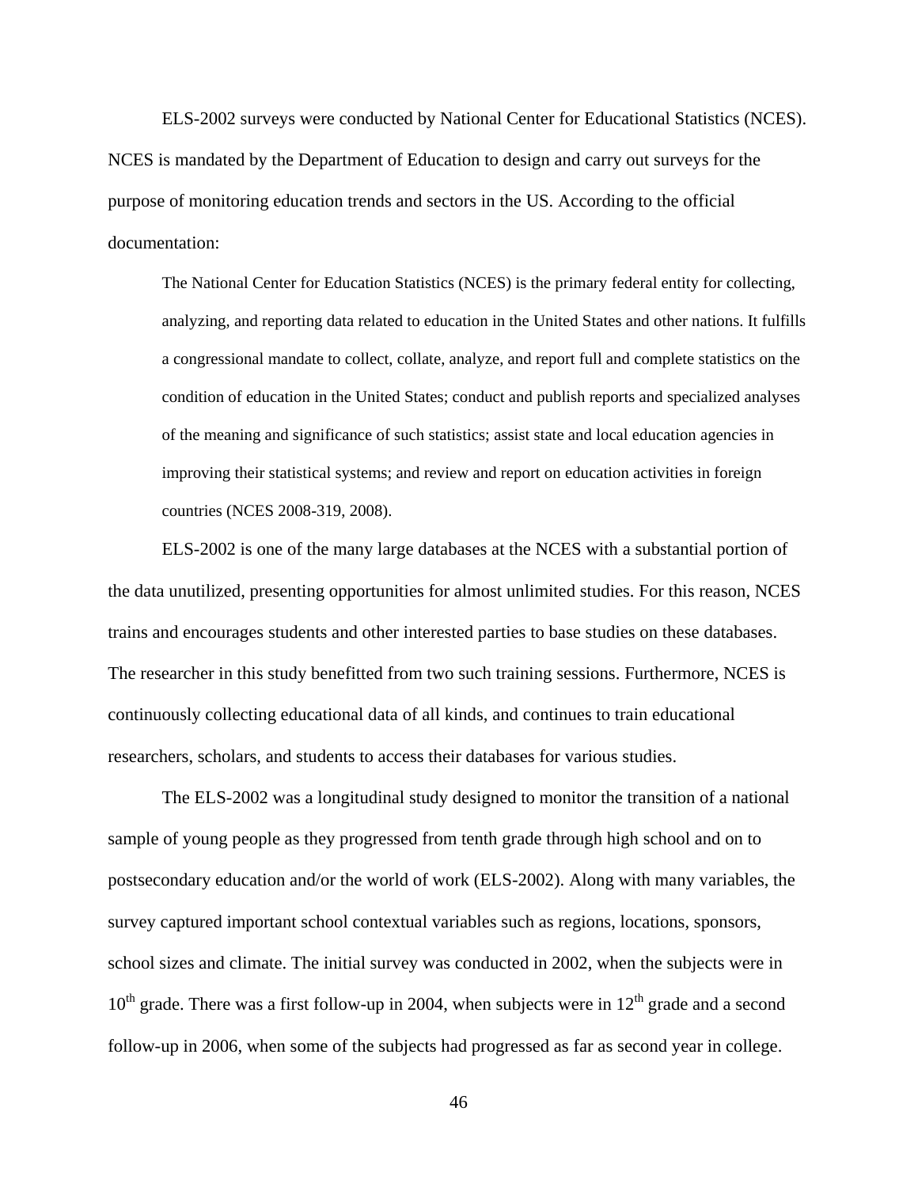ELS-2002 surveys were conducted by National Center for Educational Statistics (NCES). NCES is mandated by the Department of Education to design and carry out surveys for the purpose of monitoring education trends and sectors in the US. According to the official documentation:

> The National Center for Education Statistics (NCES) is the primary federal entity for collecting, analyzing, and reporting data related to education in the United States and other nations. It fulfills a congressional mandate to collect, collate, analyze, and report full and complete statistics on the condition of education in the United States; conduct and publish reports and specialized analyses of the meaning and significance of such statistics; assist state and local education agencies in improving their statistical systems; and review and report on education activities in foreign countries (NCES 2008-319, 2008).

ELS-2002 is one of the many large databases at the NCES with a substantial portion of the data unutilized, presenting opportunities for almost unlimited studies. For this reason, NCES trains and encourages students and other interested parties to base studies on these databases. The researcher in this study benefitted from two such training sessions. Furthermore, NCES is continuously collecting educational data of all kinds, and continues to train educational researchers, scholars, and students to access their databases for various studies.

The ELS-2002 was a longitudinal study designed to monitor the transition of a national sample of young people as they progressed from tenth grade through high school and on to postsecondary education and/or the world of work (ELS-2002). Along with many variables, the survey captured important school contextual variables such as regions, locations, sponsors, school sizes and climate. The initial survey was conducted in 2002, when the subjects were in 10th grade. There was a first follow-up in 2004, when subjects were in 12th grade and a second follow-up in 2006, when some of the subjects had progressed as far as second year in college.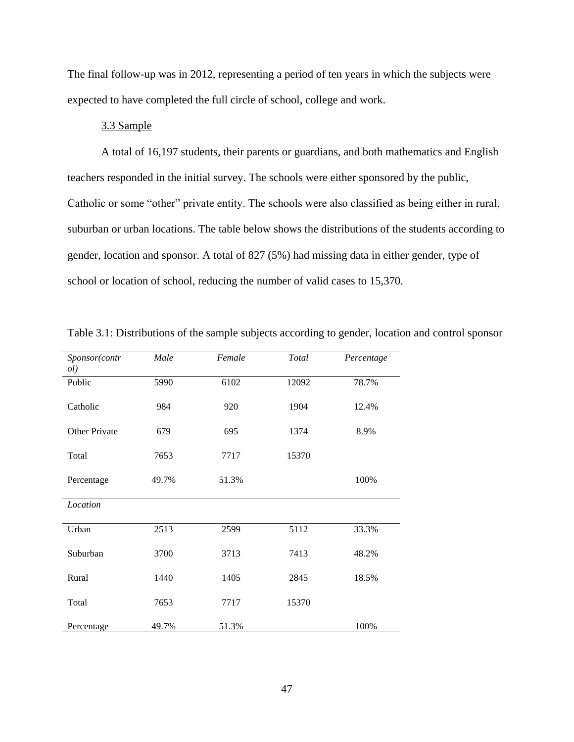The final follow-up was in 2012, representing a period of ten years in which the subjects were expected to have completed the full circle of school, college and work.

### 3.3 Sample

A total of 16,197 students, their parents or guardians, and both mathematics and English teachers responded in the initial survey. The schools were either sponsored by the public, Catholic or some "other" private entity. The schools were also classified as being either in rural, suburban or urban locations. The table below shows the distributions of the students according to gender, location and sponsor. A total of 827 (5%) had missing data in either gender, type of school or location of school, reducing the number of valid cases to 15,370.

Table 3.1: Distributions of the sample subjects according to gender, location and control sponsor

| *Sponsor(control)* | *Male* | *Female* | *Total* | *Percentage* |
|---|---|---|---|---|
| Public | 5990 | 6102 | 12092 | 78.7% |
| Catholic | 984 | 920 | 1904 | 12.4% |
| Other Private | 679 | 695 | 1374 | 8.9% |
| Total | 7653 | 7717 | 15370 | |
| Percentage | 49.7% | 51.3% | | 100% |
| *Location* | | | | |
| Urban | 2513 | 2599 | 5112 | 33.3% |
| Suburban | 3700 | 3713 | 7413 | 48.2% |
| Rural | 1440 | 1405 | 2845 | 18.5% |
| Total | 7653 | 7717 | 15370 | |
| Percentage | 49.7% | 51.3% | | 100% |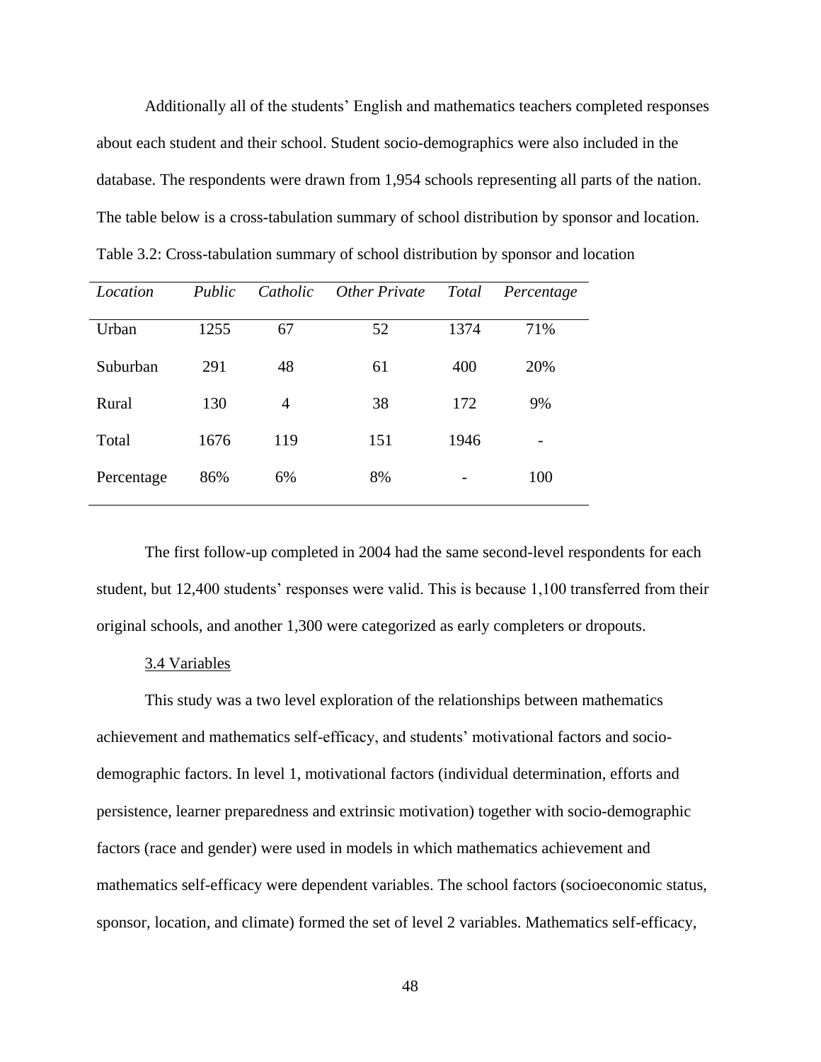Additionally all of the students' English and mathematics teachers completed responses about each student and their school. Student socio-demographics were also included in the database. The respondents were drawn from 1,954 schools representing all parts of the nation. The table below is a cross-tabulation summary of school distribution by sponsor and location.

Table 3.2: Cross-tabulation summary of school distribution by sponsor and location

| *Location* | *Public* | *Catholic* | *Other Private* | *Total* | *Percentage* |
|---|---|---|---|---|---|
| Urban | 1255 | 67 | 52 | 1374 | 71% |
| Suburban | 291 | 48 | 61 | 400 | 20% |
| Rural | 130 | 4 | 38 | 172 | 9% |
| Total | 1676 | 119 | 151 | 1946 | - |
| Percentage | 86% | 6% | 8% | - | 100 |

The first follow-up completed in 2004 had the same second-level respondents for each student, but 12,400 students' responses were valid. This is because 1,100 transferred from their original schools, and another 1,300 were categorized as early completers or dropouts.

### 3.4 Variables

This study was a two level exploration of the relationships between mathematics achievement and mathematics self-efficacy, and students' motivational factors and socio-demographic factors. In level 1, motivational factors (individual determination, efforts and persistence, learner preparedness and extrinsic motivation) together with socio-demographic factors (race and gender) were used in models in which mathematics achievement and mathematics self-efficacy were dependent variables. The school factors (socioeconomic status, sponsor, location, and climate) formed the set of level 2 variables. Mathematics self-efficacy,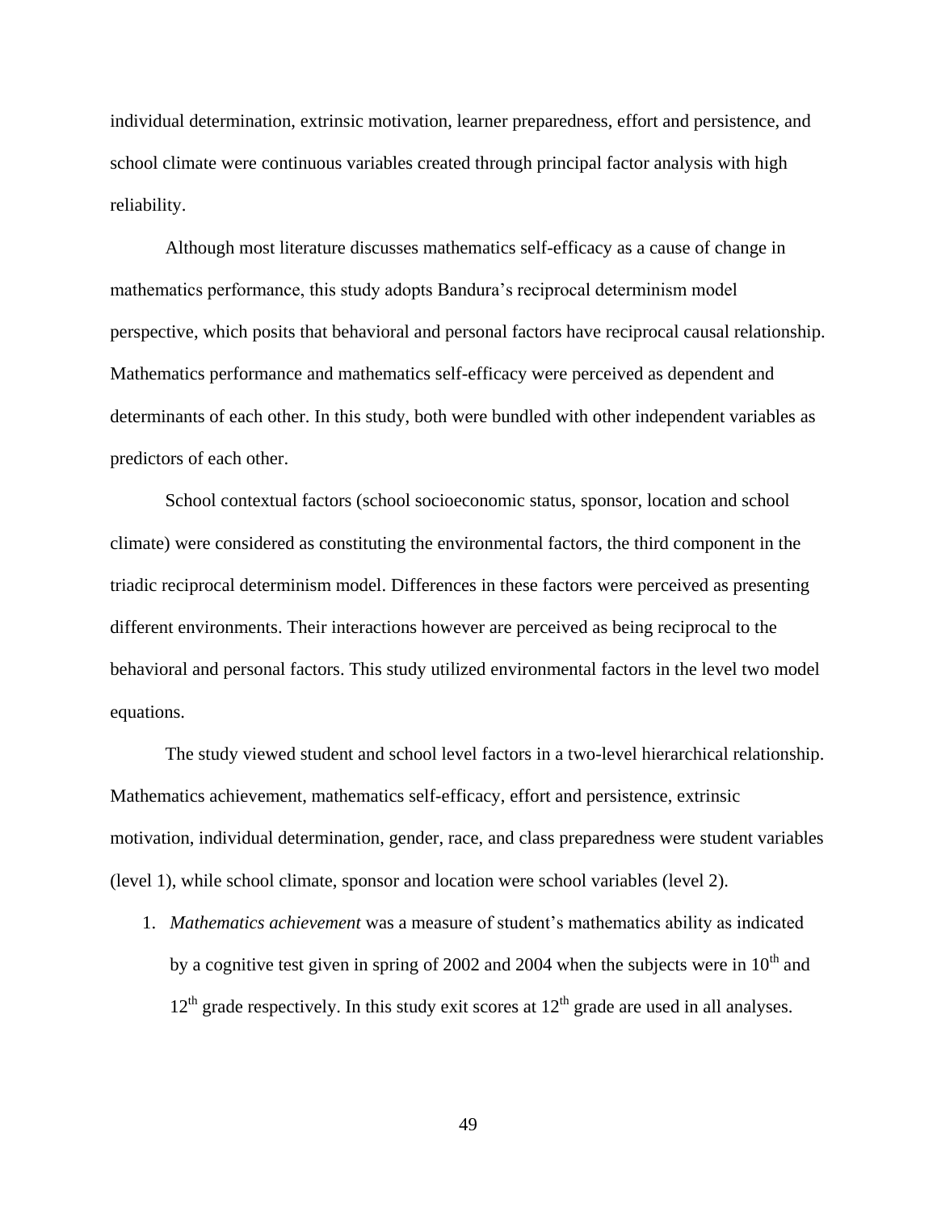individual determination, extrinsic motivation, learner preparedness, effort and persistence, and school climate were continuous variables created through principal factor analysis with high reliability.

Although most literature discusses mathematics self-efficacy as a cause of change in mathematics performance, this study adopts Bandura's reciprocal determinism model perspective, which posits that behavioral and personal factors have reciprocal causal relationship. Mathematics performance and mathematics self-efficacy were perceived as dependent and determinants of each other. In this study, both were bundled with other independent variables as predictors of each other.

School contextual factors (school socioeconomic status, sponsor, location and school climate) were considered as constituting the environmental factors, the third component in the triadic reciprocal determinism model. Differences in these factors were perceived as presenting different environments. Their interactions however are perceived as being reciprocal to the behavioral and personal factors. This study utilized environmental factors in the level two model equations.

The study viewed student and school level factors in a two-level hierarchical relationship. Mathematics achievement, mathematics self-efficacy, effort and persistence, extrinsic motivation, individual determination, gender, race, and class preparedness were student variables (level 1), while school climate, sponsor and location were school variables (level 2).

1. *Mathematics achievement* was a measure of student's mathematics ability as indicated by a cognitive test given in spring of 2002 and 2004 when the subjects were in 10th and 12th grade respectively. In this study exit scores at 12th grade are used in all analyses.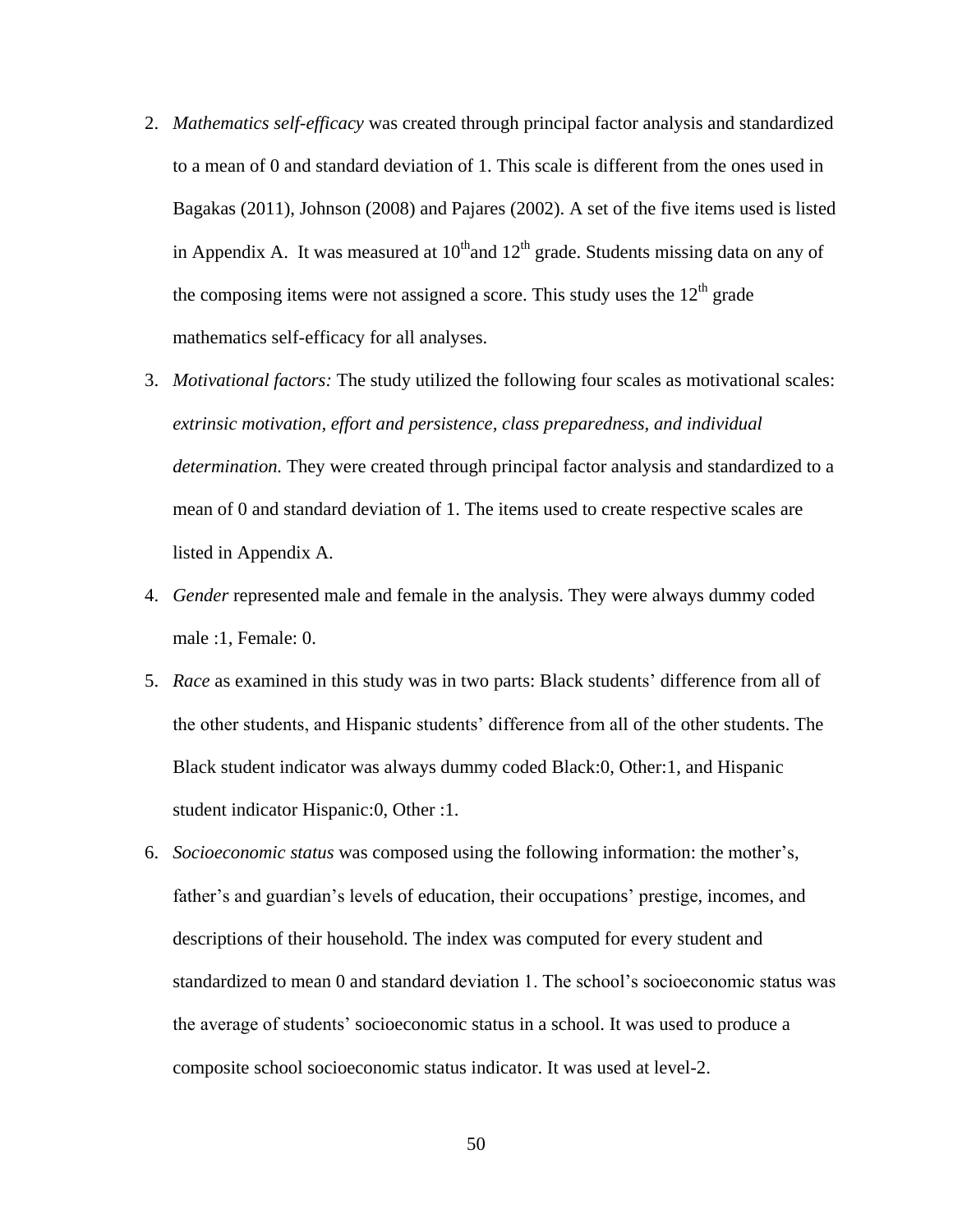2. *Mathematics self-efficacy* was created through principal factor analysis and standardized to a mean of 0 and standard deviation of 1. This scale is different from the ones used in Bagakas (2011), Johnson (2008) and Pajares (2002). A set of the five items used is listed in Appendix A. It was measured at $10^{th}$and $12^{th}$ grade. Students missing data on any of the composing items were not assigned a score. This study uses the $12^{th}$ grade mathematics self-efficacy for all analyses.

3. *Motivational factors:* The study utilized the following four scales as motivational scales: *extrinsic motivation, effort and persistence, class preparedness, and individual determination.* They were created through principal factor analysis and standardized to a mean of 0 and standard deviation of 1. The items used to create respective scales are listed in Appendix A.

4. *Gender* represented male and female in the analysis. They were always dummy coded male :1, Female: 0.

5. *Race* as examined in this study was in two parts: Black students' difference from all of the other students, and Hispanic students' difference from all of the other students. The Black student indicator was always dummy coded Black:0, Other:1, and Hispanic student indicator Hispanic:0, Other :1.

6. *Socioeconomic status* was composed using the following information: the mother's, father's and guardian's levels of education, their occupations' prestige, incomes, and descriptions of their household. The index was computed for every student and standardized to mean 0 and standard deviation 1. The school's socioeconomic status was the average of students' socioeconomic status in a school. It was used to produce a composite school socioeconomic status indicator. It was used at level-2.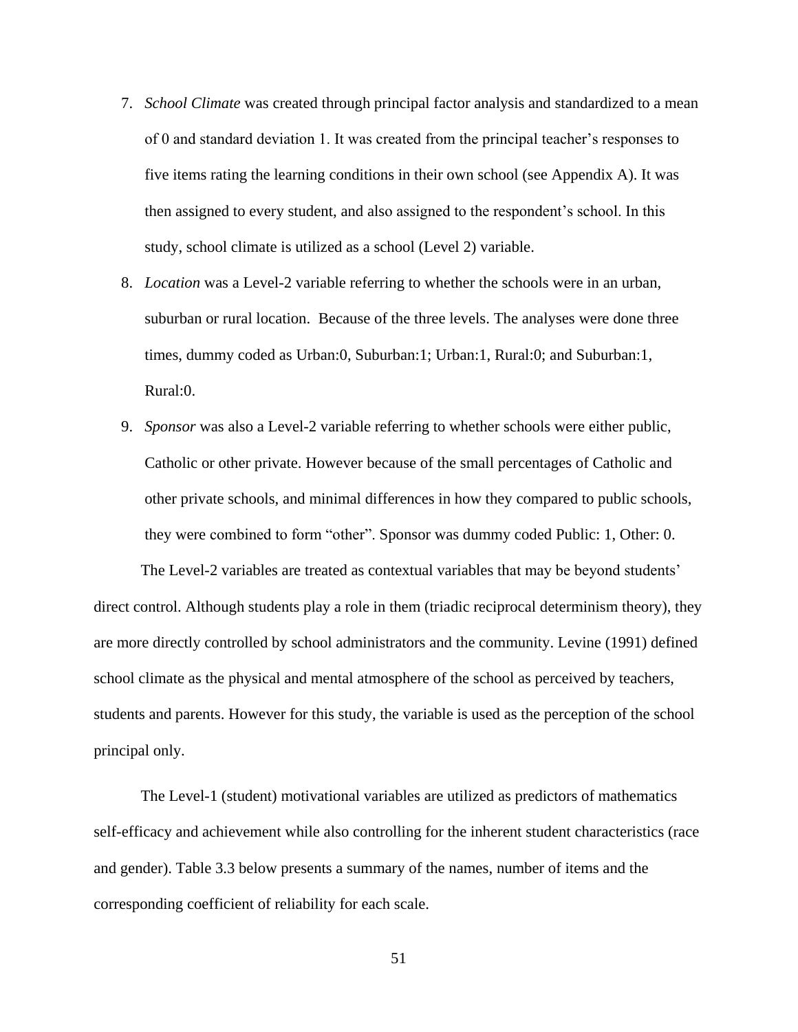7. *School Climate* was created through principal factor analysis and standardized to a mean of 0 and standard deviation 1. It was created from the principal teacher's responses to five items rating the learning conditions in their own school (see Appendix A). It was then assigned to every student, and also assigned to the respondent's school. In this study, school climate is utilized as a school (Level 2) variable.
8. *Location* was a Level-2 variable referring to whether the schools were in an urban, suburban or rural location.  Because of the three levels. The analyses were done three times, dummy coded as Urban:0, Suburban:1; Urban:1, Rural:0; and Suburban:1, Rural:0.
9. *Sponsor* was also a Level-2 variable referring to whether schools were either public, Catholic or other private. However because of the small percentages of Catholic and other private schools, and minimal differences in how they compared to public schools, they were combined to form "other". Sponsor was dummy coded Public: 1, Other: 0.

The Level-2 variables are treated as contextual variables that may be beyond students' direct control. Although students play a role in them (triadic reciprocal determinism theory), they are more directly controlled by school administrators and the community. Levine (1991) defined school climate as the physical and mental atmosphere of the school as perceived by teachers, students and parents. However for this study, the variable is used as the perception of the school principal only.

The Level-1 (student) motivational variables are utilized as predictors of mathematics self-efficacy and achievement while also controlling for the inherent student characteristics (race and gender). Table 3.3 below presents a summary of the names, number of items and the corresponding coefficient of reliability for each scale.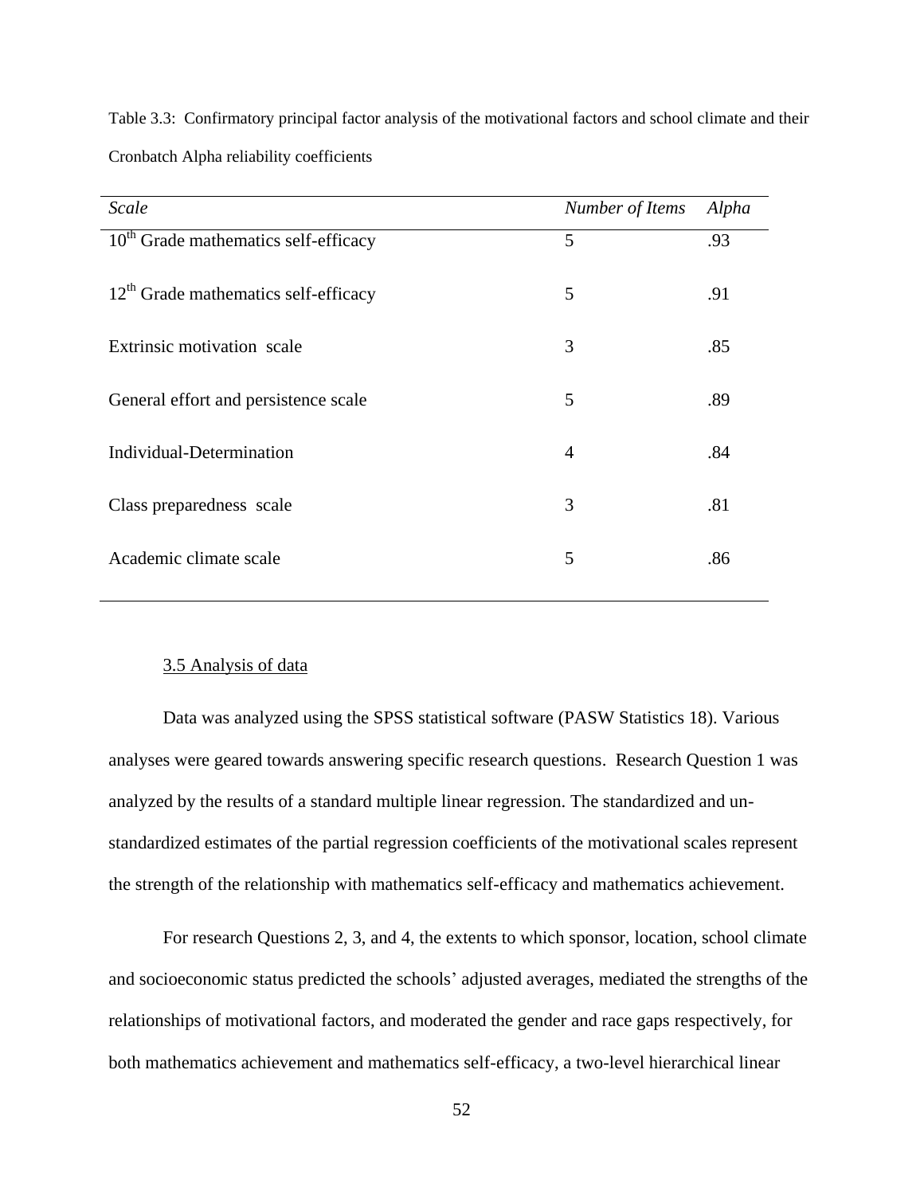Table 3.3: Confirmatory principal factor analysis of the motivational factors and school climate and their Cronbatch Alpha reliability coefficients

| *Scale* | *Number of Items* | *Alpha* |
|---|---|---|
| $10^{th}$ Grade mathematics self-efficacy | 5 | .93 |
| $12^{th}$ Grade mathematics self-efficacy | 5 | .91 |
| Extrinsic motivation scale | 3 | .85 |
| General effort and persistence scale | 5 | .89 |
| Individual-Determination | 4 | .84 |
| Class preparedness scale | 3 | .81 |
| Academic climate scale | 5 | .86 |

3.5 Analysis of data

Data was analyzed using the SPSS statistical software (PASW Statistics 18). Various analyses were geared towards answering specific research questions. Research Question 1 was analyzed by the results of a standard multiple linear regression. The standardized and un-standardized estimates of the partial regression coefficients of the motivational scales represent the strength of the relationship with mathematics self-efficacy and mathematics achievement.

For research Questions 2, 3, and 4, the extents to which sponsor, location, school climate and socioeconomic status predicted the schools' adjusted averages, mediated the strengths of the relationships of motivational factors, and moderated the gender and race gaps respectively, for both mathematics achievement and mathematics self-efficacy, a two-level hierarchical linear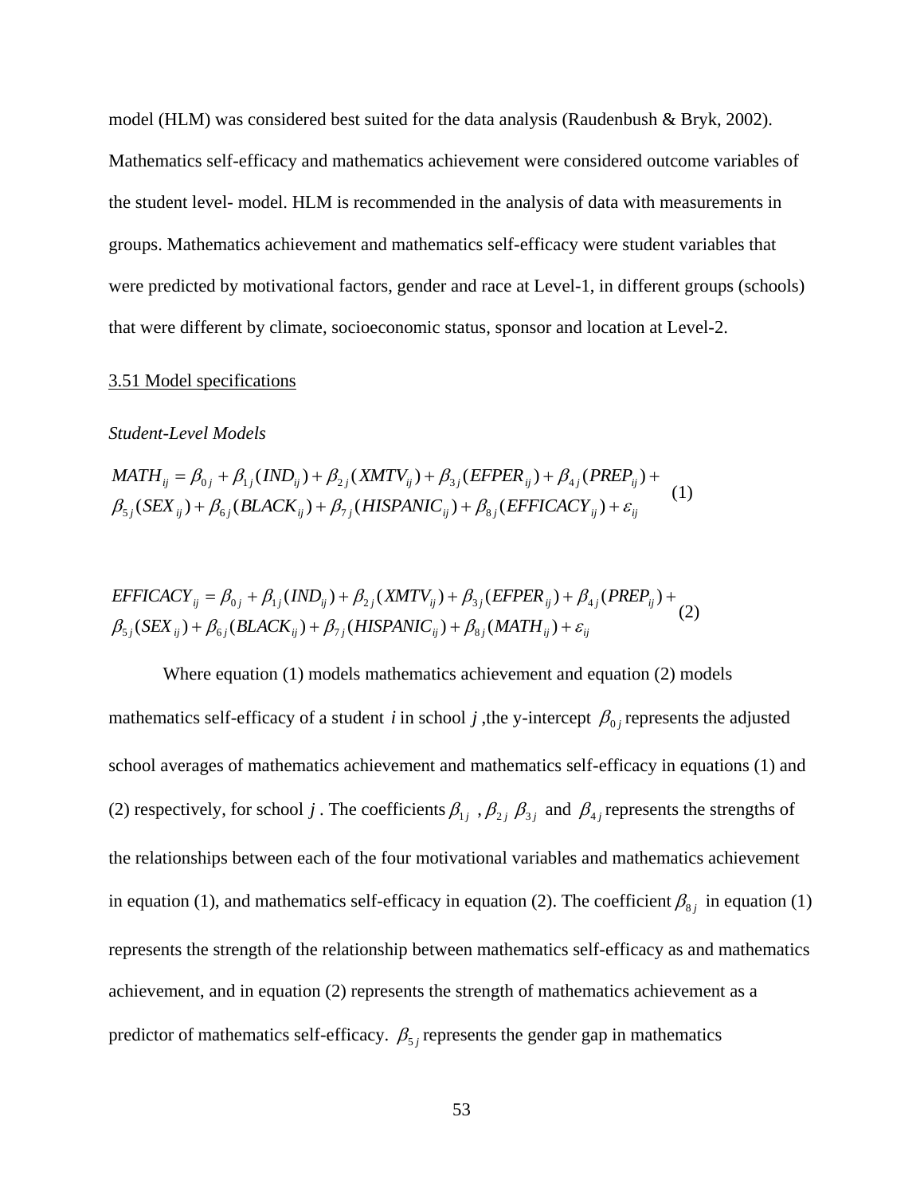model (HLM) was considered best suited for the data analysis (Raudenbush & Bryk, 2002). Mathematics self-efficacy and mathematics achievement were considered outcome variables of the student level- model. HLM is recommended in the analysis of data with measurements in groups. Mathematics achievement and mathematics self-efficacy were student variables that were predicted by motivational factors, gender and race at Level-1, in different groups (schools) that were different by climate, socioeconomic status, sponsor and location at Level-2.

3.51 Model specifications

*Student-Level Models*

$$MATH_{ij} = \beta_{0j} + \beta_{1j}(IND_{ij}) + \beta_{2j}(XMTV_{ij}) + \beta_{3j}(EFPER_{ij}) + \beta_{4j}(PREP_{ij}) + \beta_{5j}(SEX_{ij}) + \beta_{6j}(BLACK_{ij}) + \beta_{7j}(HISPANIC_{ij}) + \beta_{8j}(EFFICACY_{ij}) + \varepsilon_{ij} \quad (1)$$

$$EFFICACY_{ij} = \beta_{0j} + \beta_{1j}(IND_{ij}) + \beta_{2j}(XMTV_{ij}) + \beta_{3j}(EFPER_{ij}) + \beta_{4j}(PREP_{ij}) + \beta_{5j}(SEX_{ij}) + \beta_{6j}(BLACK_{ij}) + \beta_{7j}(HISPANIC_{ij}) + \beta_{8j}(MATH_{ij}) + \varepsilon_{ij} \quad (2)$$

Where equation (1) models mathematics achievement and equation (2) models mathematics self-efficacy of a student $i$ in school $j$ ,the y-intercept $\beta_{0j}$ represents the adjusted school averages of mathematics achievement and mathematics self-efficacy in equations (1) and (2) respectively, for school $j$ . The coefficients $\beta_{1j}$ , $\beta_{2j}$ $\beta_{3j}$ and $\beta_{4j}$ represents the strengths of the relationships between each of the four motivational variables and mathematics achievement in equation (1), and mathematics self-efficacy in equation (2). The coefficient $\beta_{8j}$ in equation (1) represents the strength of the relationship between mathematics self-efficacy as and mathematics achievement, and in equation (2) represents the strength of mathematics achievement as a predictor of mathematics self-efficacy. $\beta_{5j}$ represents the gender gap in mathematics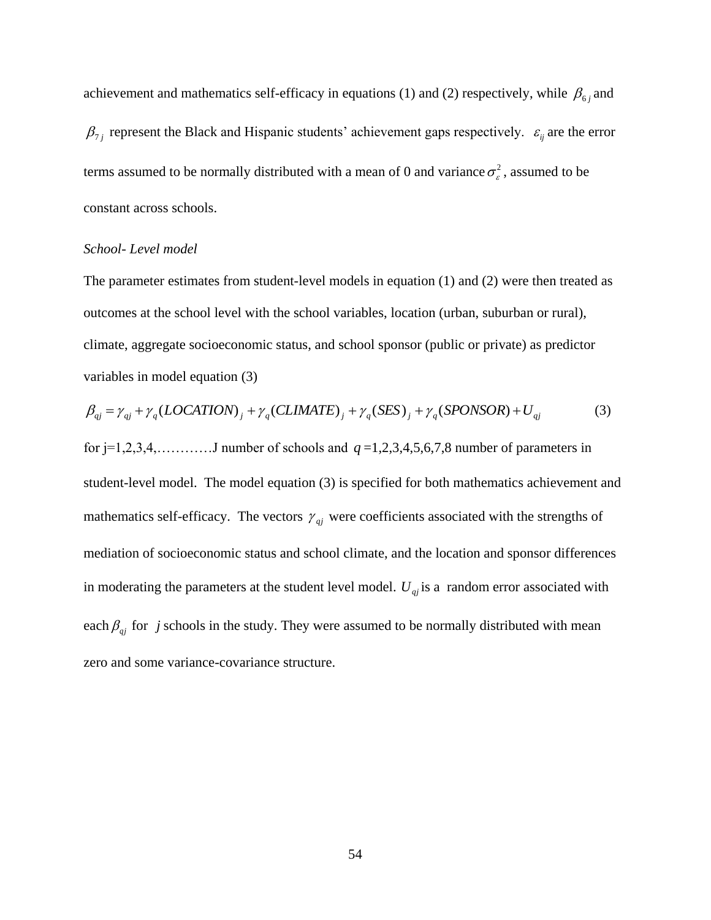achievement and mathematics self-efficacy in equations (1) and (2) respectively, while $\beta_{6j}$ and $\beta_{7j}$ represent the Black and Hispanic students' achievement gaps respectively. $\varepsilon_{ij}$ are the error terms assumed to be normally distributed with a mean of 0 and variance $\sigma_{\varepsilon}^{2}$, assumed to be constant across schools.

*School- Level model*

The parameter estimates from student-level models in equation (1) and (2) were then treated as outcomes at the school level with the school variables, location (urban, suburban or rural), climate, aggregate socioeconomic status, and school sponsor (public or private) as predictor variables in model equation (3)

$$\beta_{qj} = \gamma_{qj} + \gamma_{q}(LOCATION)_{j} + \gamma_{q}(CLIMATE)_{j} + \gamma_{q}(SES)_{j} + \gamma_{q}(SPONSOR) + U_{qj} \qquad (3)$$

for j=1,2,3,4,…………J number of schools and $q$ =1,2,3,4,5,6,7,8 number of parameters in student-level model. The model equation (3) is specified for both mathematics achievement and mathematics self-efficacy. The vectors $\gamma_{qj}$ were coefficients associated with the strengths of mediation of socioeconomic status and school climate, and the location and sponsor differences in moderating the parameters at the student level model. $U_{qj}$ is a random error associated with each $\beta_{qj}$ for $j$ schools in the study. They were assumed to be normally distributed with mean zero and some variance-covariance structure.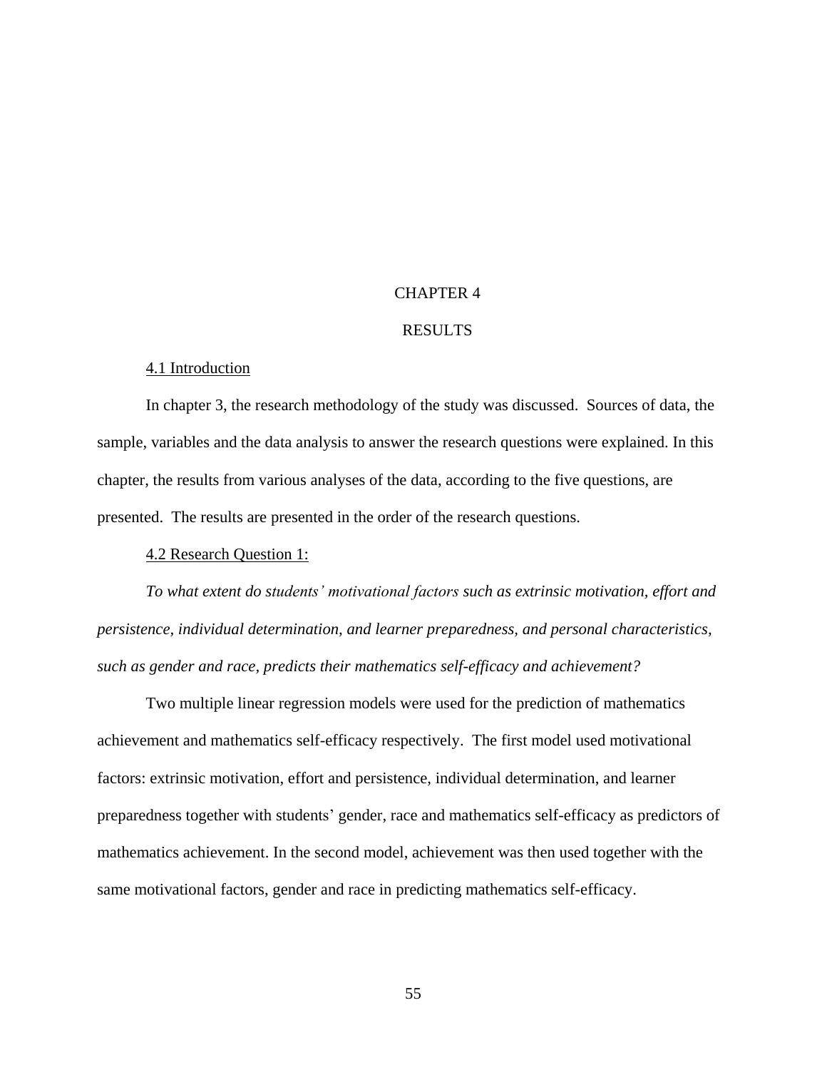# CHAPTER 4

# RESULTS

## 4.1 Introduction

In chapter 3, the research methodology of the study was discussed. Sources of data, the sample, variables and the data analysis to answer the research questions were explained. In this chapter, the results from various analyses of the data, according to the five questions, are presented. The results are presented in the order of the research questions.

## 4.2 Research Question 1:

*To what extent do students' motivational factors such as extrinsic motivation, effort and persistence, individual determination, and learner preparedness, and personal characteristics, such as gender and race, predicts their mathematics self-efficacy and achievement?*

Two multiple linear regression models were used for the prediction of mathematics achievement and mathematics self-efficacy respectively. The first model used motivational factors: extrinsic motivation, effort and persistence, individual determination, and learner preparedness together with students' gender, race and mathematics self-efficacy as predictors of mathematics achievement. In the second model, achievement was then used together with the same motivational factors, gender and race in predicting mathematics self-efficacy.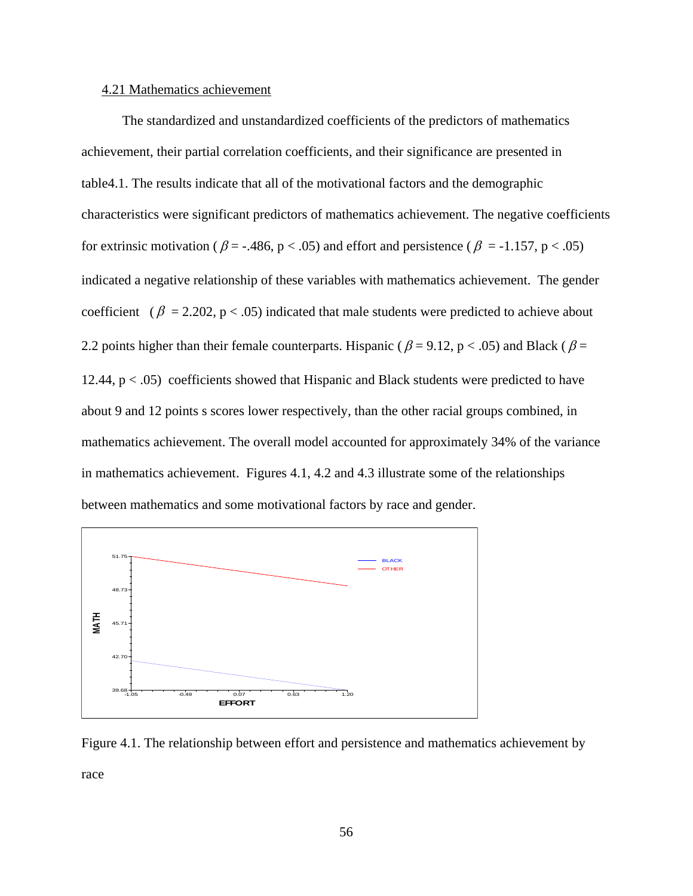4.21 Mathematics achievement

The standardized and unstandardized coefficients of the predictors of mathematics achievement, their partial correlation coefficients, and their significance are presented in table4.1. The results indicate that all of the motivational factors and the demographic characteristics were significant predictors of mathematics achievement. The negative coefficients for extrinsic motivation ($\beta$ = -.486, p < .05) and effort and persistence ($\beta$ = -1.157, p < .05) indicated a negative relationship of these variables with mathematics achievement. The gender coefficient ($\beta$ = 2.202, p < .05) indicated that male students were predicted to achieve about 2.2 points higher than their female counterparts. Hispanic ($\beta$ = 9.12, p < .05) and Black ($\beta$ = 12.44, p < .05) coefficients showed that Hispanic and Black students were predicted to have about 9 and 12 points s scores lower respectively, than the other racial groups combined, in mathematics achievement. The overall model accounted for approximately 34% of the variance in mathematics achievement. Figures 4.1, 4.2 and 4.3 illustrate some of the relationships between mathematics and some motivational factors by race and gender.

Figure 4.1. The relationship between effort and persistence and mathematics achievement by race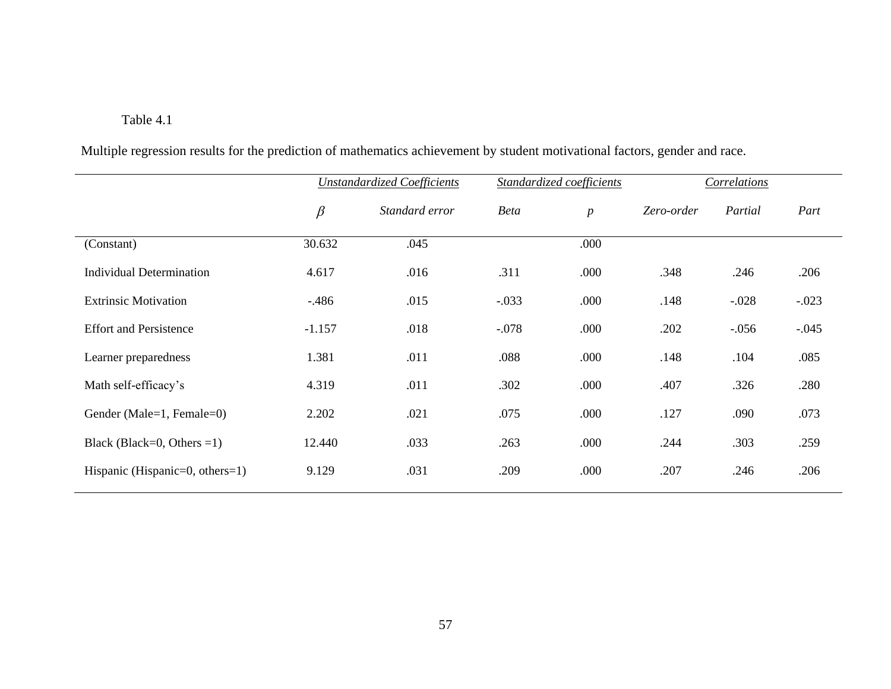Table 4.1

Multiple regression results for the prediction of mathematics achievement by student motivational factors, gender and race.

| | *Unstandardized Coefficients* | | *Standardized coefficients* | | *Correlations* | | |
|---|---|---|---|---|---|---|---|
| | $\beta$ | *Standard error* | *Beta* | *p* | *Zero-order* | *Partial* | *Part* |
| (Constant) | 30.632 | .045 | | .000 | | | |
| Individual Determination | 4.617 | .016 | .311 | .000 | .348 | .246 | .206 |
| Extrinsic Motivation | -.486 | .015 | -.033 | .000 | .148 | -.028 | -.023 |
| Effort and Persistence | -1.157 | .018 | -.078 | .000 | .202 | -.056 | -.045 |
| Learner preparedness | 1.381 | .011 | .088 | .000 | .148 | .104 | .085 |
| Math self-efficacy's | 4.319 | .011 | .302 | .000 | .407 | .326 | .280 |
| Gender (Male=1, Female=0) | 2.202 | .021 | .075 | .000 | .127 | .090 | .073 |
| Black (Black=0, Others =1) | 12.440 | .033 | .263 | .000 | .244 | .303 | .259 |
| Hispanic (Hispanic=0, others=1) | 9.129 | .031 | .209 | .000 | .207 | .246 | .206 |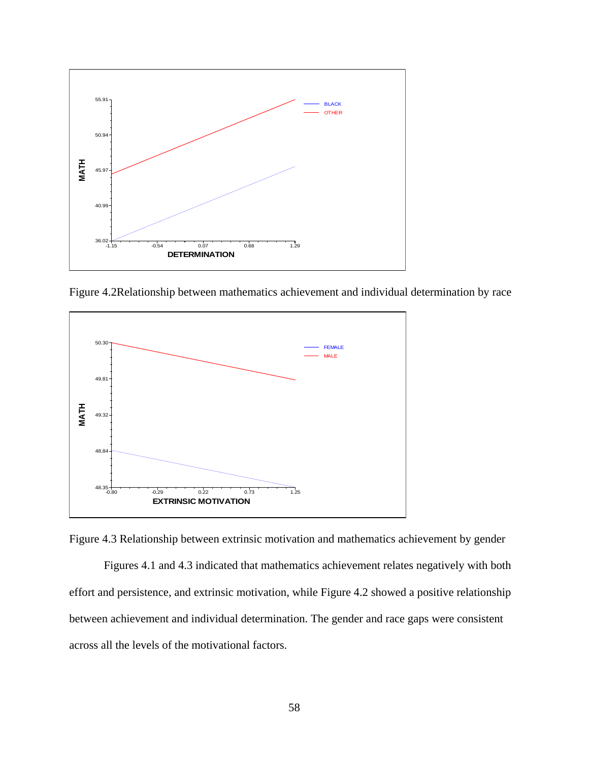Figure 4.2Relationship between mathematics achievement and individual determination by race

Figure 4.3 Relationship between extrinsic motivation and mathematics achievement by gender

Figures 4.1 and 4.3 indicated that mathematics achievement relates negatively with both effort and persistence, and extrinsic motivation, while Figure 4.2 showed a positive relationship between achievement and individual determination. The gender and race gaps were consistent across all the levels of the motivational factors.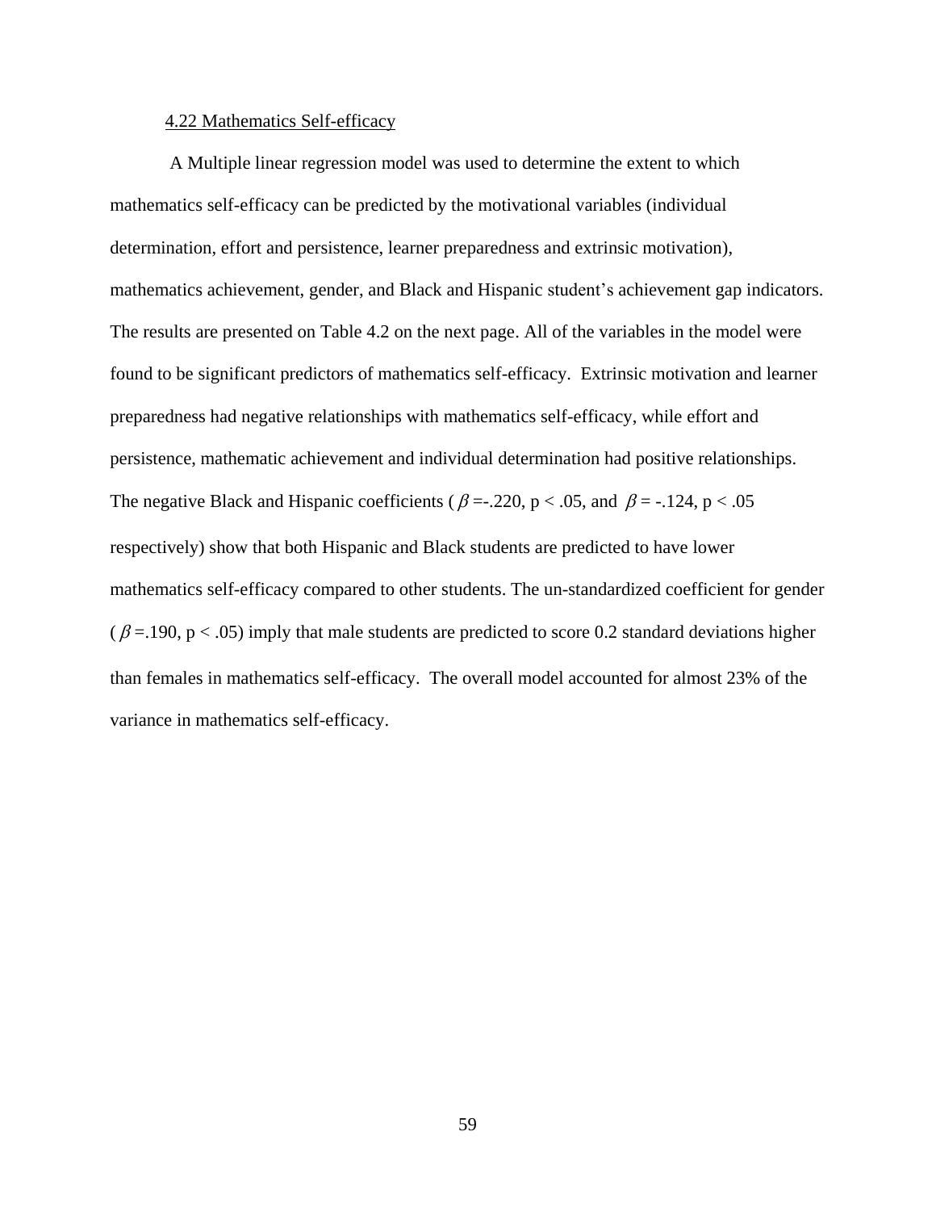### 4.22 Mathematics Self-efficacy

A Multiple linear regression model was used to determine the extent to which mathematics self-efficacy can be predicted by the motivational variables (individual determination, effort and persistence, learner preparedness and extrinsic motivation), mathematics achievement, gender, and Black and Hispanic student's achievement gap indicators. The results are presented on Table 4.2 on the next page. All of the variables in the model were found to be significant predictors of mathematics self-efficacy. Extrinsic motivation and learner preparedness had negative relationships with mathematics self-efficacy, while effort and persistence, mathematic achievement and individual determination had positive relationships. The negative Black and Hispanic coefficients ( $\beta$ =-.220, $p < .05$, and $\beta$ = -.124, $p < .05$ respectively) show that both Hispanic and Black students are predicted to have lower mathematics self-efficacy compared to other students. The un-standardized coefficient for gender ( $\beta$ =.190, $p < .05$) imply that male students are predicted to score 0.2 standard deviations higher than females in mathematics self-efficacy. The overall model accounted for almost 23% of the variance in mathematics self-efficacy.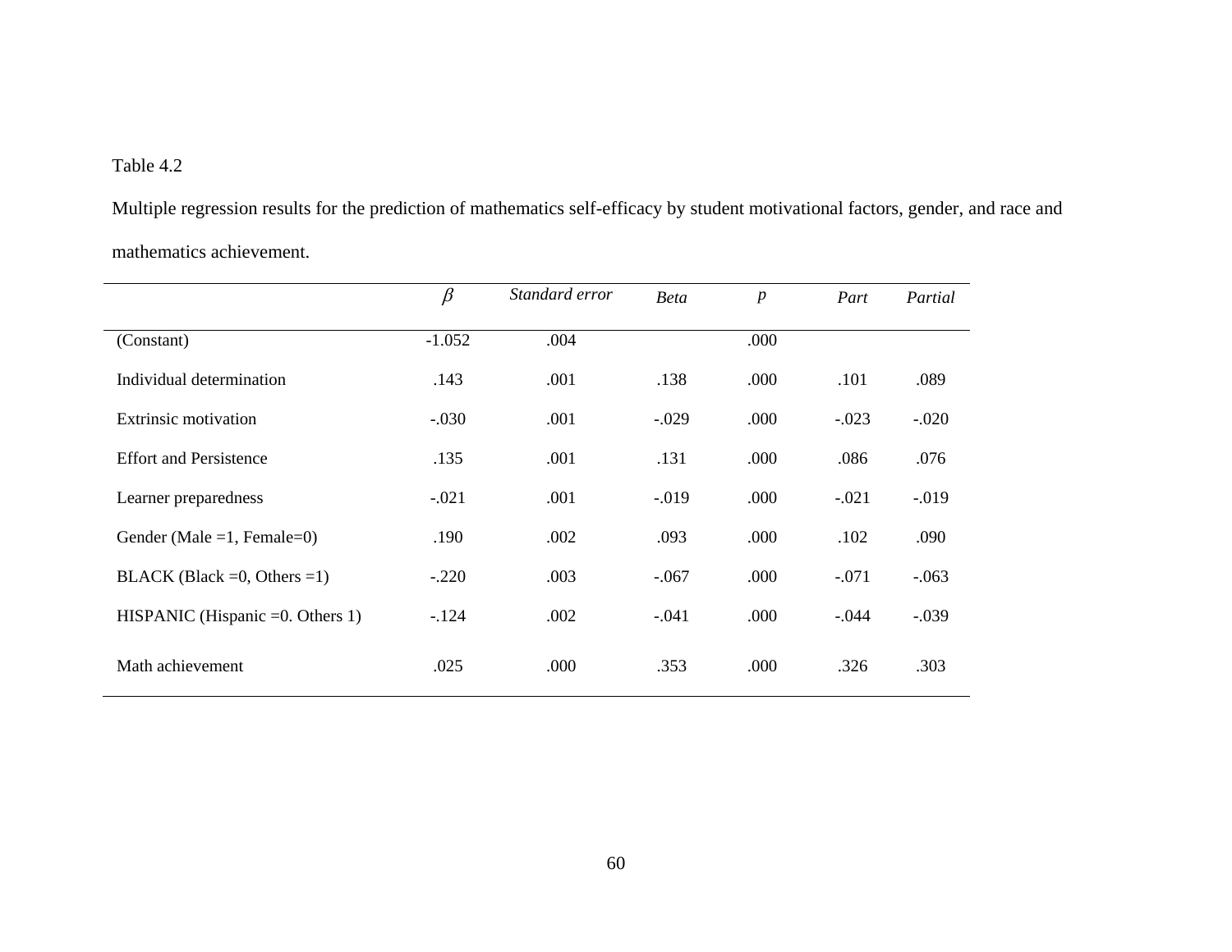Table 4.2

Multiple regression results for the prediction of mathematics self-efficacy by student motivational factors, gender, and race and mathematics achievement.

| | $\beta$ | *Standard error* | *Beta* | *p* | *Part* | *Partial* |
|---|---|---|---|---|---|---|
| (Constant) | -1.052 | .004 | | .000 | | |
| Individual determination | .143 | .001 | .138 | .000 | .101 | .089 |
| Extrinsic motivation | -.030 | .001 | -.029 | .000 | -.023 | -.020 |
| Effort and Persistence | .135 | .001 | .131 | .000 | .086 | .076 |
| Learner preparedness | -.021 | .001 | -.019 | .000 | -.021 | -.019 |
| Gender (Male =1, Female=0) | .190 | .002 | .093 | .000 | .102 | .090 |
| BLACK (Black =0, Others =1) | -.220 | .003 | -.067 | .000 | -.071 | -.063 |
| HISPANIC (Hispanic =0. Others 1) | -.124 | .002 | -.041 | .000 | -.044 | -.039 |
| Math achievement | .025 | .000 | .353 | .000 | .326 | .303 |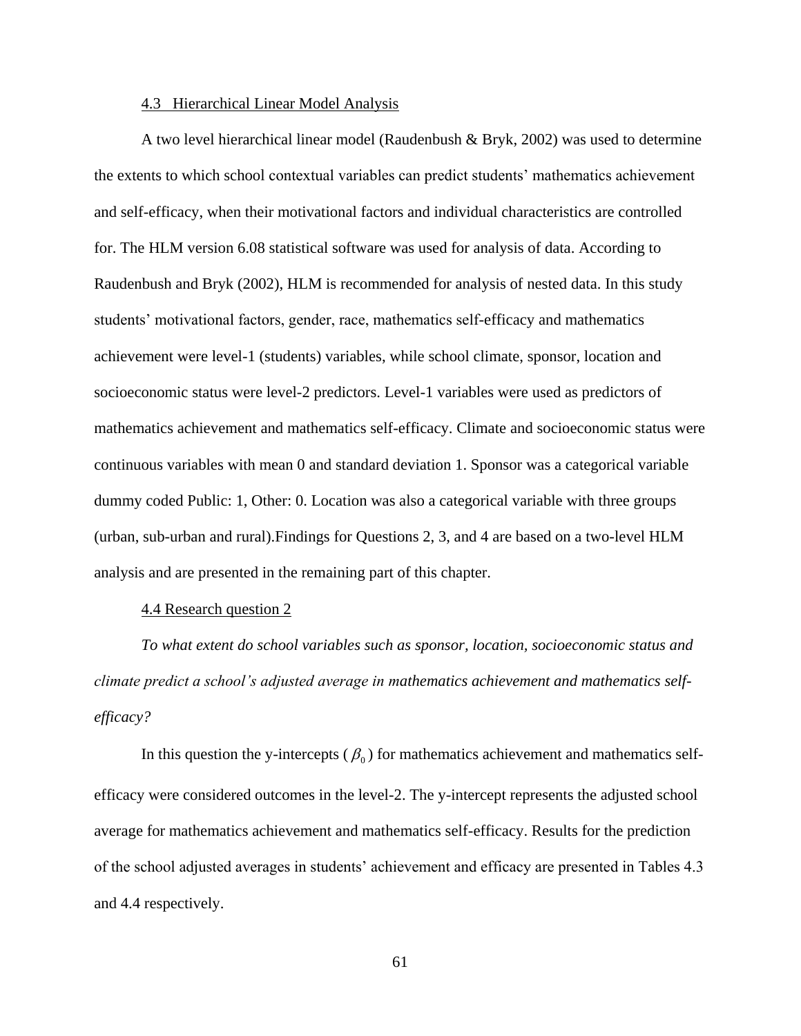## 4.3 Hierarchical Linear Model Analysis

A two level hierarchical linear model (Raudenbush & Bryk, 2002) was used to determine the extents to which school contextual variables can predict students' mathematics achievement and self-efficacy, when their motivational factors and individual characteristics are controlled for. The HLM version 6.08 statistical software was used for analysis of data. According to Raudenbush and Bryk (2002), HLM is recommended for analysis of nested data. In this study students' motivational factors, gender, race, mathematics self-efficacy and mathematics achievement were level-1 (students) variables, while school climate, sponsor, location and socioeconomic status were level-2 predictors. Level-1 variables were used as predictors of mathematics achievement and mathematics self-efficacy. Climate and socioeconomic status were continuous variables with mean 0 and standard deviation 1. Sponsor was a categorical variable dummy coded Public: 1, Other: 0. Location was also a categorical variable with three groups (urban, sub-urban and rural).Findings for Questions 2, 3, and 4 are based on a two-level HLM analysis and are presented in the remaining part of this chapter.

## 4.4 Research question 2

*To what extent do school variables such as sponsor, location, socioeconomic status and climate predict a school's adjusted average in mathematics achievement and mathematics self-efficacy?*

In this question the y-intercepts ( $\beta_0$ ) for mathematics achievement and mathematics self-efficacy were considered outcomes in the level-2. The y-intercept represents the adjusted school average for mathematics achievement and mathematics self-efficacy. Results for the prediction of the school adjusted averages in students' achievement and efficacy are presented in Tables 4.3 and 4.4 respectively.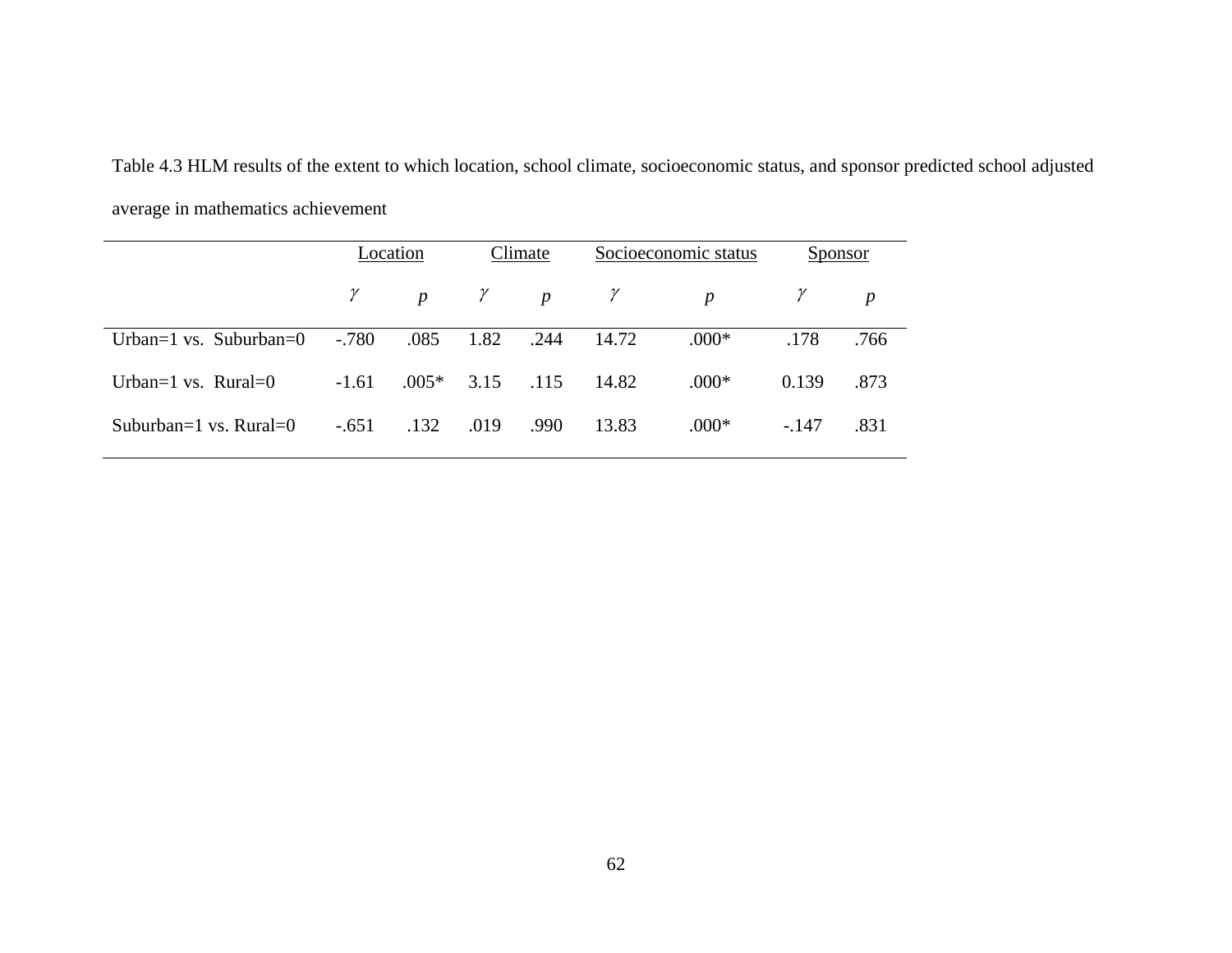Table 4.3 HLM results of the extent to which location, school climate, socioeconomic status, and sponsor predicted school adjusted average in mathematics achievement

| | Location | | Climate | | Socioeconomic status | | Sponsor | |
|---|---|---|---|---|---|---|---|---|
| | $\gamma$ | *p* | $\gamma$ | *p* | $\gamma$ | *p* | $\gamma$ | *p* |
| Urban=1 vs. Suburban=0 | -.780 | .085 | 1.82 | .244 | 14.72 | .000* | .178 | .766 |
| Urban=1 vs. Rural=0 | -1.61 | .005* | 3.15 | .115 | 14.82 | .000* | 0.139 | .873 |
| Suburban=1 vs. Rural=0 | -.651 | .132 | .019 | .990 | 13.83 | .000* | -.147 | .831 |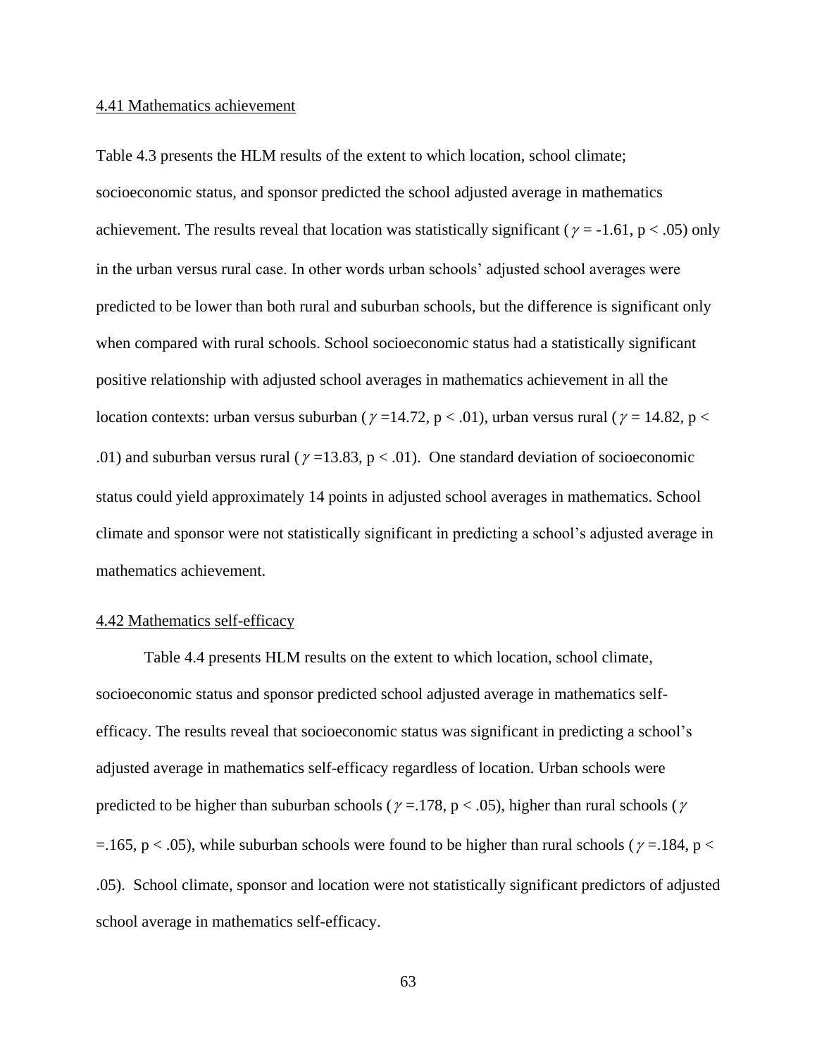#### 4.41 Mathematics achievement

Table 4.3 presents the HLM results of the extent to which location, school climate; socioeconomic status, and sponsor predicted the school adjusted average in mathematics achievement. The results reveal that location was statistically significant ($\gamma$ = -1.61, $p < .05$) only in the urban versus rural case. In other words urban schools' adjusted school averages were predicted to be lower than both rural and suburban schools, but the difference is significant only when compared with rural schools. School socioeconomic status had a statistically significant positive relationship with adjusted school averages in mathematics achievement in all the location contexts: urban versus suburban ($\gamma$ =14.72, $p < .01$), urban versus rural ($\gamma$ = 14.82, $p < .01$) and suburban versus rural ($\gamma$ =13.83, $p < .01$). One standard deviation of socioeconomic status could yield approximately 14 points in adjusted school averages in mathematics. School climate and sponsor were not statistically significant in predicting a school's adjusted average in mathematics achievement.

#### 4.42 Mathematics self-efficacy

Table 4.4 presents HLM results on the extent to which location, school climate, socioeconomic status and sponsor predicted school adjusted average in mathematics self-efficacy. The results reveal that socioeconomic status was significant in predicting a school's adjusted average in mathematics self-efficacy regardless of location. Urban schools were predicted to be higher than suburban schools ($\gamma$ =.178, $p < .05$), higher than rural schools ($\gamma$ =.165, $p < .05$), while suburban schools were found to be higher than rural schools ($\gamma$ =.184, $p < .05$). School climate, sponsor and location were not statistically significant predictors of adjusted school average in mathematics self-efficacy.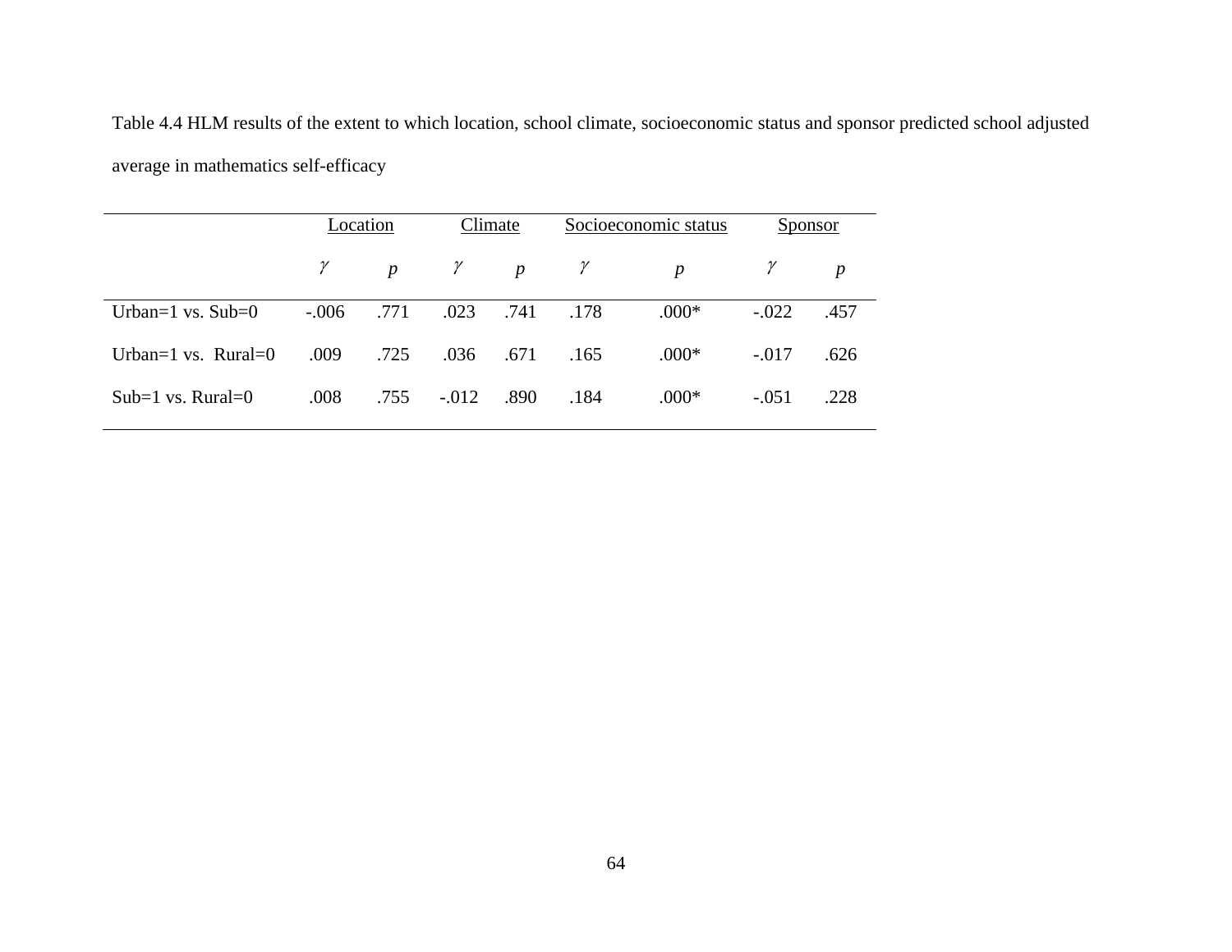Table 4.4 HLM results of the extent to which location, school climate, socioeconomic status and sponsor predicted school adjusted average in mathematics self-efficacy

| | Location | | Climate | | Socioeconomic status | | Sponsor | |
|---|---|---|---|---|---|---|---|---|
| | $\gamma$ | *p* | $\gamma$ | *p* | $\gamma$ | *p* | $\gamma$ | *p* |
| Urban=1 vs. Sub=0 | -.006 | .771 | .023 | .741 | .178 | .000* | -.022 | .457 |
| Urban=1 vs. Rural=0 | .009 | .725 | .036 | .671 | .165 | .000* | -.017 | .626 |
| Sub=1 vs. Rural=0 | .008 | .755 | -.012 | .890 | .184 | .000* | -.051 | .228 |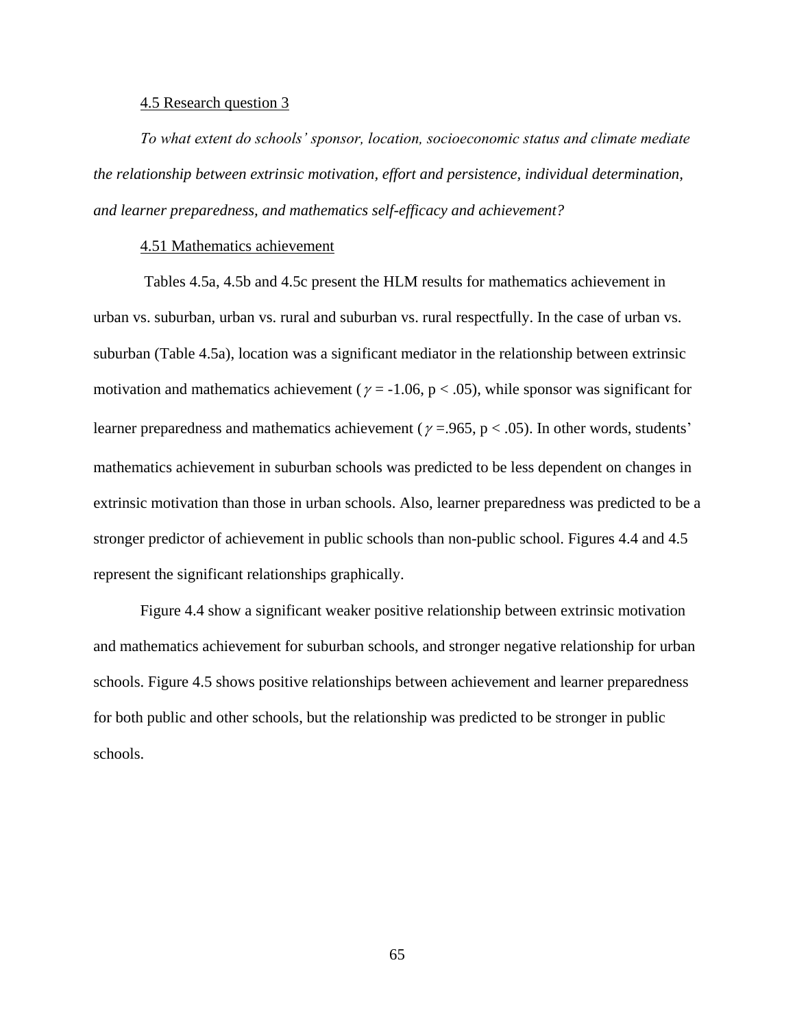## 4.5 Research question 3

*To what extent do schools' sponsor, location, socioeconomic status and climate mediate the relationship between extrinsic motivation, effort and persistence, individual determination, and learner preparedness, and mathematics self-efficacy and achievement?*

### 4.51 Mathematics achievement

Tables 4.5a, 4.5b and 4.5c present the HLM results for mathematics achievement in urban vs. suburban, urban vs. rural and suburban vs. rural respectfully. In the case of urban vs. suburban (Table 4.5a), location was a significant mediator in the relationship between extrinsic motivation and mathematics achievement ($\gamma = -1.06$, $p < .05$), while sponsor was significant for learner preparedness and mathematics achievement ($\gamma = .965$, $p < .05$). In other words, students' mathematics achievement in suburban schools was predicted to be less dependent on changes in extrinsic motivation than those in urban schools. Also, learner preparedness was predicted to be a stronger predictor of achievement in public schools than non-public school. Figures 4.4 and 4.5 represent the significant relationships graphically.

Figure 4.4 show a significant weaker positive relationship between extrinsic motivation and mathematics achievement for suburban schools, and stronger negative relationship for urban schools. Figure 4.5 shows positive relationships between achievement and learner preparedness for both public and other schools, but the relationship was predicted to be stronger in public schools.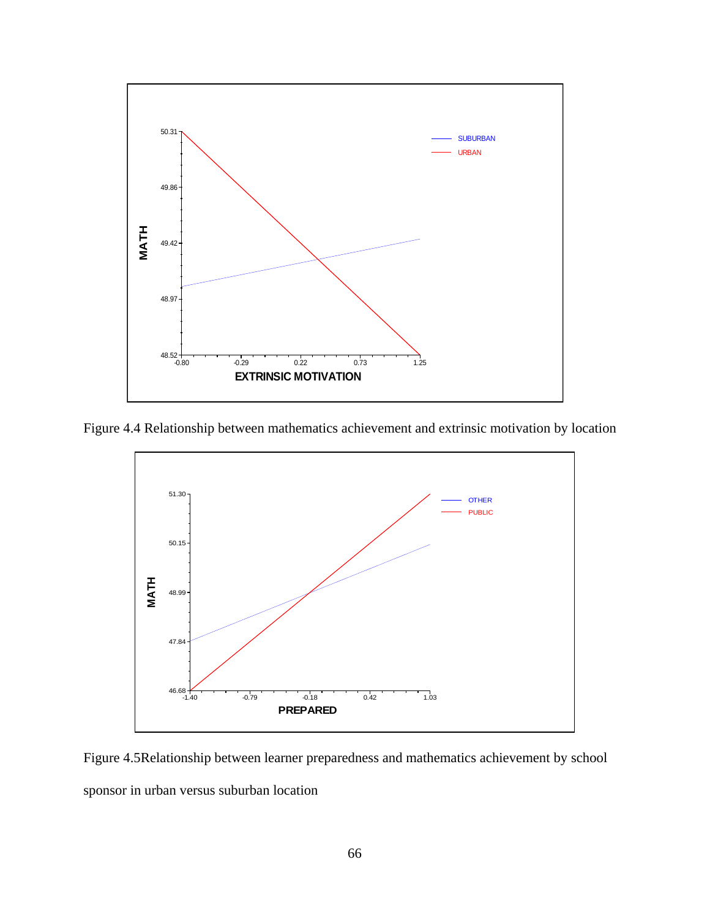Figure 4.4 Relationship between mathematics achievement and extrinsic motivation by location

Figure 4.5Relationship between learner preparedness and mathematics achievement by school sponsor in urban versus suburban location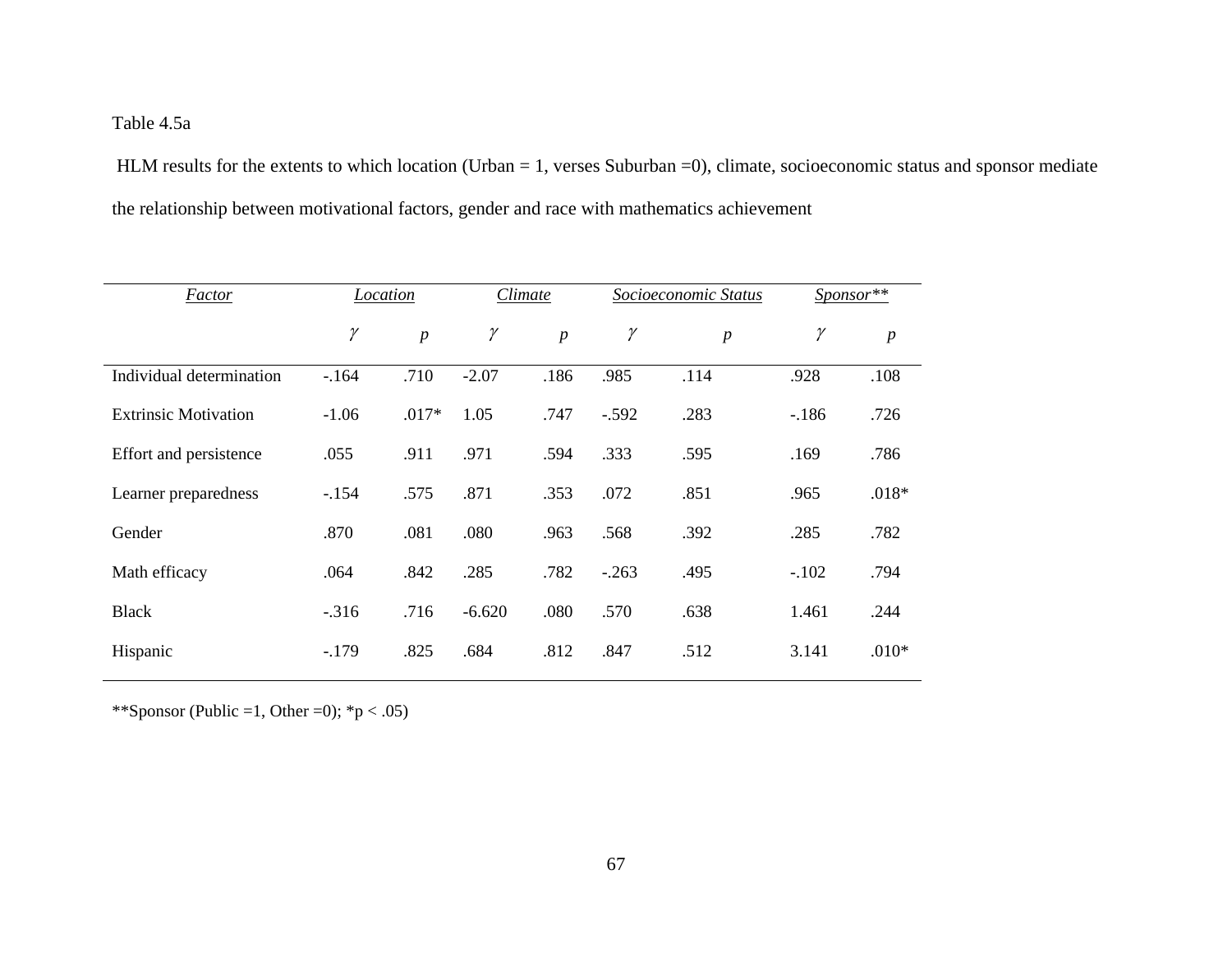Table 4.5a

HLM results for the extents to which location (Urban = 1, verses Suburban =0), climate, socioeconomic status and sponsor mediate the relationship between motivational factors, gender and race with mathematics achievement

| *Factor* | *Location* | | *Climate* | | *Socioeconomic Status* | | *Sponsor*** | |
|---|---|---|---|---|---|---|---|---|
| | $\gamma$ | $p$ | $\gamma$ | $p$ | $\gamma$ | $p$ | $\gamma$ | $p$ |
| Individual determination | -.164 | .710 | -2.07 | .186 | .985 | .114 | .928 | .108 |
| Extrinsic Motivation | -1.06 | .017* | 1.05 | .747 | -.592 | .283 | -.186 | .726 |
| Effort and persistence | .055 | .911 | .971 | .594 | .333 | .595 | .169 | .786 |
| Learner preparedness | -.154 | .575 | .871 | .353 | .072 | .851 | .965 | .018* |
| Gender | .870 | .081 | .080 | .963 | .568 | .392 | .285 | .782 |
| Math efficacy | .064 | .842 | .285 | .782 | -.263 | .495 | -.102 | .794 |
| Black | -.316 | .716 | -6.620 | .080 | .570 | .638 | 1.461 | .244 |
| Hispanic | -.179 | .825 | .684 | .812 | .847 | .512 | 3.141 | .010* |

**Sponsor (Public =1, Other =0); *p < .05)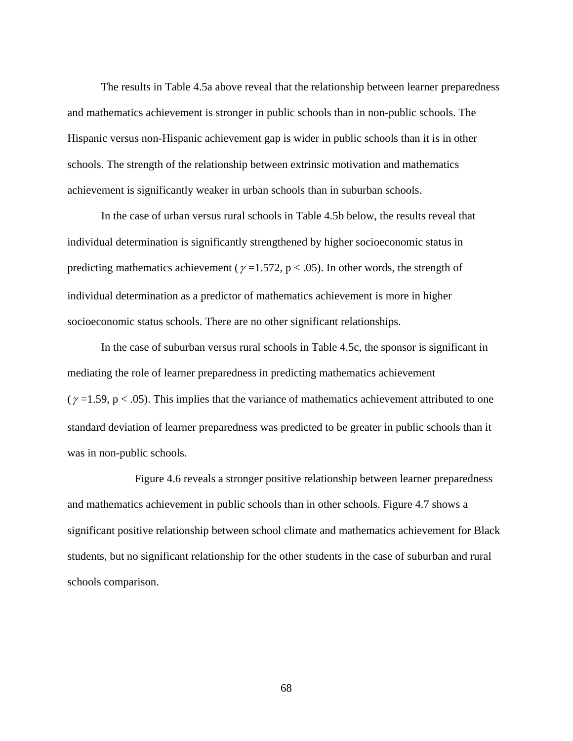The results in Table 4.5a above reveal that the relationship between learner preparedness and mathematics achievement is stronger in public schools than in non-public schools. The Hispanic versus non-Hispanic achievement gap is wider in public schools than it is in other schools. The strength of the relationship between extrinsic motivation and mathematics achievement is significantly weaker in urban schools than in suburban schools.

In the case of urban versus rural schools in Table 4.5b below, the results reveal that individual determination is significantly strengthened by higher socioeconomic status in predicting mathematics achievement ($\gamma$ =1.572, $p < .05$). In other words, the strength of individual determination as a predictor of mathematics achievement is more in higher socioeconomic status schools. There are no other significant relationships.

In the case of suburban versus rural schools in Table 4.5c, the sponsor is significant in mediating the role of learner preparedness in predicting mathematics achievement ($\gamma$ =1.59, $p < .05$). This implies that the variance of mathematics achievement attributed to one standard deviation of learner preparedness was predicted to be greater in public schools than it was in non-public schools.

Figure 4.6 reveals a stronger positive relationship between learner preparedness and mathematics achievement in public schools than in other schools. Figure 4.7 shows a significant positive relationship between school climate and mathematics achievement for Black students, but no significant relationship for the other students in the case of suburban and rural schools comparison.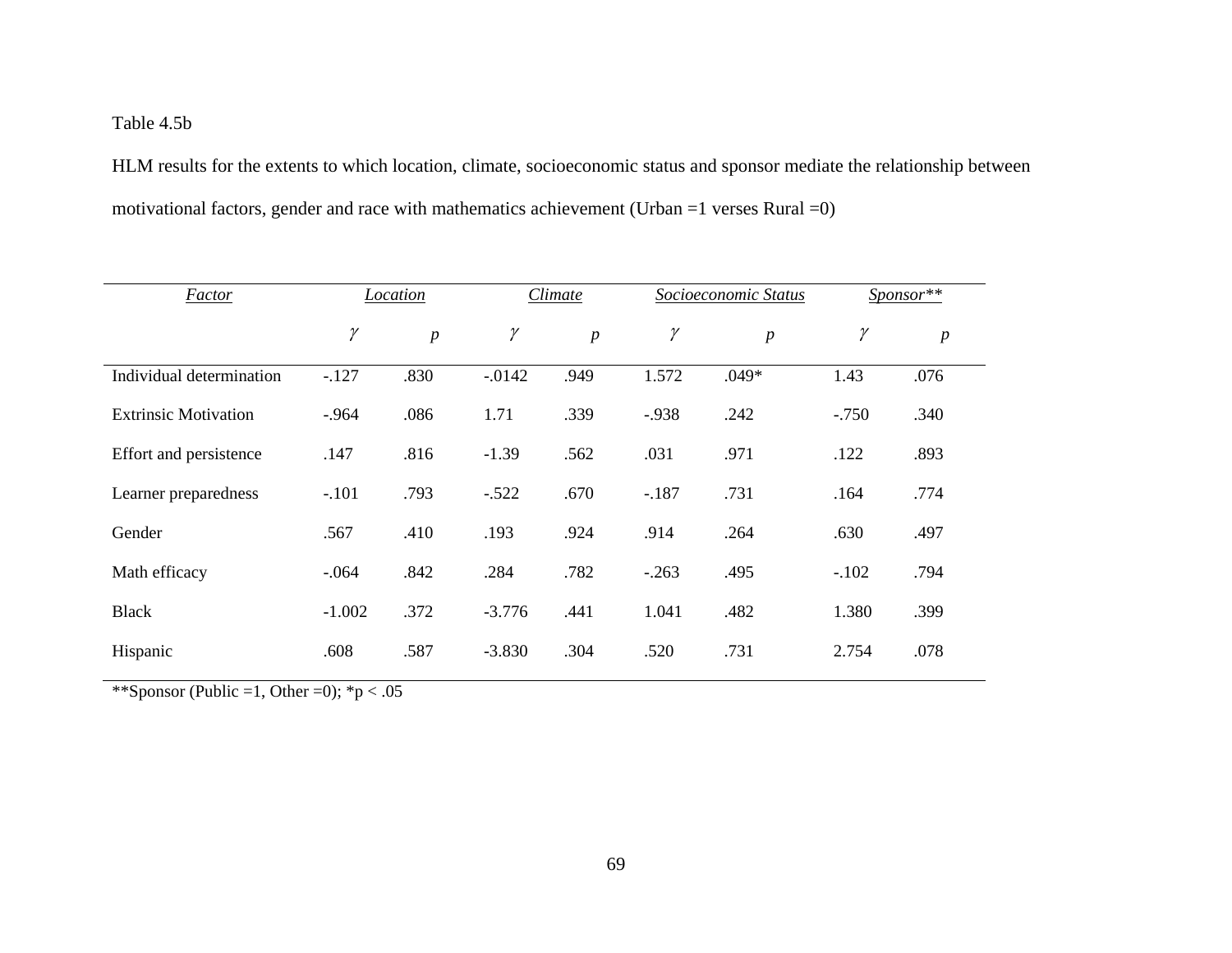Table 4.5b

HLM results for the extents to which location, climate, socioeconomic status and sponsor mediate the relationship between motivational factors, gender and race with mathematics achievement (Urban =1 verses Rural =0)

| *Factor* | *Location* | | *Climate* | | *Socioeconomic Status* | | *Sponsor*** | |
|---|---|---|---|---|---|---|---|---|
| | $\gamma$ | *p* | $\gamma$ | *p* | $\gamma$ | *p* | $\gamma$ | *p* |
| Individual determination | -.127 | .830 | -.0142 | .949 | 1.572 | .049* | 1.43 | .076 |
| Extrinsic Motivation | -.964 | .086 | 1.71 | .339 | -.938 | .242 | -.750 | .340 |
| Effort and persistence | .147 | .816 | -1.39 | .562 | .031 | .971 | .122 | .893 |
| Learner preparedness | -.101 | .793 | -.522 | .670 | -.187 | .731 | .164 | .774 |
| Gender | .567 | .410 | .193 | .924 | .914 | .264 | .630 | .497 |
| Math efficacy | -.064 | .842 | .284 | .782 | -.263 | .495 | -.102 | .794 |
| Black | -1.002 | .372 | -3.776 | .441 | 1.041 | .482 | 1.380 | .399 |
| Hispanic | .608 | .587 | -3.830 | .304 | .520 | .731 | 2.754 | .078 |

**Sponsor (Public =1, Other =0); *$p < .05$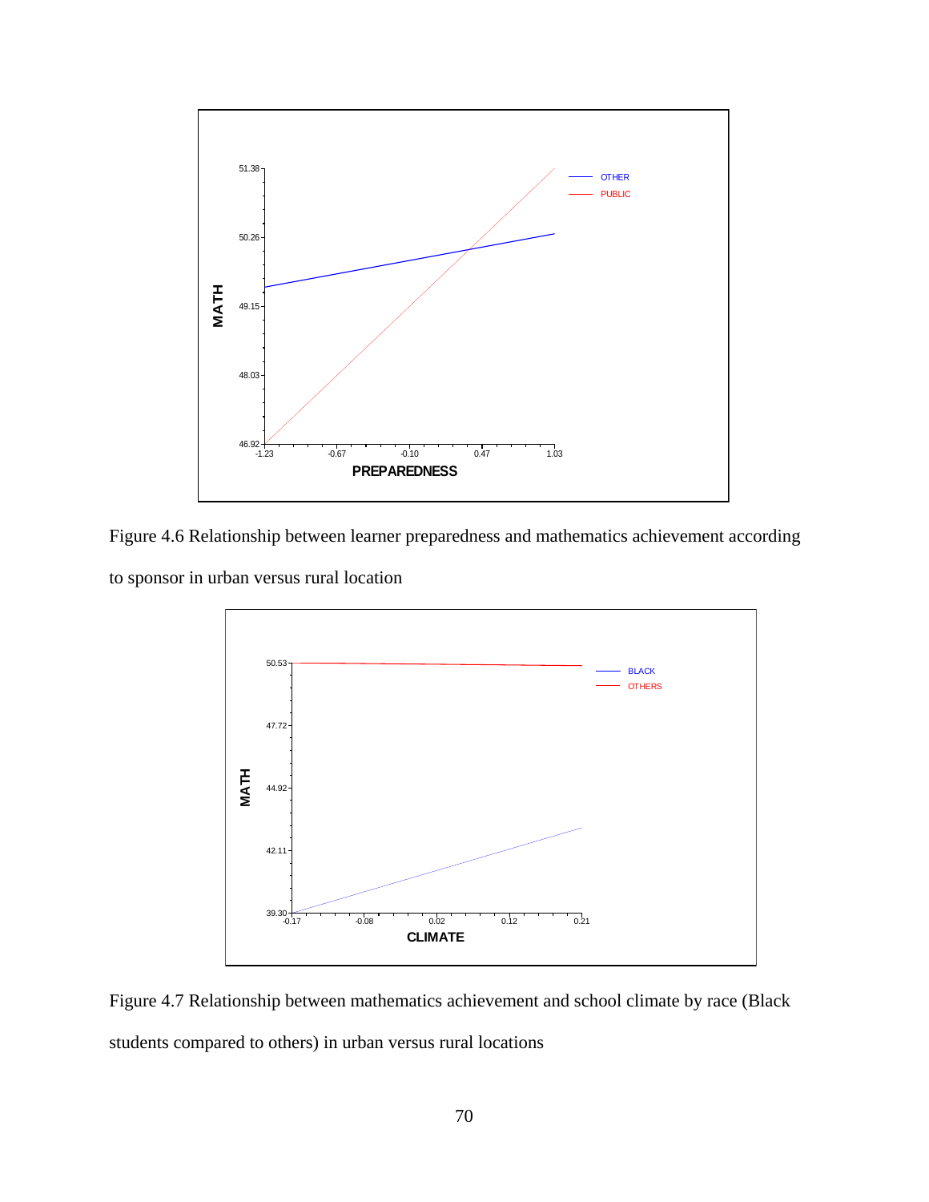Figure 4.6 Relationship between learner preparedness and mathematics achievement according to sponsor in urban versus rural location

Figure 4.7 Relationship between mathematics achievement and school climate by race (Black students compared to others) in urban versus rural locations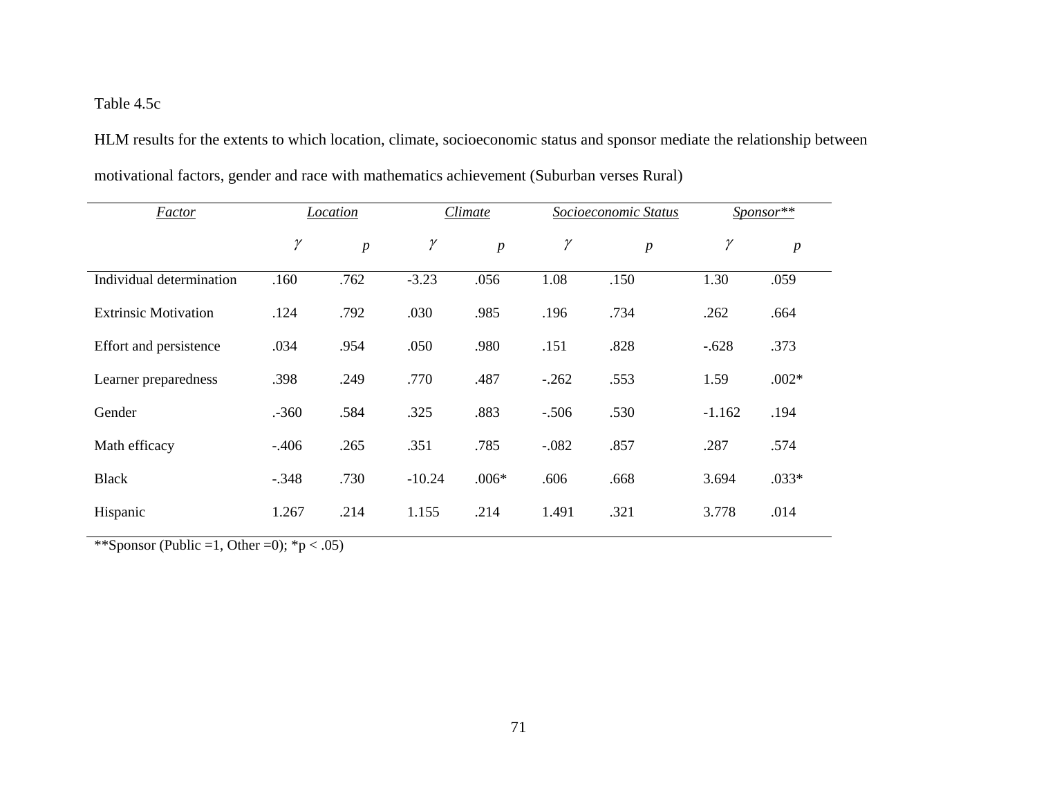Table 4.5c

HLM results for the extents to which location, climate, socioeconomic status and sponsor mediate the relationship between motivational factors, gender and race with mathematics achievement (Suburban verses Rural)

| *Factor* | *Location* | | *Climate* | | *Socioeconomic Status* | | *Sponsor*** | |
|---|---|---|---|---|---|---|---|---|
| | $\gamma$ | *p* | $\gamma$ | *p* | $\gamma$ | *p* | $\gamma$ | *p* |
| Individual determination | .160 | .762 | -3.23 | .056 | 1.08 | .150 | 1.30 | .059 |
| Extrinsic Motivation | .124 | .792 | .030 | .985 | .196 | .734 | .262 | .664 |
| Effort and persistence | .034 | .954 | .050 | .980 | .151 | .828 | -.628 | .373 |
| Learner preparedness | .398 | .249 | .770 | .487 | -.262 | .553 | 1.59 | .002* |
| Gender | .-360 | .584 | .325 | .883 | -.506 | .530 | -1.162 | .194 |
| Math efficacy | -.406 | .265 | .351 | .785 | -.082 | .857 | .287 | .574 |
| Black | -.348 | .730 | -10.24 | .006* | .606 | .668 | 3.694 | .033* |
| Hispanic | 1.267 | .214 | 1.155 | .214 | 1.491 | .321 | 3.778 | .014 |

**Sponsor (Public =1, Other =0); *p < .05)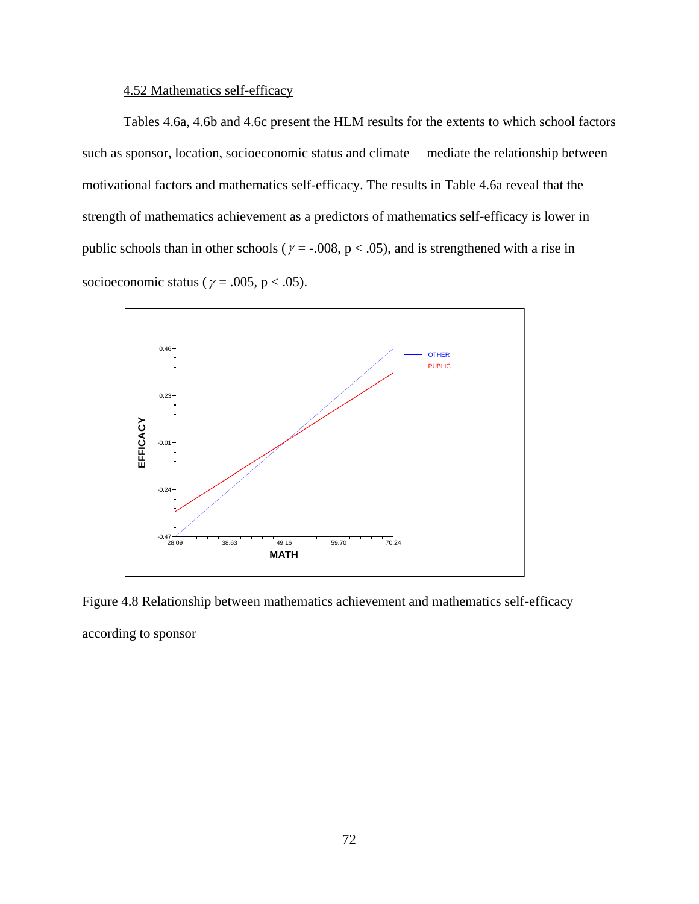4.52 Mathematics self-efficacy

Tables 4.6a, 4.6b and 4.6c present the HLM results for the extents to which school factors such as sponsor, location, socioeconomic status and climate— mediate the relationship between motivational factors and mathematics self-efficacy. The results in Table 4.6a reveal that the strength of mathematics achievement as a predictors of mathematics self-efficacy is lower in public schools than in other schools ($\gamma$ = -.008, $p < .05$), and is strengthened with a rise in socioeconomic status ($\gamma$ = .005, $p < .05$).

Figure 4.8 Relationship between mathematics achievement and mathematics self-efficacy according to sponsor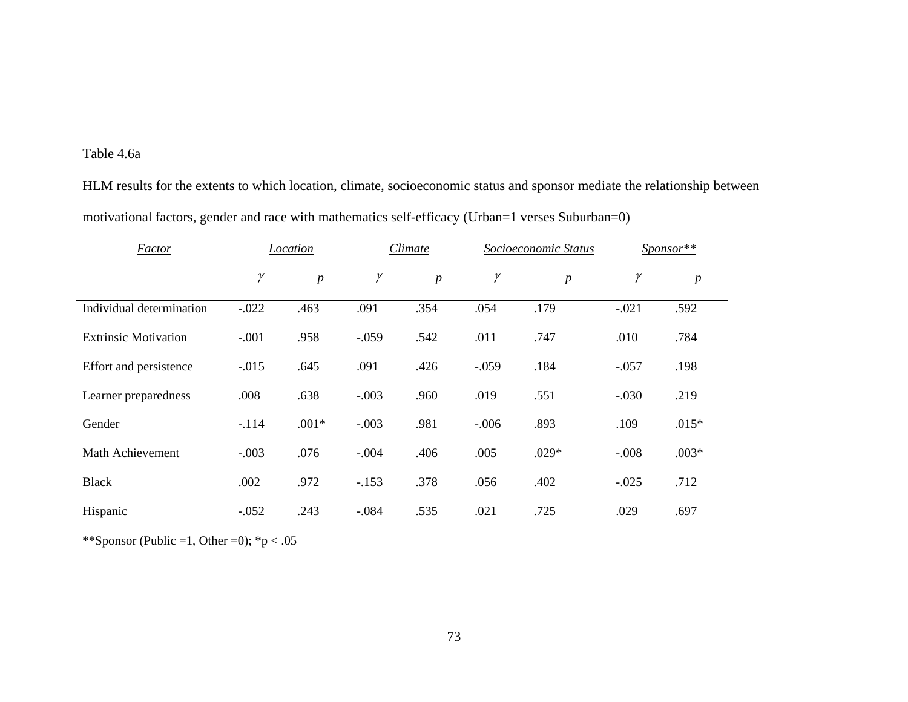Table 4.6a

HLM results for the extents to which location, climate, socioeconomic status and sponsor mediate the relationship between motivational factors, gender and race with mathematics self-efficacy (Urban=1 verses Suburban=0)

| *Factor* | *Location* | | *Climate* | | *Socioeconomic Status* | | *Sponsor*** | |
|---|---|---|---|---|---|---|---|---|
| | $\gamma$ | *p* | $\gamma$ | *p* | $\gamma$ | *p* | $\gamma$ | *p* |
| Individual determination | -.022 | .463 | .091 | .354 | .054 | .179 | -.021 | .592 |
| Extrinsic Motivation | -.001 | .958 | -.059 | .542 | .011 | .747 | .010 | .784 |
| Effort and persistence | -.015 | .645 | .091 | .426 | -.059 | .184 | -.057 | .198 |
| Learner preparedness | .008 | .638 | -.003 | .960 | .019 | .551 | -.030 | .219 |
| Gender | -.114 | .001* | -.003 | .981 | -.006 | .893 | .109 | .015* |
| Math Achievement | -.003 | .076 | -.004 | .406 | .005 | .029* | -.008 | .003* |
| Black | .002 | .972 | -.153 | .378 | .056 | .402 | -.025 | .712 |
| Hispanic | -.052 | .243 | -.084 | .535 | .021 | .725 | .029 | .697 |

**Sponsor (Public =1, Other =0); *$p < .05$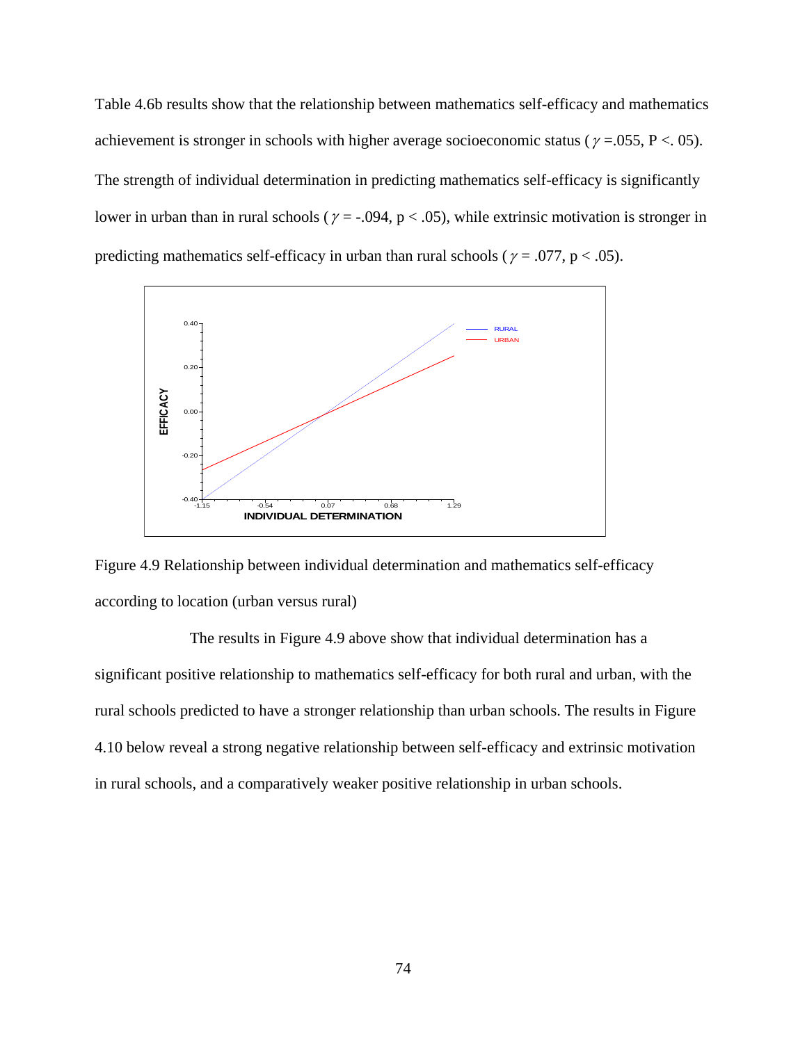Table 4.6b results show that the relationship between mathematics self-efficacy and mathematics achievement is stronger in schools with higher average socioeconomic status ( $\gamma$ =.055, P <. 05). The strength of individual determination in predicting mathematics self-efficacy is significantly lower in urban than in rural schools ( $\gamma$ = -.094, $p < .05$), while extrinsic motivation is stronger in predicting mathematics self-efficacy in urban than rural schools ( $\gamma$ = .077, $p < .05$).

Figure 4.9 Relationship between individual determination and mathematics self-efficacy according to location (urban versus rural)

The results in Figure 4.9 above show that individual determination has a significant positive relationship to mathematics self-efficacy for both rural and urban, with the rural schools predicted to have a stronger relationship than urban schools. The results in Figure 4.10 below reveal a strong negative relationship between self-efficacy and extrinsic motivation in rural schools, and a comparatively weaker positive relationship in urban schools.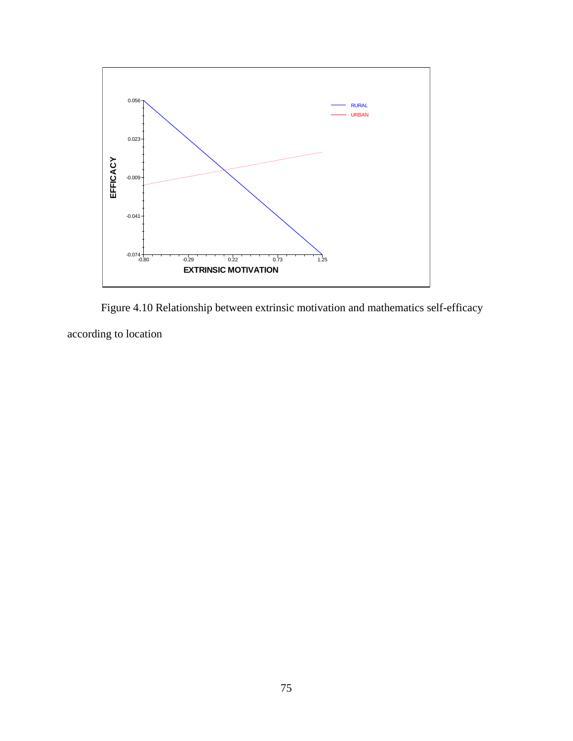Figure 4.10 Relationship between extrinsic motivation and mathematics self-efficacy according to location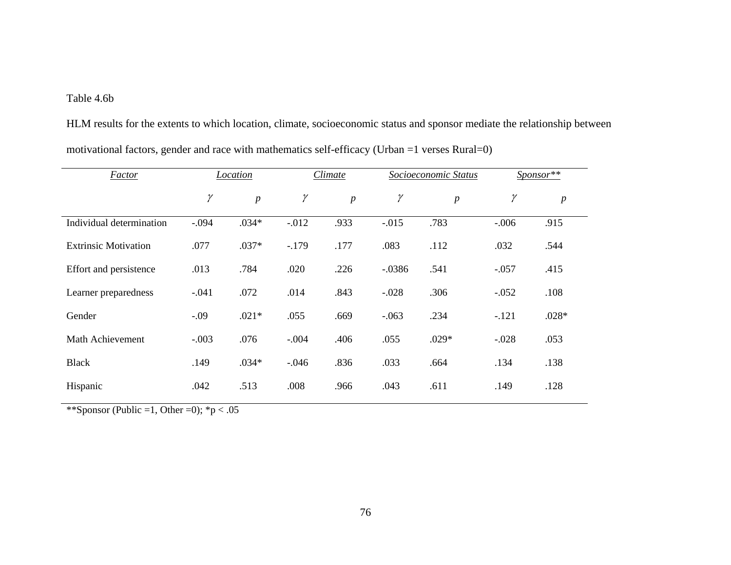Table 4.6b

HLM results for the extents to which location, climate, socioeconomic status and sponsor mediate the relationship between motivational factors, gender and race with mathematics self-efficacy (Urban =1 verses Rural=0)

| *Factor* | *Location* | | *Climate* | | *Socioeconomic Status* | | *Sponsor\*\** | |
|---|---|---|---|---|---|---|---|---|
| | $\gamma$ | *p* | $\gamma$ | *p* | $\gamma$ | *p* | $\gamma$ | *p* |
| Individual determination | -.094 | .034* | -.012 | .933 | -.015 | .783 | -.006 | .915 |
| Extrinsic Motivation | .077 | .037* | -.179 | .177 | .083 | .112 | .032 | .544 |
| Effort and persistence | .013 | .784 | .020 | .226 | -.0386 | .541 | -.057 | .415 |
| Learner preparedness | -.041 | .072 | .014 | .843 | -.028 | .306 | -.052 | .108 |
| Gender | -.09 | .021* | .055 | .669 | -.063 | .234 | -.121 | .028* |
| Math Achievement | -.003 | .076 | -.004 | .406 | .055 | .029* | -.028 | .053 |
| Black | .149 | .034* | -.046 | .836 | .033 | .664 | .134 | .138 |
| Hispanic | .042 | .513 | .008 | .966 | .043 | .611 | .149 | .128 |

**Sponsor (Public =1, Other =0); *p < .05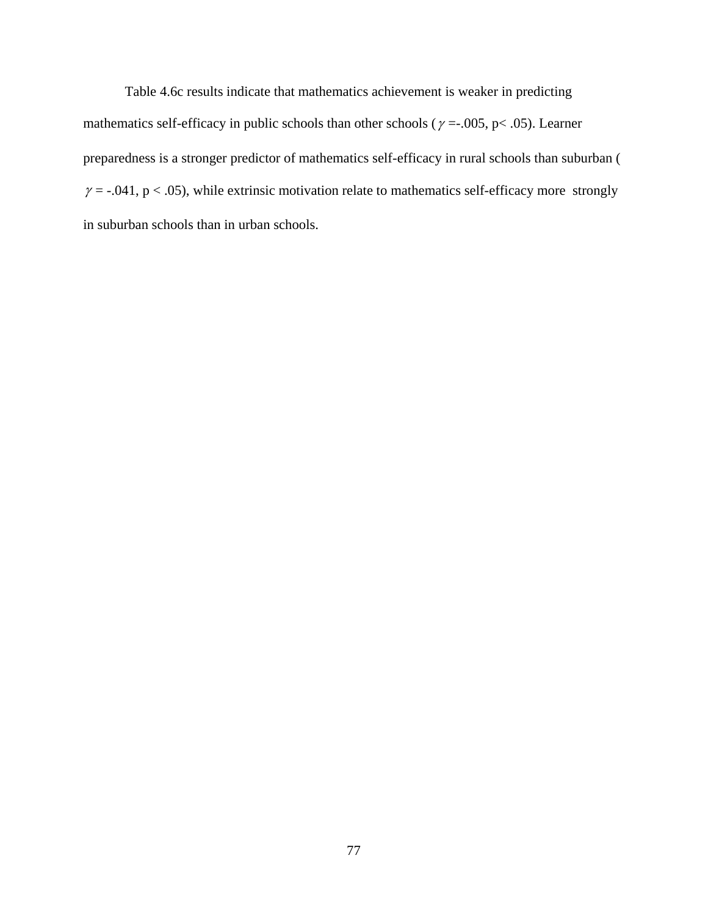Table 4.6c results indicate that mathematics achievement is weaker in predicting mathematics self-efficacy in public schools than other schools ( $\gamma$ =-.005, $p< .05$). Learner preparedness is a stronger predictor of mathematics self-efficacy in rural schools than suburban ( $\gamma$ = -.041, $p < .05$), while extrinsic motivation relate to mathematics self-efficacy more strongly in suburban schools than in urban schools.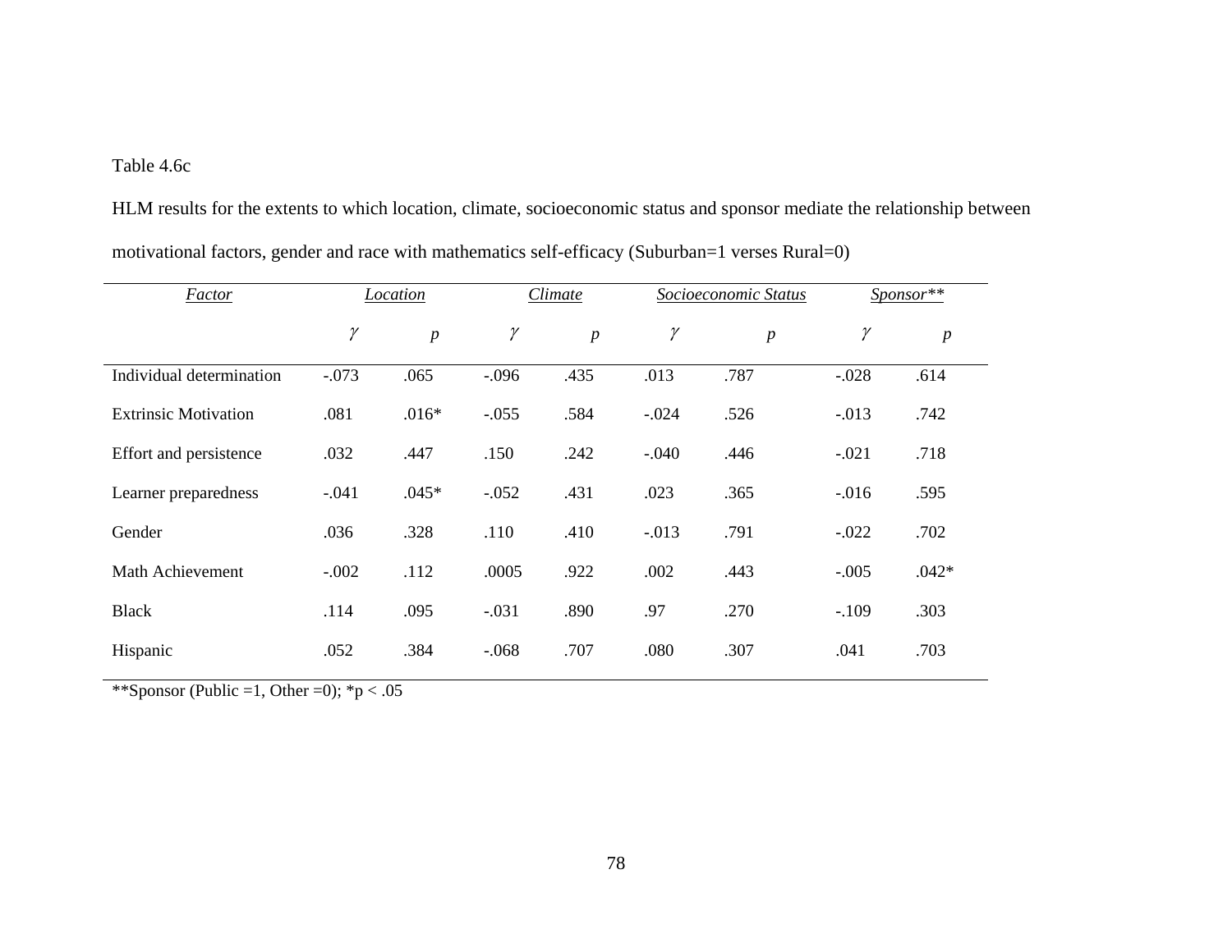Table 4.6c

HLM results for the extents to which location, climate, socioeconomic status and sponsor mediate the relationship between motivational factors, gender and race with mathematics self-efficacy (Suburban=1 verses Rural=0)

| *Factor* | *Location* | | *Climate* | | *Socioeconomic Status* | | *Sponsor*** | |
|---|---|---|---|---|---|---|---|---|
| | $\gamma$ | *p* | $\gamma$ | *p* | $\gamma$ | *p* | $\gamma$ | *p* |
| Individual determination | -.073 | .065 | -.096 | .435 | .013 | .787 | -.028 | .614 |
| Extrinsic Motivation | .081 | .016* | -.055 | .584 | -.024 | .526 | -.013 | .742 |
| Effort and persistence | .032 | .447 | .150 | .242 | -.040 | .446 | -.021 | .718 |
| Learner preparedness | -.041 | .045* | -.052 | .431 | .023 | .365 | -.016 | .595 |
| Gender | .036 | .328 | .110 | .410 | -.013 | .791 | -.022 | .702 |
| Math Achievement | -.002 | .112 | .0005 | .922 | .002 | .443 | -.005 | .042* |
| Black | .114 | .095 | -.031 | .890 | .97 | .270 | -.109 | .303 |
| Hispanic | .052 | .384 | -.068 | .707 | .080 | .307 | .041 | .703 |

**Sponsor (Public =1, Other =0); *p < .05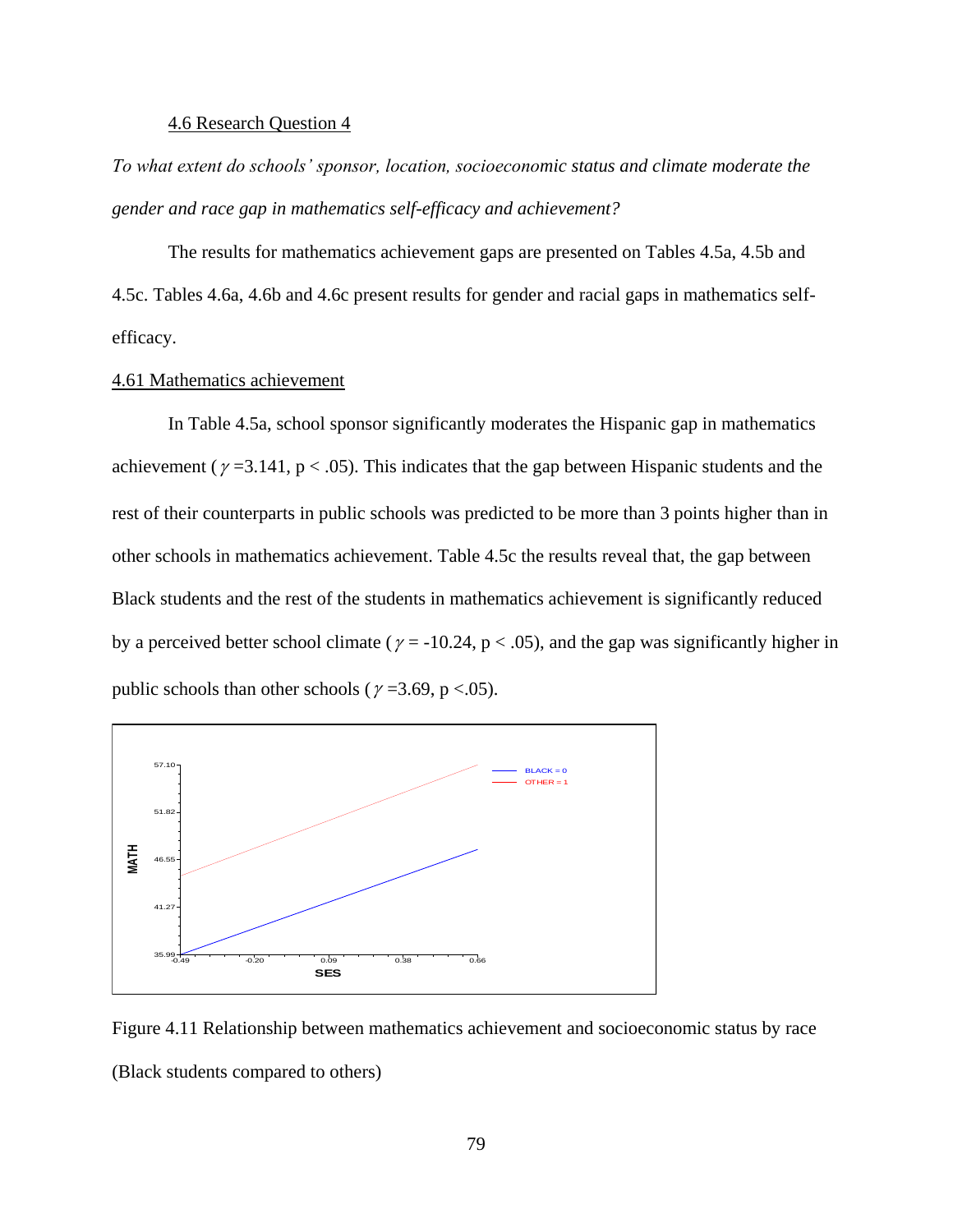### 4.6 Research Question 4

*To what extent do schools' sponsor, location, socioeconomic status and climate moderate the gender and race gap in mathematics self-efficacy and achievement?*

The results for mathematics achievement gaps are presented on Tables 4.5a, 4.5b and 4.5c. Tables 4.6a, 4.6b and 4.6c present results for gender and racial gaps in mathematics self-efficacy.

### 4.61 Mathematics achievement

In Table 4.5a, school sponsor significantly moderates the Hispanic gap in mathematics achievement ($\gamma$ =3.141, $p < .05$). This indicates that the gap between Hispanic students and the rest of their counterparts in public schools was predicted to be more than 3 points higher than in other schools in mathematics achievement. Table 4.5c the results reveal that, the gap between Black students and the rest of the students in mathematics achievement is significantly reduced by a perceived better school climate ($\gamma$ = -10.24, $p < .05$), and the gap was significantly higher in public schools than other schools ($\gamma$ =3.69, $p < .05$).

Figure 4.11 Relationship between mathematics achievement and socioeconomic status by race (Black students compared to others)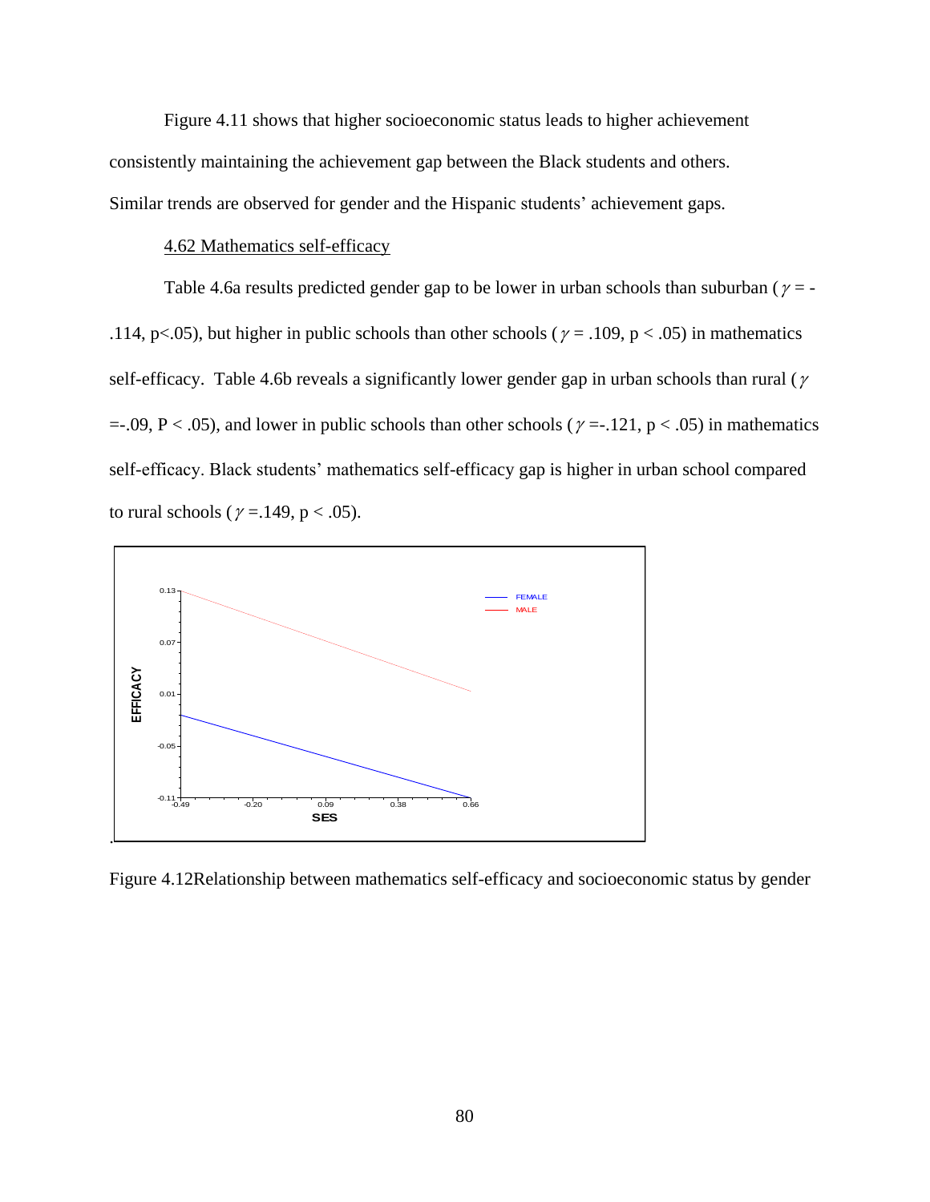Figure 4.11 shows that higher socioeconomic status leads to higher achievement consistently maintaining the achievement gap between the Black students and others. Similar trends are observed for gender and the Hispanic students' achievement gaps.

4.62 Mathematics self-efficacy

Table 4.6a results predicted gender gap to be lower in urban schools than suburban ($\gamma$ = -.114, p<.05), but higher in public schools than other schools ($\gamma$ = .109, p < .05) in mathematics self-efficacy. Table 4.6b reveals a significantly lower gender gap in urban schools than rural ($\gamma$ =-.09, P < .05), and lower in public schools than other schools ($\gamma$ =-.121, p < .05) in mathematics self-efficacy. Black students' mathematics self-efficacy gap is higher in urban school compared to rural schools ($\gamma$ =.149, p < .05).

Figure 4.12Relationship between mathematics self-efficacy and socioeconomic status by gender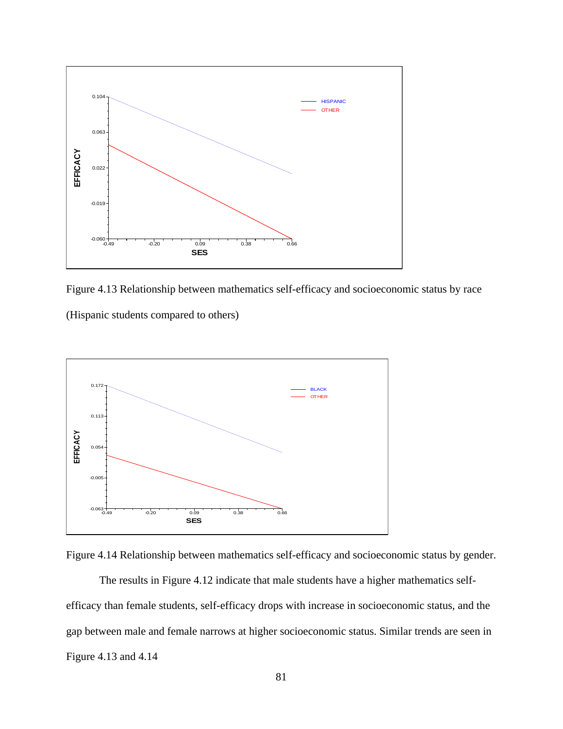Figure 4.13 Relationship between mathematics self-efficacy and socioeconomic status by race (Hispanic students compared to others)

Figure 4.14 Relationship between mathematics self-efficacy and socioeconomic status by gender.

The results in Figure 4.12 indicate that male students have a higher mathematics self-efficacy than female students, self-efficacy drops with increase in socioeconomic status, and the gap between male and female narrows at higher socioeconomic status. Similar trends are seen in Figure 4.13 and 4.14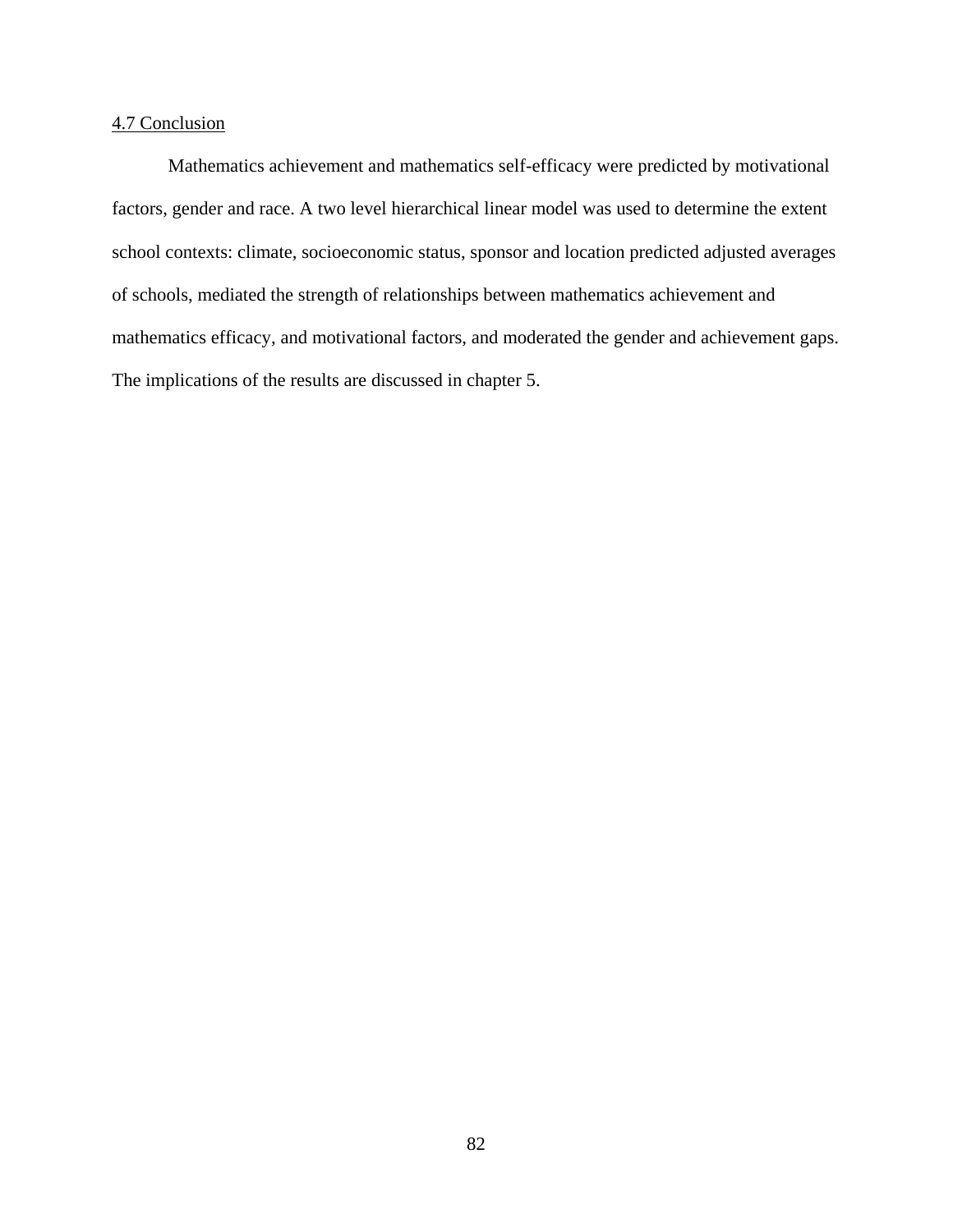4.7 Conclusion

Mathematics achievement and mathematics self-efficacy were predicted by motivational factors, gender and race. A two level hierarchical linear model was used to determine the extent school contexts: climate, socioeconomic status, sponsor and location predicted adjusted averages of schools, mediated the strength of relationships between mathematics achievement and mathematics efficacy, and motivational factors, and moderated the gender and achievement gaps. The implications of the results are discussed in chapter 5.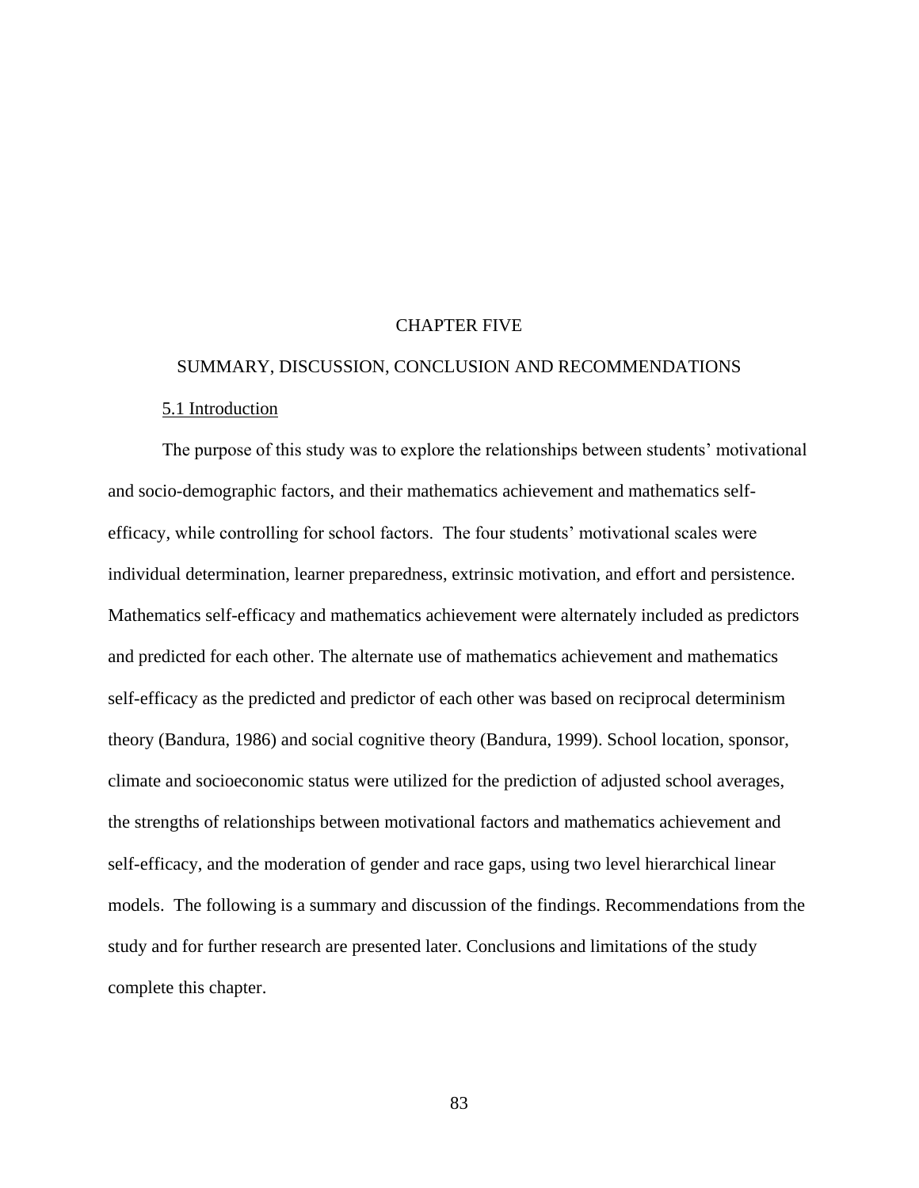# CHAPTER FIVE

# SUMMARY, DISCUSSION, CONCLUSION AND RECOMMENDATIONS

## 5.1 Introduction

The purpose of this study was to explore the relationships between students' motivational and socio-demographic factors, and their mathematics achievement and mathematics self-efficacy, while controlling for school factors. The four students' motivational scales were individual determination, learner preparedness, extrinsic motivation, and effort and persistence. Mathematics self-efficacy and mathematics achievement were alternately included as predictors and predicted for each other. The alternate use of mathematics achievement and mathematics self-efficacy as the predicted and predictor of each other was based on reciprocal determinism theory (Bandura, 1986) and social cognitive theory (Bandura, 1999). School location, sponsor, climate and socioeconomic status were utilized for the prediction of adjusted school averages, the strengths of relationships between motivational factors and mathematics achievement and self-efficacy, and the moderation of gender and race gaps, using two level hierarchical linear models. The following is a summary and discussion of the findings. Recommendations from the study and for further research are presented later. Conclusions and limitations of the study complete this chapter.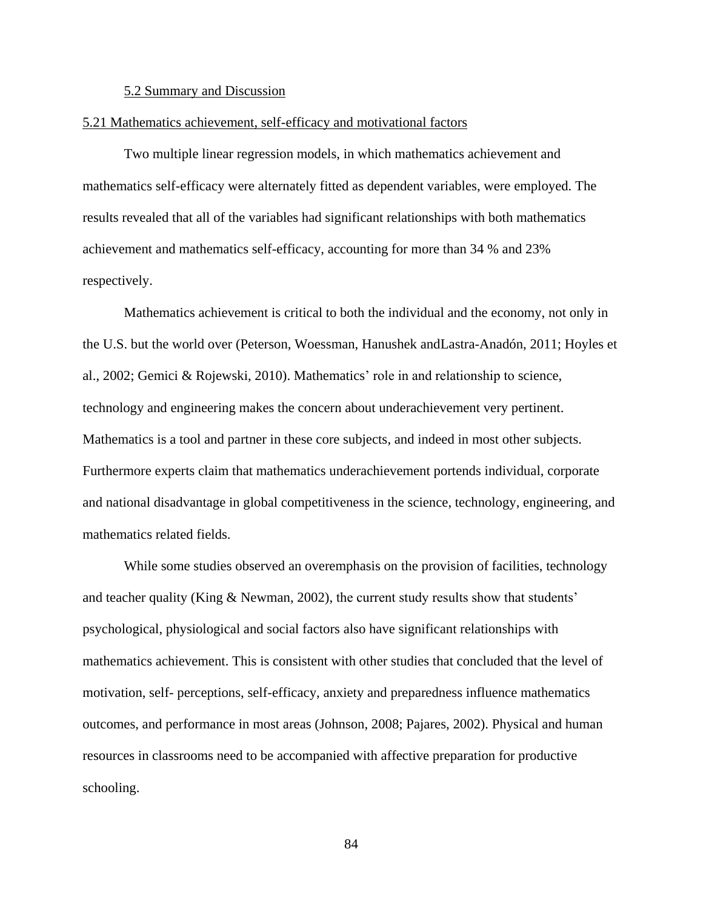## 5.2 Summary and Discussion

### 5.21 Mathematics achievement, self-efficacy and motivational factors

Two multiple linear regression models, in which mathematics achievement and mathematics self-efficacy were alternately fitted as dependent variables, were employed. The results revealed that all of the variables had significant relationships with both mathematics achievement and mathematics self-efficacy, accounting for more than 34 % and 23% respectively.

Mathematics achievement is critical to both the individual and the economy, not only in the U.S. but the world over (Peterson, Woessman, Hanushek andLastra-Anadón, 2011; Hoyles et al., 2002; Gemici & Rojewski, 2010). Mathematics' role in and relationship to science, technology and engineering makes the concern about underachievement very pertinent. Mathematics is a tool and partner in these core subjects, and indeed in most other subjects. Furthermore experts claim that mathematics underachievement portends individual, corporate and national disadvantage in global competitiveness in the science, technology, engineering, and mathematics related fields.

While some studies observed an overemphasis on the provision of facilities, technology and teacher quality (King & Newman, 2002), the current study results show that students' psychological, physiological and social factors also have significant relationships with mathematics achievement. This is consistent with other studies that concluded that the level of motivation, self- perceptions, self-efficacy, anxiety and preparedness influence mathematics outcomes, and performance in most areas (Johnson, 2008; Pajares, 2002). Physical and human resources in classrooms need to be accompanied with affective preparation for productive schooling.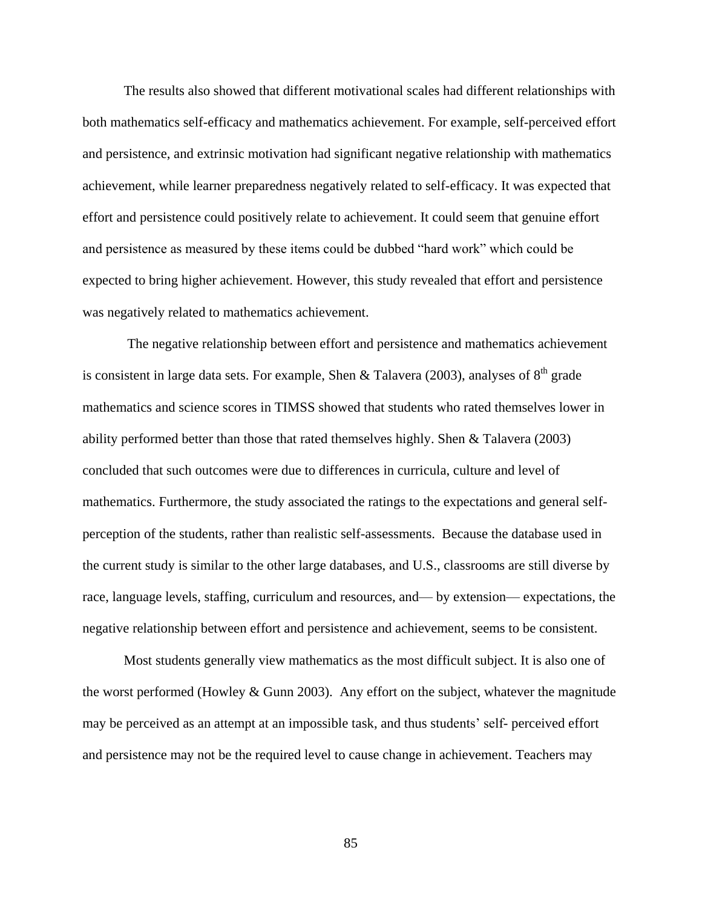The results also showed that different motivational scales had different relationships with both mathematics self-efficacy and mathematics achievement. For example, self-perceived effort and persistence, and extrinsic motivation had significant negative relationship with mathematics achievement, while learner preparedness negatively related to self-efficacy. It was expected that effort and persistence could positively relate to achievement. It could seem that genuine effort and persistence as measured by these items could be dubbed "hard work" which could be expected to bring higher achievement. However, this study revealed that effort and persistence was negatively related to mathematics achievement.

The negative relationship between effort and persistence and mathematics achievement is consistent in large data sets. For example, Shen & Talavera (2003), analyses of 8th grade mathematics and science scores in TIMSS showed that students who rated themselves lower in ability performed better than those that rated themselves highly. Shen & Talavera (2003) concluded that such outcomes were due to differences in curricula, culture and level of mathematics. Furthermore, the study associated the ratings to the expectations and general self-perception of the students, rather than realistic self-assessments. Because the database used in the current study is similar to the other large databases, and U.S., classrooms are still diverse by race, language levels, staffing, curriculum and resources, and— by extension— expectations, the negative relationship between effort and persistence and achievement, seems to be consistent.

Most students generally view mathematics as the most difficult subject. It is also one of the worst performed (Howley & Gunn 2003). Any effort on the subject, whatever the magnitude may be perceived as an attempt at an impossible task, and thus students' self- perceived effort and persistence may not be the required level to cause change in achievement. Teachers may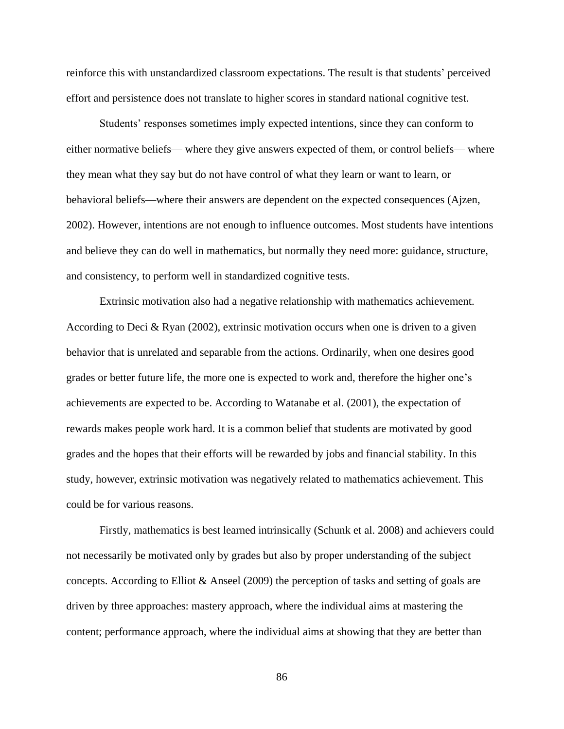reinforce this with unstandardized classroom expectations. The result is that students' perceived effort and persistence does not translate to higher scores in standard national cognitive test.

Students' responses sometimes imply expected intentions, since they can conform to either normative beliefs— where they give answers expected of them, or control beliefs— where they mean what they say but do not have control of what they learn or want to learn, or behavioral beliefs—where their answers are dependent on the expected consequences (Ajzen, 2002). However, intentions are not enough to influence outcomes. Most students have intentions and believe they can do well in mathematics, but normally they need more: guidance, structure, and consistency, to perform well in standardized cognitive tests.

Extrinsic motivation also had a negative relationship with mathematics achievement. According to Deci & Ryan (2002), extrinsic motivation occurs when one is driven to a given behavior that is unrelated and separable from the actions. Ordinarily, when one desires good grades or better future life, the more one is expected to work and, therefore the higher one's achievements are expected to be. According to Watanabe et al. (2001), the expectation of rewards makes people work hard. It is a common belief that students are motivated by good grades and the hopes that their efforts will be rewarded by jobs and financial stability. In this study, however, extrinsic motivation was negatively related to mathematics achievement. This could be for various reasons.

Firstly, mathematics is best learned intrinsically (Schunk et al. 2008) and achievers could not necessarily be motivated only by grades but also by proper understanding of the subject concepts. According to Elliot & Anseel (2009) the perception of tasks and setting of goals are driven by three approaches: mastery approach, where the individual aims at mastering the content; performance approach, where the individual aims at showing that they are better than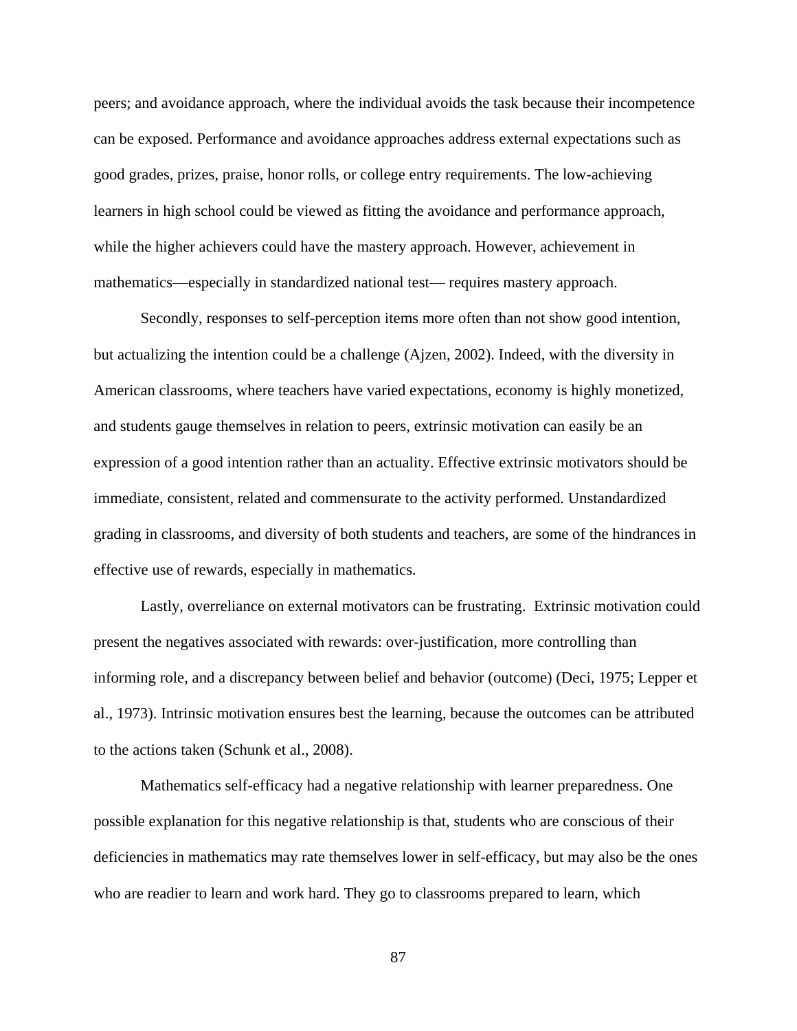peers; and avoidance approach, where the individual avoids the task because their incompetence can be exposed. Performance and avoidance approaches address external expectations such as good grades, prizes, praise, honor rolls, or college entry requirements. The low-achieving learners in high school could be viewed as fitting the avoidance and performance approach, while the higher achievers could have the mastery approach. However, achievement in mathematics—especially in standardized national test— requires mastery approach.

Secondly, responses to self-perception items more often than not show good intention, but actualizing the intention could be a challenge (Ajzen, 2002). Indeed, with the diversity in American classrooms, where teachers have varied expectations, economy is highly monetized, and students gauge themselves in relation to peers, extrinsic motivation can easily be an expression of a good intention rather than an actuality. Effective extrinsic motivators should be immediate, consistent, related and commensurate to the activity performed. Unstandardized grading in classrooms, and diversity of both students and teachers, are some of the hindrances in effective use of rewards, especially in mathematics.

Lastly, overreliance on external motivators can be frustrating. Extrinsic motivation could present the negatives associated with rewards: over-justification, more controlling than informing role, and a discrepancy between belief and behavior (outcome) (Deci, 1975; Lepper et al., 1973). Intrinsic motivation ensures best the learning, because the outcomes can be attributed to the actions taken (Schunk et al., 2008).

Mathematics self-efficacy had a negative relationship with learner preparedness. One possible explanation for this negative relationship is that, students who are conscious of their deficiencies in mathematics may rate themselves lower in self-efficacy, but may also be the ones who are readier to learn and work hard. They go to classrooms prepared to learn, which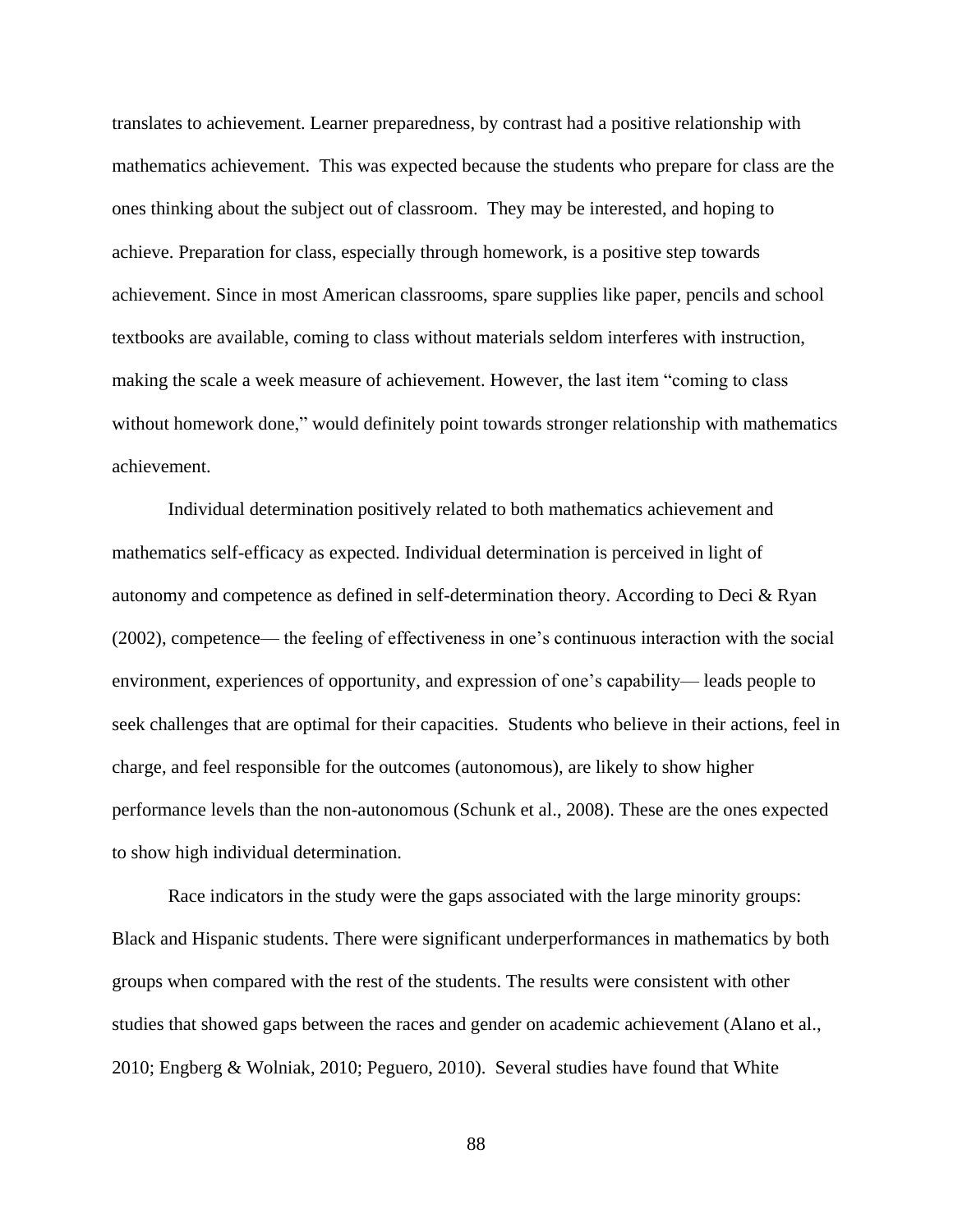translates to achievement. Learner preparedness, by contrast had a positive relationship with mathematics achievement. This was expected because the students who prepare for class are the ones thinking about the subject out of classroom. They may be interested, and hoping to achieve. Preparation for class, especially through homework, is a positive step towards achievement. Since in most American classrooms, spare supplies like paper, pencils and school textbooks are available, coming to class without materials seldom interferes with instruction, making the scale a week measure of achievement. However, the last item "coming to class without homework done," would definitely point towards stronger relationship with mathematics achievement.

Individual determination positively related to both mathematics achievement and mathematics self-efficacy as expected. Individual determination is perceived in light of autonomy and competence as defined in self-determination theory. According to Deci & Ryan (2002), competence— the feeling of effectiveness in one's continuous interaction with the social environment, experiences of opportunity, and expression of one's capability— leads people to seek challenges that are optimal for their capacities. Students who believe in their actions, feel in charge, and feel responsible for the outcomes (autonomous), are likely to show higher performance levels than the non-autonomous (Schunk et al., 2008). These are the ones expected to show high individual determination.

Race indicators in the study were the gaps associated with the large minority groups: Black and Hispanic students. There were significant underperformances in mathematics by both groups when compared with the rest of the students. The results were consistent with other studies that showed gaps between the races and gender on academic achievement (Alano et al., 2010; Engberg & Wolniak, 2010; Peguero, 2010). Several studies have found that White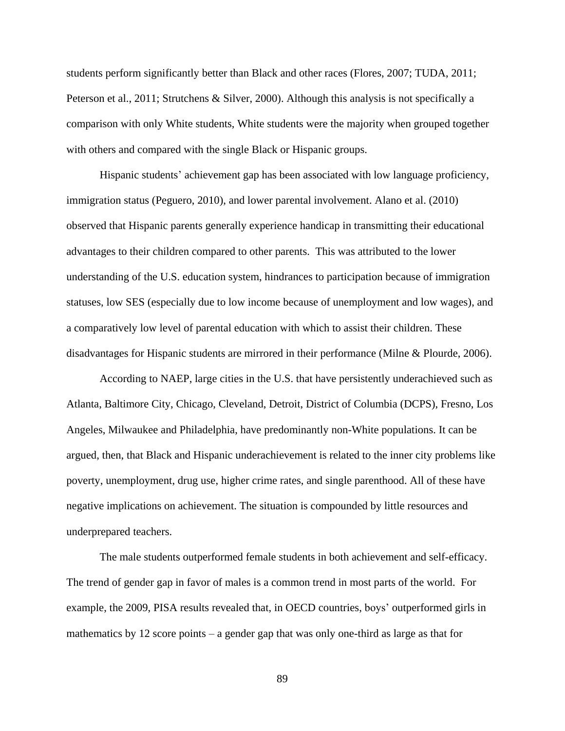students perform significantly better than Black and other races (Flores, 2007; TUDA, 2011; Peterson et al., 2011; Strutchens & Silver, 2000). Although this analysis is not specifically a comparison with only White students, White students were the majority when grouped together with others and compared with the single Black or Hispanic groups.

Hispanic students' achievement gap has been associated with low language proficiency, immigration status (Peguero, 2010), and lower parental involvement. Alano et al. (2010) observed that Hispanic parents generally experience handicap in transmitting their educational advantages to their children compared to other parents. This was attributed to the lower understanding of the U.S. education system, hindrances to participation because of immigration statuses, low SES (especially due to low income because of unemployment and low wages), and a comparatively low level of parental education with which to assist their children. These disadvantages for Hispanic students are mirrored in their performance (Milne & Plourde, 2006).

According to NAEP, large cities in the U.S. that have persistently underachieved such as Atlanta, Baltimore City, Chicago, Cleveland, Detroit, District of Columbia (DCPS), Fresno, Los Angeles, Milwaukee and Philadelphia, have predominantly non-White populations. It can be argued, then, that Black and Hispanic underachievement is related to the inner city problems like poverty, unemployment, drug use, higher crime rates, and single parenthood. All of these have negative implications on achievement. The situation is compounded by little resources and underprepared teachers.

The male students outperformed female students in both achievement and self-efficacy. The trend of gender gap in favor of males is a common trend in most parts of the world. For example, the 2009, PISA results revealed that, in OECD countries, boys' outperformed girls in mathematics by 12 score points – a gender gap that was only one-third as large as that for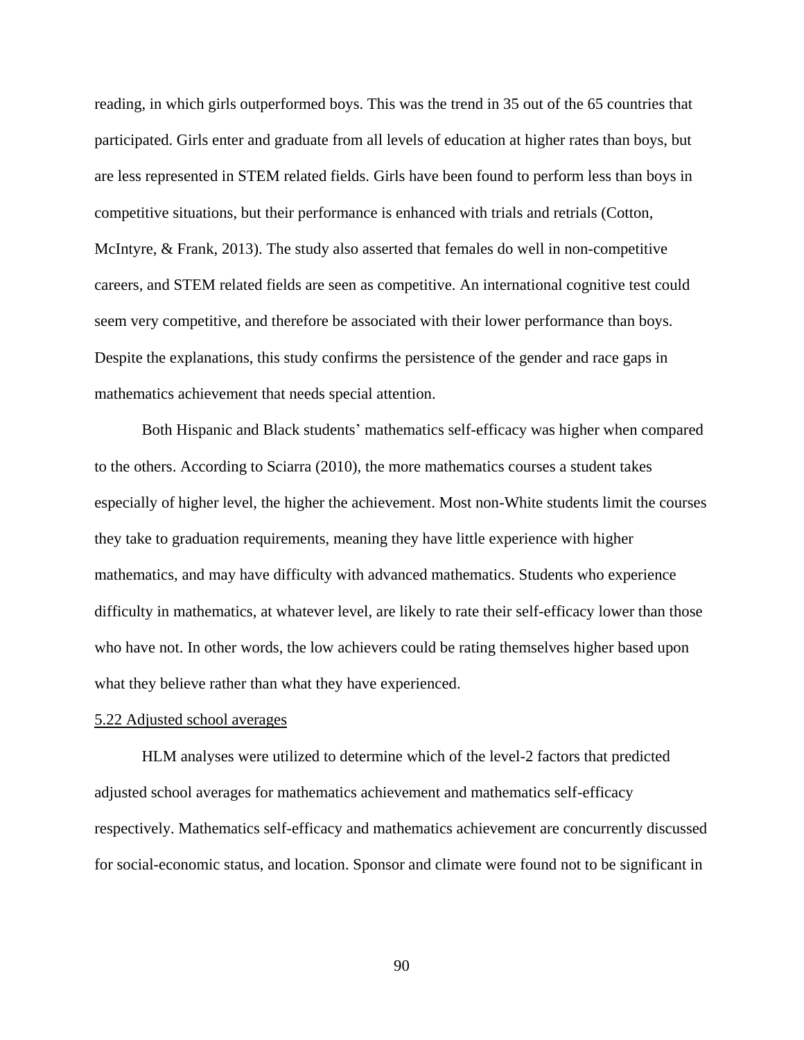reading, in which girls outperformed boys. This was the trend in 35 out of the 65 countries that participated. Girls enter and graduate from all levels of education at higher rates than boys, but are less represented in STEM related fields. Girls have been found to perform less than boys in competitive situations, but their performance is enhanced with trials and retrials (Cotton, McIntyre, & Frank, 2013). The study also asserted that females do well in non-competitive careers, and STEM related fields are seen as competitive. An international cognitive test could seem very competitive, and therefore be associated with their lower performance than boys. Despite the explanations, this study confirms the persistence of the gender and race gaps in mathematics achievement that needs special attention.

Both Hispanic and Black students' mathematics self-efficacy was higher when compared to the others. According to Sciarra (2010), the more mathematics courses a student takes especially of higher level, the higher the achievement. Most non-White students limit the courses they take to graduation requirements, meaning they have little experience with higher mathematics, and may have difficulty with advanced mathematics. Students who experience difficulty in mathematics, at whatever level, are likely to rate their self-efficacy lower than those who have not. In other words, the low achievers could be rating themselves higher based upon what they believe rather than what they have experienced.

5.22 Adjusted school averages

HLM analyses were utilized to determine which of the level-2 factors that predicted adjusted school averages for mathematics achievement and mathematics self-efficacy respectively. Mathematics self-efficacy and mathematics achievement are concurrently discussed for social-economic status, and location. Sponsor and climate were found not to be significant in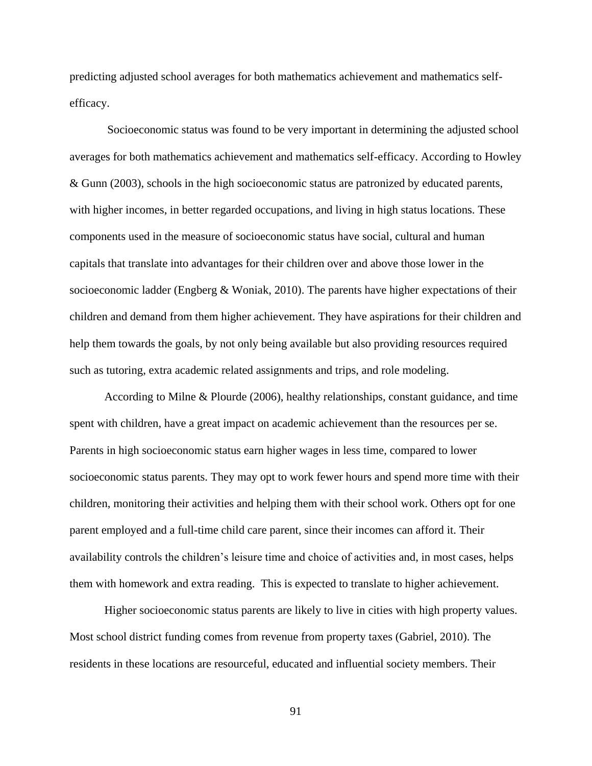predicting adjusted school averages for both mathematics achievement and mathematics self-efficacy.

Socioeconomic status was found to be very important in determining the adjusted school averages for both mathematics achievement and mathematics self-efficacy. According to Howley & Gunn (2003), schools in the high socioeconomic status are patronized by educated parents, with higher incomes, in better regarded occupations, and living in high status locations. These components used in the measure of socioeconomic status have social, cultural and human capitals that translate into advantages for their children over and above those lower in the socioeconomic ladder (Engberg & Woniak, 2010). The parents have higher expectations of their children and demand from them higher achievement. They have aspirations for their children and help them towards the goals, by not only being available but also providing resources required such as tutoring, extra academic related assignments and trips, and role modeling.

According to Milne & Plourde (2006), healthy relationships, constant guidance, and time spent with children, have a great impact on academic achievement than the resources per se. Parents in high socioeconomic status earn higher wages in less time, compared to lower socioeconomic status parents. They may opt to work fewer hours and spend more time with their children, monitoring their activities and helping them with their school work. Others opt for one parent employed and a full-time child care parent, since their incomes can afford it. Their availability controls the children's leisure time and choice of activities and, in most cases, helps them with homework and extra reading. This is expected to translate to higher achievement.

Higher socioeconomic status parents are likely to live in cities with high property values. Most school district funding comes from revenue from property taxes (Gabriel, 2010). The residents in these locations are resourceful, educated and influential society members. Their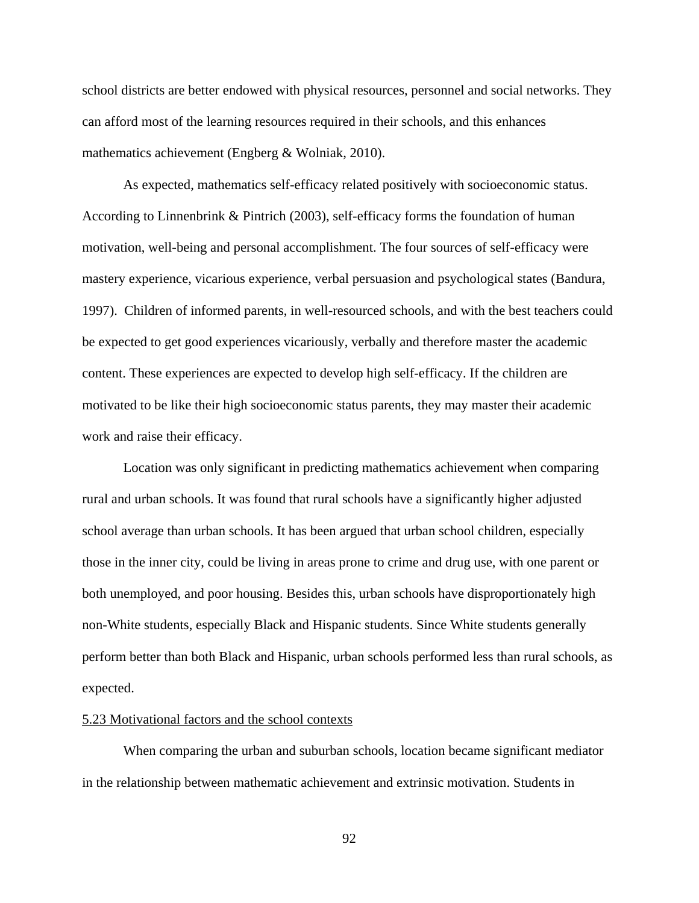school districts are better endowed with physical resources, personnel and social networks. They can afford most of the learning resources required in their schools, and this enhances mathematics achievement (Engberg & Wolniak, 2010).

As expected, mathematics self-efficacy related positively with socioeconomic status. According to Linnenbrink & Pintrich (2003), self-efficacy forms the foundation of human motivation, well-being and personal accomplishment. The four sources of self-efficacy were mastery experience, vicarious experience, verbal persuasion and psychological states (Bandura, 1997). Children of informed parents, in well-resourced schools, and with the best teachers could be expected to get good experiences vicariously, verbally and therefore master the academic content. These experiences are expected to develop high self-efficacy. If the children are motivated to be like their high socioeconomic status parents, they may master their academic work and raise their efficacy.

Location was only significant in predicting mathematics achievement when comparing rural and urban schools. It was found that rural schools have a significantly higher adjusted school average than urban schools. It has been argued that urban school children, especially those in the inner city, could be living in areas prone to crime and drug use, with one parent or both unemployed, and poor housing. Besides this, urban schools have disproportionately high non-White students, especially Black and Hispanic students. Since White students generally perform better than both Black and Hispanic, urban schools performed less than rural schools, as expected.

### 5.23 Motivational factors and the school contexts

When comparing the urban and suburban schools, location became significant mediator in the relationship between mathematic achievement and extrinsic motivation. Students in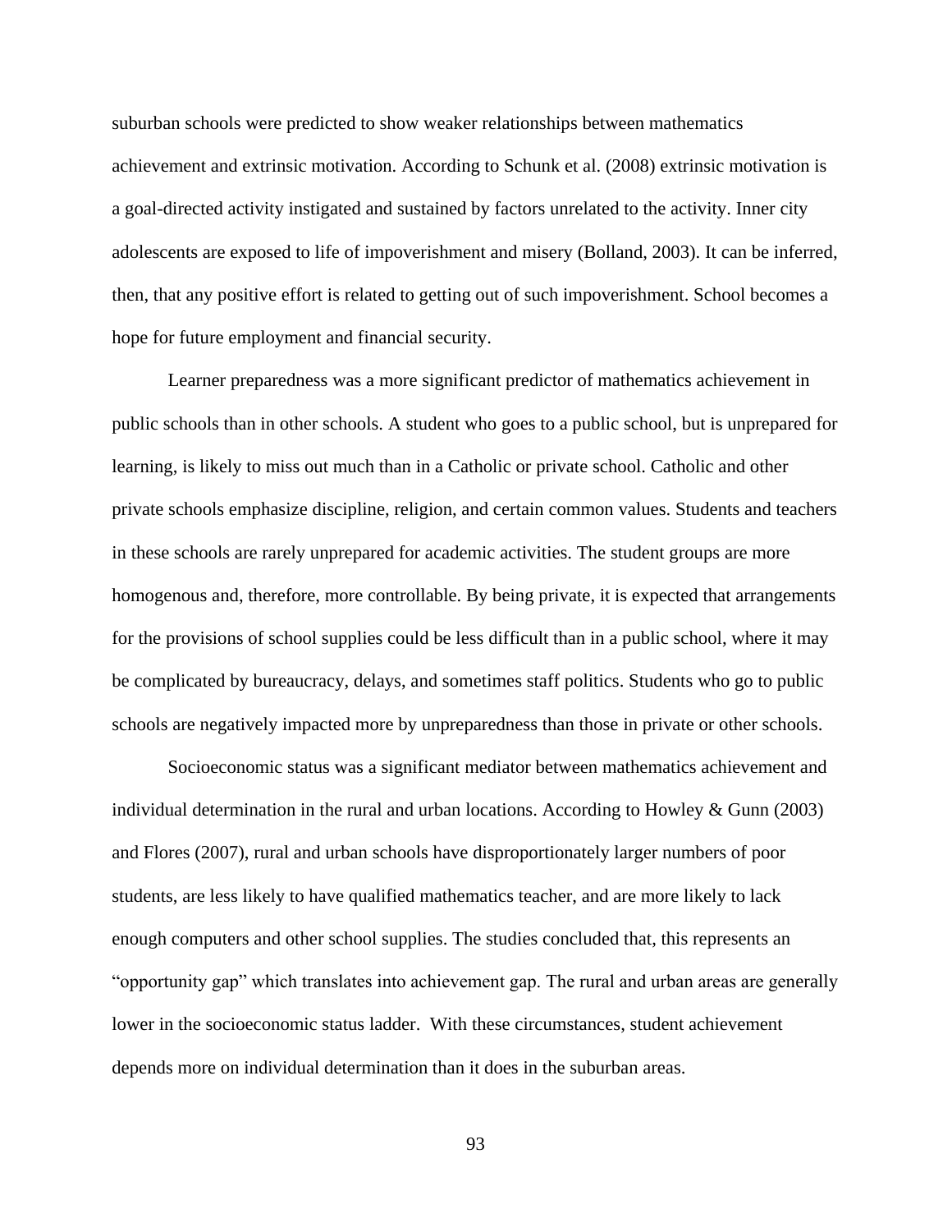suburban schools were predicted to show weaker relationships between mathematics achievement and extrinsic motivation. According to Schunk et al. (2008) extrinsic motivation is a goal-directed activity instigated and sustained by factors unrelated to the activity. Inner city adolescents are exposed to life of impoverishment and misery (Bolland, 2003). It can be inferred, then, that any positive effort is related to getting out of such impoverishment. School becomes a hope for future employment and financial security.

Learner preparedness was a more significant predictor of mathematics achievement in public schools than in other schools. A student who goes to a public school, but is unprepared for learning, is likely to miss out much than in a Catholic or private school. Catholic and other private schools emphasize discipline, religion, and certain common values. Students and teachers in these schools are rarely unprepared for academic activities. The student groups are more homogenous and, therefore, more controllable. By being private, it is expected that arrangements for the provisions of school supplies could be less difficult than in a public school, where it may be complicated by bureaucracy, delays, and sometimes staff politics. Students who go to public schools are negatively impacted more by unpreparedness than those in private or other schools.

Socioeconomic status was a significant mediator between mathematics achievement and individual determination in the rural and urban locations. According to Howley & Gunn (2003) and Flores (2007), rural and urban schools have disproportionately larger numbers of poor students, are less likely to have qualified mathematics teacher, and are more likely to lack enough computers and other school supplies. The studies concluded that, this represents an "opportunity gap" which translates into achievement gap. The rural and urban areas are generally lower in the socioeconomic status ladder. With these circumstances, student achievement depends more on individual determination than it does in the suburban areas.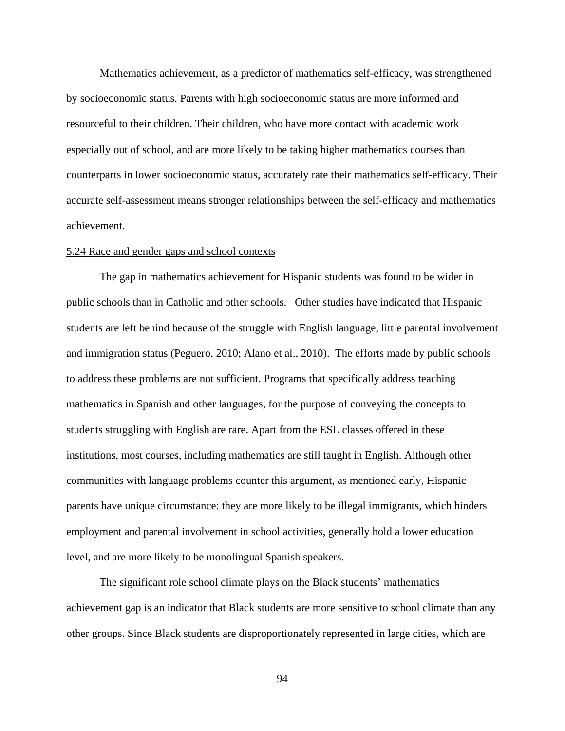Mathematics achievement, as a predictor of mathematics self-efficacy, was strengthened by socioeconomic status. Parents with high socioeconomic status are more informed and resourceful to their children. Their children, who have more contact with academic work especially out of school, and are more likely to be taking higher mathematics courses than counterparts in lower socioeconomic status, accurately rate their mathematics self-efficacy. Their accurate self-assessment means stronger relationships between the self-efficacy and mathematics achievement.

<u>5.24 Race and gender gaps and school contexts</u>

The gap in mathematics achievement for Hispanic students was found to be wider in public schools than in Catholic and other schools. Other studies have indicated that Hispanic students are left behind because of the struggle with English language, little parental involvement and immigration status (Peguero, 2010; Alano et al., 2010). The efforts made by public schools to address these problems are not sufficient. Programs that specifically address teaching mathematics in Spanish and other languages, for the purpose of conveying the concepts to students struggling with English are rare. Apart from the ESL classes offered in these institutions, most courses, including mathematics are still taught in English. Although other communities with language problems counter this argument, as mentioned early, Hispanic parents have unique circumstance: they are more likely to be illegal immigrants, which hinders employment and parental involvement in school activities, generally hold a lower education level, and are more likely to be monolingual Spanish speakers.

The significant role school climate plays on the Black students' mathematics achievement gap is an indicator that Black students are more sensitive to school climate than any other groups. Since Black students are disproportionately represented in large cities, which are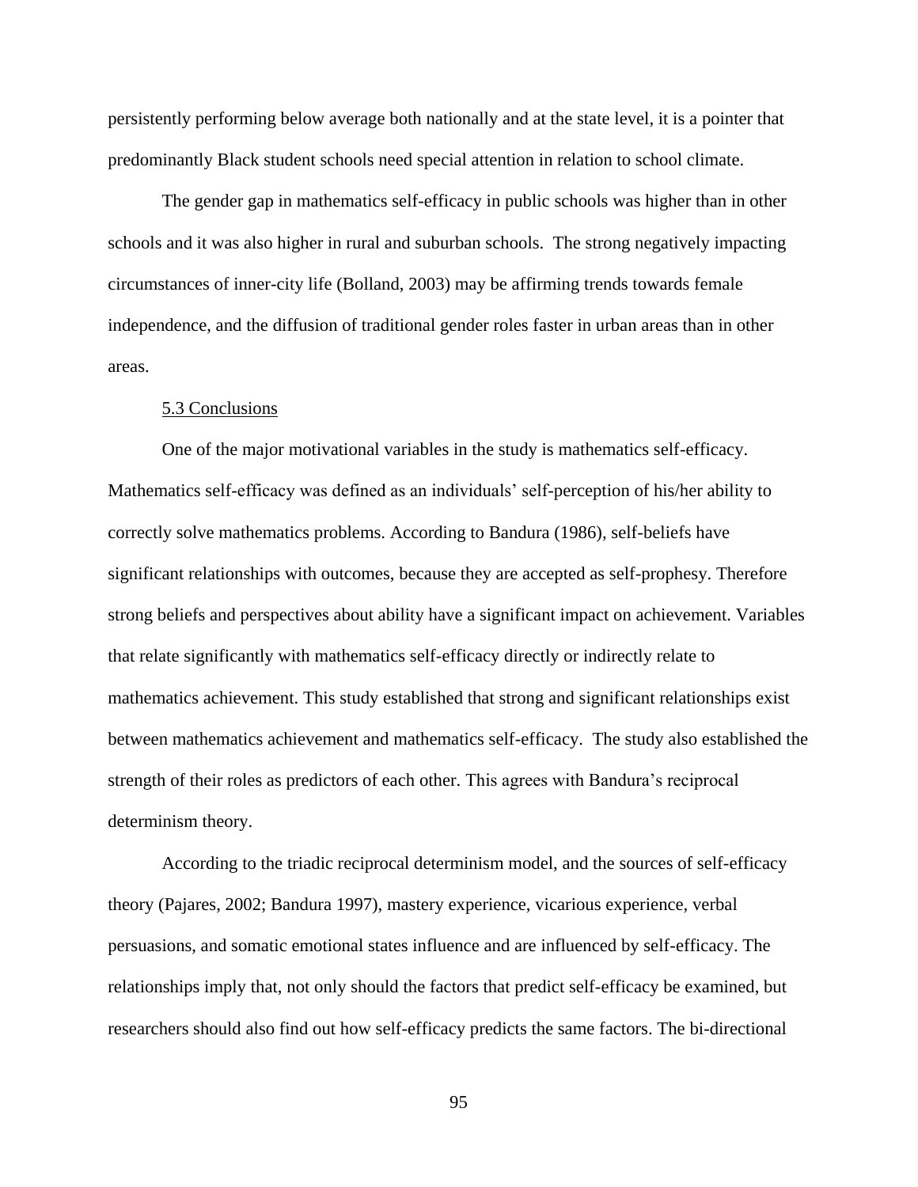persistently performing below average both nationally and at the state level, it is a pointer that predominantly Black student schools need special attention in relation to school climate.

The gender gap in mathematics self-efficacy in public schools was higher than in other schools and it was also higher in rural and suburban schools. The strong negatively impacting circumstances of inner-city life (Bolland, 2003) may be affirming trends towards female independence, and the diffusion of traditional gender roles faster in urban areas than in other areas.

### 5.3 Conclusions

One of the major motivational variables in the study is mathematics self-efficacy. Mathematics self-efficacy was defined as an individuals' self-perception of his/her ability to correctly solve mathematics problems. According to Bandura (1986), self-beliefs have significant relationships with outcomes, because they are accepted as self-prophesy. Therefore strong beliefs and perspectives about ability have a significant impact on achievement. Variables that relate significantly with mathematics self-efficacy directly or indirectly relate to mathematics achievement. This study established that strong and significant relationships exist between mathematics achievement and mathematics self-efficacy. The study also established the strength of their roles as predictors of each other. This agrees with Bandura's reciprocal determinism theory.

According to the triadic reciprocal determinism model, and the sources of self-efficacy theory (Pajares, 2002; Bandura 1997), mastery experience, vicarious experience, verbal persuasions, and somatic emotional states influence and are influenced by self-efficacy. The relationships imply that, not only should the factors that predict self-efficacy be examined, but researchers should also find out how self-efficacy predicts the same factors. The bi-directional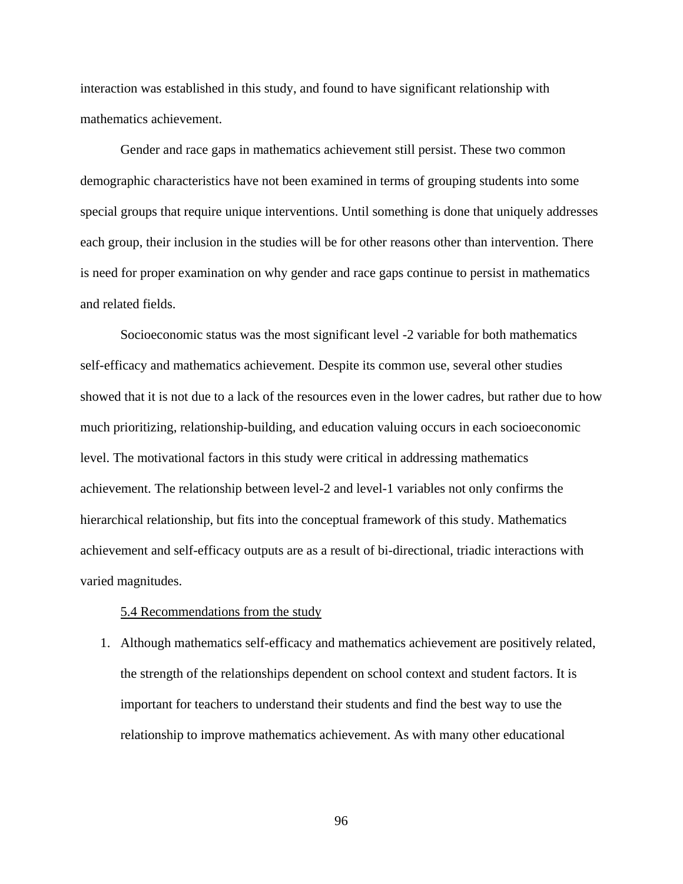interaction was established in this study, and found to have significant relationship with mathematics achievement.

Gender and race gaps in mathematics achievement still persist. These two common demographic characteristics have not been examined in terms of grouping students into some special groups that require unique interventions. Until something is done that uniquely addresses each group, their inclusion in the studies will be for other reasons other than intervention. There is need for proper examination on why gender and race gaps continue to persist in mathematics and related fields.

Socioeconomic status was the most significant level -2 variable for both mathematics self-efficacy and mathematics achievement. Despite its common use, several other studies showed that it is not due to a lack of the resources even in the lower cadres, but rather due to how much prioritizing, relationship-building, and education valuing occurs in each socioeconomic level. The motivational factors in this study were critical in addressing mathematics achievement. The relationship between level-2 and level-1 variables not only confirms the hierarchical relationship, but fits into the conceptual framework of this study. Mathematics achievement and self-efficacy outputs are as a result of bi-directional, triadic interactions with varied magnitudes.

## 5.4 Recommendations from the study

1. Although mathematics self-efficacy and mathematics achievement are positively related, the strength of the relationships dependent on school context and student factors. It is important for teachers to understand their students and find the best way to use the relationship to improve mathematics achievement. As with many other educational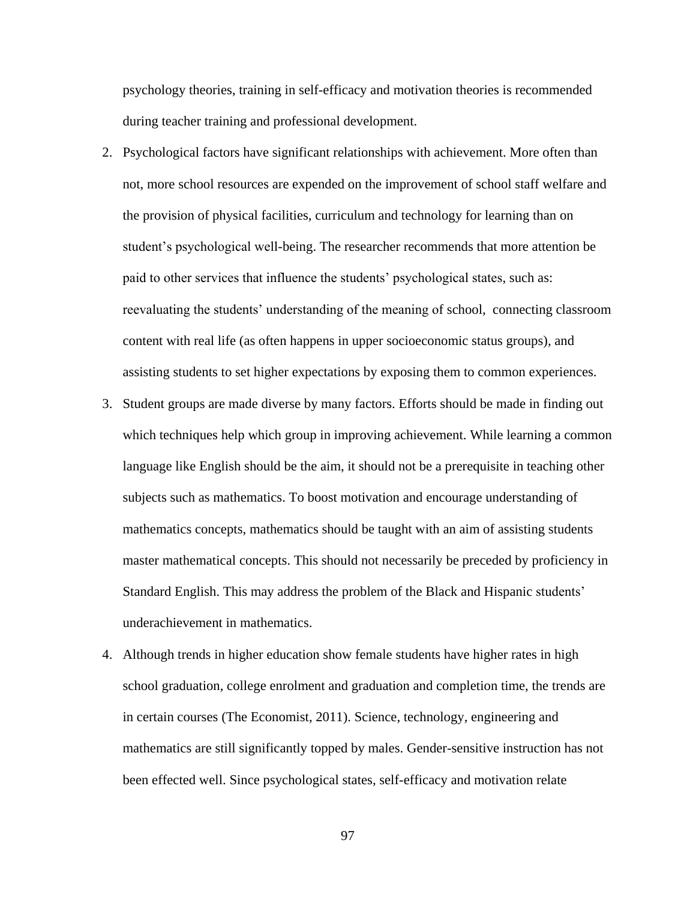psychology theories, training in self-efficacy and motivation theories is recommended during teacher training and professional development.

2. Psychological factors have significant relationships with achievement. More often than not, more school resources are expended on the improvement of school staff welfare and the provision of physical facilities, curriculum and technology for learning than on student's psychological well-being. The researcher recommends that more attention be paid to other services that influence the students' psychological states, such as: reevaluating the students' understanding of the meaning of school, connecting classroom content with real life (as often happens in upper socioeconomic status groups), and assisting students to set higher expectations by exposing them to common experiences.
3. Student groups are made diverse by many factors. Efforts should be made in finding out which techniques help which group in improving achievement. While learning a common language like English should be the aim, it should not be a prerequisite in teaching other subjects such as mathematics. To boost motivation and encourage understanding of mathematics concepts, mathematics should be taught with an aim of assisting students master mathematical concepts. This should not necessarily be preceded by proficiency in Standard English. This may address the problem of the Black and Hispanic students' underachievement in mathematics.
4. Although trends in higher education show female students have higher rates in high school graduation, college enrolment and graduation and completion time, the trends are in certain courses (The Economist, 2011). Science, technology, engineering and mathematics are still significantly topped by males. Gender-sensitive instruction has not been effected well. Since psychological states, self-efficacy and motivation relate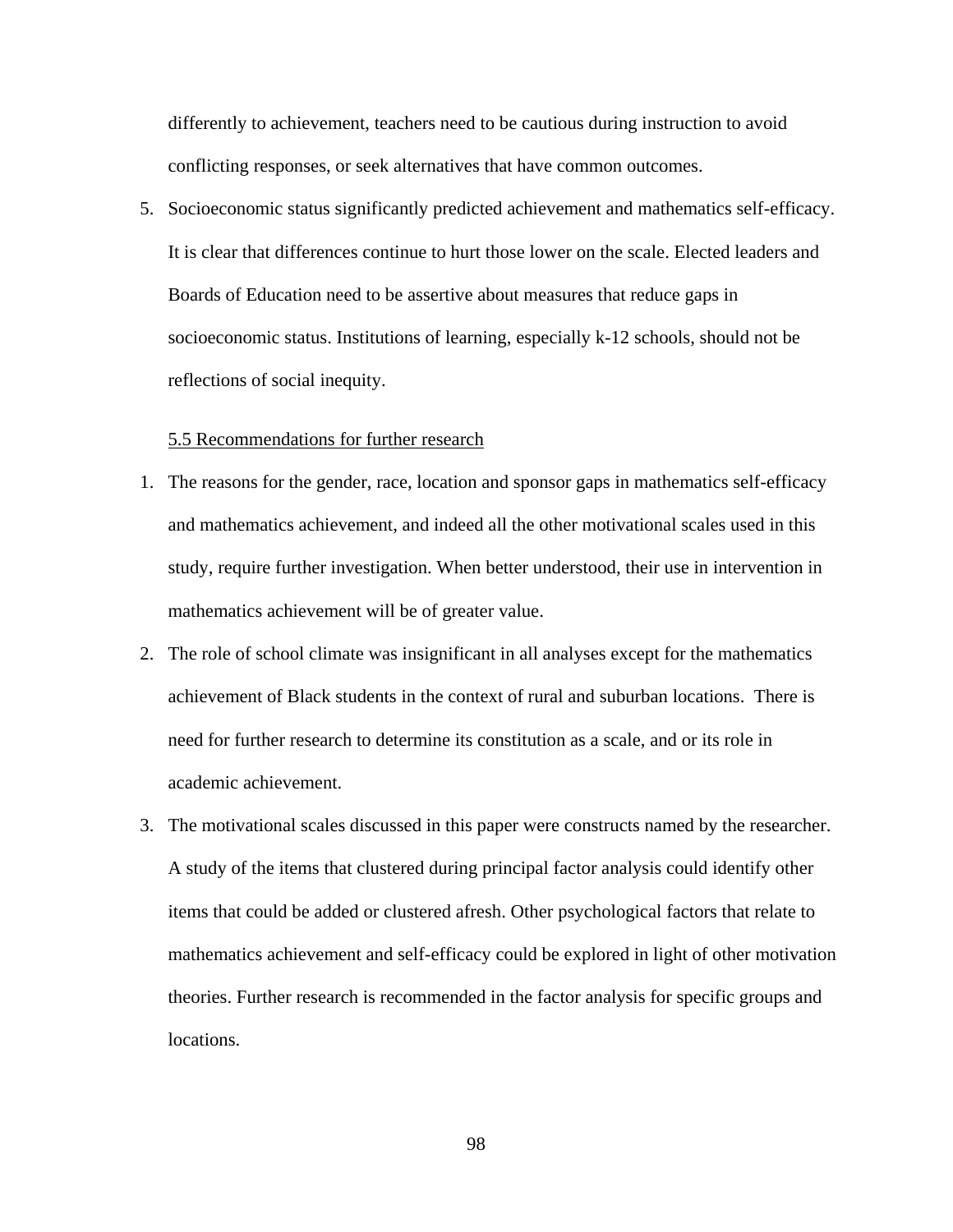differently to achievement, teachers need to be cautious during instruction to avoid conflicting responses, or seek alternatives that have common outcomes.

5. Socioeconomic status significantly predicted achievement and mathematics self-efficacy. It is clear that differences continue to hurt those lower on the scale. Elected leaders and Boards of Education need to be assertive about measures that reduce gaps in socioeconomic status. Institutions of learning, especially k-12 schools, should not be reflections of social inequity.

### 5.5 Recommendations for further research

1. The reasons for the gender, race, location and sponsor gaps in mathematics self-efficacy and mathematics achievement, and indeed all the other motivational scales used in this study, require further investigation. When better understood, their use in intervention in mathematics achievement will be of greater value.
2. The role of school climate was insignificant in all analyses except for the mathematics achievement of Black students in the context of rural and suburban locations. There is need for further research to determine its constitution as a scale, and or its role in academic achievement.
3. The motivational scales discussed in this paper were constructs named by the researcher. A study of the items that clustered during principal factor analysis could identify other items that could be added or clustered afresh. Other psychological factors that relate to mathematics achievement and self-efficacy could be explored in light of other motivation theories. Further research is recommended in the factor analysis for specific groups and locations.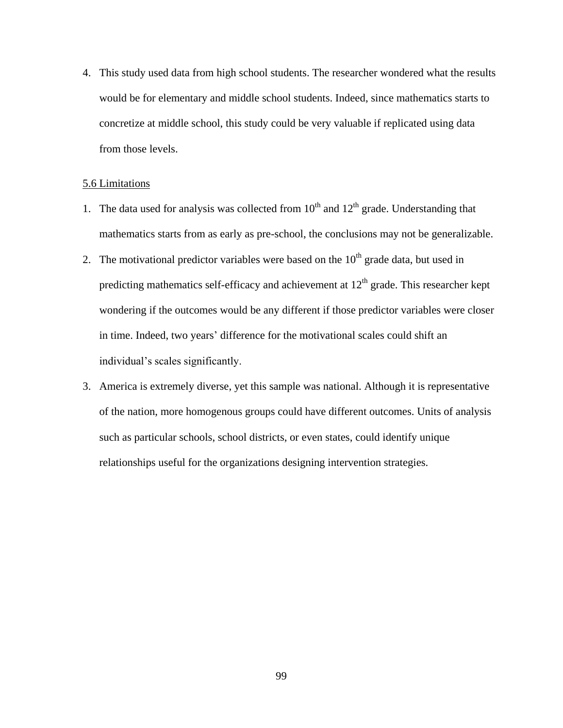4. This study used data from high school students. The researcher wondered what the results would be for elementary and middle school students. Indeed, since mathematics starts to concretize at middle school, this study could be very valuable if replicated using data from those levels.

## 5.6 Limitations

1. The data used for analysis was collected from $10^{th}$ and $12^{th}$ grade. Understanding that mathematics starts from as early as pre-school, the conclusions may not be generalizable.
2. The motivational predictor variables were based on the $10^{th}$ grade data, but used in predicting mathematics self-efficacy and achievement at $12^{th}$ grade. This researcher kept wondering if the outcomes would be any different if those predictor variables were closer in time. Indeed, two years' difference for the motivational scales could shift an individual's scales significantly.
3. America is extremely diverse, yet this sample was national. Although it is representative of the nation, more homogenous groups could have different outcomes. Units of analysis such as particular schools, school districts, or even states, could identify unique relationships useful for the organizations designing intervention strategies.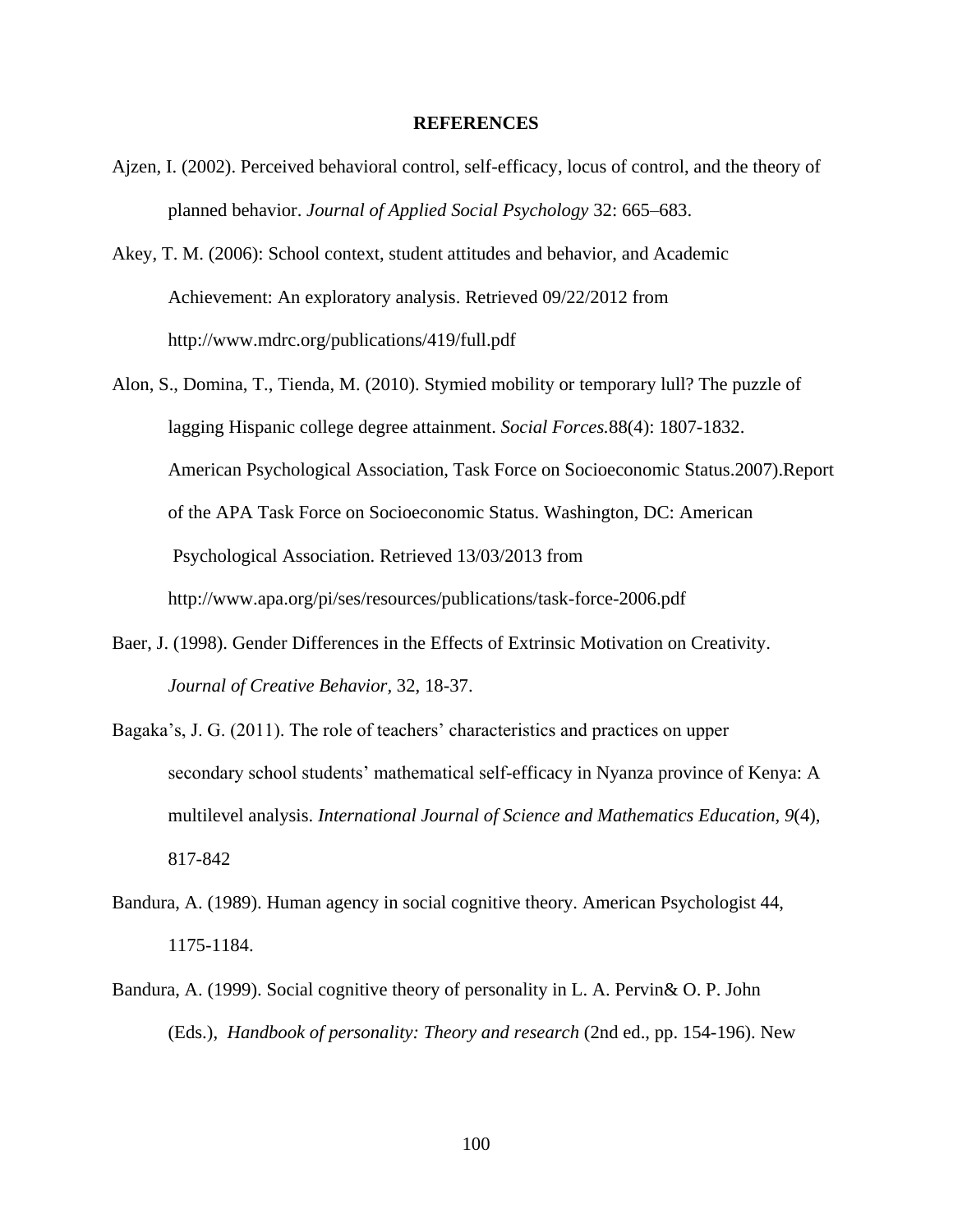# REFERENCES

Ajzen, I. (2002). Perceived behavioral control, self-efficacy, locus of control, and the theory of planned behavior. *Journal of Applied Social Psychology* 32: 665–683.

Akey, T. M. (2006): School context, student attitudes and behavior, and Academic Achievement: An exploratory analysis. Retrieved 09/22/2012 from http://www.mdrc.org/publications/419/full.pdf

Alon, S., Domina, T., Tienda, M. (2010). Stymied mobility or temporary lull? The puzzle of lagging Hispanic college degree attainment. *Social Forces.*88(4): 1807-1832. American Psychological Association, Task Force on Socioeconomic Status.2007).Report of the APA Task Force on Socioeconomic Status. Washington, DC: American Psychological Association. Retrieved 13/03/2013 from http://www.apa.org/pi/ses/resources/publications/task-force-2006.pdf

Baer, J. (1998). Gender Differences in the Effects of Extrinsic Motivation on Creativity. *Journal of Creative Behavior*, 32, 18-37.

Bagaka's, J. G. (2011). The role of teachers' characteristics and practices on upper secondary school students' mathematical self-efficacy in Nyanza province of Kenya: A multilevel analysis. *International Journal of Science and Mathematics Education*, *9*(4), 817-842

Bandura, A. (1989). Human agency in social cognitive theory. American Psychologist 44, 1175-1184.

Bandura, A. (1999). Social cognitive theory of personality in L. A. Pervin& O. P. John (Eds.), *Handbook of personality: Theory and research* (2nd ed., pp. 154-196). New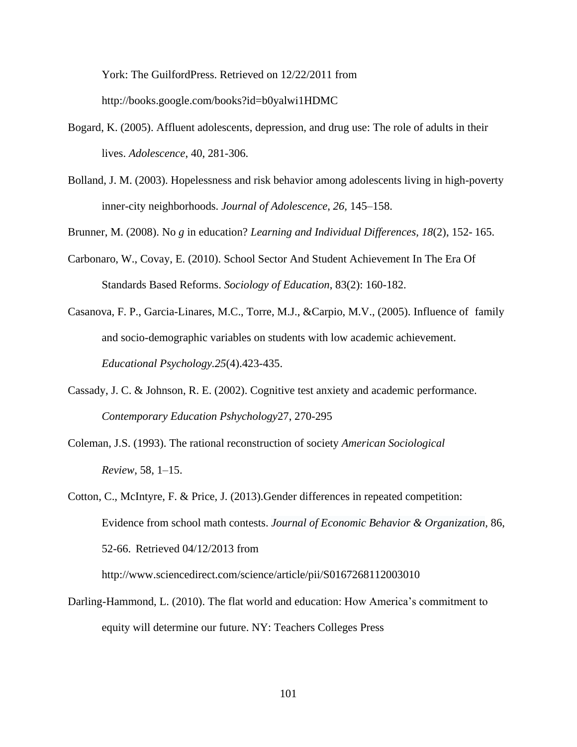York: The GuilfordPress. Retrieved on 12/22/2011 from http://books.google.com/books?id=b0yalwi1HDMC

Bogard, K. (2005). Affluent adolescents, depression, and drug use: The role of adults in their lives. *Adolescence*, 40, 281-306.

Bolland, J. M. (2003). Hopelessness and risk behavior among adolescents living in high-poverty inner-city neighborhoods. *Journal of Adolescence, 26,* 145–158.

Brunner, M. (2008). No *g* in education? *Learning and Individual Differences, 18*(2), 152- 165.

Carbonaro, W., Covay, E. (2010). School Sector And Student Achievement In The Era Of Standards Based Reforms. *Sociology of Education*, 83(2): 160-182.

Casanova, F. P., Garcia-Linares, M.C., Torre, M.J., &Carpio, M.V., (2005). Influence of family and socio-demographic variables on students with low academic achievement. *Educational Psychology.25*(4).423-435.

Cassady, J. C. & Johnson, R. E. (2002). Cognitive test anxiety and academic performance. *Contemporary Education Pshychology*27, 270-295

Coleman, J.S. (1993). The rational reconstruction of society *American Sociological Review*, 58, 1–15.

Cotton, C., McIntyre, F. & Price, J. (2013).Gender differences in repeated competition: Evidence from school math contests. *Journal of Economic Behavior & Organization*, 86, 52-66. Retrieved 04/12/2013 from http://www.sciencedirect.com/science/article/pii/S0167268112003010

Darling-Hammond, L. (2010). The flat world and education: How America's commitment to equity will determine our future. NY: Teachers Colleges Press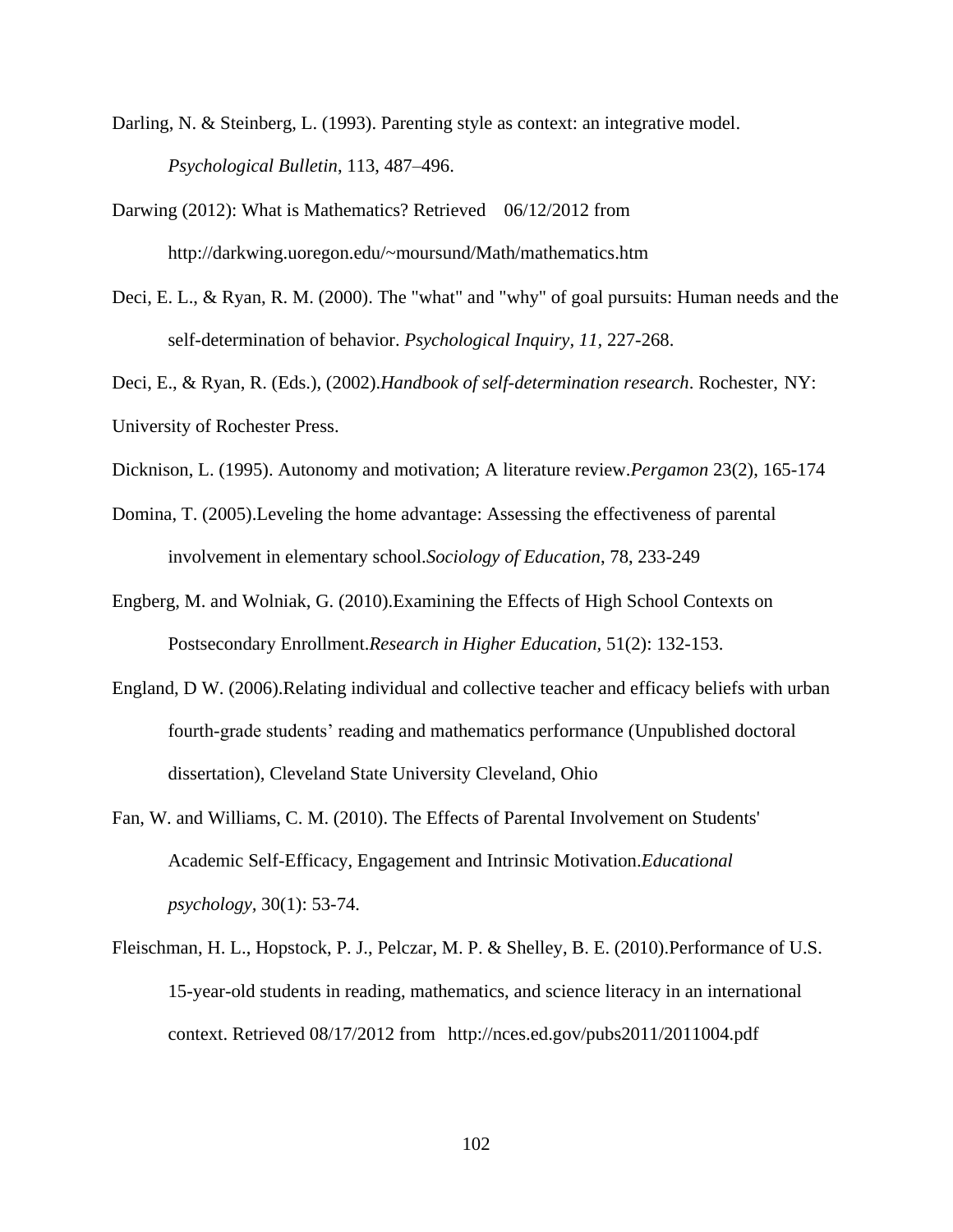Darling, N. & Steinberg, L. (1993). Parenting style as context: an integrative model. *Psychological Bulletin*, 113, 487–496.

Darwing (2012): What is Mathematics? Retrieved 06/12/2012 from http://darkwing.uoregon.edu/~moursund/Math/mathematics.htm

Deci, E. L., & Ryan, R. M. (2000). The "what" and "why" of goal pursuits: Human needs and the self-determination of behavior. *Psychological Inquiry*, *11*, 227-268.

Deci, E., & Ryan, R. (Eds.), (2002).*Handbook of self-determination research*. Rochester, NY: University of Rochester Press.

Dicknison, L. (1995). Autonomy and motivation; A literature review.*Pergamon* 23(2), 165-174

Domina, T. (2005).Leveling the home advantage: Assessing the effectiveness of parental involvement in elementary school.*Sociology of Education*, 78, 233-249

Engberg, M. and Wolniak, G. (2010).Examining the Effects of High School Contexts on Postsecondary Enrollment.*Research in Higher Education,* 51(2): 132-153.

England, D W. (2006).Relating individual and collective teacher and efficacy beliefs with urban fourth-grade students' reading and mathematics performance (Unpublished doctoral dissertation), Cleveland State University Cleveland, Ohio

Fan, W. and Williams, C. M. (2010). The Effects of Parental Involvement on Students' Academic Self-Efficacy, Engagement and Intrinsic Motivation.*Educational psychology,* 30(1): 53-74.

Fleischman, H. L., Hopstock, P. J., Pelczar, M. P. & Shelley, B. E. (2010).Performance of U.S. 15-year-old students in reading, mathematics, and science literacy in an international context. Retrieved 08/17/2012 from http://nces.ed.gov/pubs2011/2011004.pdf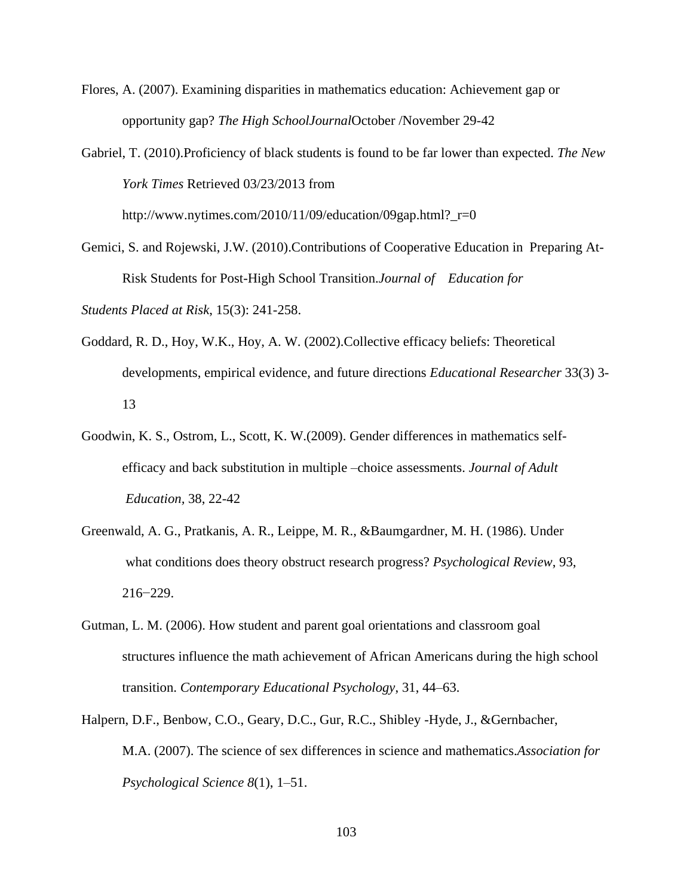Flores, A. (2007). Examining disparities in mathematics education: Achievement gap or opportunity gap? *The High SchoolJournal*October /November 29-42

Gabriel, T. (2010).Proficiency of black students is found to be far lower than expected. *The New York Times* Retrieved 03/23/2013 from http://www.nytimes.com/2010/11/09/education/09gap.html?_r=0

Gemici, S. and Rojewski, J.W. (2010).Contributions of Cooperative Education in Preparing At-Risk Students for Post-High School Transition.*Journal of Education for Students Placed at Risk*, 15(3): 241-258.

Goddard, R. D., Hoy, W.K., Hoy, A. W. (2002).Collective efficacy beliefs: Theoretical developments, empirical evidence, and future directions *Educational Researcher* 33(3) 3-13

Goodwin, K. S., Ostrom, L., Scott, K. W.(2009). Gender differences in mathematics self-efficacy and back substitution in multiple –choice assessments. *Journal of Adult Education*, 38, 22-42

Greenwald, A. G., Pratkanis, A. R., Leippe, M. R., &Baumgardner, M. H. (1986). Under what conditions does theory obstruct research progress? *Psychological Review*, 93, 216−229.

Gutman, L. M. (2006). How student and parent goal orientations and classroom goal structures influence the math achievement of African Americans during the high school transition. *Contemporary Educational Psychology*, 31, 44–63.

Halpern, D.F., Benbow, C.O., Geary, D.C., Gur, R.C., Shibley -Hyde, J., &Gernbacher, M.A. (2007). The science of sex differences in science and mathematics.*Association for Psychological Science 8*(1), 1–51.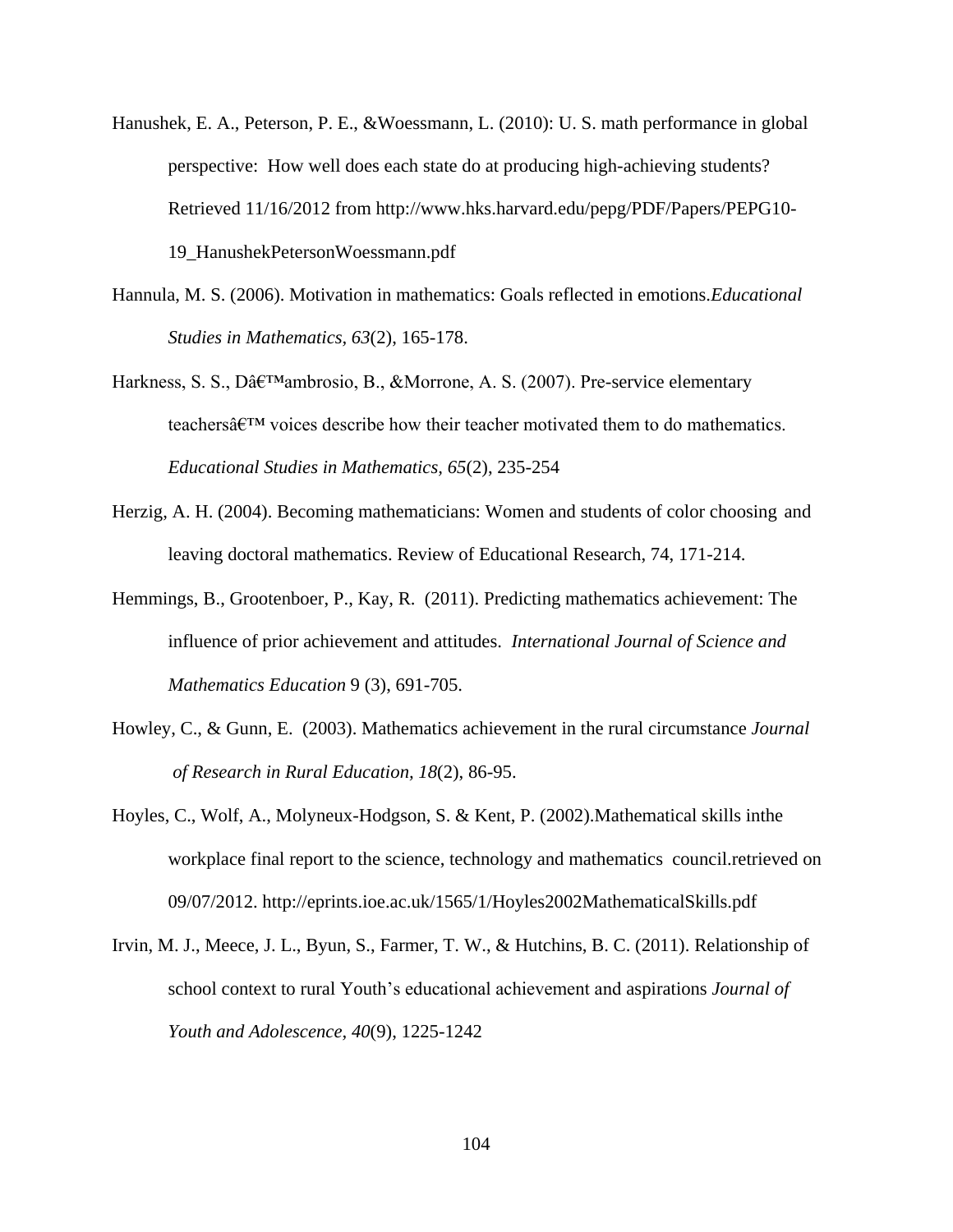Hanushek, E. A., Peterson, P. E., &Woessmann, L. (2010): U. S. math performance in global perspective: How well does each state do at producing high-achieving students? Retrieved 11/16/2012 from http://www.hks.harvard.edu/pepg/PDF/Papers/PEPG10-19_HanushekPetersonWoessmann.pdf

Hannula, M. S. (2006). Motivation in mathematics: Goals reflected in emotions.*Educational Studies in Mathematics, 63*(2), 165-178.

Harkness, S. S., Dâ€™ambrosio, B., &Morrone, A. S. (2007). Pre-service elementary teachersâ€™ voices describe how their teacher motivated them to do mathematics. *Educational Studies in Mathematics, 65*(2), 235-254

Herzig, A. H. (2004). Becoming mathematicians: Women and students of color choosing and leaving doctoral mathematics. Review of Educational Research, 74, 171-214.

Hemmings, B., Grootenboer, P., Kay, R. (2011). Predicting mathematics achievement: The influence of prior achievement and attitudes. *International Journal of Science and Mathematics Education* 9 (3), 691-705.

Howley, C., & Gunn, E. (2003). Mathematics achievement in the rural circumstance *Journal of Research in Rural Education, 18*(2), 86-95.

Hoyles, C., Wolf, A., Molyneux-Hodgson, S. & Kent, P. (2002).Mathematical skills inthe workplace final report to the science, technology and mathematics council.retrieved on 09/07/2012. http://eprints.ioe.ac.uk/1565/1/Hoyles2002MathematicalSkills.pdf

Irvin, M. J., Meece, J. L., Byun, S., Farmer, T. W., & Hutchins, B. C. (2011). Relationship of school context to rural Youth's educational achievement and aspirations *Journal of Youth and Adolescence, 40*(9), 1225-1242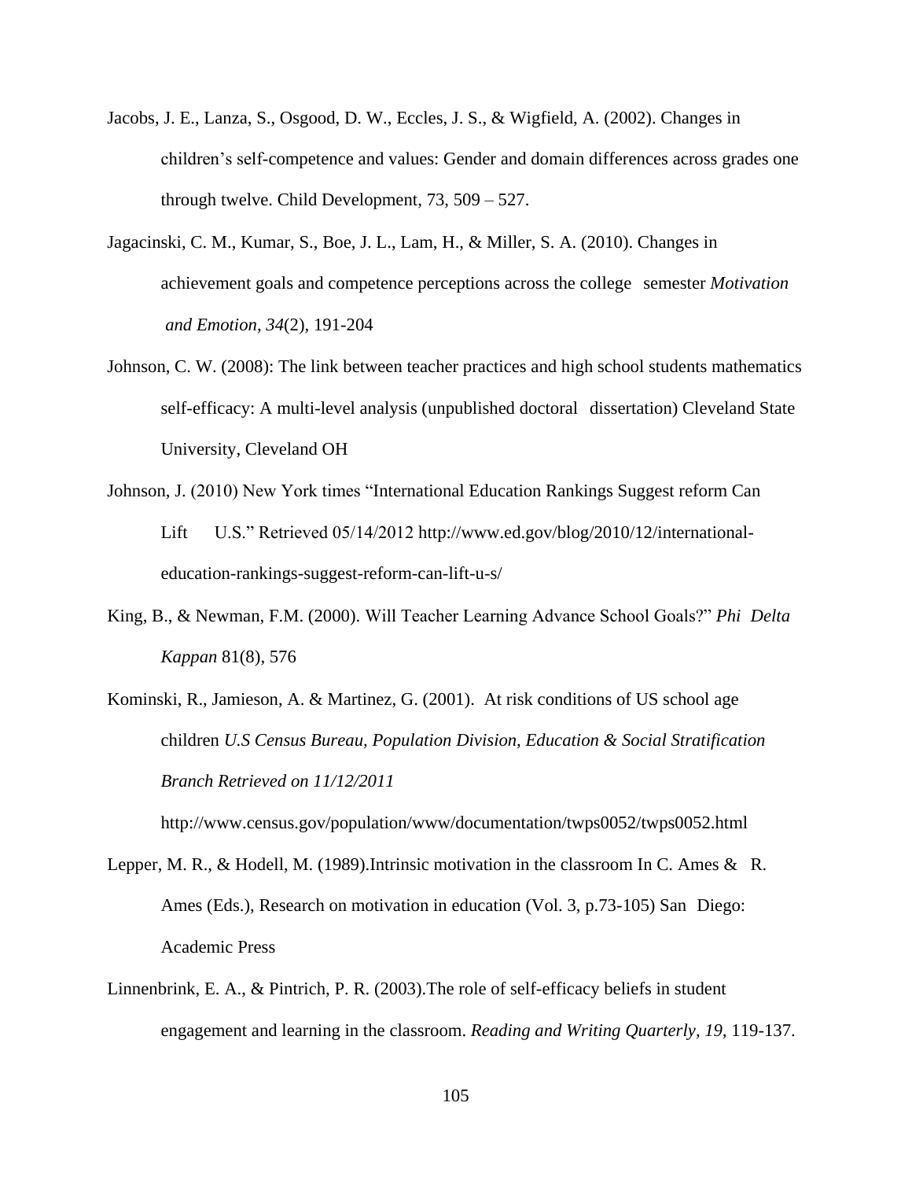Jacobs, J. E., Lanza, S., Osgood, D. W., Eccles, J. S., & Wigfield, A. (2002). Changes in children's self-competence and values: Gender and domain differences across grades one through twelve. Child Development, 73, 509 – 527.

Jagacinski, C. M., Kumar, S., Boe, J. L., Lam, H., & Miller, S. A. (2010). Changes in achievement goals and competence perceptions across the college semester *Motivation and Emotion, 34*(2), 191-204

Johnson, C. W. (2008): The link between teacher practices and high school students mathematics self-efficacy: A multi-level analysis (unpublished doctoral dissertation) Cleveland State University, Cleveland OH

Johnson, J. (2010) New York times "International Education Rankings Suggest reform Can Lift U.S." Retrieved 05/14/2012 http://www.ed.gov/blog/2010/12/international-education-rankings-suggest-reform-can-lift-u-s/

King, B., & Newman, F.M. (2000). Will Teacher Learning Advance School Goals?" *Phi Delta Kappan* 81(8), 576

Kominski, R., Jamieson, A. & Martinez, G. (2001). At risk conditions of US school age children *U.S Census Bureau, Population Division, Education & Social Stratification Branch Retrieved on 11/12/2011*

http://www.census.gov/population/www/documentation/twps0052/twps0052.html

Lepper, M. R., & Hodell, M. (1989).Intrinsic motivation in the classroom In C. Ames & R. Ames (Eds.), Research on motivation in education (Vol. 3, p.73-105) San Diego: Academic Press

Linnenbrink, E. A., & Pintrich, P. R. (2003).The role of self-efficacy beliefs in student engagement and learning in the classroom. *Reading and Writing Quarterly, 19,* 119-137.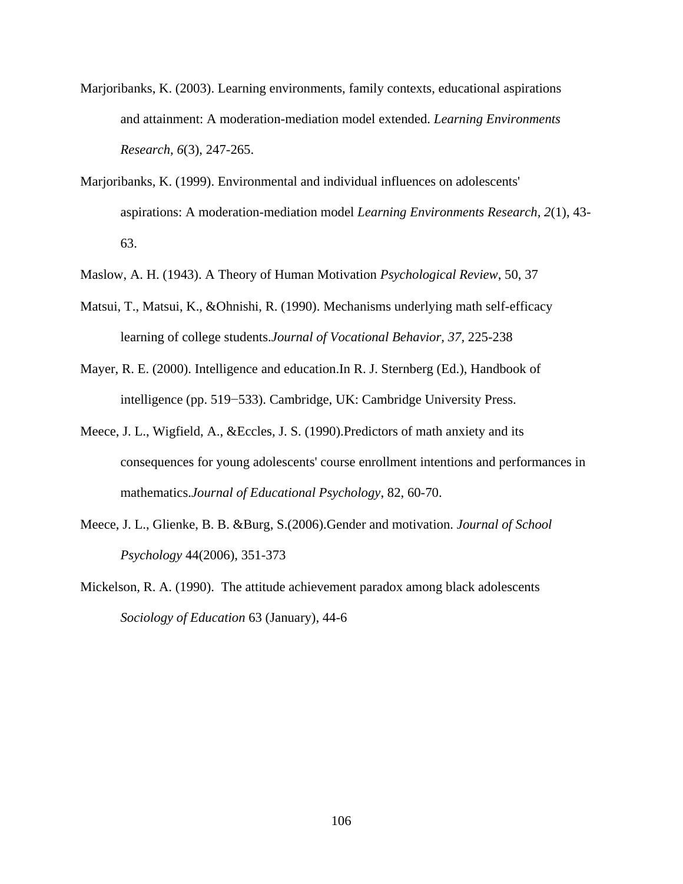Marjoribanks, K. (2003). Learning environments, family contexts, educational aspirations and attainment: A moderation-mediation model extended. *Learning Environments Research, 6*(3), 247-265.

Marjoribanks, K. (1999). Environmental and individual influences on adolescents' aspirations: A moderation-mediation model *Learning Environments Research*, *2*(1), 43-63.

Maslow, A. H. (1943). A Theory of Human Motivation *Psychological Review*, 50, 37

Matsui, T., Matsui, K., &Ohnishi, R. (1990). Mechanisms underlying math self-efficacy learning of college students.*Journal of Vocational Behavior, 37*, 225-238

Mayer, R. E. (2000). Intelligence and education.In R. J. Sternberg (Ed.), Handbook of intelligence (pp. 519−533). Cambridge, UK: Cambridge University Press.

Meece, J. L., Wigfield, A., &Eccles, J. S. (1990).Predictors of math anxiety and its consequences for young adolescents' course enrollment intentions and performances in mathematics.*Journal of Educational Psychology*, 82, 60-70.

Meece, J. L., Glienke, B. B. &Burg, S.(2006).Gender and motivation. *Journal of School Psychology* 44(2006), 351-373

Mickelson, R. A. (1990). The attitude achievement paradox among black adolescents *Sociology of Education* 63 (January), 44-6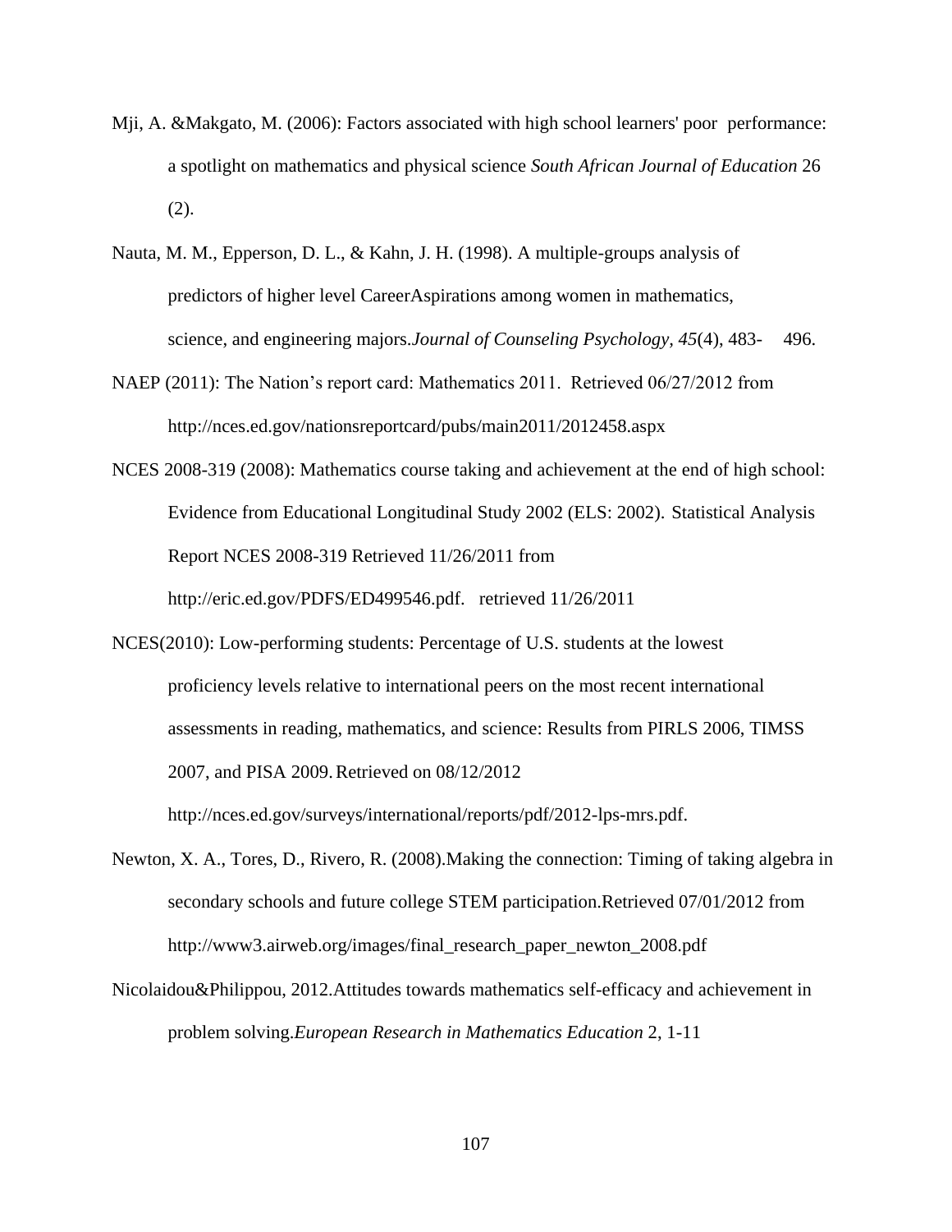Mji, A. &Makgato, M. (2006): Factors associated with high school learners' poor performance: a spotlight on mathematics and physical science *South African Journal of Education* 26 (2).

Nauta, M. M., Epperson, D. L., & Kahn, J. H. (1998). A multiple-groups analysis of predictors of higher level CareerAspirations among women in mathematics, science, and engineering majors.*Journal of Counseling Psychology, 45*(4), 483- 496.

NAEP (2011): The Nation's report card: Mathematics 2011. Retrieved 06/27/2012 from http://nces.ed.gov/nationsreportcard/pubs/main2011/2012458.aspx

NCES 2008-319 (2008): Mathematics course taking and achievement at the end of high school: Evidence from Educational Longitudinal Study 2002 (ELS: 2002). Statistical Analysis Report NCES 2008-319 Retrieved 11/26/2011 from http://eric.ed.gov/PDFS/ED499546.pdf. retrieved 11/26/2011

NCES(2010): Low-performing students: Percentage of U.S. students at the lowest proficiency levels relative to international peers on the most recent international assessments in reading, mathematics, and science: Results from PIRLS 2006, TIMSS 2007, and PISA 2009. Retrieved on 08/12/2012 http://nces.ed.gov/surveys/international/reports/pdf/2012-lps-mrs.pdf.

Newton, X. A., Tores, D., Rivero, R. (2008).Making the connection: Timing of taking algebra in secondary schools and future college STEM participation.Retrieved 07/01/2012 from http://www3.airweb.org/images/final_research_paper_newton_2008.pdf

Nicolaidou&Philippou, 2012.Attitudes towards mathematics self-efficacy and achievement in problem solving.*European Research in Mathematics Education* 2, 1-11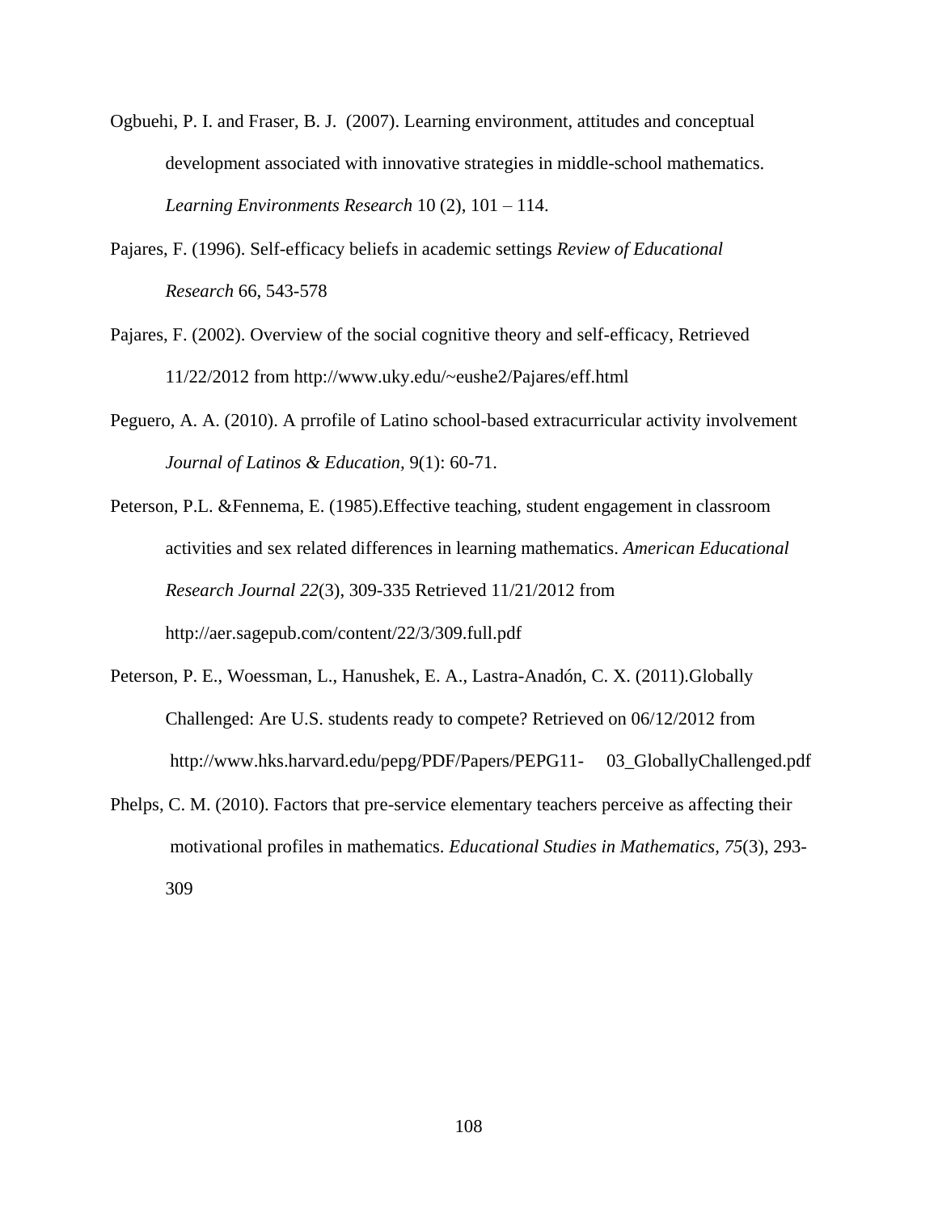Ogbuehi, P. I. and Fraser, B. J. (2007). Learning environment, attitudes and conceptual development associated with innovative strategies in middle-school mathematics. *Learning Environments Research* 10 (2), 101 – 114.

Pajares, F. (1996). Self-efficacy beliefs in academic settings *Review of Educational Research* 66, 543-578

Pajares, F. (2002). Overview of the social cognitive theory and self-efficacy, Retrieved 11/22/2012 from http://www.uky.edu/~eushe2/Pajares/eff.html

Peguero, A. A. (2010). A prrofile of Latino school-based extracurricular activity involvement *Journal of Latinos & Education,* 9(1): 60-71.

Peterson, P.L. &Fennema, E. (1985).Effective teaching, student engagement in classroom activities and sex related differences in learning mathematics. *American Educational Research Journal 22*(3), 309-335 Retrieved 11/21/2012 from http://aer.sagepub.com/content/22/3/309.full.pdf

Peterson, P. E., Woessman, L., Hanushek, E. A., Lastra-Anadón, C. X. (2011).Globally Challenged: Are U.S. students ready to compete? Retrieved on 06/12/2012 from http://www.hks.harvard.edu/pepg/PDF/Papers/PEPG11- 03_GloballyChallenged.pdf

Phelps, C. M. (2010). Factors that pre-service elementary teachers perceive as affecting their motivational profiles in mathematics. *Educational Studies in Mathematics, 75*(3), 293-309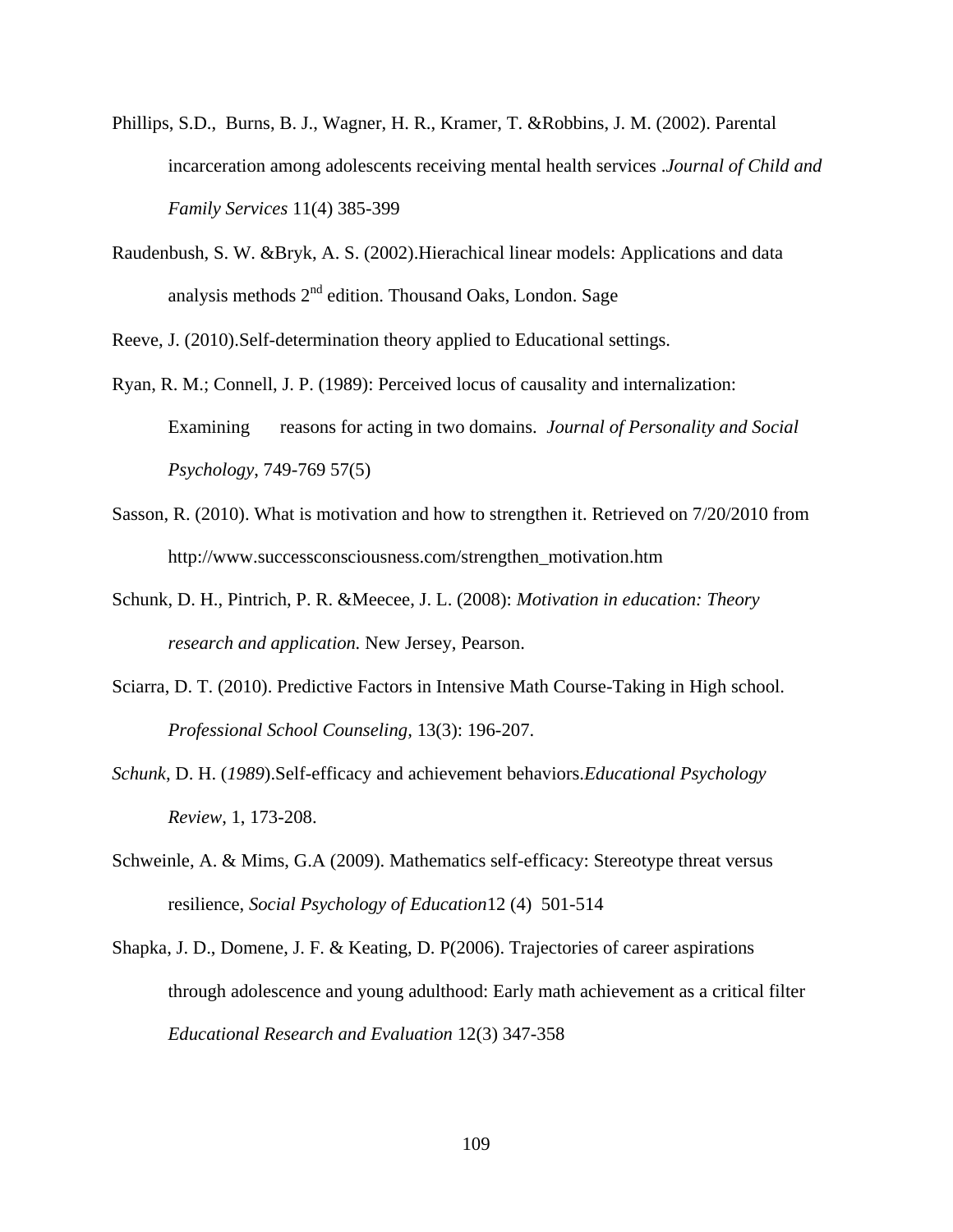Phillips, S.D., Burns, B. J., Wagner, H. R., Kramer, T. &Robbins, J. M. (2002). Parental incarceration among adolescents receiving mental health services .*Journal of Child and Family Services* 11(4) 385-399

Raudenbush, S. W. &Bryk, A. S. (2002).Hierachical linear models: Applications and data analysis methods 2nd edition. Thousand Oaks, London. Sage

Reeve, J. (2010).Self-determination theory applied to Educational settings.

Ryan, R. M.; Connell, J. P. (1989): Perceived locus of causality and internalization: Examining reasons for acting in two domains. *Journal of Personality and Social Psychology*, 749-769 57(5)

Sasson, R. (2010). What is motivation and how to strengthen it. Retrieved on 7/20/2010 from http://www.successconsciousness.com/strengthen_motivation.htm

Schunk, D. H., Pintrich, P. R. &Meecee, J. L. (2008): *Motivation in education: Theory research and application.* New Jersey, Pearson.

Sciarra, D. T. (2010). Predictive Factors in Intensive Math Course-Taking in High school. *Professional School Counseling,* 13(3): 196-207.

*Schunk*, D. H. (*1989*).Self-efficacy and achievement behaviors.*Educational Psychology Review*, 1, 173-208.

Schweinle, A. & Mims, G.A (2009). Mathematics self-efficacy: Stereotype threat versus resilience, *Social Psychology of Education*12 (4) 501-514

Shapka, J. D., Domene, J. F. & Keating, D. P(2006). Trajectories of career aspirations through adolescence and young adulthood: Early math achievement as a critical filter *Educational Research and Evaluation* 12(3) 347-358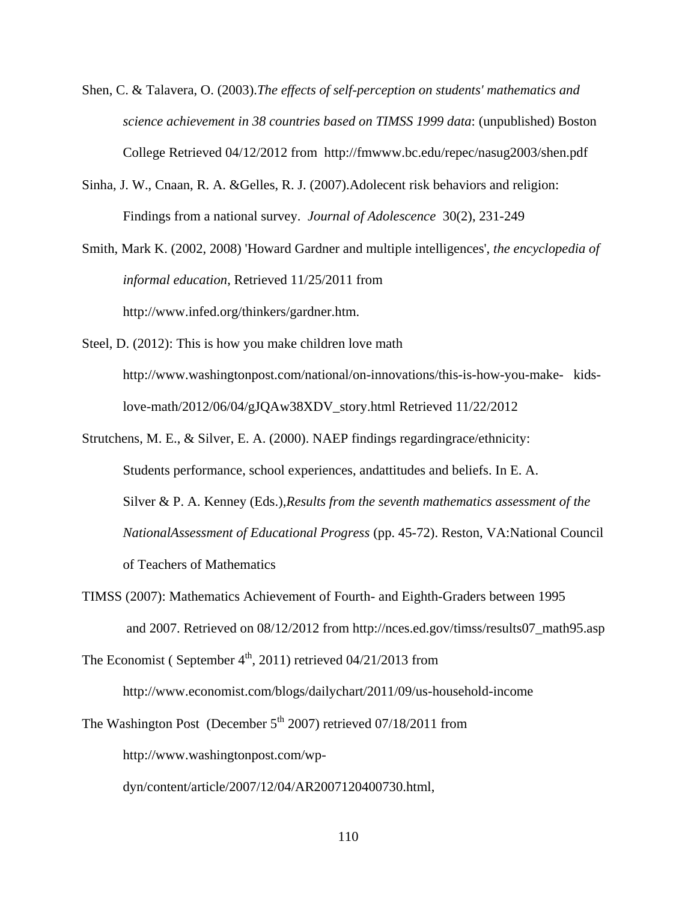Shen, C. & Talavera, O. (2003).*The effects of self-perception on students' mathematics and science achievement in 38 countries based on TIMSS 1999 data*: (unpublished) Boston College Retrieved 04/12/2012 from http://fmwww.bc.edu/repec/nasug2003/shen.pdf

Sinha, J. W., Cnaan, R. A. &Gelles, R. J. (2007).Adolecent risk behaviors and religion: Findings from a national survey. *Journal of Adolescence* 30(2), 231-249

Smith, Mark K. (2002, 2008) 'Howard Gardner and multiple intelligences', *the encyclopedia of informal education*, Retrieved 11/25/2011 from http://www.infed.org/thinkers/gardner.htm.

Steel, D. (2012): This is how you make children love math http://www.washingtonpost.com/national/on-innovations/this-is-how-you-make- kids-love-math/2012/06/04/gJQAw38XDV_story.html Retrieved 11/22/2012

Strutchens, M. E., & Silver, E. A. (2000). NAEP findings regardingrace/ethnicity: Students performance, school experiences, andattitudes and beliefs. In E. A. Silver & P. A. Kenney (Eds.),*Results from the seventh mathematics assessment of the NationalAssessment of Educational Progress* (pp. 45-72). Reston, VA:National Council of Teachers of Mathematics

TIMSS (2007): Mathematics Achievement of Fourth- and Eighth-Graders between 1995 and 2007. Retrieved on 08/12/2012 from http://nces.ed.gov/timss/results07_math95.asp

The Economist ( September 4th, 2011) retrieved 04/21/2013 from http://www.economist.com/blogs/dailychart/2011/09/us-household-income

The Washington Post (December 5th 2007) retrieved 07/18/2011 from http://www.washingtonpost.com/wp-dyn/content/article/2007/12/04/AR2007120400730.html,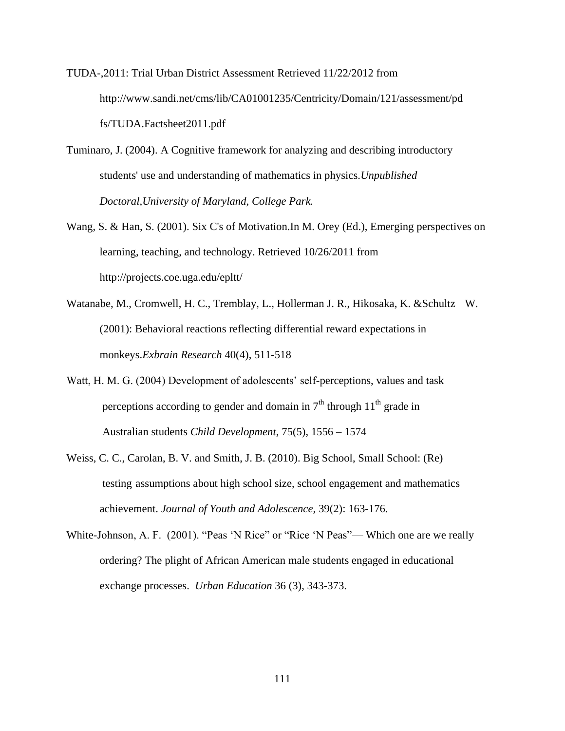TUDA-,2011: Trial Urban District Assessment Retrieved 11/22/2012 from http://www.sandi.net/cms/lib/CA01001235/Centricity/Domain/121/assessment/pdfs/TUDA.Factsheet2011.pdf

Tuminaro, J. (2004). A Cognitive framework for analyzing and describing introductory students' use and understanding of mathematics in physics.*Unpublished Doctoral,University of Maryland, College Park.*

Wang, S. & Han, S. (2001). Six C's of Motivation.In M. Orey (Ed.), Emerging perspectives on learning, teaching, and technology. Retrieved 10/26/2011 from http://projects.coe.uga.edu/epltt/

Watanabe, M., Cromwell, H. C., Tremblay, L., Hollerman J. R., Hikosaka, K. &Schultz W. (2001): Behavioral reactions reflecting differential reward expectations in monkeys.*Exbrain Research* 40(4), 511-518

Watt, H. M. G. (2004) Development of adolescents' self-perceptions, values and task perceptions according to gender and domain in 7th through 11th grade in Australian students *Child Development*, 75(5), 1556 – 1574

Weiss, C. C., Carolan, B. V. and Smith, J. B. (2010). Big School, Small School: (Re) testing assumptions about high school size, school engagement and mathematics achievement. *Journal of Youth and Adolescence,* 39(2): 163-176.

White-Johnson, A. F. (2001). "Peas 'N Rice" or "Rice 'N Peas"— Which one are we really ordering? The plight of African American male students engaged in educational exchange processes. *Urban Education* 36 (3), 343-373.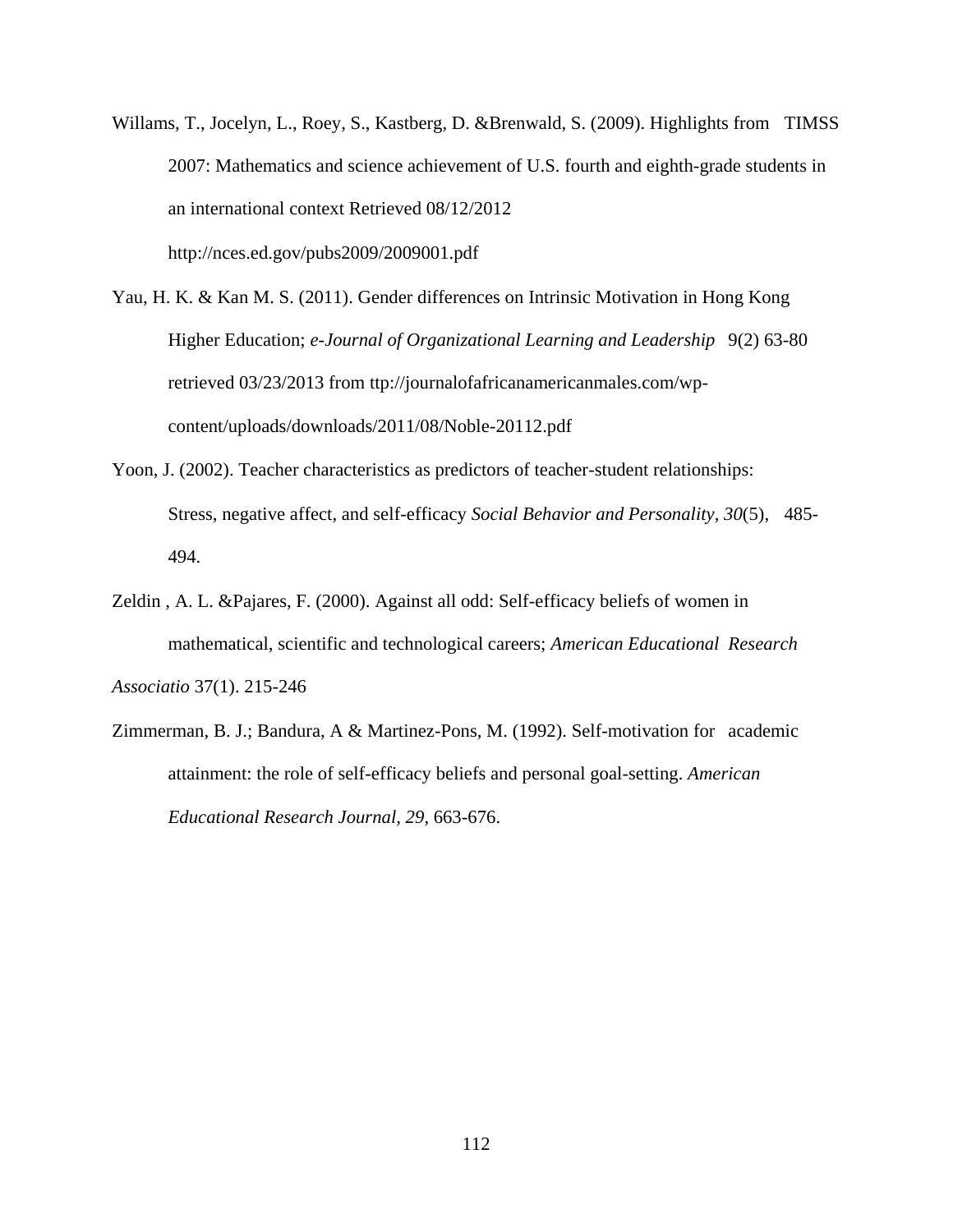Willams, T., Jocelyn, L., Roey, S., Kastberg, D. &Brenwald, S. (2009). Highlights from TIMSS 2007: Mathematics and science achievement of U.S. fourth and eighth-grade students in an international context Retrieved 08/12/2012 http://nces.ed.gov/pubs2009/2009001.pdf

Yau, H. K. & Kan M. S. (2011). Gender differences on Intrinsic Motivation in Hong Kong Higher Education; *e-Journal of Organizational Learning and Leadership* 9(2) 63-80 retrieved 03/23/2013 from ttp://journalofafricanamericanmales.com/wp-content/uploads/downloads/2011/08/Noble-20112.pdf

Yoon, J. (2002). Teacher characteristics as predictors of teacher-student relationships: Stress, negative affect, and self-efficacy *Social Behavior and Personality*, *30*(5), 485-494.

Zeldin , A. L. &Pajares, F. (2000). Against all odd: Self-efficacy beliefs of women in mathematical, scientific and technological careers; *American Educational Research Associatio* 37(1). 215-246

Zimmerman, B. J.; Bandura, A & Martinez-Pons, M. (1992). Self-motivation for academic attainment: the role of self-efficacy beliefs and personal goal-setting. *American Educational Research Journal, 29*, 663-676.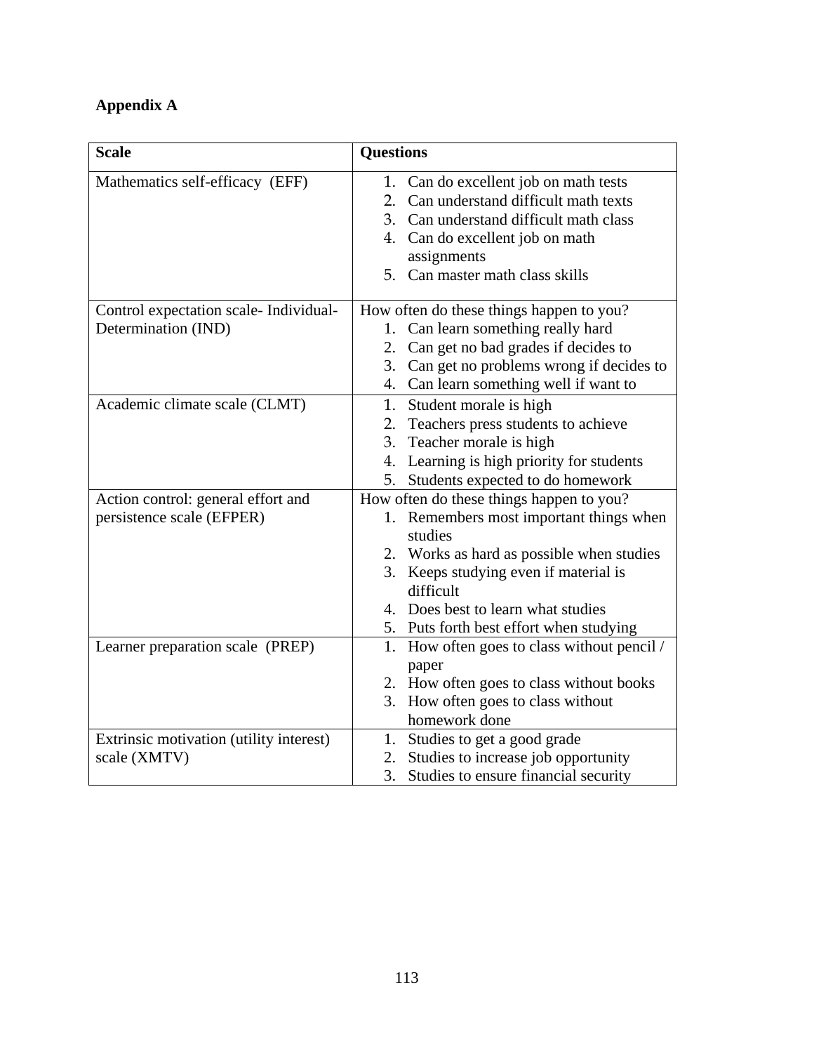## Appendix A

| Scale | Questions |
|---|---|
| Mathematics self-efficacy (EFF) | 1. Can do excellent job on math tests<br>2. Can understand difficult math texts<br>3. Can understand difficult math class<br>4. Can do excellent job on math assignments<br>5. Can master math class skills |
| Control expectation scale- Individual-Determination (IND) | How often do these things happen to you?<br>1. Can learn something really hard<br>2. Can get no bad grades if decides to<br>3. Can get no problems wrong if decides to<br>4. Can learn something well if want to |
| Academic climate scale (CLMT) | 1. Student morale is high<br>2. Teachers press students to achieve<br>3. Teacher morale is high<br>4. Learning is high priority for students<br>5. Students expected to do homework |
| Action control: general effort and persistence scale (EFPER) | How often do these things happen to you?<br>1. Remembers most important things when studies<br>2. Works as hard as possible when studies<br>3. Keeps studying even if material is difficult<br>4. Does best to learn what studies<br>5. Puts forth best effort when studying |
| Learner preparation scale (PREP) | 1. How often goes to class without pencil / paper<br>2. How often goes to class without books<br>3. How often goes to class without homework done |
| Extrinsic motivation (utility interest) scale (XMTV) | 1. Studies to get a good grade<br>2. Studies to increase job opportunity<br>3. Studies to ensure financial security |